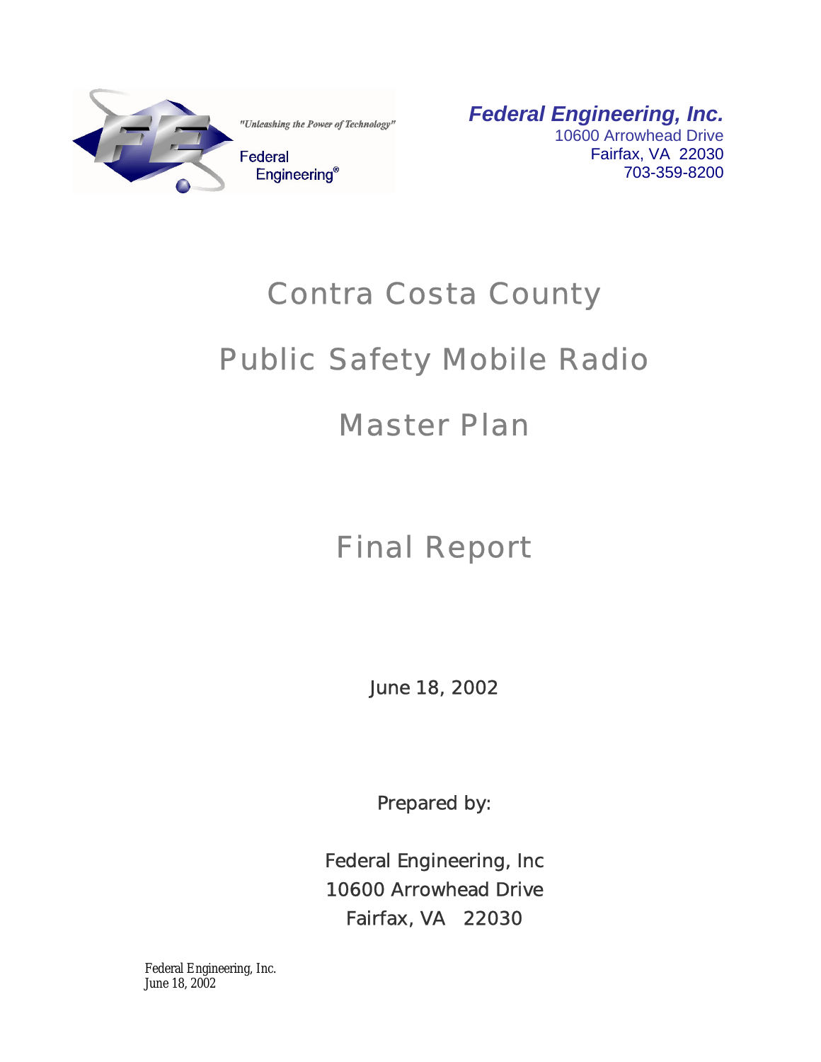"Unleashing the Power of Technology"

Federal Engineering®

**_Federal Engineering, Inc._**
10600 Arrowhead Drive
Fairfax, VA 22030
703-359-8200

# Contra Costa County

# Public Safety Mobile Radio

# Master Plan

# Final Report

June 18, 2002

Prepared by:

Federal Engineering, Inc
10600 Arrowhead Drive
Fairfax, VA 22030

Federal Engineering, Inc.
June 18, 2002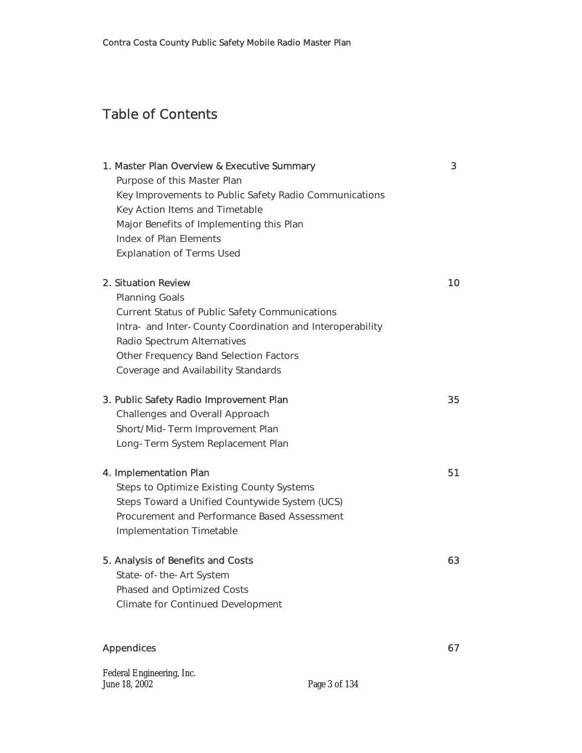# Table of Contents

| | |
|---|---|
| 1. Master Plan Overview & Executive Summary | 3 |
| Purpose of this Master Plan | |
| Key Improvements to Public Safety Radio Communications | |
| Key Action Items and Timetable | |
| Major Benefits of Implementing this Plan | |
| Index of Plan Elements | |
| Explanation of Terms Used | |
| 2. Situation Review | 10 |
| Planning Goals | |
| Current Status of Public Safety Communications | |
| Intra- and Inter-County Coordination and Interoperability | |
| Radio Spectrum Alternatives | |
| Other Frequency Band Selection Factors | |
| Coverage and Availability Standards | |
| 3. Public Safety Radio Improvement Plan | 35 |
| Challenges and Overall Approach | |
| Short/Mid-Term Improvement Plan | |
| Long-Term System Replacement Plan | |
| 4. Implementation Plan | 51 |
| Steps to Optimize Existing County Systems | |
| Steps Toward a Unified Countywide System (UCS) | |
| Procurement and Performance Based Assessment | |
| Implementation Timetable | |
| 5. Analysis of Benefits and Costs | 63 |
| State-of-the-Art System | |
| Phased and Optimized Costs | |
| Climate for Continued Development | |
| Appendices | 67 |

Federal Engineering, Inc.
June 18, 2002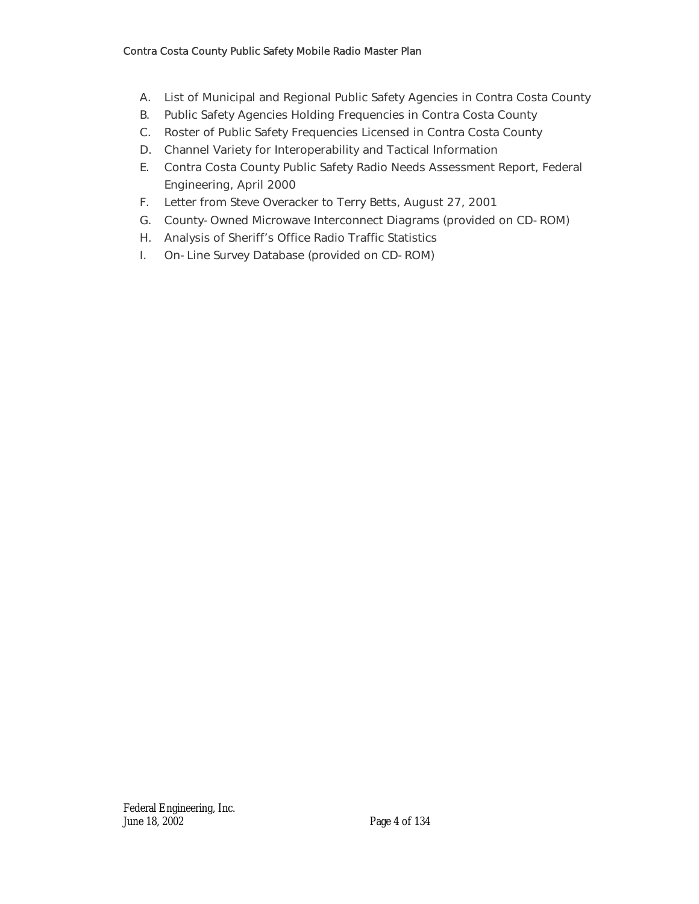A. List of Municipal and Regional Public Safety Agencies in Contra Costa County
B. Public Safety Agencies Holding Frequencies in Contra Costa County
C. Roster of Public Safety Frequencies Licensed in Contra Costa County
D. Channel Variety for Interoperability and Tactical Information
E. Contra Costa County Public Safety Radio Needs Assessment Report, Federal Engineering, April 2000
F. Letter from Steve Overacker to Terry Betts, August 27, 2001
G. County-Owned Microwave Interconnect Diagrams (provided on CD-ROM)
H. Analysis of Sheriff's Office Radio Traffic Statistics
I. On-Line Survey Database (provided on CD-ROM)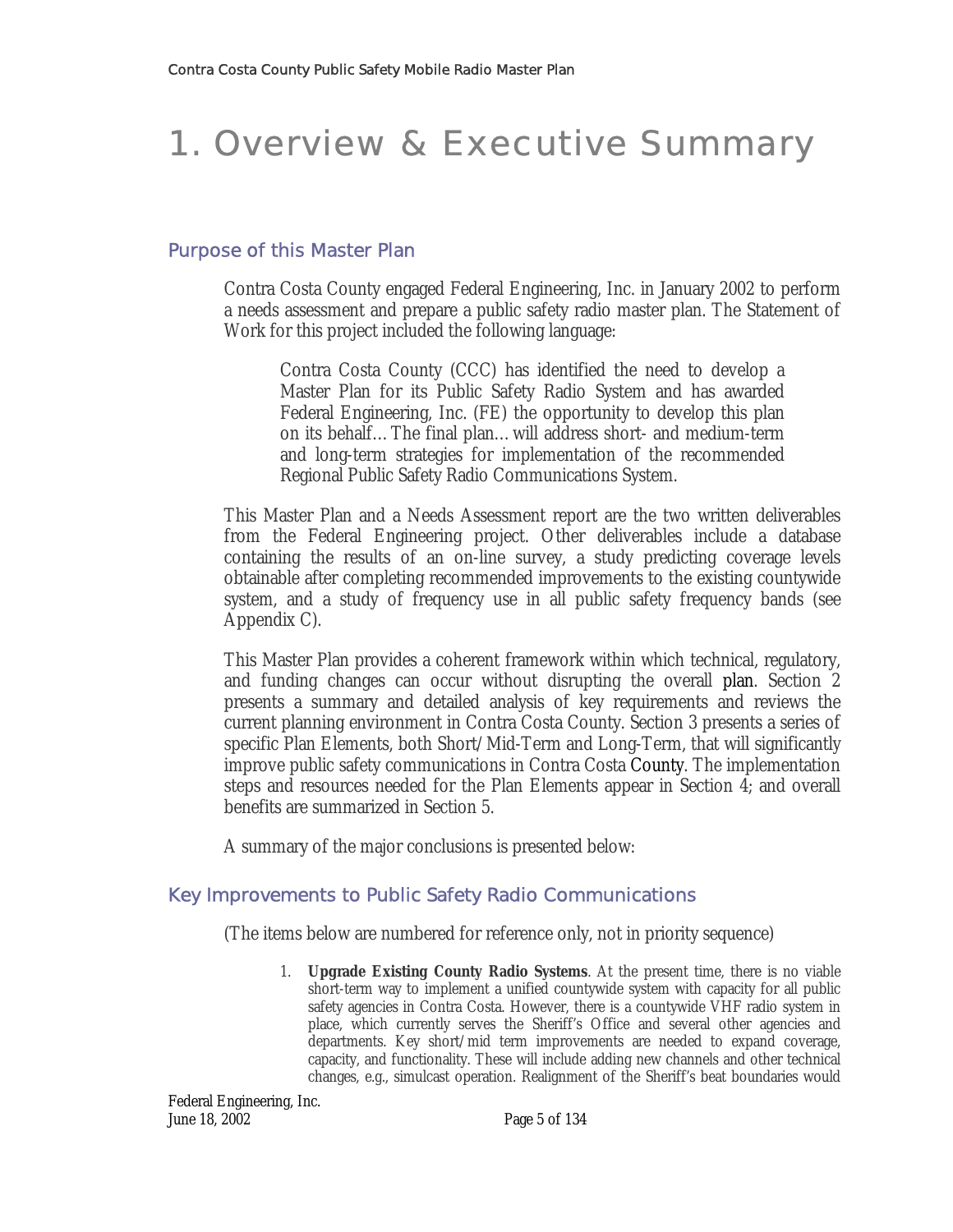# 1. Overview & Executive Summary

## Purpose of this Master Plan

Contra Costa County engaged Federal Engineering, Inc. in January 2002 to perform a needs assessment and prepare a public safety radio master plan. The Statement of Work for this project included the following language:

> Contra Costa County (CCC) has identified the need to develop a Master Plan for its Public Safety Radio System and has awarded Federal Engineering, Inc. (FE) the opportunity to develop this plan on its behalf… The final plan… will address short- and medium-term and long-term strategies for implementation of the recommended Regional Public Safety Radio Communications System.

This Master Plan and a Needs Assessment report are the two written deliverables from the Federal Engineering project. Other deliverables include a database containing the results of an on-line survey, a study predicting coverage levels obtainable after completing recommended improvements to the existing countywide system, and a study of frequency use in all public safety frequency bands (see Appendix C).

This Master Plan provides a coherent framework within which technical, regulatory, and funding changes can occur without disrupting the overall plan. Section 2 presents a summary and detailed analysis of key requirements and reviews the current planning environment in Contra Costa County. Section 3 presents a series of specific Plan Elements, both Short/Mid-Term and Long-Term, that will significantly improve public safety communications in Contra Costa County. The implementation steps and resources needed for the Plan Elements appear in Section 4; and overall benefits are summarized in Section 5.

A summary of the major conclusions is presented below:

## Key Improvements to Public Safety Radio Communications

(The items below are numbered for reference only, not in priority sequence)

1. **Upgrade Existing County Radio Systems**. At the present time, there is no viable short-term way to implement a unified countywide system with capacity for all public safety agencies in Contra Costa. However, there is a countywide VHF radio system in place, which currently serves the Sheriff's Office and several other agencies and departments. Key short/mid term improvements are needed to expand coverage, capacity, and functionality. These will include adding new channels and other technical changes, e.g., simulcast operation. Realignment of the Sheriff's beat boundaries would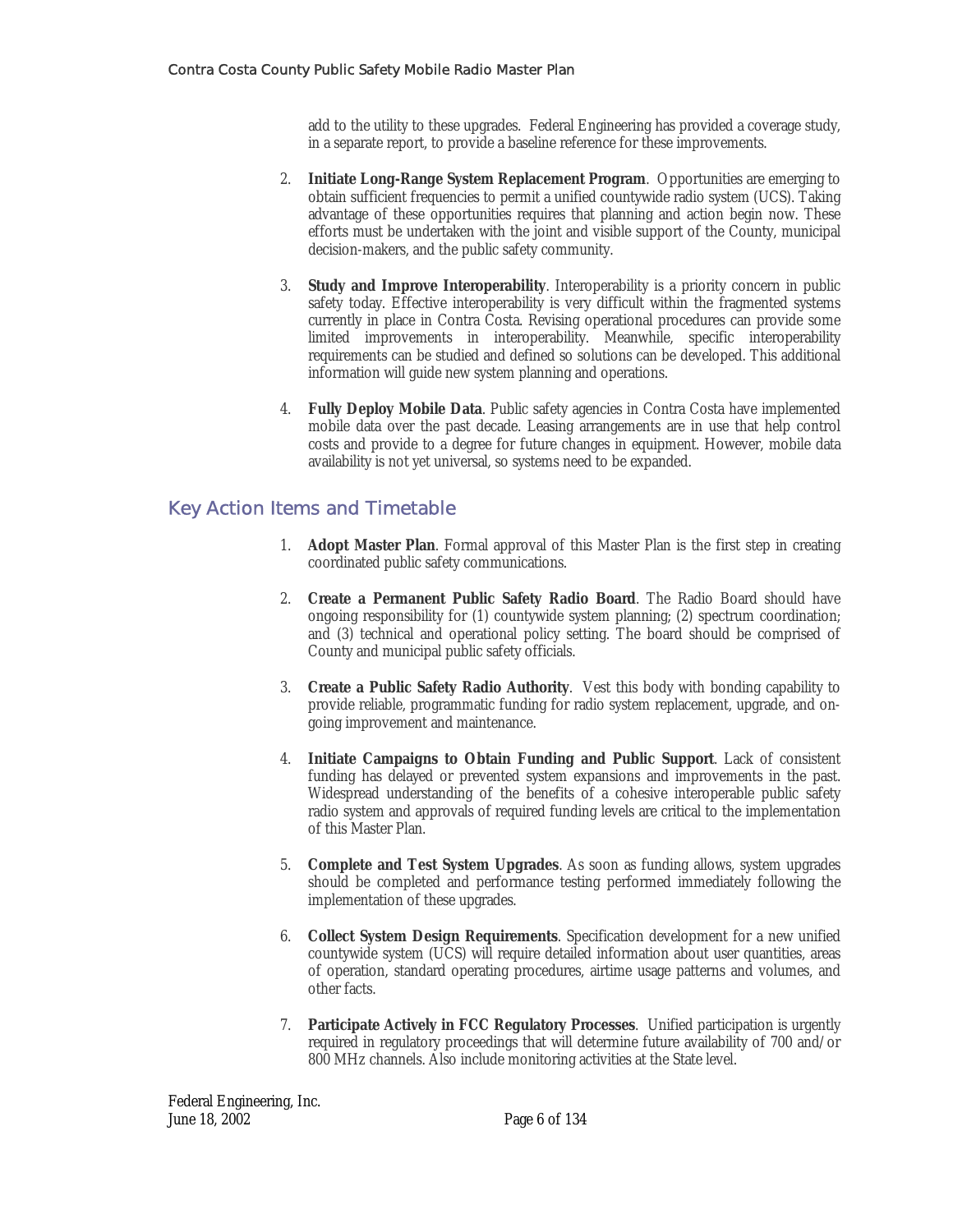add to the utility to these upgrades. Federal Engineering has provided a coverage study, in a separate report, to provide a baseline reference for these improvements.

2. **Initiate Long-Range System Replacement Program**. Opportunities are emerging to obtain sufficient frequencies to permit a unified countywide radio system (UCS). Taking advantage of these opportunities requires that planning and action begin now. These efforts must be undertaken with the joint and visible support of the County, municipal decision-makers, and the public safety community.

3. **Study and Improve Interoperability**. Interoperability is a priority concern in public safety today. Effective interoperability is very difficult within the fragmented systems currently in place in Contra Costa. Revising operational procedures can provide some limited improvements in interoperability. Meanwhile, specific interoperability requirements can be studied and defined so solutions can be developed. This additional information will guide new system planning and operations.

4. **Fully Deploy Mobile Data**. Public safety agencies in Contra Costa have implemented mobile data over the past decade. Leasing arrangements are in use that help control costs and provide to a degree for future changes in equipment. However, mobile data availability is not yet universal, so systems need to be expanded.

## Key Action Items and Timetable

1. **Adopt Master Plan**. Formal approval of this Master Plan is the first step in creating coordinated public safety communications.

2. **Create a Permanent Public Safety Radio Board**. The Radio Board should have ongoing responsibility for (1) countywide system planning; (2) spectrum coordination; and (3) technical and operational policy setting. The board should be comprised of County and municipal public safety officials.

3. **Create a Public Safety Radio Authority**. Vest this body with bonding capability to provide reliable, programmatic funding for radio system replacement, upgrade, and on-going improvement and maintenance.

4. **Initiate Campaigns to Obtain Funding and Public Support**. Lack of consistent funding has delayed or prevented system expansions and improvements in the past. Widespread understanding of the benefits of a cohesive interoperable public safety radio system and approvals of required funding levels are critical to the implementation of this Master Plan.

5. **Complete and Test System Upgrades**. As soon as funding allows, system upgrades should be completed and performance testing performed immediately following the implementation of these upgrades.

6. **Collect System Design Requirements**. Specification development for a new unified countywide system (UCS) will require detailed information about user quantities, areas of operation, standard operating procedures, airtime usage patterns and volumes, and other facts.

7. **Participate Actively in FCC Regulatory Processes**. Unified participation is urgently required in regulatory proceedings that will determine future availability of 700 and/or 800 MHz channels. Also include monitoring activities at the State level.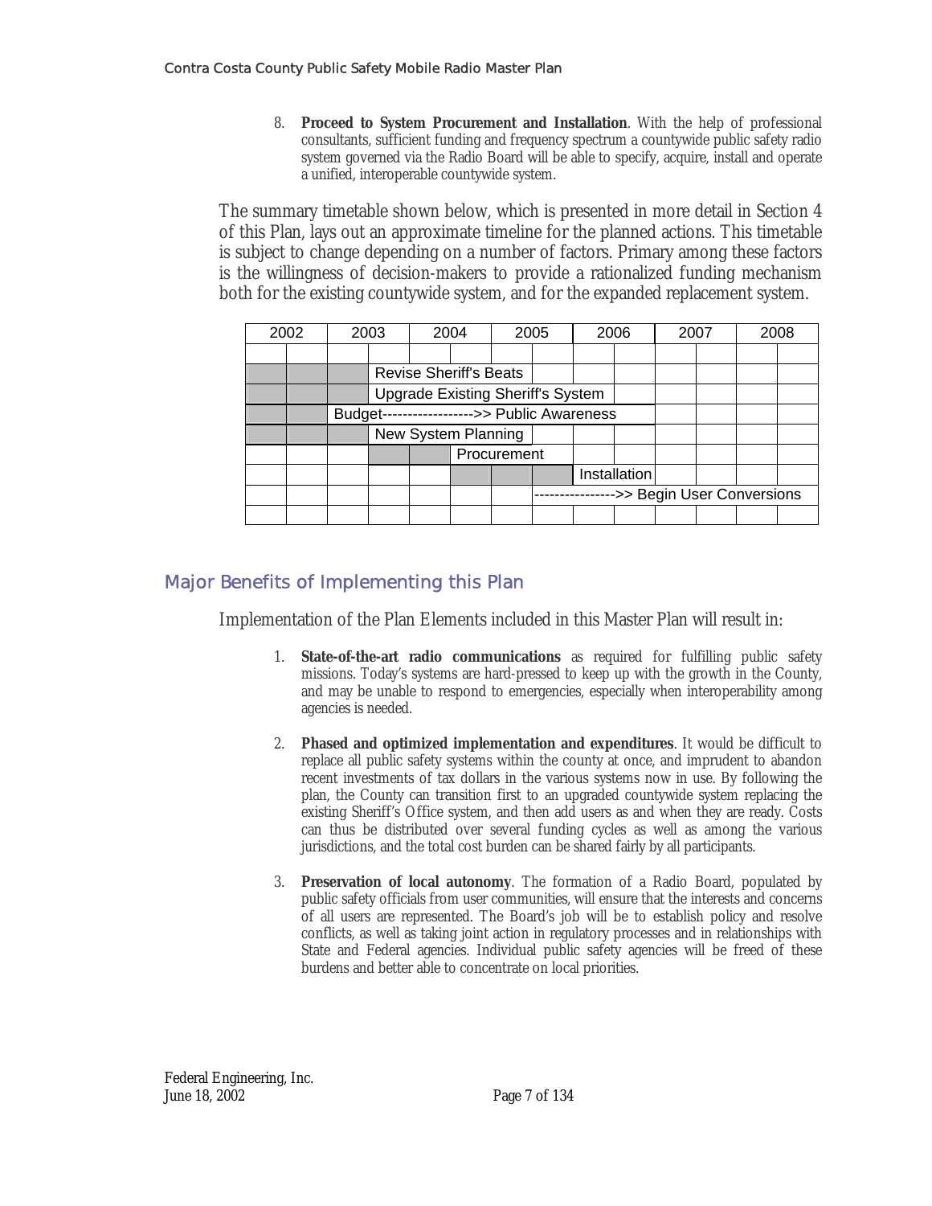8. **Proceed to System Procurement and Installation**. With the help of professional consultants, sufficient funding and frequency spectrum a countywide public safety radio system governed via the Radio Board will be able to specify, acquire, install and operate a unified, interoperable countywide system.

The summary timetable shown below, which is presented in more detail in Section 4 of this Plan, lays out an approximate timeline for the planned actions. This timetable is subject to change depending on a number of factors. Primary among these factors is the willingness of decision-makers to provide a rationalized funding mechanism both for the existing countywide system, and for the expanded replacement system.

| 2002 | | 2003 | | 2004 | | 2005 | | 2006 | | 2007 | | 2008 | |
|---|---|---|---|---|---|---|---|---|---|---|---|---|---|
| | | | | | | | | | | | | | |
| | | | Revise Sheriff's Beats | | | | | | | | | | |
| | | | Upgrade Existing Sheriff's System | | | | | | | | | | |
| | | Budget------------------->> Public Awareness | | | | | | | | | | | |
| | | | New System Planning | | | | | | | | | | |
| | | | | | Procurement | | | | | | | | |
| | | | | | | | | Installation | | | | | |
| | | | | | | | ---------------->> Begin User Conversions | | | | | | |
| | | | | | | | | | | | | | |

## Major Benefits of Implementing this Plan

Implementation of the Plan Elements included in this Master Plan will result in:

1. **State-of-the-art radio communications** as required for fulfilling public safety missions. Today's systems are hard-pressed to keep up with the growth in the County, and may be unable to respond to emergencies, especially when interoperability among agencies is needed.

2. **Phased and optimized implementation and expenditures**. It would be difficult to replace all public safety systems within the county at once, and imprudent to abandon recent investments of tax dollars in the various systems now in use. By following the plan, the County can transition first to an upgraded countywide system replacing the existing Sheriff's Office system, and then add users as and when they are ready. Costs can thus be distributed over several funding cycles as well as among the various jurisdictions, and the total cost burden can be shared fairly by all participants.

3. **Preservation of local autonomy**. The formation of a Radio Board, populated by public safety officials from user communities, will ensure that the interests and concerns of all users are represented. The Board's job will be to establish policy and resolve conflicts, as well as taking joint action in regulatory processes and in relationships with State and Federal agencies. Individual public safety agencies will be freed of these burdens and better able to concentrate on local priorities.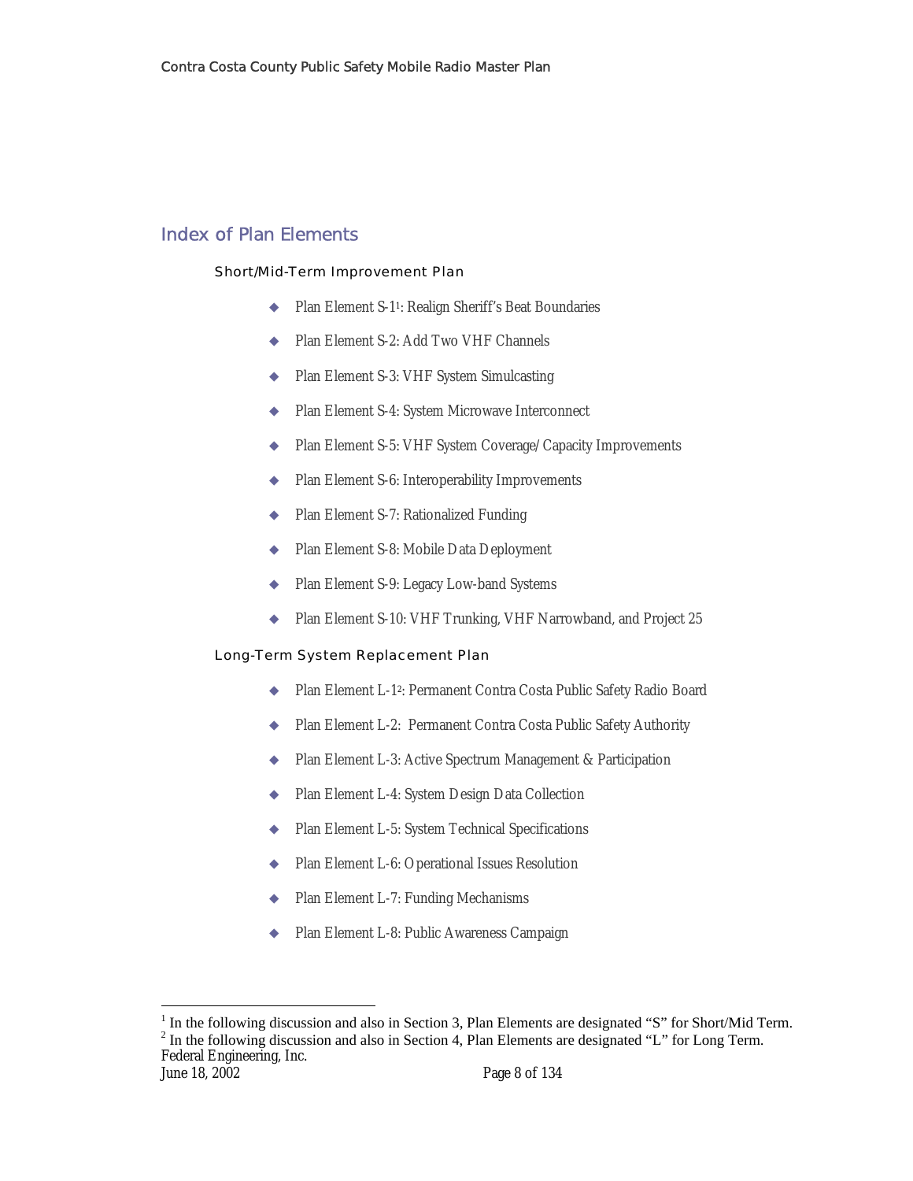## Index of Plan Elements

### Short/Mid-Term Improvement Plan

- Plan Element S-1[1]: Realign Sheriff's Beat Boundaries
- Plan Element S-2: Add Two VHF Channels
- Plan Element S-3: VHF System Simulcasting
- Plan Element S-4: System Microwave Interconnect
- Plan Element S-5: VHF System Coverage/Capacity Improvements
- Plan Element S-6: Interoperability Improvements
- Plan Element S-7: Rationalized Funding
- Plan Element S-8: Mobile Data Deployment
- Plan Element S-9: Legacy Low-band Systems
- Plan Element S-10: VHF Trunking, VHF Narrowband, and Project 25

### Long-Term System Replacement Plan

- Plan Element L-1[2]: Permanent Contra Costa Public Safety Radio Board
- Plan Element L-2: Permanent Contra Costa Public Safety Authority
- Plan Element L-3: Active Spectrum Management & Participation
- Plan Element L-4: System Design Data Collection
- Plan Element L-5: System Technical Specifications
- Plan Element L-6: Operational Issues Resolution
- Plan Element L-7: Funding Mechanisms
- Plan Element L-8: Public Awareness Campaign

---

[1] In the following discussion and also in Section 3, Plan Elements are designated "S" for Short/Mid Term.
[2] In the following discussion and also in Section 4, Plan Elements are designated "L" for Long Term.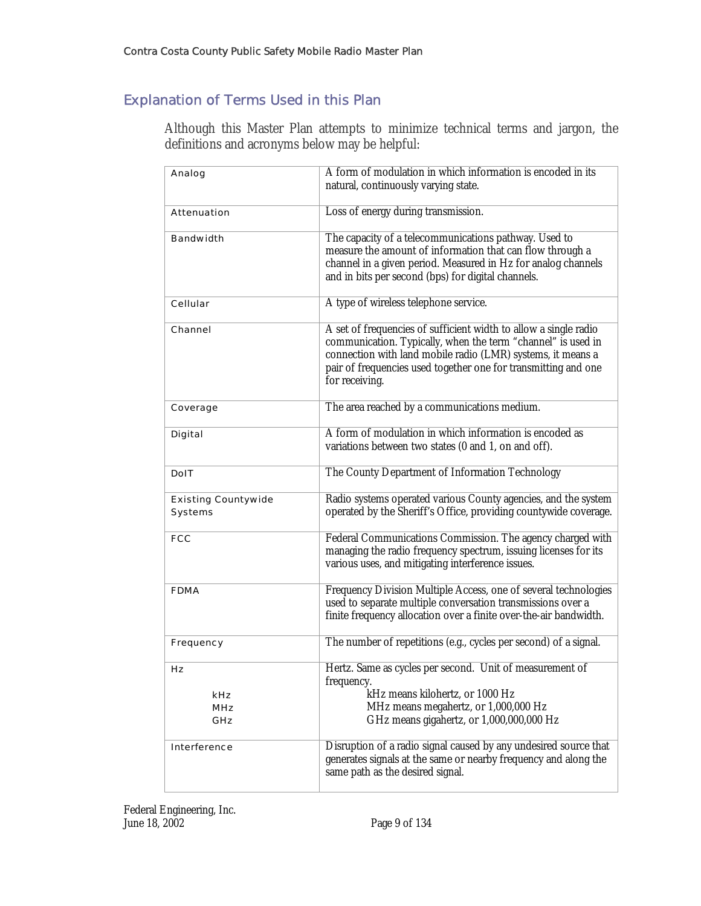## Explanation of Terms Used in this Plan

Although this Master Plan attempts to minimize technical terms and jargon, the definitions and acronyms below may be helpful:

| | |
|---|---|
| Analog | A form of modulation in which information is encoded in its natural, continuously varying state. |
| Attenuation | Loss of energy during transmission. |
| Bandwidth | The capacity of a telecommunications pathway. Used to measure the amount of information that can flow through a channel in a given period. Measured in Hz for analog channels and in bits per second (bps) for digital channels. |
| Cellular | A type of wireless telephone service. |
| Channel | A set of frequencies of sufficient width to allow a single radio communication. Typically, when the term "channel" is used in connection with land mobile radio (LMR) systems, it means a pair of frequencies used together one for transmitting and one for receiving. |
| Coverage | The area reached by a communications medium. |
| Digital | A form of modulation in which information is encoded as variations between two states (0 and 1, on and off). |
| DoIT | The County Department of Information Technology |
| Existing Countywide Systems | Radio systems operated various County agencies, and the system operated by the Sheriff's Office, providing countywide coverage. |
| FCC | Federal Communications Commission. The agency charged with managing the radio frequency spectrum, issuing licenses for its various uses, and mitigating interference issues. |
| FDMA | Frequency Division Multiple Access, one of several technologies used to separate multiple conversation transmissions over a finite frequency allocation over a finite over-the-air bandwidth. |
| Frequency | The number of repetitions (e.g., cycles per second) of a signal. |
| Hz<br>kHz<br>MHz<br>GHz | Hertz. Same as cycles per second. Unit of measurement of frequency.<br>kHz means kilohertz, or 1000 Hz<br>MHz means megahertz, or 1,000,000 Hz<br>GHz means gigahertz, or 1,000,000,000 Hz |
| Interference | Disruption of a radio signal caused by any undesired source that generates signals at the same or nearby frequency and along the same path as the desired signal. |

Federal Engineering, Inc.
June 18, 2002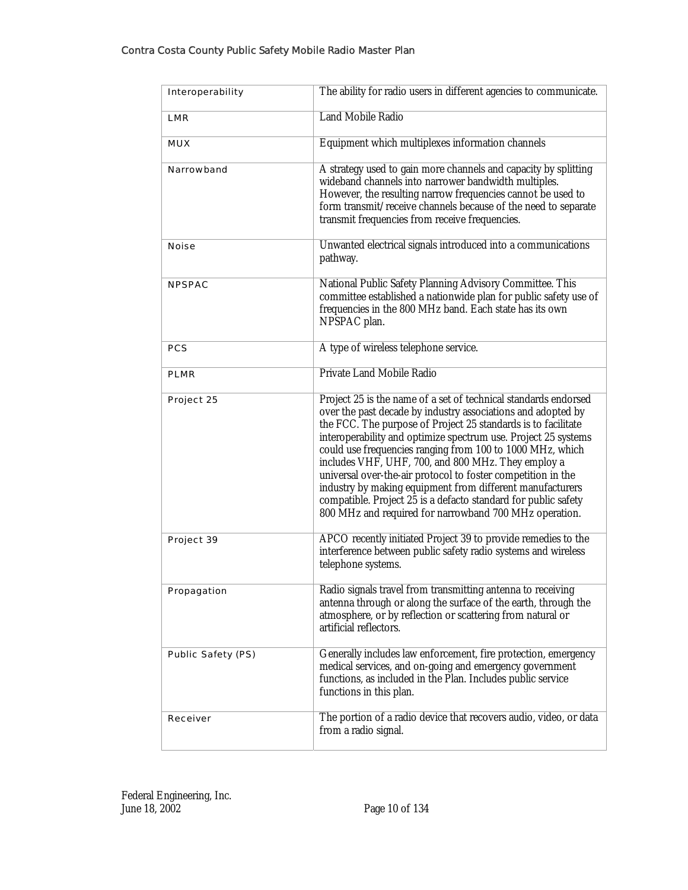| | |
|---|---|
| Interoperability | The ability for radio users in different agencies to communicate. |
| LMR | Land Mobile Radio |
| MUX | Equipment which multiplexes information channels |
| Narrowband | A strategy used to gain more channels and capacity by splitting wideband channels into narrower bandwidth multiples. However, the resulting narrow frequencies cannot be used to form transmit/receive channels because of the need to separate transmit frequencies from receive frequencies. |
| Noise | Unwanted electrical signals introduced into a communications pathway. |
| NPSPAC | National Public Safety Planning Advisory Committee. This committee established a nationwide plan for public safety use of frequencies in the 800 MHz band. Each state has its own NPSPAC plan. |
| PCS | A type of wireless telephone service. |
| PLMR | Private Land Mobile Radio |
| Project 25 | Project 25 is the name of a set of technical standards endorsed over the past decade by industry associations and adopted by the FCC. The purpose of Project 25 standards is to facilitate interoperability and optimize spectrum use. Project 25 systems could use frequencies ranging from 100 to 1000 MHz, which includes VHF, UHF, 700, and 800 MHz. They employ a universal over-the-air protocol to foster competition in the industry by making equipment from different manufacturers compatible. Project 25 is a defacto standard for public safety 800 MHz and required for narrowband 700 MHz operation. |
| Project 39 | APCO recently initiated Project 39 to provide remedies to the interference between public safety radio systems and wireless telephone systems. |
| Propagation | Radio signals travel from transmitting antenna to receiving antenna through or along the surface of the earth, through the atmosphere, or by reflection or scattering from natural or artificial reflectors. |
| Public Safety (PS) | Generally includes law enforcement, fire protection, emergency medical services, and on-going and emergency government functions, as included in the Plan. Includes public service functions in this plan. |
| Receiver | The portion of a radio device that recovers audio, video, or data from a radio signal. |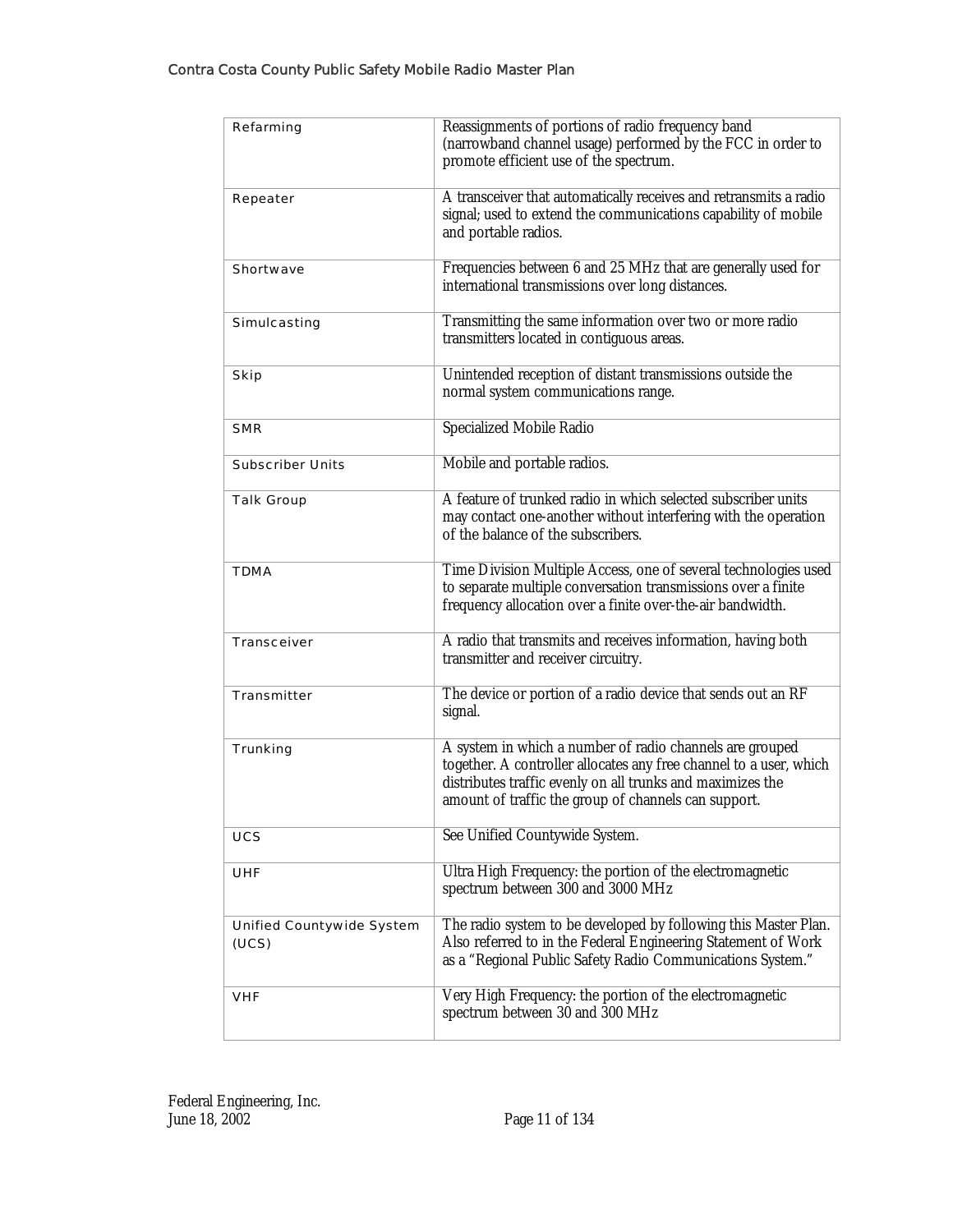| | |
|---|---|
| Refarming | Reassignments of portions of radio frequency band (narrowband channel usage) performed by the FCC in order to promote efficient use of the spectrum. |
| Repeater | A transceiver that automatically receives and retransmits a radio signal; used to extend the communications capability of mobile and portable radios. |
| Shortwave | Frequencies between 6 and 25 MHz that are generally used for international transmissions over long distances. |
| Simulcasting | Transmitting the same information over two or more radio transmitters located in contiguous areas. |
| Skip | Unintended reception of distant transmissions outside the normal system communications range. |
| SMR | Specialized Mobile Radio |
| Subscriber Units | Mobile and portable radios. |
| Talk Group | A feature of trunked radio in which selected subscriber units may contact one-another without interfering with the operation of the balance of the subscribers. |
| TDMA | Time Division Multiple Access, one of several technologies used to separate multiple conversation transmissions over a finite frequency allocation over a finite over-the-air bandwidth. |
| Transceiver | A radio that transmits and receives information, having both transmitter and receiver circuitry. |
| Transmitter | The device or portion of a radio device that sends out an RF signal. |
| Trunking | A system in which a number of radio channels are grouped together. A controller allocates any free channel to a user, which distributes traffic evenly on all trunks and maximizes the amount of traffic the group of channels can support. |
| UCS | See Unified Countywide System. |
| UHF | Ultra High Frequency: the portion of the electromagnetic spectrum between 300 and 3000 MHz |
| Unified Countywide System (UCS) | The radio system to be developed by following this Master Plan. Also referred to in the Federal Engineering Statement of Work as a "Regional Public Safety Radio Communications System." |
| VHF | Very High Frequency: the portion of the electromagnetic spectrum between 30 and 300 MHz |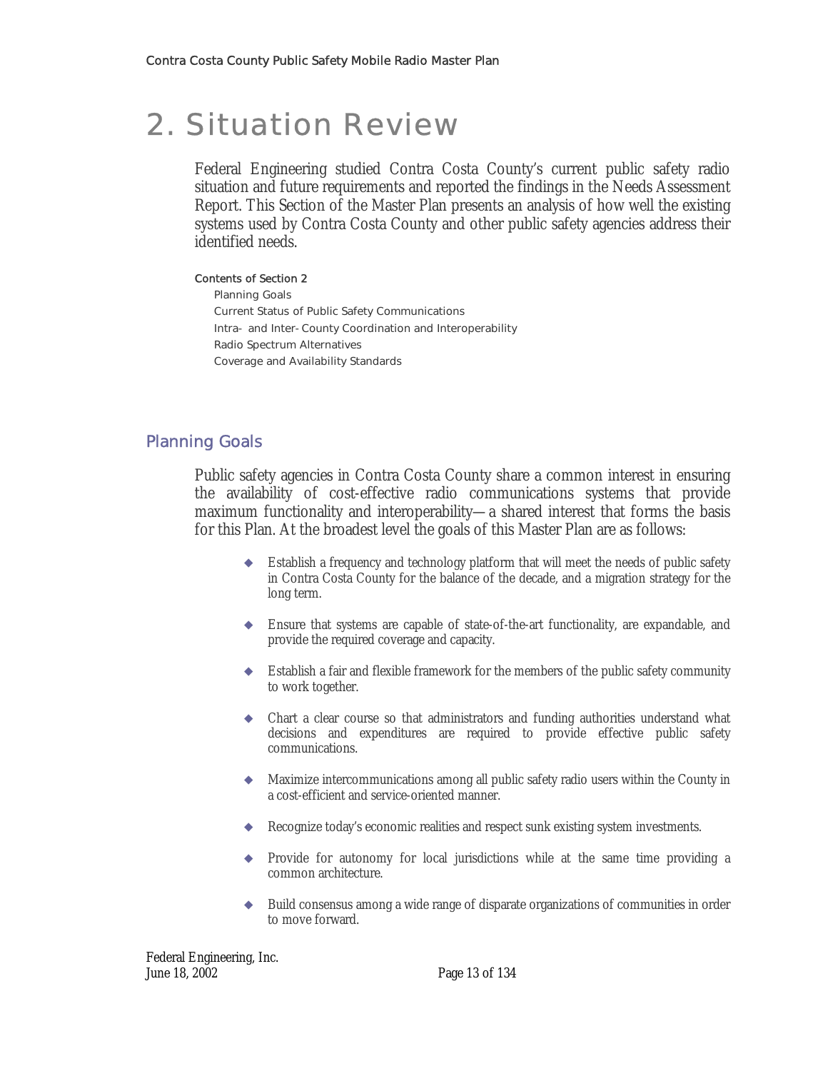# 2. Situation Review

Federal Engineering studied Contra Costa County's current public safety radio situation and future requirements and reported the findings in the Needs Assessment Report. This Section of the Master Plan presents an analysis of how well the existing systems used by Contra Costa County and other public safety agencies address their identified needs.

**Contents of Section 2**

- Planning Goals
- Current Status of Public Safety Communications
- Intra- and Inter-County Coordination and Interoperability
- Radio Spectrum Alternatives
- Coverage and Availability Standards

## Planning Goals

Public safety agencies in Contra Costa County share a common interest in ensuring the availability of cost-effective radio communications systems that provide maximum functionality and interoperability—a shared interest that forms the basis for this Plan. At the broadest level the goals of this Master Plan are as follows:

- Establish a frequency and technology platform that will meet the needs of public safety in Contra Costa County for the balance of the decade, and a migration strategy for the long term.
- Ensure that systems are capable of state-of-the-art functionality, are expandable, and provide the required coverage and capacity.
- Establish a fair and flexible framework for the members of the public safety community to work together.
- Chart a clear course so that administrators and funding authorities understand what decisions and expenditures are required to provide effective public safety communications.
- Maximize intercommunications among all public safety radio users within the County in a cost-efficient and service-oriented manner.
- Recognize today's economic realities and respect sunk existing system investments.
- Provide for autonomy for local jurisdictions while at the same time providing a common architecture.
- Build consensus among a wide range of disparate organizations of communities in order to move forward.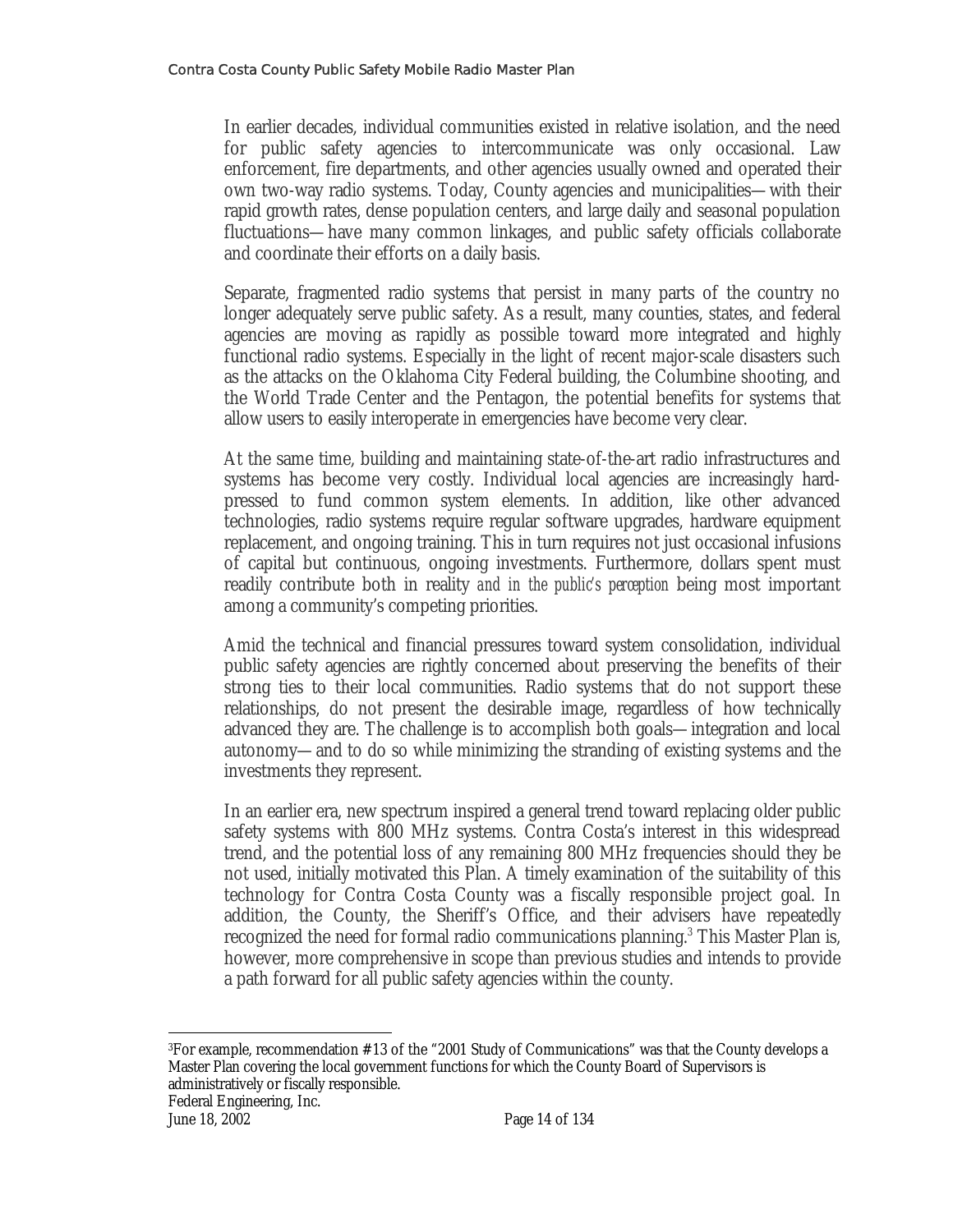In earlier decades, individual communities existed in relative isolation, and the need for public safety agencies to intercommunicate was only occasional. Law enforcement, fire departments, and other agencies usually owned and operated their own two-way radio systems. Today, County agencies and municipalities—with their rapid growth rates, dense population centers, and large daily and seasonal population fluctuations—have many common linkages, and public safety officials collaborate and coordinate their efforts on a daily basis.

Separate, fragmented radio systems that persist in many parts of the country no longer adequately serve public safety. As a result, many counties, states, and federal agencies are moving as rapidly as possible toward more integrated and highly functional radio systems. Especially in the light of recent major-scale disasters such as the attacks on the Oklahoma City Federal building, the Columbine shooting, and the World Trade Center and the Pentagon, the potential benefits for systems that allow users to easily interoperate in emergencies have become very clear.

At the same time, building and maintaining state-of-the-art radio infrastructures and systems has become very costly. Individual local agencies are increasingly hard-pressed to fund common system elements. In addition, like other advanced technologies, radio systems require regular software upgrades, hardware equipment replacement, and ongoing training. This in turn requires not just occasional infusions of capital but continuous, ongoing investments. Furthermore, dollars spent must readily contribute both in reality *and in the public's perception* being most important among a community's competing priorities.

Amid the technical and financial pressures toward system consolidation, individual public safety agencies are rightly concerned about preserving the benefits of their strong ties to their local communities. Radio systems that do not support these relationships, do not present the desirable image, regardless of how technically advanced they are. The challenge is to accomplish both goals—integration and local autonomy—and to do so while minimizing the stranding of existing systems and the investments they represent.

In an earlier era, new spectrum inspired a general trend toward replacing older public safety systems with 800 MHz systems. Contra Costa's interest in this widespread trend, and the potential loss of any remaining 800 MHz frequencies should they be not used, initially motivated this Plan. A timely examination of the suitability of this technology for Contra Costa County was a fiscally responsible project goal. In addition, the County, the Sheriff's Office, and their advisers have repeatedly recognized the need for formal radio communications planning.[3] This Master Plan is, however, more comprehensive in scope than previous studies and intends to provide a path forward for all public safety agencies within the county.

[3] For example, recommendation #13 of the "2001 Study of Communications" was that the County develops a Master Plan covering the local government functions for which the County Board of Supervisors is administratively or fiscally responsible.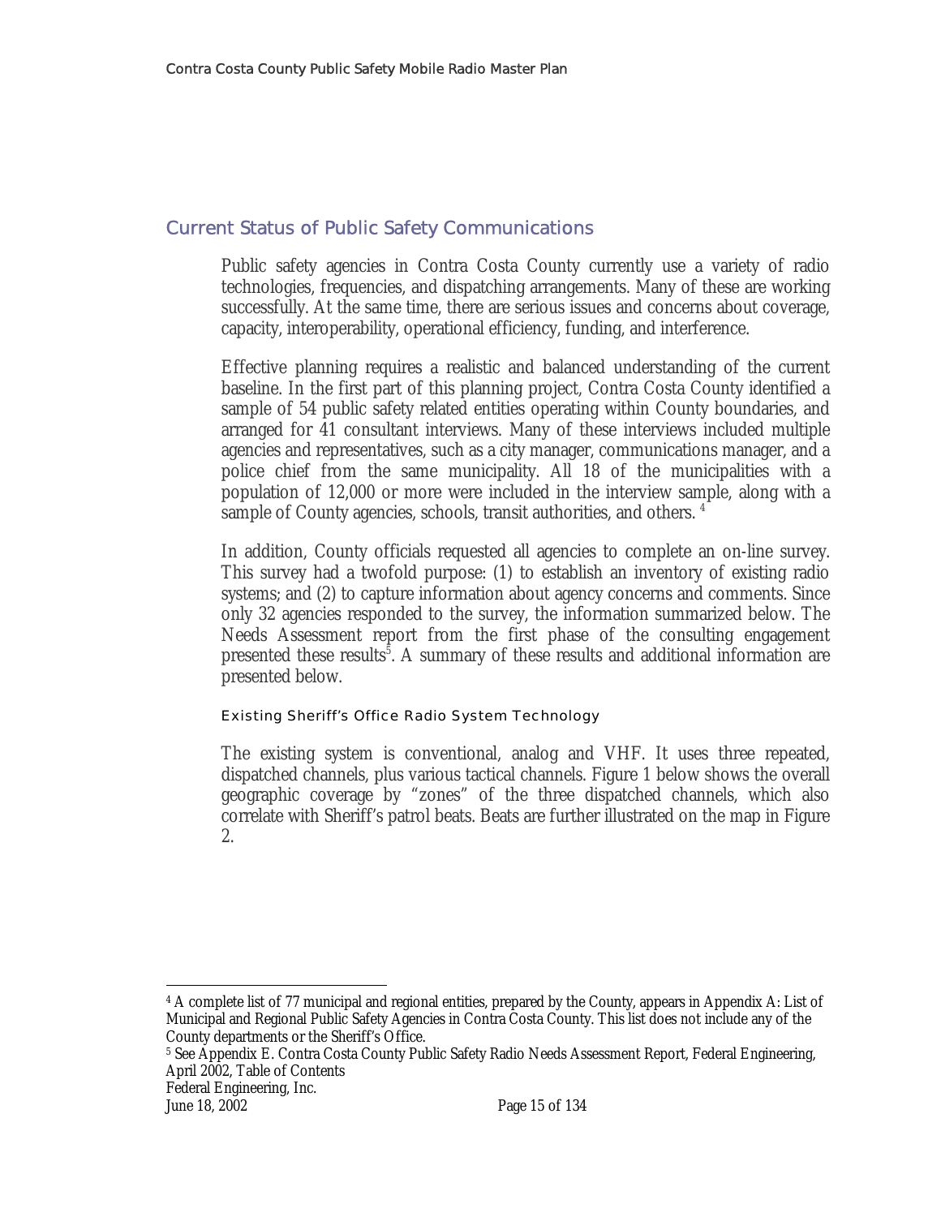## Current Status of Public Safety Communications

Public safety agencies in Contra Costa County currently use a variety of radio technologies, frequencies, and dispatching arrangements. Many of these are working successfully. At the same time, there are serious issues and concerns about coverage, capacity, interoperability, operational efficiency, funding, and interference.

Effective planning requires a realistic and balanced understanding of the current baseline. In the first part of this planning project, Contra Costa County identified a sample of 54 public safety related entities operating within County boundaries, and arranged for 41 consultant interviews. Many of these interviews included multiple agencies and representatives, such as a city manager, communications manager, and a police chief from the same municipality. All 18 of the municipalities with a population of 12,000 or more were included in the interview sample, along with a sample of County agencies, schools, transit authorities, and others. [4]

In addition, County officials requested all agencies to complete an on-line survey. This survey had a twofold purpose: (1) to establish an inventory of existing radio systems; and (2) to capture information about agency concerns and comments. Since only 32 agencies responded to the survey, the information summarized below. The Needs Assessment report from the first phase of the consulting engagement presented these results[5]. A summary of these results and additional information are presented below.

#### Existing Sheriff's Office Radio System Technology

The existing system is conventional, analog and VHF. It uses three repeated, dispatched channels, plus various tactical channels. Figure 1 below shows the overall geographic coverage by "zones" of the three dispatched channels, which also correlate with Sheriff's patrol beats. Beats are further illustrated on the map in Figure 2.

---

[4] A complete list of 77 municipal and regional entities, prepared by the County, appears in Appendix A: List of Municipal and Regional Public Safety Agencies in Contra Costa County. This list does not include any of the County departments or the Sheriff's Office.

[5] See Appendix E. Contra Costa County Public Safety Radio Needs Assessment Report, Federal Engineering, April 2002, Table of Contents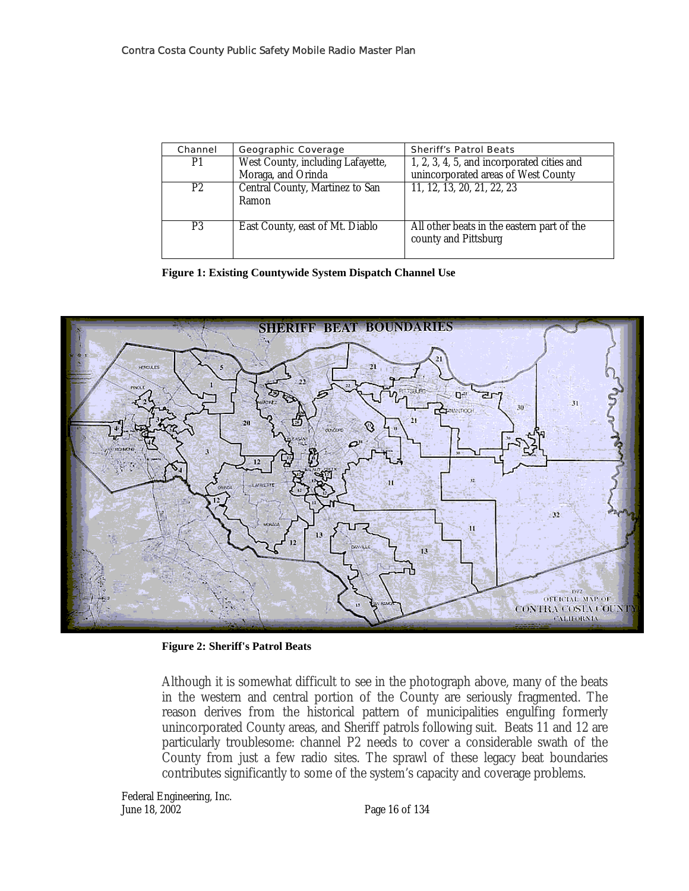| Channel | Geographic Coverage | Sheriff's Patrol Beats |
|---|---|---|
| P1 | West County, including Lafayette, Moraga, and Orinda | 1, 2, 3, 4, 5, and incorporated cities and unincorporated areas of West County |
| P2 | Central County, Martinez to San Ramon | 11, 12, 13, 20, 21, 22, 23 |
| P3 | East County, east of Mt. Diablo | All other beats in the eastern part of the county and Pittsburg |

**Figure 1: Existing Countywide System Dispatch Channel Use**

**Figure 2: Sheriff's Patrol Beats**

Although it is somewhat difficult to see in the photograph above, many of the beats in the western and central portion of the County are seriously fragmented. The reason derives from the historical pattern of municipalities engulfing formerly unincorporated County areas, and Sheriff patrols following suit. Beats 11 and 12 are particularly troublesome: channel P2 needs to cover a considerable swath of the County from just a few radio sites. The sprawl of these legacy beat boundaries contributes significantly to some of the system's capacity and coverage problems.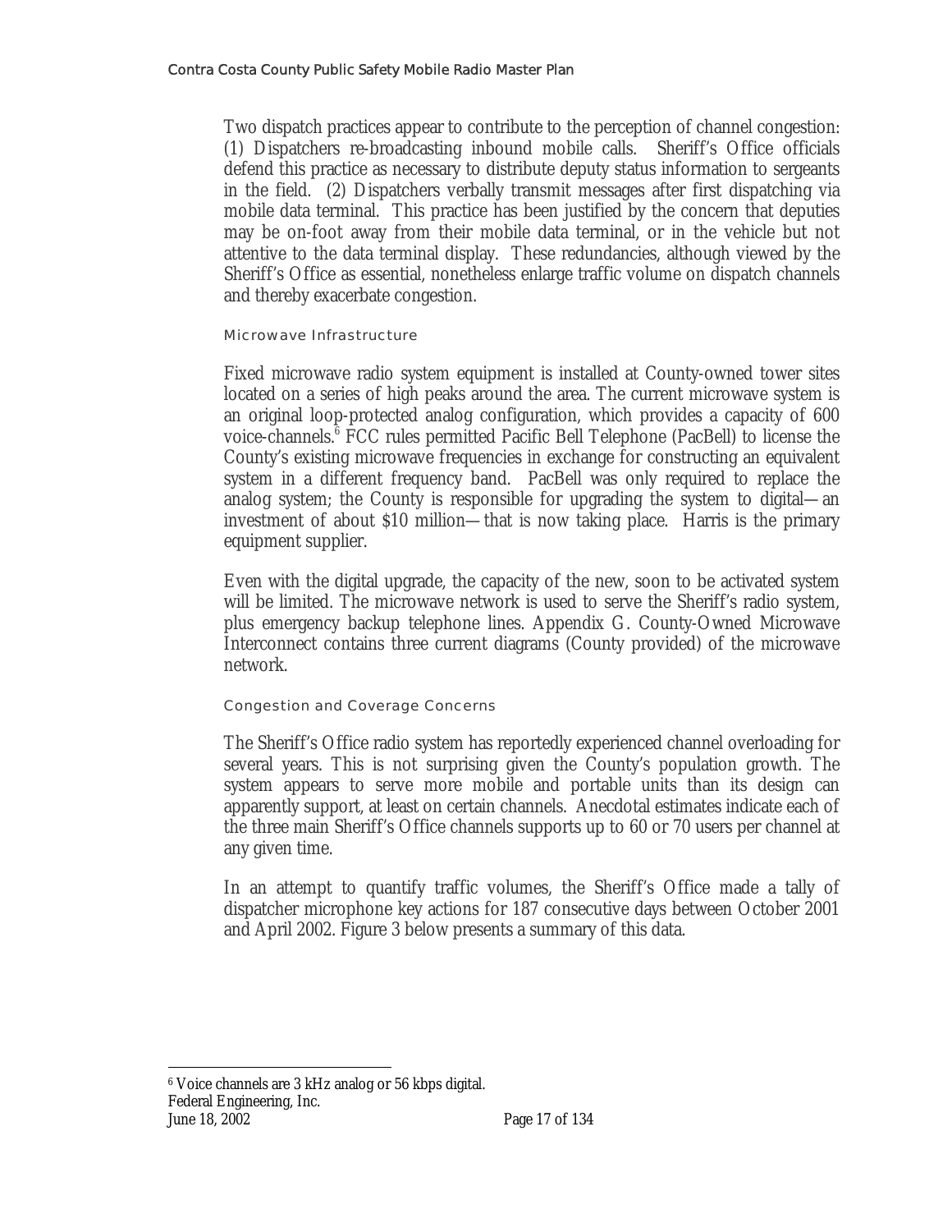Two dispatch practices appear to contribute to the perception of channel congestion: (1) Dispatchers re-broadcasting inbound mobile calls. Sheriff's Office officials defend this practice as necessary to distribute deputy status information to sergeants in the field. (2) Dispatchers verbally transmit messages after first dispatching via mobile data terminal. This practice has been justified by the concern that deputies may be on-foot away from their mobile data terminal, or in the vehicle but not attentive to the data terminal display. These redundancies, although viewed by the Sheriff's Office as essential, nonetheless enlarge traffic volume on dispatch channels and thereby exacerbate congestion.

#### Microwave Infrastructure

Fixed microwave radio system equipment is installed at County-owned tower sites located on a series of high peaks around the area. The current microwave system is an original loop-protected analog configuration, which provides a capacity of 600 voice-channels.[6] FCC rules permitted Pacific Bell Telephone (PacBell) to license the County's existing microwave frequencies in exchange for constructing an equivalent system in a different frequency band. PacBell was only required to replace the analog system; the County is responsible for upgrading the system to digital—an investment of about $10 million—that is now taking place. Harris is the primary equipment supplier.

Even with the digital upgrade, the capacity of the new, soon to be activated system will be limited. The microwave network is used to serve the Sheriff's radio system, plus emergency backup telephone lines. Appendix G. County-Owned Microwave Interconnect contains three current diagrams (County provided) of the microwave network.

#### Congestion and Coverage Concerns

The Sheriff's Office radio system has reportedly experienced channel overloading for several years. This is not surprising given the County's population growth. The system appears to serve more mobile and portable units than its design can apparently support, at least on certain channels. Anecdotal estimates indicate each of the three main Sheriff's Office channels supports up to 60 or 70 users per channel at any given time.

In an attempt to quantify traffic volumes, the Sheriff's Office made a tally of dispatcher microphone key actions for 187 consecutive days between October 2001 and April 2002. Figure 3 below presents a summary of this data.

---

[6] Voice channels are 3 kHz analog or 56 kbps digital.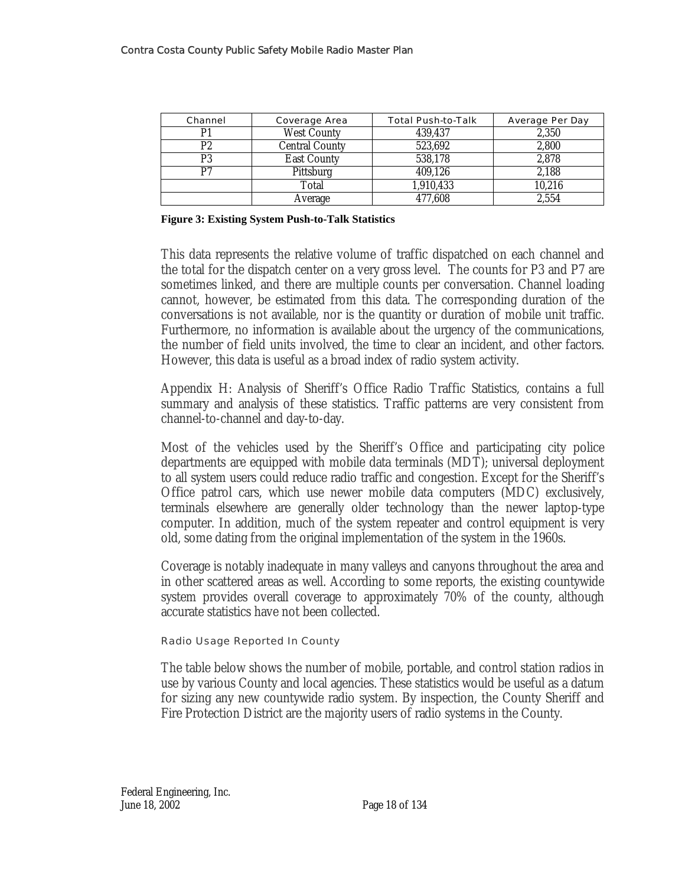| Channel | Coverage Area | Total Push-to-Talk | Average Per Day |
|---|---|---|---|
| P1 | West County | 439,437 | 2,350 |
| P2 | Central County | 523,692 | 2,800 |
| P3 | East County | 538,178 | 2,878 |
| P7 | Pittsburg | 409,126 | 2,188 |
| | Total | 1,910,433 | 10,216 |
| | Average | 477,608 | 2,554 |

**Figure 3: Existing System Push-to-Talk Statistics**

This data represents the relative volume of traffic dispatched on each channel and the total for the dispatch center on a very gross level. The counts for P3 and P7 are sometimes linked, and there are multiple counts per conversation. Channel loading cannot, however, be estimated from this data. The corresponding duration of the conversations is not available, nor is the quantity or duration of mobile unit traffic. Furthermore, no information is available about the urgency of the communications, the number of field units involved, the time to clear an incident, and other factors. However, this data is useful as a broad index of radio system activity.

Appendix H: Analysis of Sheriff's Office Radio Traffic Statistics, contains a full summary and analysis of these statistics. Traffic patterns are very consistent from channel-to-channel and day-to-day.

Most of the vehicles used by the Sheriff's Office and participating city police departments are equipped with mobile data terminals (MDT); universal deployment to all system users could reduce radio traffic and congestion. Except for the Sheriff's Office patrol cars, which use newer mobile data computers (MDC) exclusively, terminals elsewhere are generally older technology than the newer laptop-type computer. In addition, much of the system repeater and control equipment is very old, some dating from the original implementation of the system in the 1960s.

Coverage is notably inadequate in many valleys and canyons throughout the area and in other scattered areas as well. According to some reports, the existing countywide system provides overall coverage to approximately 70% of the county, although accurate statistics have not been collected.

#### Radio Usage Reported In County

The table below shows the number of mobile, portable, and control station radios in use by various County and local agencies. These statistics would be useful as a datum for sizing any new countywide radio system. By inspection, the County Sheriff and Fire Protection District are the majority users of radio systems in the County.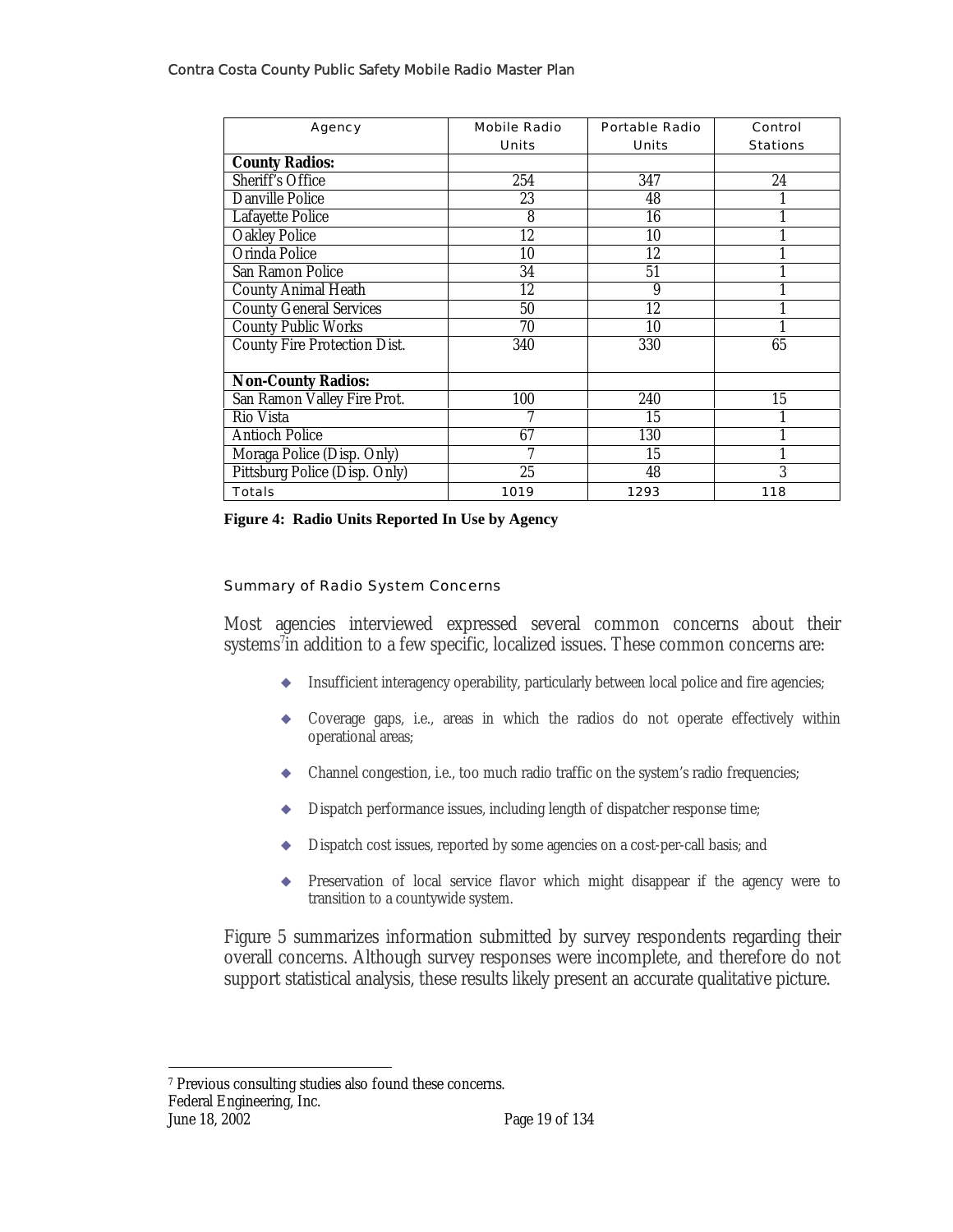| Agency | Mobile Radio Units | Portable Radio Units | Control Stations |
|---|---|---|---|
| **County Radios:** | | | |
| Sheriff's Office | 254 | 347 | 24 |
| Danville Police | 23 | 48 | 1 |
| Lafayette Police | 8 | 16 | 1 |
| Oakley Police | 12 | 10 | 1 |
| Orinda Police | 10 | 12 | 1 |
| San Ramon Police | 34 | 51 | 1 |
| County Animal Heath | 12 | 9 | 1 |
| County General Services | 50 | 12 | 1 |
| County Public Works | 70 | 10 | 1 |
| County Fire Protection Dist. | 340 | 330 | 65 |
| **Non-County Radios:** | | | |
| San Ramon Valley Fire Prot. | 100 | 240 | 15 |
| Rio Vista | 7 | 15 | 1 |
| Antioch Police | 67 | 130 | 1 |
| Moraga Police (Disp. Only) | 7 | 15 | 1 |
| Pittsburg Police (Disp. Only) | 25 | 48 | 3 |
| Totals | 1019 | 1293 | 118 |

**Figure 4: Radio Units Reported In Use by Agency**

### Summary of Radio System Concerns

Most agencies interviewed expressed several common concerns about their systems[7] in addition to a few specific, localized issues. These common concerns are:

- Insufficient interagency operability, particularly between local police and fire agencies;
- Coverage gaps, i.e., areas in which the radios do not operate effectively within operational areas;
- Channel congestion, i.e., too much radio traffic on the system's radio frequencies;
- Dispatch performance issues, including length of dispatcher response time;
- Dispatch cost issues, reported by some agencies on a cost-per-call basis; and
- Preservation of local service flavor which might disappear if the agency were to transition to a countywide system.

Figure 5 summarizes information submitted by survey respondents regarding their overall concerns. Although survey responses were incomplete, and therefore do not support statistical analysis, these results likely present an accurate qualitative picture.

[7] Previous consulting studies also found these concerns.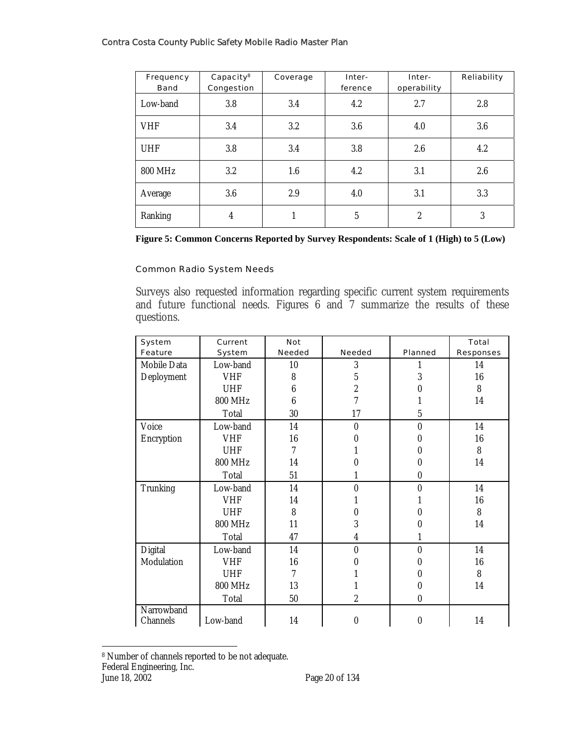| Frequency Band | Capacity[8] Congestion | Coverage | Inter-ference | Inter-operability | Reliability |
|---|---|---|---|---|---|
| Low-band | 3.8 | 3.4 | 4.2 | 2.7 | 2.8 |
| VHF | 3.4 | 3.2 | 3.6 | 4.0 | 3.6 |
| UHF | 3.8 | 3.4 | 3.8 | 2.6 | 4.2 |
| 800 MHz | 3.2 | 1.6 | 4.2 | 3.1 | 2.6 |
| Average | 3.6 | 2.9 | 4.0 | 3.1 | 3.3 |
| Ranking | 4 | 1 | 5 | 2 | 3 |

**Figure 5: Common Concerns Reported by Survey Respondents: Scale of 1 (High) to 5 (Low)**

### Common Radio System Needs

Surveys also requested information regarding specific current system requirements and future functional needs. Figures 6 and 7 summarize the results of these questions.

| System Feature | Current System | Not Needed | Needed | Planned | Total Responses |
|---|---|---|---|---|---|
| Mobile Data Deployment | Low-band | 10 | 3 | 1 | 14 |
| | VHF | 8 | 5 | 3 | 16 |
| | UHF | 6 | 2 | 0 | 8 |
| | 800 MHz | 6 | 7 | 1 | 14 |
| | Total | 30 | 17 | 5 | |
| Voice Encryption | Low-band | 14 | 0 | 0 | 14 |
| | VHF | 16 | 0 | 0 | 16 |
| | UHF | 7 | 1 | 0 | 8 |
| | 800 MHz | 14 | 0 | 0 | 14 |
| | Total | 51 | 1 | 0 | |
| Trunking | Low-band | 14 | 0 | 0 | 14 |
| | VHF | 14 | 1 | 1 | 16 |
| | UHF | 8 | 0 | 0 | 8 |
| | 800 MHz | 11 | 3 | 0 | 14 |
| | Total | 47 | 4 | 1 | |
| Digital Modulation | Low-band | 14 | 0 | 0 | 14 |
| | VHF | 16 | 0 | 0 | 16 |
| | UHF | 7 | 1 | 0 | 8 |
| | 800 MHz | 13 | 1 | 0 | 14 |
| | Total | 50 | 2 | 0 | |
| Narrowband Channels | Low-band | 14 | 0 | 0 | 14 |

[8] Number of channels reported to be not adequate.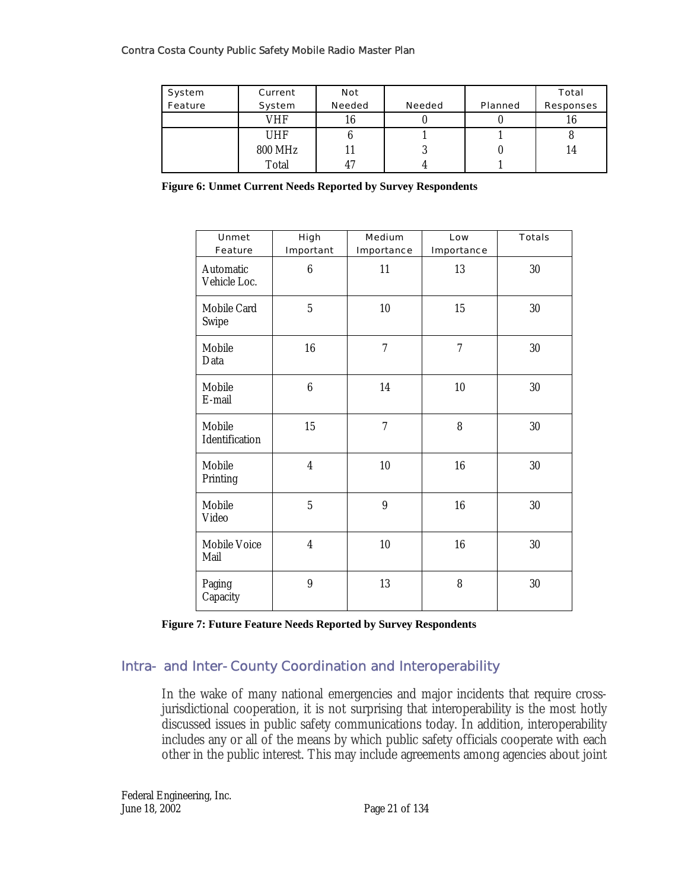| System Feature | Current System | Not Needed | Needed | Planned | Total Responses |
|---|---|---|---|---|---|
| | VHF | 16 | 0 | 0 | 16 |
| | UHF | 6 | 1 | 1 | 8 |
| | 800 MHz | 11 | 3 | 0 | 14 |
| | Total | 47 | 4 | 1 | |

**Figure 6: Unmet Current Needs Reported by Survey Respondents**

| Unmet Feature | High Important | Medium Importance | Low Importance | Totals |
|---|---|---|---|---|
| Automatic Vehicle Loc. | 6 | 11 | 13 | 30 |
| Mobile Card Swipe | 5 | 10 | 15 | 30 |
| Mobile Data | 16 | 7 | 7 | 30 |
| Mobile E-mail | 6 | 14 | 10 | 30 |
| Mobile Identification | 15 | 7 | 8 | 30 |
| Mobile Printing | 4 | 10 | 16 | 30 |
| Mobile Video | 5 | 9 | 16 | 30 |
| Mobile Voice Mail | 4 | 10 | 16 | 30 |
| Paging Capacity | 9 | 13 | 8 | 30 |

**Figure 7: Future Feature Needs Reported by Survey Respondents**

## Intra- and Inter-County Coordination and Interoperability

In the wake of many national emergencies and major incidents that require cross-jurisdictional cooperation, it is not surprising that interoperability is the most hotly discussed issues in public safety communications today. In addition, interoperability includes any or all of the means by which public safety officials cooperate with each other in the public interest. This may include agreements among agencies about joint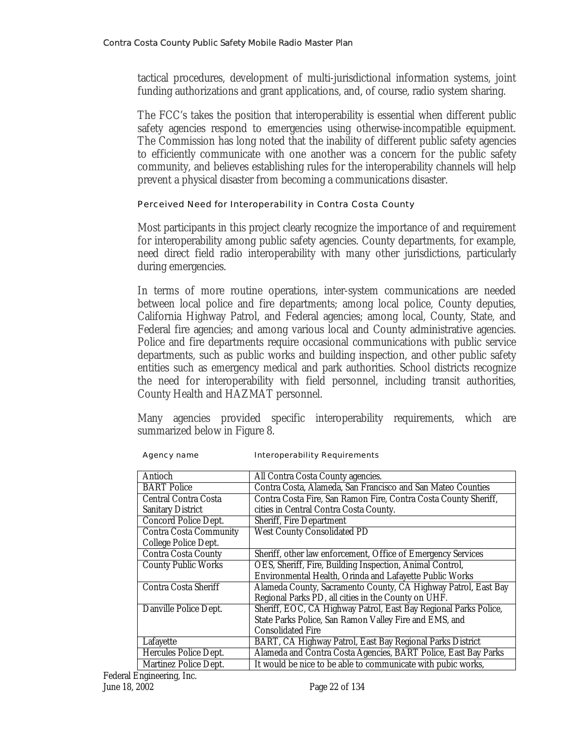tactical procedures, development of multi-jurisdictional information systems, joint funding authorizations and grant applications, and, of course, radio system sharing.

The FCC's takes the position that interoperability is essential when different public safety agencies respond to emergencies using otherwise-incompatible equipment. The Commission has long noted that the inability of different public safety agencies to efficiently communicate with one another was a concern for the public safety community, and believes establishing rules for the interoperability channels will help prevent a physical disaster from becoming a communications disaster.

### Perceived Need for Interoperability in Contra Costa County

Most participants in this project clearly recognize the importance of and requirement for interoperability among public safety agencies. County departments, for example, need direct field radio interoperability with many other jurisdictions, particularly during emergencies.

In terms of more routine operations, inter-system communications are needed between local police and fire departments; among local police, County deputies, California Highway Patrol, and Federal agencies; among local, County, State, and Federal fire agencies; and among various local and County administrative agencies. Police and fire departments require occasional communications with public service departments, such as public works and building inspection, and other public safety entities such as emergency medical and park authorities. School districts recognize the need for interoperability with field personnel, including transit authorities, County Health and HAZMAT personnel.

Many agencies provided specific interoperability requirements, which are summarized below in Figure 8.

| Agency name | Interoperability Requirements |
|---|---|
| Antioch | All Contra Costa County agencies. |
| BART Police | Contra Costa, Alameda, San Francisco and San Mateo Counties |
| Central Contra Costa Sanitary District | Contra Costa Fire, San Ramon Fire, Contra Costa County Sheriff, cities in Central Contra Costa County. |
| Concord Police Dept. | Sheriff, Fire Department |
| Contra Costa Community College Police Dept. | West County Consolidated PD |
| Contra Costa County | Sheriff, other law enforcement, Office of Emergency Services |
| County Public Works | OES, Sheriff, Fire, Building Inspection, Animal Control, Environmental Health, Orinda and Lafayette Public Works |
| Contra Costa Sheriff | Alameda County, Sacramento County, CA Highway Patrol, East Bay Regional Parks PD, all cities in the County on UHF. |
| Danville Police Dept. | Sheriff, EOC, CA Highway Patrol, East Bay Regional Parks Police, State Parks Police, San Ramon Valley Fire and EMS, and Consolidated Fire |
| Lafayette | BART, CA Highway Patrol, East Bay Regional Parks District |
| Hercules Police Dept. | Alameda and Contra Costa Agencies, BART Police, East Bay Parks |
| Martinez Police Dept. | It would be nice to be able to communicate with pubic works, |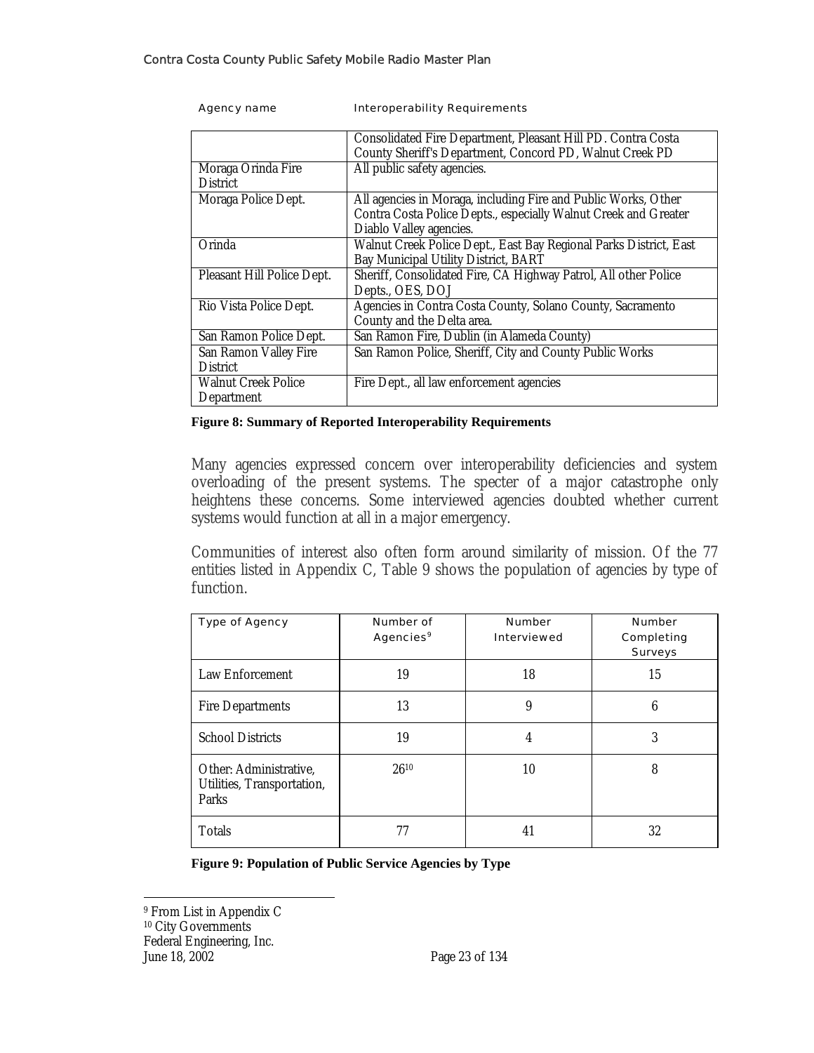| Agency name | Interoperability Requirements |
|---|---|
| | Consolidated Fire Department, Pleasant Hill PD. Contra Costa County Sheriff's Department, Concord PD, Walnut Creek PD |
| Moraga Orinda Fire District | All public safety agencies. |
| Moraga Police Dept. | All agencies in Moraga, including Fire and Public Works, Other Contra Costa Police Depts., especially Walnut Creek and Greater Diablo Valley agencies. |
| Orinda | Walnut Creek Police Dept., East Bay Regional Parks District, East Bay Municipal Utility District, BART |
| Pleasant Hill Police Dept. | Sheriff, Consolidated Fire, CA Highway Patrol, All other Police Depts., OES, DOJ |
| Rio Vista Police Dept. | Agencies in Contra Costa County, Solano County, Sacramento County and the Delta area. |
| San Ramon Police Dept. | San Ramon Fire, Dublin (in Alameda County) |
| San Ramon Valley Fire District | San Ramon Police, Sheriff, City and County Public Works |
| Walnut Creek Police Department | Fire Dept., all law enforcement agencies |

**Figure 8: Summary of Reported Interoperability Requirements**

Many agencies expressed concern over interoperability deficiencies and system overloading of the present systems. The specter of a major catastrophe only heightens these concerns. Some interviewed agencies doubted whether current systems would function at all in a major emergency.

Communities of interest also often form around similarity of mission. Of the 77 entities listed in Appendix C, Table 9 shows the population of agencies by type of function.

| Type of Agency | Number of Agencies[9] | Number Interviewed | Number Completing Surveys |
|---|---|---|---|
| Law Enforcement | 19 | 18 | 15 |
| Fire Departments | 13 | 9 | 6 |
| School Districts | 19 | 4 | 3 |
| Other: Administrative, Utilities, Transportation, Parks | 26[10] | 10 | 8 |
| Totals | 77 | 41 | 32 |

**Figure 9: Population of Public Service Agencies by Type**

[9] From List in Appendix C

[10] City Governments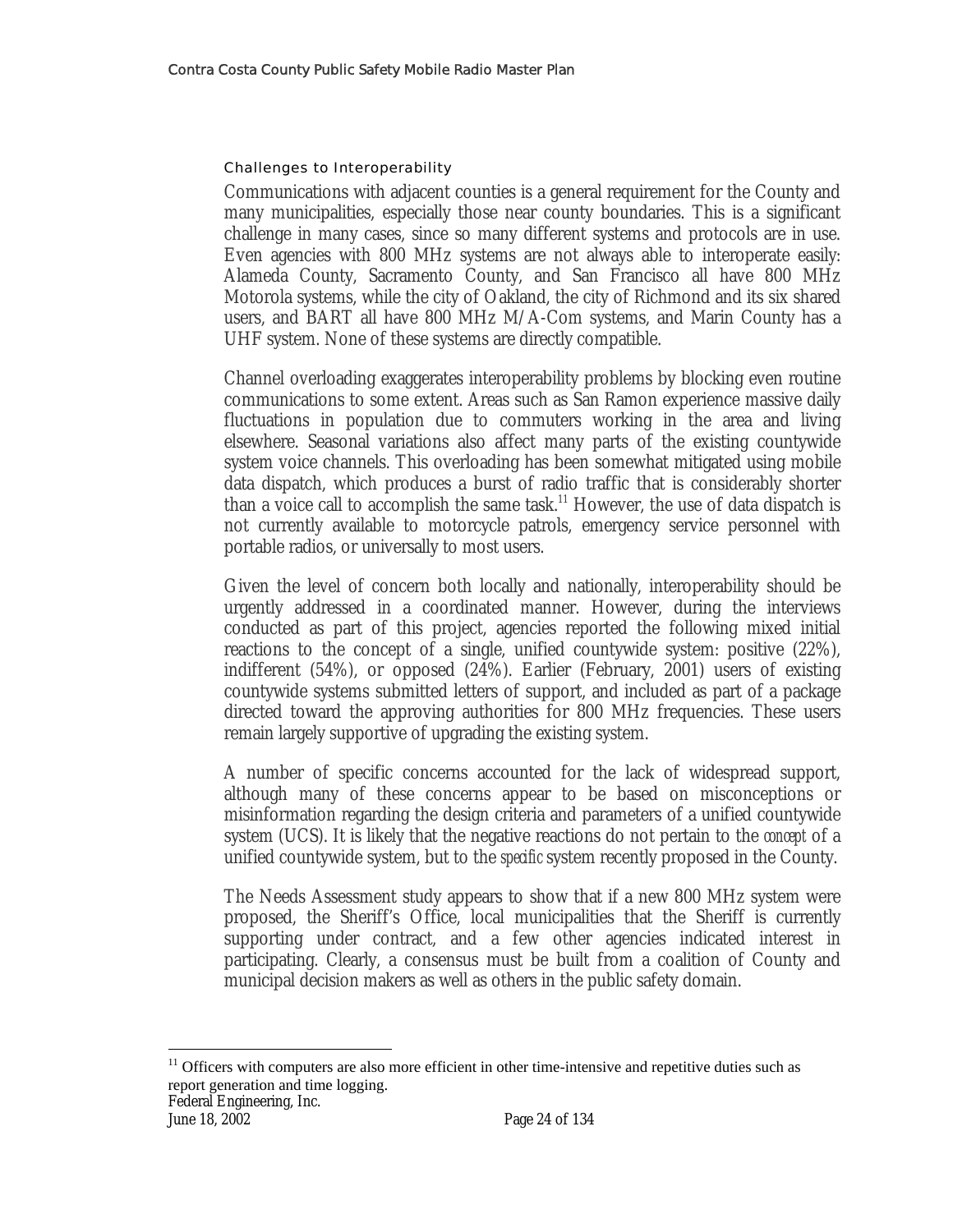### Challenges to Interoperability

Communications with adjacent counties is a general requirement for the County and many municipalities, especially those near county boundaries. This is a significant challenge in many cases, since so many different systems and protocols are in use. Even agencies with 800 MHz systems are not always able to interoperate easily: Alameda County, Sacramento County, and San Francisco all have 800 MHz Motorola systems, while the city of Oakland, the city of Richmond and its six shared users, and BART all have 800 MHz M/A-Com systems, and Marin County has a UHF system. None of these systems are directly compatible.

Channel overloading exaggerates interoperability problems by blocking even routine communications to some extent. Areas such as San Ramon experience massive daily fluctuations in population due to commuters working in the area and living elsewhere. Seasonal variations also affect many parts of the existing countywide system voice channels. This overloading has been somewhat mitigated using mobile data dispatch, which produces a burst of radio traffic that is considerably shorter than a voice call to accomplish the same task.[11] However, the use of data dispatch is not currently available to motorcycle patrols, emergency service personnel with portable radios, or universally to most users.

Given the level of concern both locally and nationally, interoperability should be urgently addressed in a coordinated manner. However, during the interviews conducted as part of this project, agencies reported the following mixed initial reactions to the concept of a single, unified countywide system: positive (22%), indifferent (54%), or opposed (24%). Earlier (February, 2001) users of existing countywide systems submitted letters of support, and included as part of a package directed toward the approving authorities for 800 MHz frequencies. These users remain largely supportive of upgrading the existing system.

A number of specific concerns accounted for the lack of widespread support, although many of these concerns appear to be based on misconceptions or misinformation regarding the design criteria and parameters of a unified countywide system (UCS). It is likely that the negative reactions do not pertain to the *concept* of a unified countywide system, but to the *specific* system recently proposed in the County.

The Needs Assessment study appears to show that if a new 800 MHz system were proposed, the Sheriff's Office, local municipalities that the Sheriff is currently supporting under contract, and a few other agencies indicated interest in participating. Clearly, a consensus must be built from a coalition of County and municipal decision makers as well as others in the public safety domain.

[11] Officers with computers are also more efficient in other time-intensive and repetitive duties such as report generation and time logging.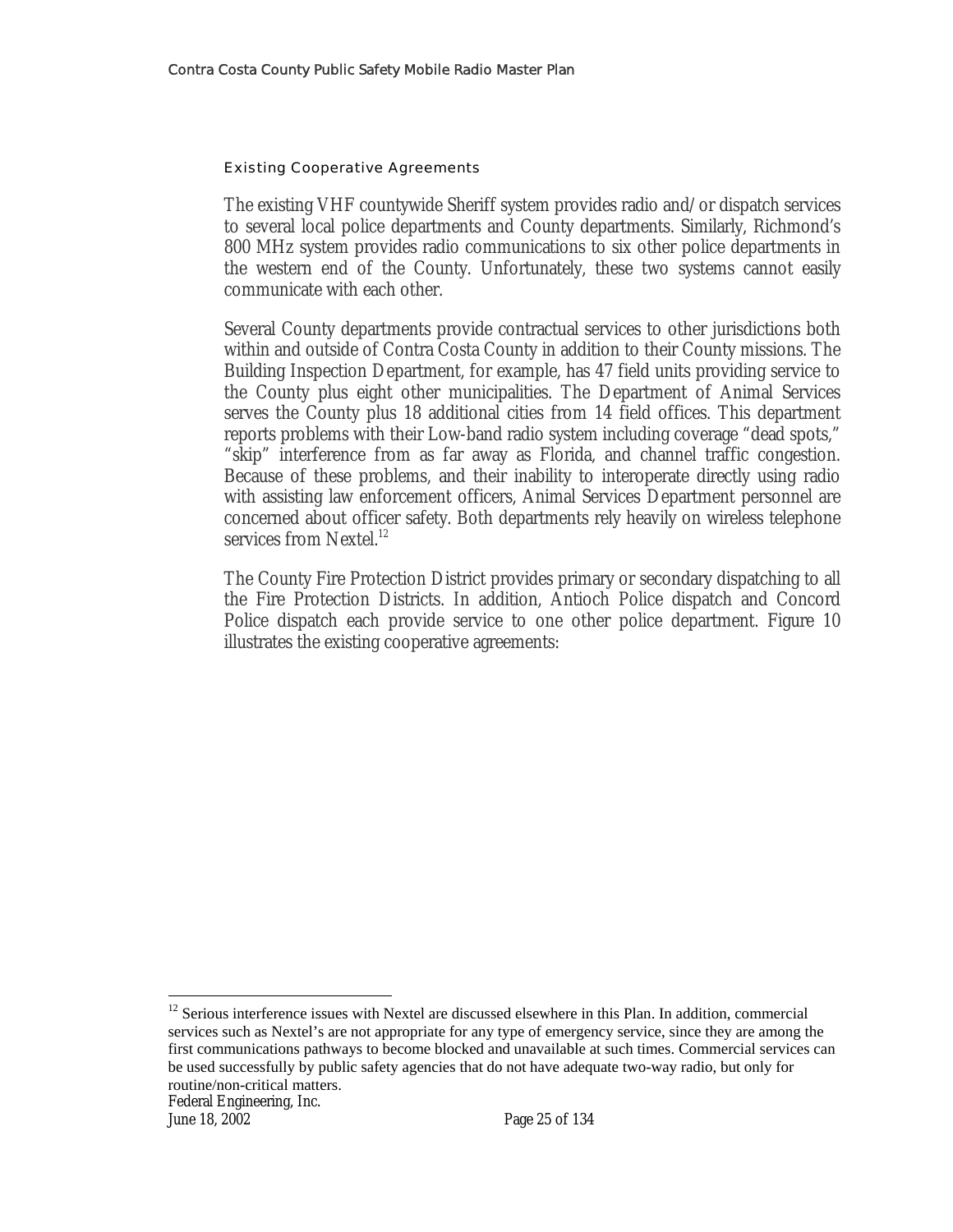### Existing Cooperative Agreements

The existing VHF countywide Sheriff system provides radio and/or dispatch services to several local police departments and County departments. Similarly, Richmond's 800 MHz system provides radio communications to six other police departments in the western end of the County. Unfortunately, these two systems cannot easily communicate with each other.

Several County departments provide contractual services to other jurisdictions both within and outside of Contra Costa County in addition to their County missions. The Building Inspection Department, for example, has 47 field units providing service to the County plus eight other municipalities. The Department of Animal Services serves the County plus 18 additional cities from 14 field offices. This department reports problems with their Low-band radio system including coverage "dead spots," "skip" interference from as far away as Florida, and channel traffic congestion. Because of these problems, and their inability to interoperate directly using radio with assisting law enforcement officers, Animal Services Department personnel are concerned about officer safety. Both departments rely heavily on wireless telephone services from Nextel.[12]

The County Fire Protection District provides primary or secondary dispatching to all the Fire Protection Districts. In addition, Antioch Police dispatch and Concord Police dispatch each provide service to one other police department. Figure 10 illustrates the existing cooperative agreements:

[12] Serious interference issues with Nextel are discussed elsewhere in this Plan. In addition, commercial services such as Nextel's are not appropriate for any type of emergency service, since they are among the first communications pathways to become blocked and unavailable at such times. Commercial services can be used successfully by public safety agencies that do not have adequate two-way radio, but only for routine/non-critical matters.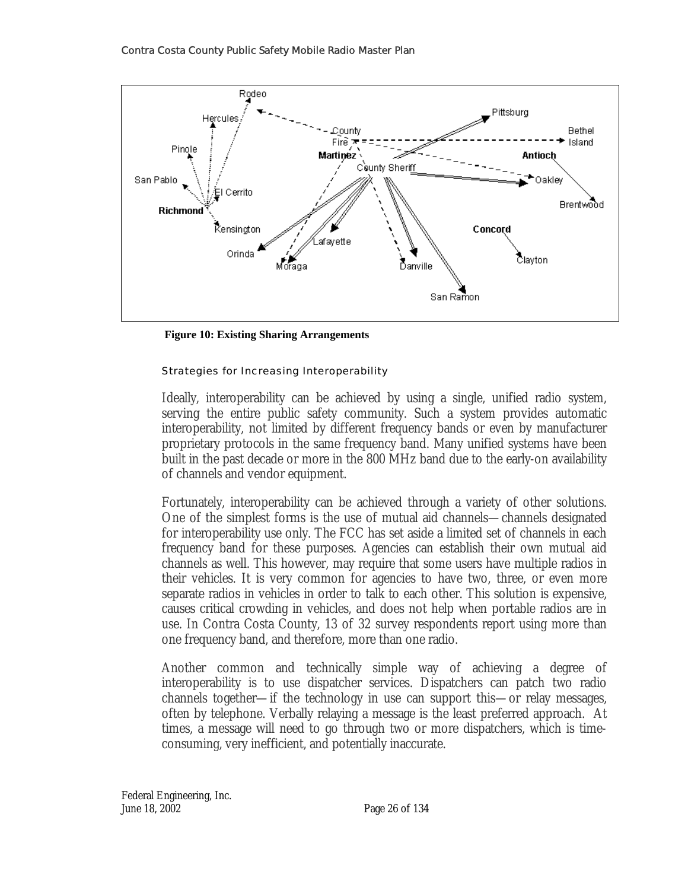**Figure 10: Existing Sharing Arrangements**

### Strategies for Increasing Interoperability

Ideally, interoperability can be achieved by using a single, unified radio system, serving the entire public safety community. Such a system provides automatic interoperability, not limited by different frequency bands or even by manufacturer proprietary protocols in the same frequency band. Many unified systems have been built in the past decade or more in the 800 MHz band due to the early-on availability of channels and vendor equipment.

Fortunately, interoperability can be achieved through a variety of other solutions. One of the simplest forms is the use of mutual aid channels—channels designated for interoperability use only. The FCC has set aside a limited set of channels in each frequency band for these purposes. Agencies can establish their own mutual aid channels as well. This however, may require that some users have multiple radios in their vehicles. It is very common for agencies to have two, three, or even more separate radios in vehicles in order to talk to each other. This solution is expensive, causes critical crowding in vehicles, and does not help when portable radios are in use. In Contra Costa County, 13 of 32 survey respondents report using more than one frequency band, and therefore, more than one radio.

Another common and technically simple way of achieving a degree of interoperability is to use dispatcher services. Dispatchers can patch two radio channels together—if the technology in use can support this—or relay messages, often by telephone. Verbally relaying a message is the least preferred approach. At times, a message will need to go through two or more dispatchers, which is time-consuming, very inefficient, and potentially inaccurate.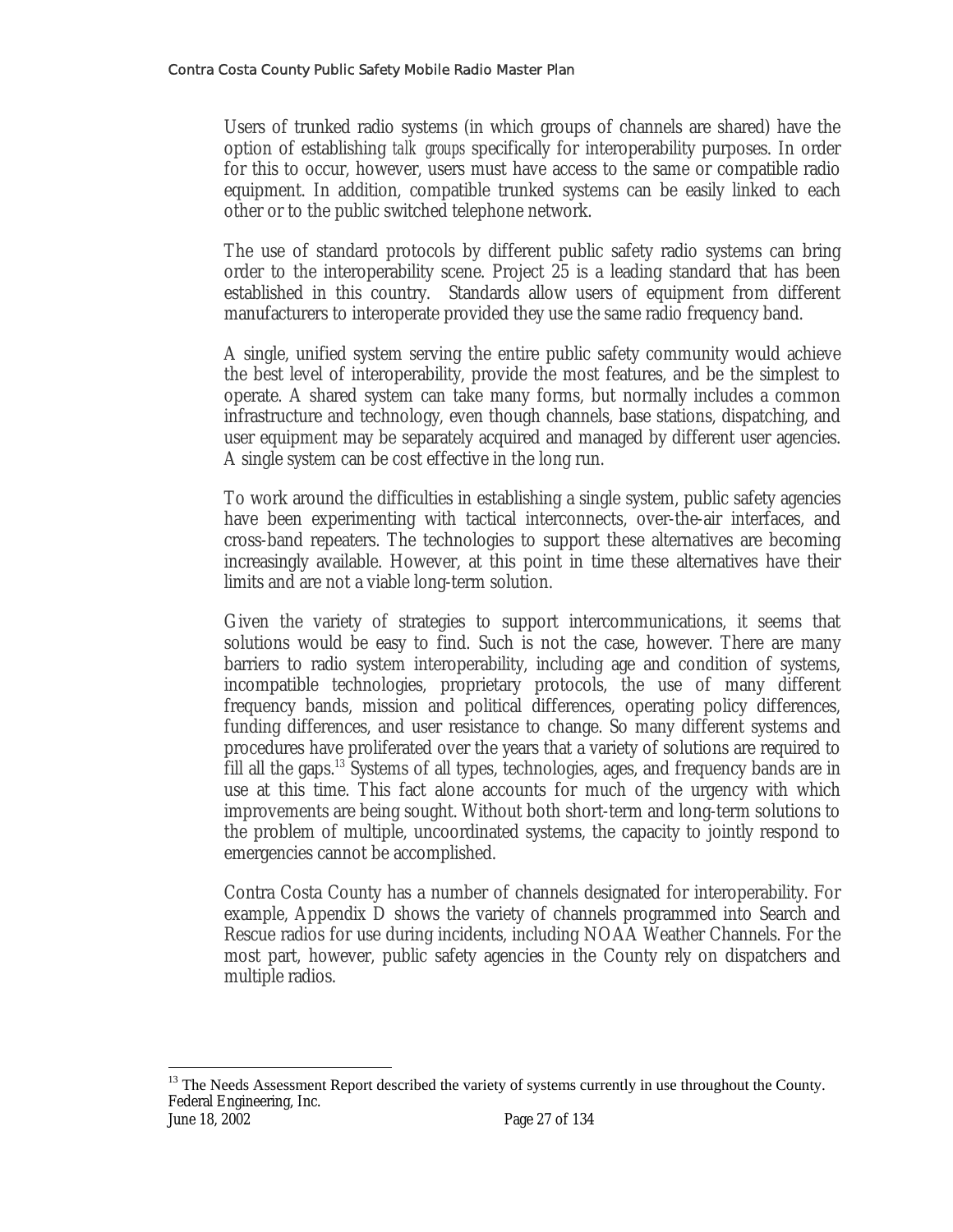Users of trunked radio systems (in which groups of channels are shared) have the option of establishing *talk groups* specifically for interoperability purposes. In order for this to occur, however, users must have access to the same or compatible radio equipment. In addition, compatible trunked systems can be easily linked to each other or to the public switched telephone network.

The use of standard protocols by different public safety radio systems can bring order to the interoperability scene. Project 25 is a leading standard that has been established in this country. Standards allow users of equipment from different manufacturers to interoperate provided they use the same radio frequency band.

A single, unified system serving the entire public safety community would achieve the best level of interoperability, provide the most features, and be the simplest to operate. A shared system can take many forms, but normally includes a common infrastructure and technology, even though channels, base stations, dispatching, and user equipment may be separately acquired and managed by different user agencies. A single system can be cost effective in the long run.

To work around the difficulties in establishing a single system, public safety agencies have been experimenting with tactical interconnects, over-the-air interfaces, and cross-band repeaters. The technologies to support these alternatives are becoming increasingly available. However, at this point in time these alternatives have their limits and are not a viable long-term solution.

Given the variety of strategies to support intercommunications, it seems that solutions would be easy to find. Such is not the case, however. There are many barriers to radio system interoperability, including age and condition of systems, incompatible technologies, proprietary protocols, the use of many different frequency bands, mission and political differences, operating policy differences, funding differences, and user resistance to change. So many different systems and procedures have proliferated over the years that a variety of solutions are required to fill all the gaps.[13] Systems of all types, technologies, ages, and frequency bands are in use at this time. This fact alone accounts for much of the urgency with which improvements are being sought. Without both short-term and long-term solutions to the problem of multiple, uncoordinated systems, the capacity to jointly respond to emergencies cannot be accomplished.

Contra Costa County has a number of channels designated for interoperability. For example, Appendix D shows the variety of channels programmed into Search and Rescue radios for use during incidents, including NOAA Weather Channels. For the most part, however, public safety agencies in the County rely on dispatchers and multiple radios.

[13] The Needs Assessment Report described the variety of systems currently in use throughout the County.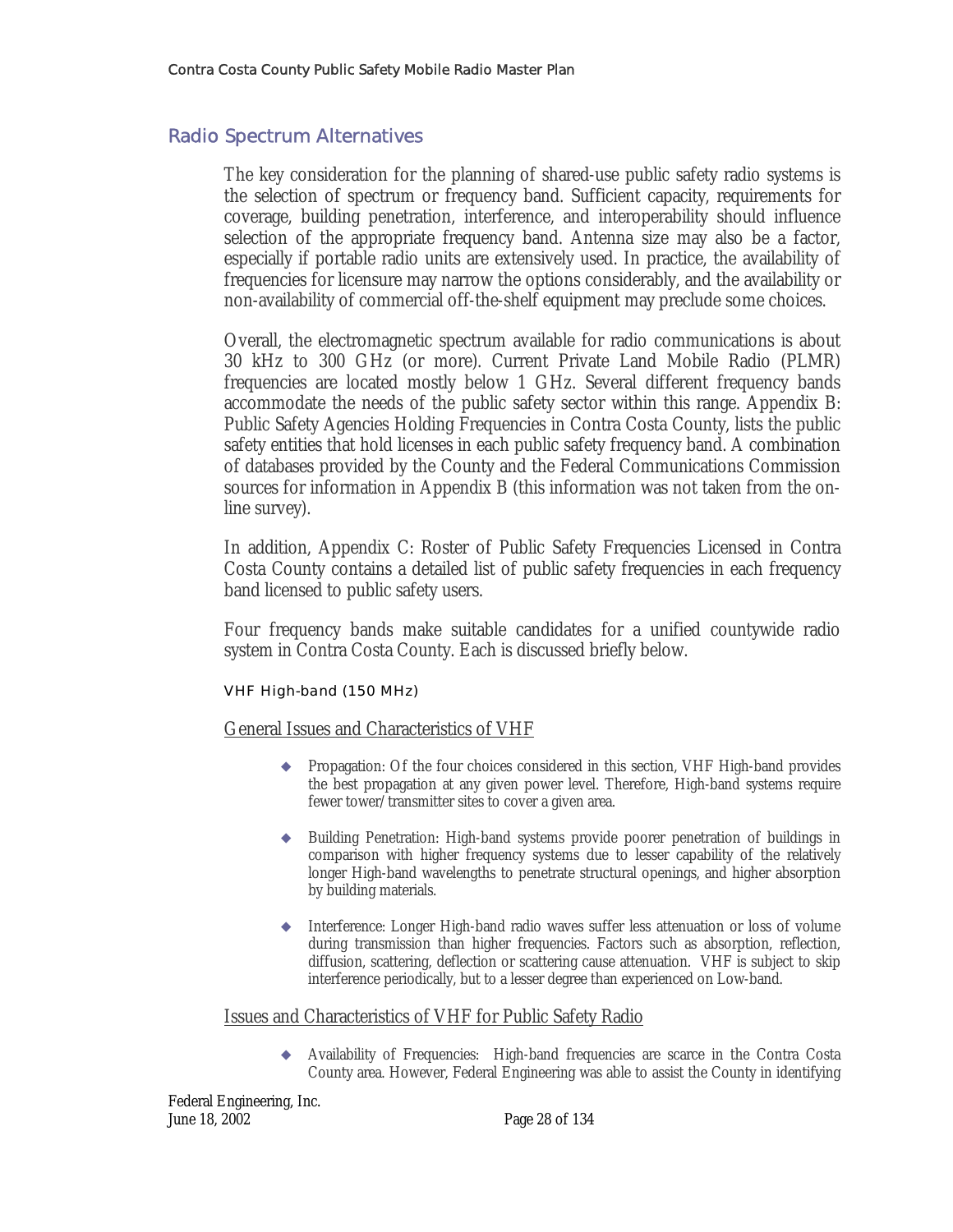## Radio Spectrum Alternatives

The key consideration for the planning of shared-use public safety radio systems is the selection of spectrum or frequency band. Sufficient capacity, requirements for coverage, building penetration, interference, and interoperability should influence selection of the appropriate frequency band. Antenna size may also be a factor, especially if portable radio units are extensively used. In practice, the availability of frequencies for licensure may narrow the options considerably, and the availability or non-availability of commercial off-the-shelf equipment may preclude some choices.

Overall, the electromagnetic spectrum available for radio communications is about 30 kHz to 300 GHz (or more). Current Private Land Mobile Radio (PLMR) frequencies are located mostly below 1 GHz. Several different frequency bands accommodate the needs of the public safety sector within this range. Appendix B: Public Safety Agencies Holding Frequencies in Contra Costa County, lists the public safety entities that hold licenses in each public safety frequency band. A combination of databases provided by the County and the Federal Communications Commission sources for information in Appendix B (this information was not taken from the on-line survey).

In addition, Appendix C: Roster of Public Safety Frequencies Licensed in Contra Costa County contains a detailed list of public safety frequencies in each frequency band licensed to public safety users.

Four frequency bands make suitable candidates for a unified countywide radio system in Contra Costa County. Each is discussed briefly below.

### VHF High-band (150 MHz)

#### General Issues and Characteristics of VHF

- Propagation: Of the four choices considered in this section, VHF High-band provides the best propagation at any given power level. Therefore, High-band systems require fewer tower/transmitter sites to cover a given area.
- Building Penetration: High-band systems provide poorer penetration of buildings in comparison with higher frequency systems due to lesser capability of the relatively longer High-band wavelengths to penetrate structural openings, and higher absorption by building materials.
- Interference: Longer High-band radio waves suffer less attenuation or loss of volume during transmission than higher frequencies. Factors such as absorption, reflection, diffusion, scattering, deflection or scattering cause attenuation. VHF is subject to skip interference periodically, but to a lesser degree than experienced on Low-band.

#### Issues and Characteristics of VHF for Public Safety Radio

- Availability of Frequencies: High-band frequencies are scarce in the Contra Costa County area. However, Federal Engineering was able to assist the County in identifying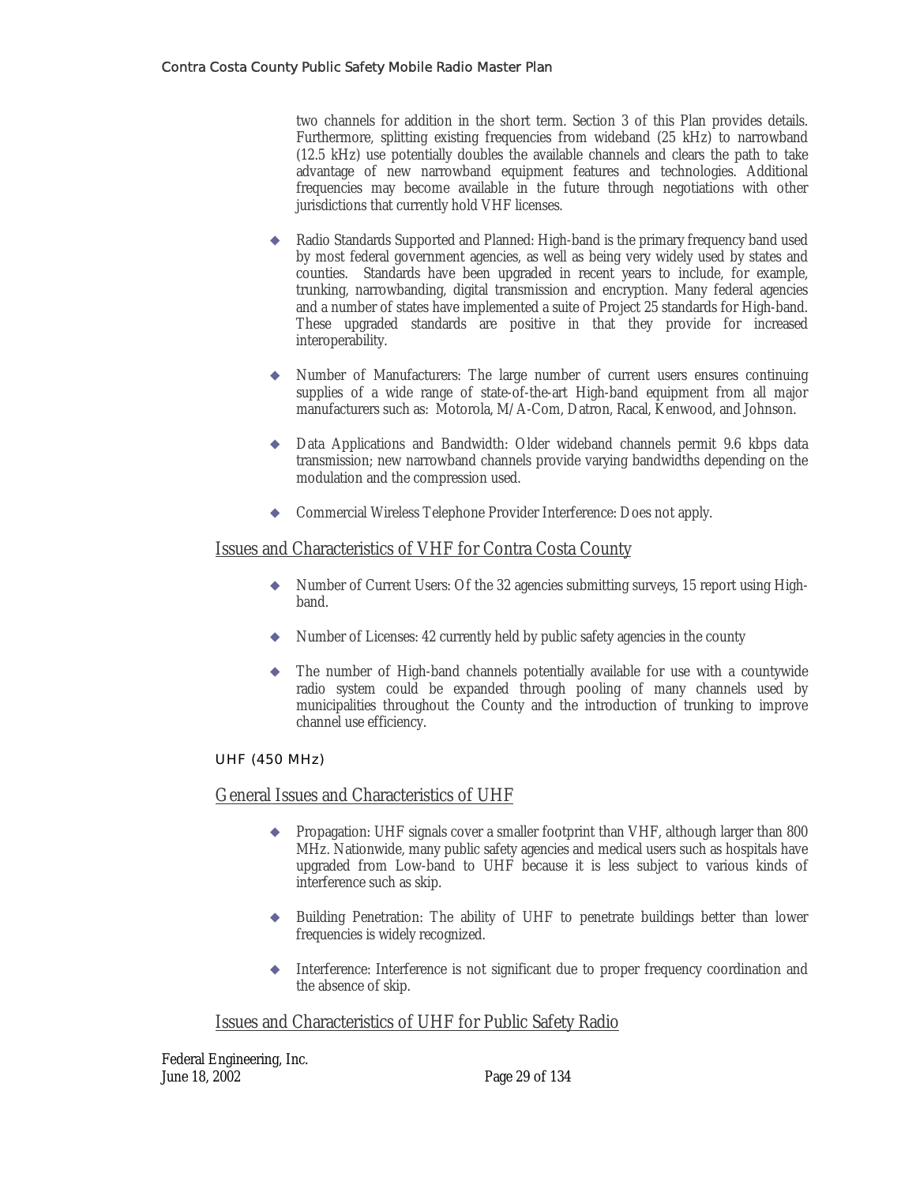two channels for addition in the short term. Section 3 of this Plan provides details. Furthermore, splitting existing frequencies from wideband (25 kHz) to narrowband (12.5 kHz) use potentially doubles the available channels and clears the path to take advantage of new narrowband equipment features and technologies. Additional frequencies may become available in the future through negotiations with other jurisdictions that currently hold VHF licenses.

- Radio Standards Supported and Planned: High-band is the primary frequency band used by most federal government agencies, as well as being very widely used by states and counties. Standards have been upgraded in recent years to include, for example, trunking, narrowbanding, digital transmission and encryption. Many federal agencies and a number of states have implemented a suite of Project 25 standards for High-band. These upgraded standards are positive in that they provide for increased interoperability.
- Number of Manufacturers: The large number of current users ensures continuing supplies of a wide range of state-of-the-art High-band equipment from all major manufacturers such as: Motorola, M/A-Com, Datron, Racal, Kenwood, and Johnson.
- Data Applications and Bandwidth: Older wideband channels permit 9.6 kbps data transmission; new narrowband channels provide varying bandwidths depending on the modulation and the compression used.
- Commercial Wireless Telephone Provider Interference: Does not apply.

## Issues and Characteristics of VHF for Contra Costa County

- Number of Current Users: Of the 32 agencies submitting surveys, 15 report using High-band.
- Number of Licenses: 42 currently held by public safety agencies in the county
- The number of High-band channels potentially available for use with a countywide radio system could be expanded through pooling of many channels used by municipalities throughout the County and the introduction of trunking to improve channel use efficiency.

### UHF (450 MHz)

## General Issues and Characteristics of UHF

- Propagation: UHF signals cover a smaller footprint than VHF, although larger than 800 MHz. Nationwide, many public safety agencies and medical users such as hospitals have upgraded from Low-band to UHF because it is less subject to various kinds of interference such as skip.
- Building Penetration: The ability of UHF to penetrate buildings better than lower frequencies is widely recognized.
- Interference: Interference is not significant due to proper frequency coordination and the absence of skip.

## Issues and Characteristics of UHF for Public Safety Radio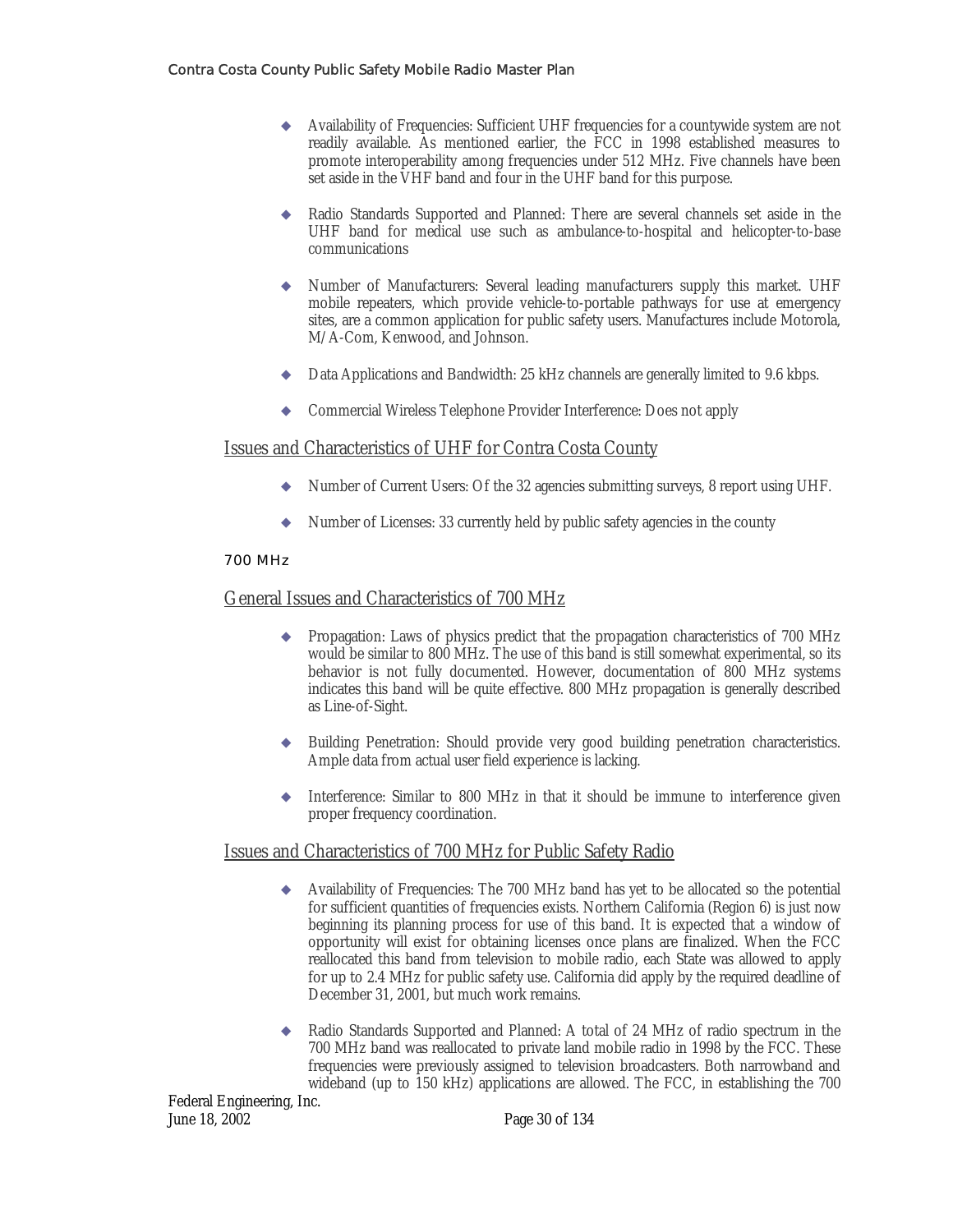- Availability of Frequencies: Sufficient UHF frequencies for a countywide system are not readily available. As mentioned earlier, the FCC in 1998 established measures to promote interoperability among frequencies under 512 MHz. Five channels have been set aside in the VHF band and four in the UHF band for this purpose.

- Radio Standards Supported and Planned: There are several channels set aside in the UHF band for medical use such as ambulance-to-hospital and helicopter-to-base communications

- Number of Manufacturers: Several leading manufacturers supply this market. UHF mobile repeaters, which provide vehicle-to-portable pathways for use at emergency sites, are a common application for public safety users. Manufactures include Motorola, M/A-Com, Kenwood, and Johnson.

- Data Applications and Bandwidth: 25 kHz channels are generally limited to 9.6 kbps.

- Commercial Wireless Telephone Provider Interference: Does not apply

## Issues and Characteristics of UHF for Contra Costa County

- Number of Current Users: Of the 32 agencies submitting surveys, 8 report using UHF.

- Number of Licenses: 33 currently held by public safety agencies in the county

### 700 MHz

## General Issues and Characteristics of 700 MHz

- Propagation: Laws of physics predict that the propagation characteristics of 700 MHz would be similar to 800 MHz. The use of this band is still somewhat experimental, so its behavior is not fully documented. However, documentation of 800 MHz systems indicates this band will be quite effective. 800 MHz propagation is generally described as Line-of-Sight.

- Building Penetration: Should provide very good building penetration characteristics. Ample data from actual user field experience is lacking.

- Interference: Similar to 800 MHz in that it should be immune to interference given proper frequency coordination.

## Issues and Characteristics of 700 MHz for Public Safety Radio

- Availability of Frequencies: The 700 MHz band has yet to be allocated so the potential for sufficient quantities of frequencies exists. Northern California (Region 6) is just now beginning its planning process for use of this band. It is expected that a window of opportunity will exist for obtaining licenses once plans are finalized. When the FCC reallocated this band from television to mobile radio, each State was allowed to apply for up to 2.4 MHz for public safety use. California did apply by the required deadline of December 31, 2001, but much work remains.

- Radio Standards Supported and Planned: A total of 24 MHz of radio spectrum in the 700 MHz band was reallocated to private land mobile radio in 1998 by the FCC. These frequencies were previously assigned to television broadcasters. Both narrowband and wideband (up to 150 kHz) applications are allowed. The FCC, in establishing the 700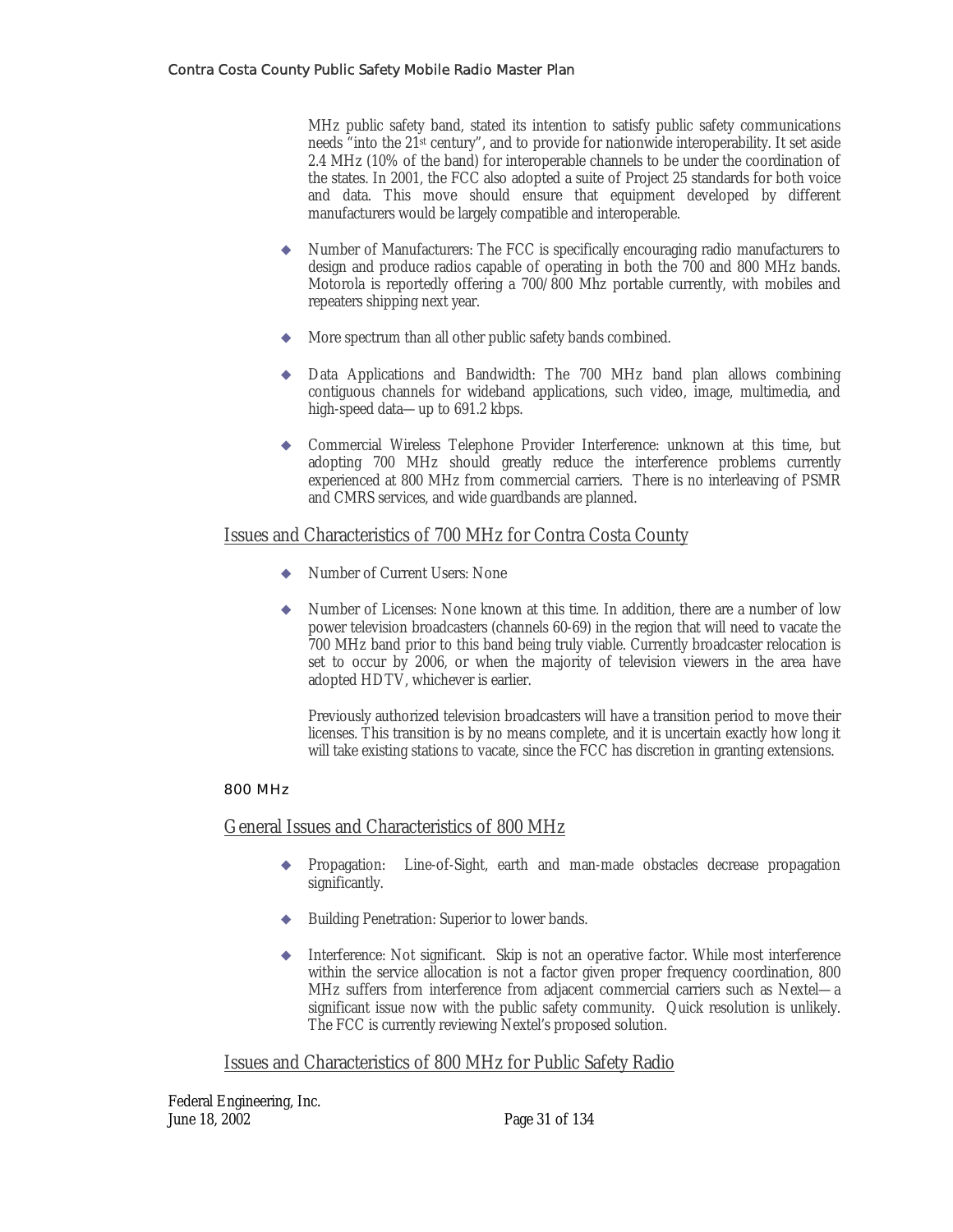MHz public safety band, stated its intention to satisfy public safety communications needs "into the 21st century", and to provide for nationwide interoperability. It set aside 2.4 MHz (10% of the band) for interoperable channels to be under the coordination of the states. In 2001, the FCC also adopted a suite of Project 25 standards for both voice and data. This move should ensure that equipment developed by different manufacturers would be largely compatible and interoperable.

- Number of Manufacturers: The FCC is specifically encouraging radio manufacturers to design and produce radios capable of operating in both the 700 and 800 MHz bands. Motorola is reportedly offering a 700/800 Mhz portable currently, with mobiles and repeaters shipping next year.

- More spectrum than all other public safety bands combined.

- Data Applications and Bandwidth: The 700 MHz band plan allows combining contiguous channels for wideband applications, such video, image, multimedia, and high-speed data—up to 691.2 kbps.

- Commercial Wireless Telephone Provider Interference: unknown at this time, but adopting 700 MHz should greatly reduce the interference problems currently experienced at 800 MHz from commercial carriers. There is no interleaving of PSMR and CMRS services, and wide guardbands are planned.

## Issues and Characteristics of 700 MHz for Contra Costa County

- Number of Current Users: None

- Number of Licenses: None known at this time. In addition, there are a number of low power television broadcasters (channels 60-69) in the region that will need to vacate the 700 MHz band prior to this band being truly viable. Currently broadcaster relocation is set to occur by 2006, or when the majority of television viewers in the area have adopted HDTV, whichever is earlier.

  Previously authorized television broadcasters will have a transition period to move their licenses. This transition is by no means complete, and it is uncertain exactly how long it will take existing stations to vacate, since the FCC has discretion in granting extensions.

### 800 MHz

## General Issues and Characteristics of 800 MHz

- Propagation: Line-of-Sight, earth and man-made obstacles decrease propagation significantly.

- Building Penetration: Superior to lower bands.

- Interference: Not significant. Skip is not an operative factor. While most interference within the service allocation is not a factor given proper frequency coordination, 800 MHz suffers from interference from adjacent commercial carriers such as Nextel—a significant issue now with the public safety community. Quick resolution is unlikely. The FCC is currently reviewing Nextel's proposed solution.

## Issues and Characteristics of 800 MHz for Public Safety Radio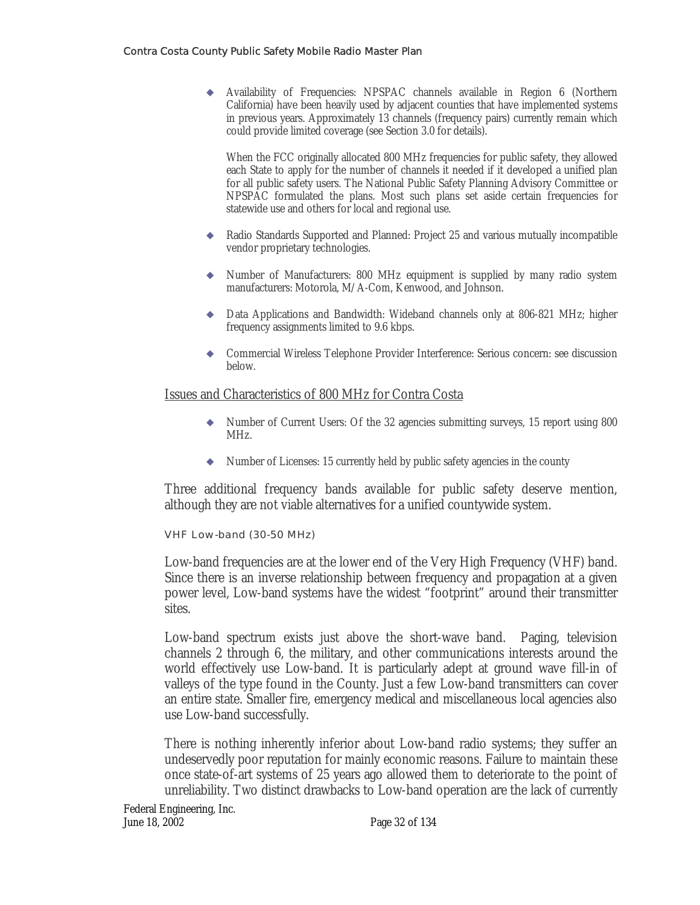- Availability of Frequencies: NPSPAC channels available in Region 6 (Northern California) have been heavily used by adjacent counties that have implemented systems in previous years. Approximately 13 channels (frequency pairs) currently remain which could provide limited coverage (see Section 3.0 for details).

  When the FCC originally allocated 800 MHz frequencies for public safety, they allowed each State to apply for the number of channels it needed if it developed a unified plan for all public safety users. The National Public Safety Planning Advisory Committee or NPSPAC formulated the plans. Most such plans set aside certain frequencies for statewide use and others for local and regional use.

- Radio Standards Supported and Planned: Project 25 and various mutually incompatible vendor proprietary technologies.

- Number of Manufacturers: 800 MHz equipment is supplied by many radio system manufacturers: Motorola, M/A-Com, Kenwood, and Johnson.

- Data Applications and Bandwidth: Wideband channels only at 806-821 MHz; higher frequency assignments limited to 9.6 kbps.

- Commercial Wireless Telephone Provider Interference: Serious concern: see discussion below.

<u>Issues and Characteristics of 800 MHz for Contra Costa</u>

- Number of Current Users: Of the 32 agencies submitting surveys, 15 report using 800 MHz.

- Number of Licenses: 15 currently held by public safety agencies in the county

Three additional frequency bands available for public safety deserve mention, although they are not viable alternatives for a unified countywide system.

#### VHF Low-band (30-50 MHz)

Low-band frequencies are at the lower end of the Very High Frequency (VHF) band. Since there is an inverse relationship between frequency and propagation at a given power level, Low-band systems have the widest "footprint" around their transmitter sites.

Low-band spectrum exists just above the short-wave band. Paging, television channels 2 through 6, the military, and other communications interests around the world effectively use Low-band. It is particularly adept at ground wave fill-in of valleys of the type found in the County. Just a few Low-band transmitters can cover an entire state. Smaller fire, emergency medical and miscellaneous local agencies also use Low-band successfully.

There is nothing inherently inferior about Low-band radio systems; they suffer an undeservedly poor reputation for mainly economic reasons. Failure to maintain these once state-of-art systems of 25 years ago allowed them to deteriorate to the point of unreliability. Two distinct drawbacks to Low-band operation are the lack of currently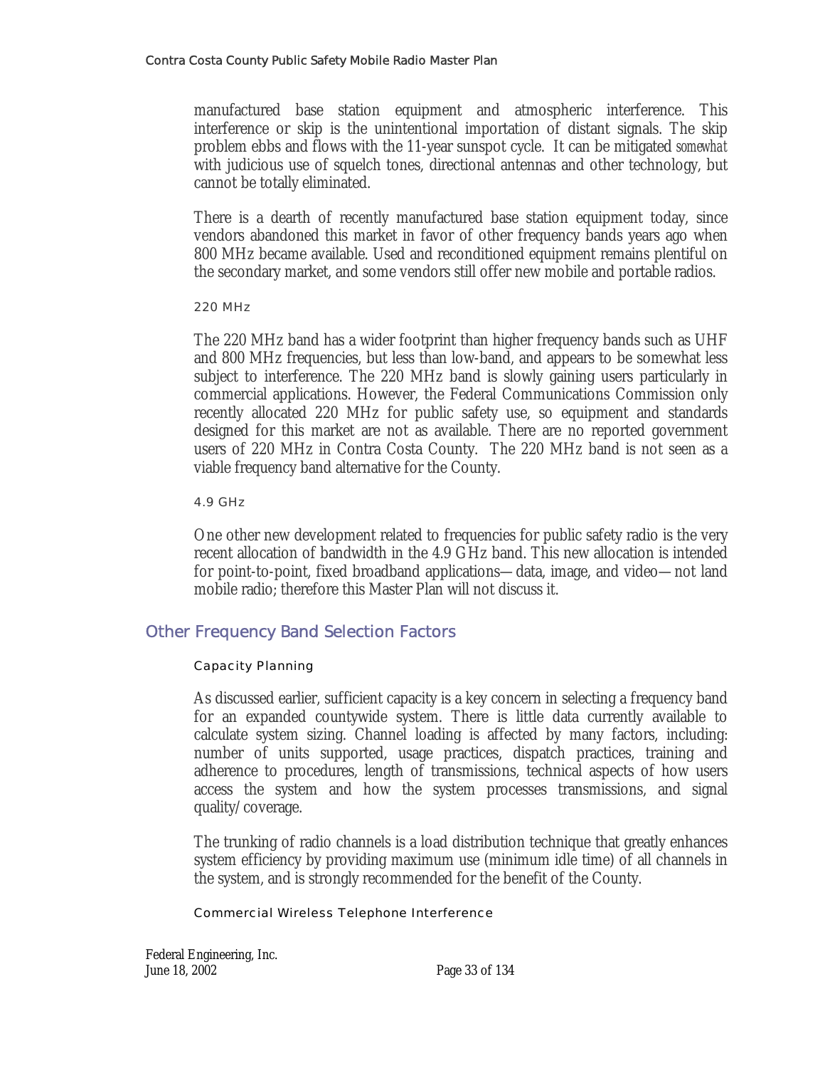manufactured base station equipment and atmospheric interference. This interference or skip is the unintentional importation of distant signals. The skip problem ebbs and flows with the 11-year sunspot cycle. It can be mitigated *somewhat* with judicious use of squelch tones, directional antennas and other technology, but cannot be totally eliminated.

There is a dearth of recently manufactured base station equipment today, since vendors abandoned this market in favor of other frequency bands years ago when 800 MHz became available. Used and reconditioned equipment remains plentiful on the secondary market, and some vendors still offer new mobile and portable radios.

#### 220 MHz

The 220 MHz band has a wider footprint than higher frequency bands such as UHF and 800 MHz frequencies, but less than low-band, and appears to be somewhat less subject to interference. The 220 MHz band is slowly gaining users particularly in commercial applications. However, the Federal Communications Commission only recently allocated 220 MHz for public safety use, so equipment and standards designed for this market are not as available. There are no reported government users of 220 MHz in Contra Costa County. The 220 MHz band is not seen as a viable frequency band alternative for the County.

#### 4.9 GHz

One other new development related to frequencies for public safety radio is the very recent allocation of bandwidth in the 4.9 GHz band. This new allocation is intended for point-to-point, fixed broadband applications—data, image, and video—not land mobile radio; therefore this Master Plan will not discuss it.

## Other Frequency Band Selection Factors

### Capacity Planning

As discussed earlier, sufficient capacity is a key concern in selecting a frequency band for an expanded countywide system. There is little data currently available to calculate system sizing. Channel loading is affected by many factors, including: number of units supported, usage practices, dispatch practices, training and adherence to procedures, length of transmissions, technical aspects of how users access the system and how the system processes transmissions, and signal quality/coverage.

The trunking of radio channels is a load distribution technique that greatly enhances system efficiency by providing maximum use (minimum idle time) of all channels in the system, and is strongly recommended for the benefit of the County.

### Commercial Wireless Telephone Interference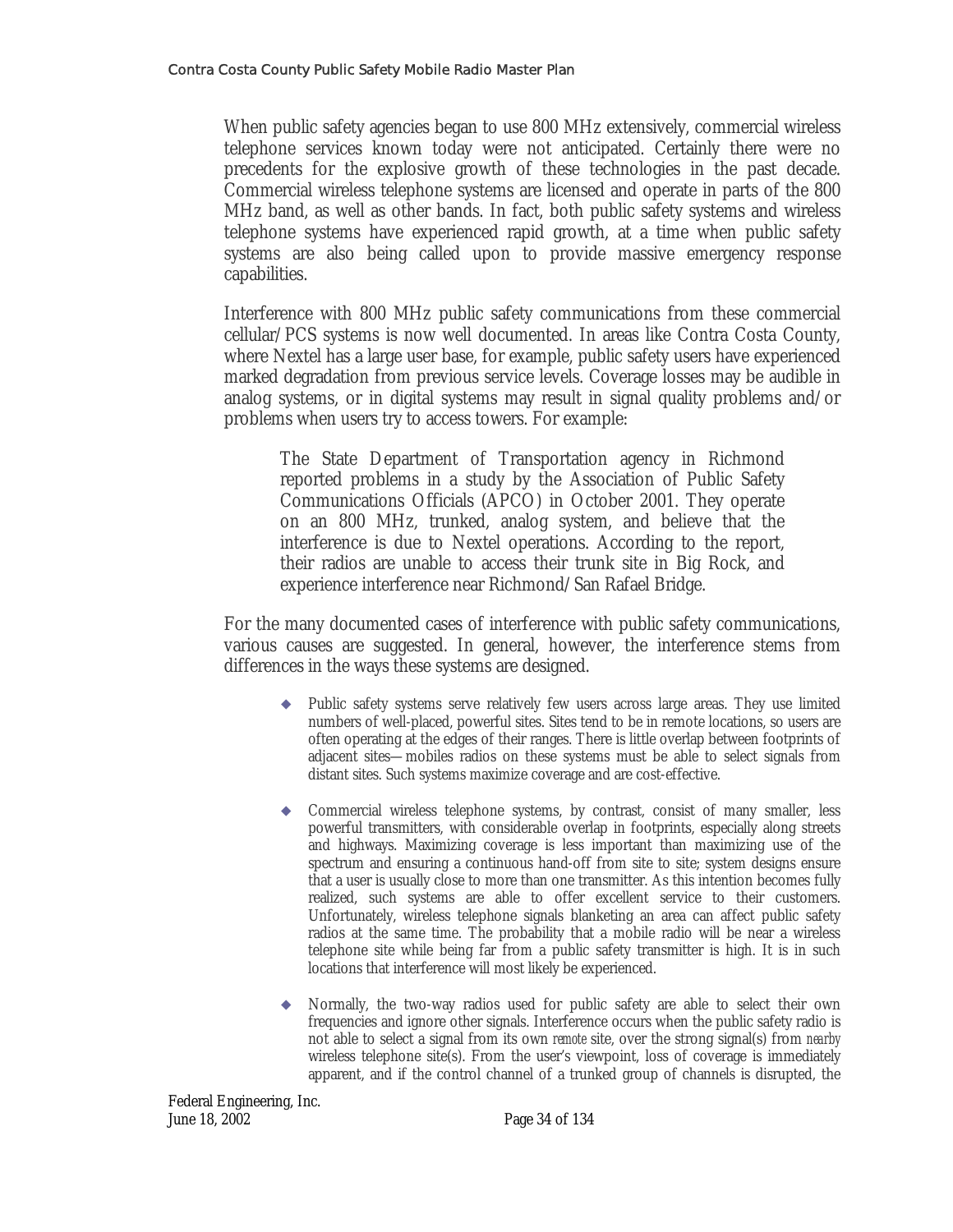When public safety agencies began to use 800 MHz extensively, commercial wireless telephone services known today were not anticipated. Certainly there were no precedents for the explosive growth of these technologies in the past decade. Commercial wireless telephone systems are licensed and operate in parts of the 800 MHz band, as well as other bands. In fact, both public safety systems and wireless telephone systems have experienced rapid growth, at a time when public safety systems are also being called upon to provide massive emergency response capabilities.

Interference with 800 MHz public safety communications from these commercial cellular/PCS systems is now well documented. In areas like Contra Costa County, where Nextel has a large user base, for example, public safety users have experienced marked degradation from previous service levels. Coverage losses may be audible in analog systems, or in digital systems may result in signal quality problems and/or problems when users try to access towers. For example:

> The State Department of Transportation agency in Richmond reported problems in a study by the Association of Public Safety Communications Officials (APCO) in October 2001. They operate on an 800 MHz, trunked, analog system, and believe that the interference is due to Nextel operations. According to the report, their radios are unable to access their trunk site in Big Rock, and experience interference near Richmond/San Rafael Bridge.

For the many documented cases of interference with public safety communications, various causes are suggested. In general, however, the interference stems from differences in the ways these systems are designed.

- Public safety systems serve relatively few users across large areas. They use limited numbers of well-placed, powerful sites. Sites tend to be in remote locations, so users are often operating at the edges of their ranges. There is little overlap between footprints of adjacent sites—mobiles radios on these systems must be able to select signals from distant sites. Such systems maximize coverage and are cost-effective.
- Commercial wireless telephone systems, by contrast, consist of many smaller, less powerful transmitters, with considerable overlap in footprints, especially along streets and highways. Maximizing coverage is less important than maximizing use of the spectrum and ensuring a continuous hand-off from site to site; system designs ensure that a user is usually close to more than one transmitter. As this intention becomes fully realized, such systems are able to offer excellent service to their customers. Unfortunately, wireless telephone signals blanketing an area can affect public safety radios at the same time. The probability that a mobile radio will be near a wireless telephone site while being far from a public safety transmitter is high. It is in such locations that interference will most likely be experienced.
- Normally, the two-way radios used for public safety are able to select their own frequencies and ignore other signals. Interference occurs when the public safety radio is not able to select a signal from its own *remote* site, over the strong signal(s) from *nearby* wireless telephone site(s). From the user's viewpoint, loss of coverage is immediately apparent, and if the control channel of a trunked group of channels is disrupted, the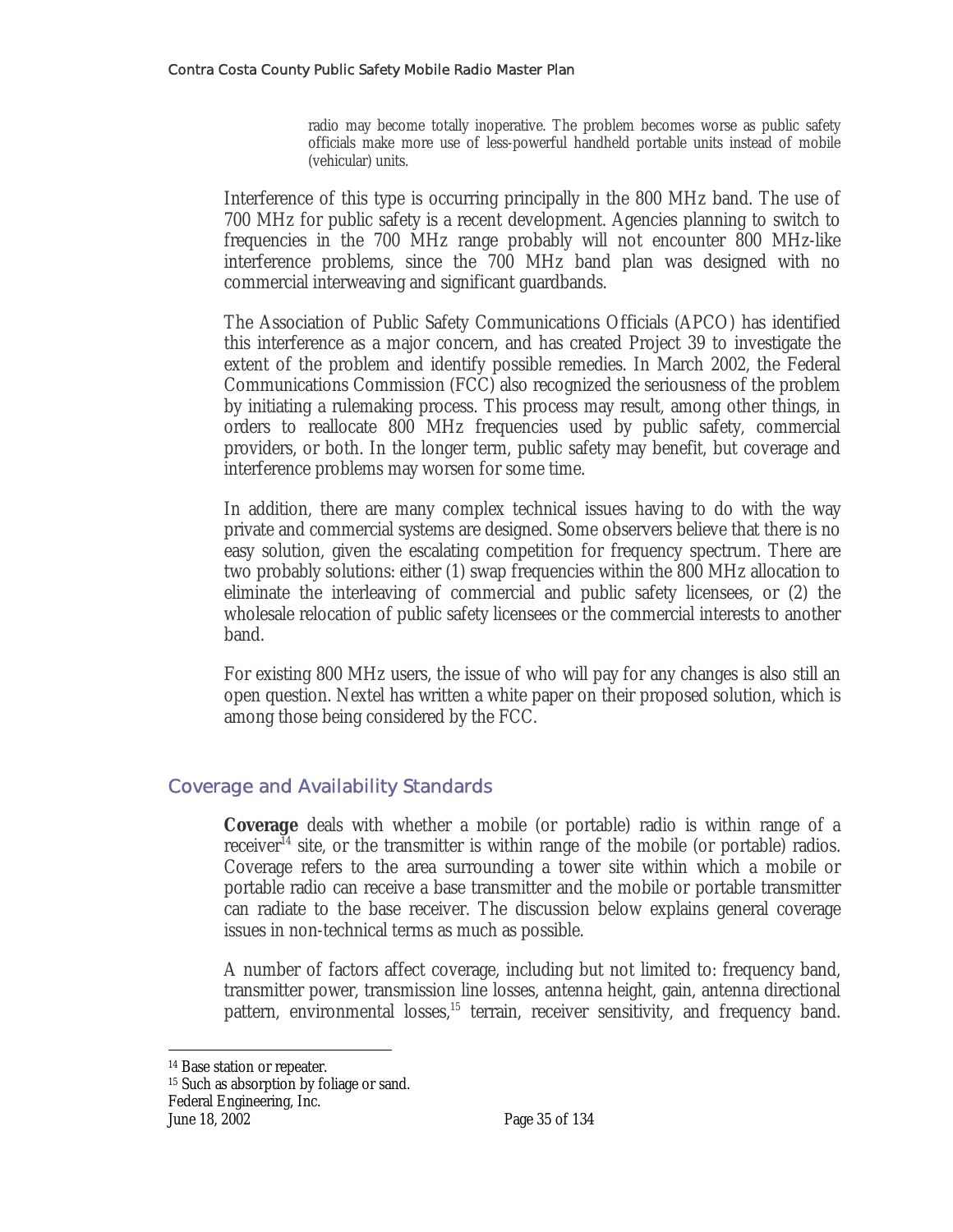> radio may become totally inoperative. The problem becomes worse as public safety officials make more use of less-powerful handheld portable units instead of mobile (vehicular) units.

Interference of this type is occurring principally in the 800 MHz band. The use of 700 MHz for public safety is a recent development. Agencies planning to switch to frequencies in the 700 MHz range probably will not encounter 800 MHz-like interference problems, since the 700 MHz band plan was designed with no commercial interweaving and significant guardbands.

The Association of Public Safety Communications Officials (APCO) has identified this interference as a major concern, and has created Project 39 to investigate the extent of the problem and identify possible remedies. In March 2002, the Federal Communications Commission (FCC) also recognized the seriousness of the problem by initiating a rulemaking process. This process may result, among other things, in orders to reallocate 800 MHz frequencies used by public safety, commercial providers, or both. In the longer term, public safety may benefit, but coverage and interference problems may worsen for some time.

In addition, there are many complex technical issues having to do with the way private and commercial systems are designed. Some observers believe that there is no easy solution, given the escalating competition for frequency spectrum. There are two probably solutions: either (1) swap frequencies within the 800 MHz allocation to eliminate the interleaving of commercial and public safety licensees, or (2) the wholesale relocation of public safety licensees or the commercial interests to another band.

For existing 800 MHz users, the issue of who will pay for any changes is also still an open question. Nextel has written a white paper on their proposed solution, which is among those being considered by the FCC.

## Coverage and Availability Standards

**Coverage** deals with whether a mobile (or portable) radio is within range of a receiver[14] site, or the transmitter is within range of the mobile (or portable) radios. Coverage refers to the area surrounding a tower site within which a mobile or portable radio can receive a base transmitter and the mobile or portable transmitter can radiate to the base receiver. The discussion below explains general coverage issues in non-technical terms as much as possible.

A number of factors affect coverage, including but not limited to: frequency band, transmitter power, transmission line losses, antenna height, gain, antenna directional pattern, environmental losses,[15] terrain, receiver sensitivity, and frequency band.

---

[14] Base station or repeater.

[15] Such as absorption by foliage or sand.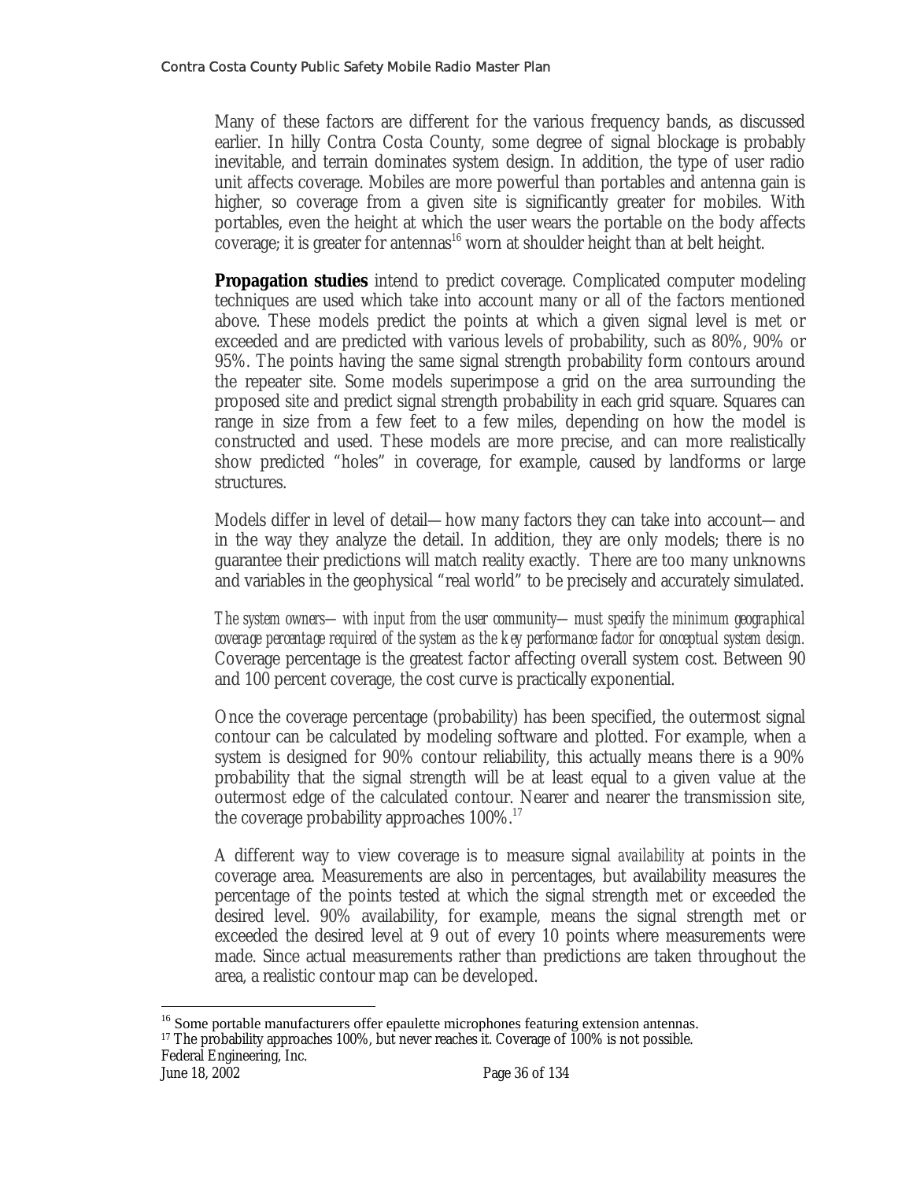Many of these factors are different for the various frequency bands, as discussed earlier. In hilly Contra Costa County, some degree of signal blockage is probably inevitable, and terrain dominates system design. In addition, the type of user radio unit affects coverage. Mobiles are more powerful than portables and antenna gain is higher, so coverage from a given site is significantly greater for mobiles. With portables, even the height at which the user wears the portable on the body affects coverage; it is greater for antennas[16] worn at shoulder height than at belt height.

**Propagation studies** intend to predict coverage. Complicated computer modeling techniques are used which take into account many or all of the factors mentioned above. These models predict the points at which a given signal level is met or exceeded and are predicted with various levels of probability, such as 80%, 90% or 95%. The points having the same signal strength probability form contours around the repeater site. Some models superimpose a grid on the area surrounding the proposed site and predict signal strength probability in each grid square. Squares can range in size from a few feet to a few miles, depending on how the model is constructed and used. These models are more precise, and can more realistically show predicted "holes" in coverage, for example, caused by landforms or large structures.

Models differ in level of detail—how many factors they can take into account—and in the way they analyze the detail. In addition, they are only models; there is no guarantee their predictions will match reality exactly. There are too many unknowns and variables in the geophysical "real world" to be precisely and accurately simulated.

*The system owners—with input from the user community—must specify the minimum geographical coverage percentage required of the system as the key performance factor for conceptual system design.* Coverage percentage is the greatest factor affecting overall system cost. Between 90 and 100 percent coverage, the cost curve is practically exponential.

Once the coverage percentage (probability) has been specified, the outermost signal contour can be calculated by modeling software and plotted. For example, when a system is designed for 90% contour reliability, this actually means there is a 90% probability that the signal strength will be at least equal to a given value at the outermost edge of the calculated contour. Nearer and nearer the transmission site, the coverage probability approaches 100%.[17]

A different way to view coverage is to measure signal *availability* at points in the coverage area. Measurements are also in percentages, but availability measures the percentage of the points tested at which the signal strength met or exceeded the desired level. 90% availability, for example, means the signal strength met or exceeded the desired level at 9 out of every 10 points where measurements were made. Since actual measurements rather than predictions are taken throughout the area, a realistic contour map can be developed.

---

[16] Some portable manufacturers offer epaulette microphones featuring extension antennas.

[17] The probability approaches 100%, but never reaches it. Coverage of 100% is not possible.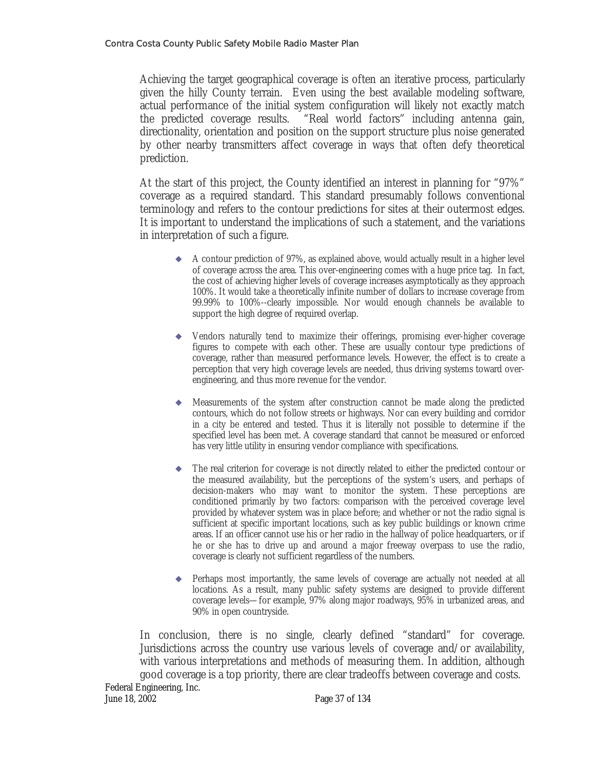Achieving the target geographical coverage is often an iterative process, particularly given the hilly County terrain. Even using the best available modeling software, actual performance of the initial system configuration will likely not exactly match the predicted coverage results. "Real world factors" including antenna gain, directionality, orientation and position on the support structure plus noise generated by other nearby transmitters affect coverage in ways that often defy theoretical prediction.

At the start of this project, the County identified an interest in planning for "97%" coverage as a required standard. This standard presumably follows conventional terminology and refers to the contour predictions for sites at their outermost edges. It is important to understand the implications of such a statement, and the variations in interpretation of such a figure.

- A contour prediction of 97%, as explained above, would actually result in a higher level of coverage across the area. This over-engineering comes with a huge price tag. In fact, the cost of achieving higher levels of coverage increases asymptotically as they approach 100%. It would take a theoretically infinite number of dollars to increase coverage from 99.99% to 100%--clearly impossible. Nor would enough channels be available to support the high degree of required overlap.

- Vendors naturally tend to maximize their offerings, promising ever-higher coverage figures to compete with each other. These are usually contour type predictions of coverage, rather than measured performance levels. However, the effect is to create a perception that very high coverage levels are needed, thus driving systems toward over-engineering, and thus more revenue for the vendor.

- Measurements of the system after construction cannot be made along the predicted contours, which do not follow streets or highways. Nor can every building and corridor in a city be entered and tested. Thus it is literally not possible to determine if the specified level has been met. A coverage standard that cannot be measured or enforced has very little utility in ensuring vendor compliance with specifications.

- The real criterion for coverage is not directly related to either the predicted contour or the measured availability, but the perceptions of the system's users, and perhaps of decision-makers who may want to monitor the system. These perceptions are conditioned primarily by two factors: comparison with the perceived coverage level provided by whatever system was in place before; and whether or not the radio signal is sufficient at specific important locations, such as key public buildings or known crime areas. If an officer cannot use his or her radio in the hallway of police headquarters, or if he or she has to drive up and around a major freeway overpass to use the radio, coverage is clearly not sufficient regardless of the numbers.

- Perhaps most importantly, the same levels of coverage are actually not needed at all locations. As a result, many public safety systems are designed to provide different coverage levels—for example, 97% along major roadways, 95% in urbanized areas, and 90% in open countryside.

In conclusion, there is no single, clearly defined "standard" for coverage. Jurisdictions across the country use various levels of coverage and/or availability, with various interpretations and methods of measuring them. In addition, although good coverage is a top priority, there are clear tradeoffs between coverage and costs.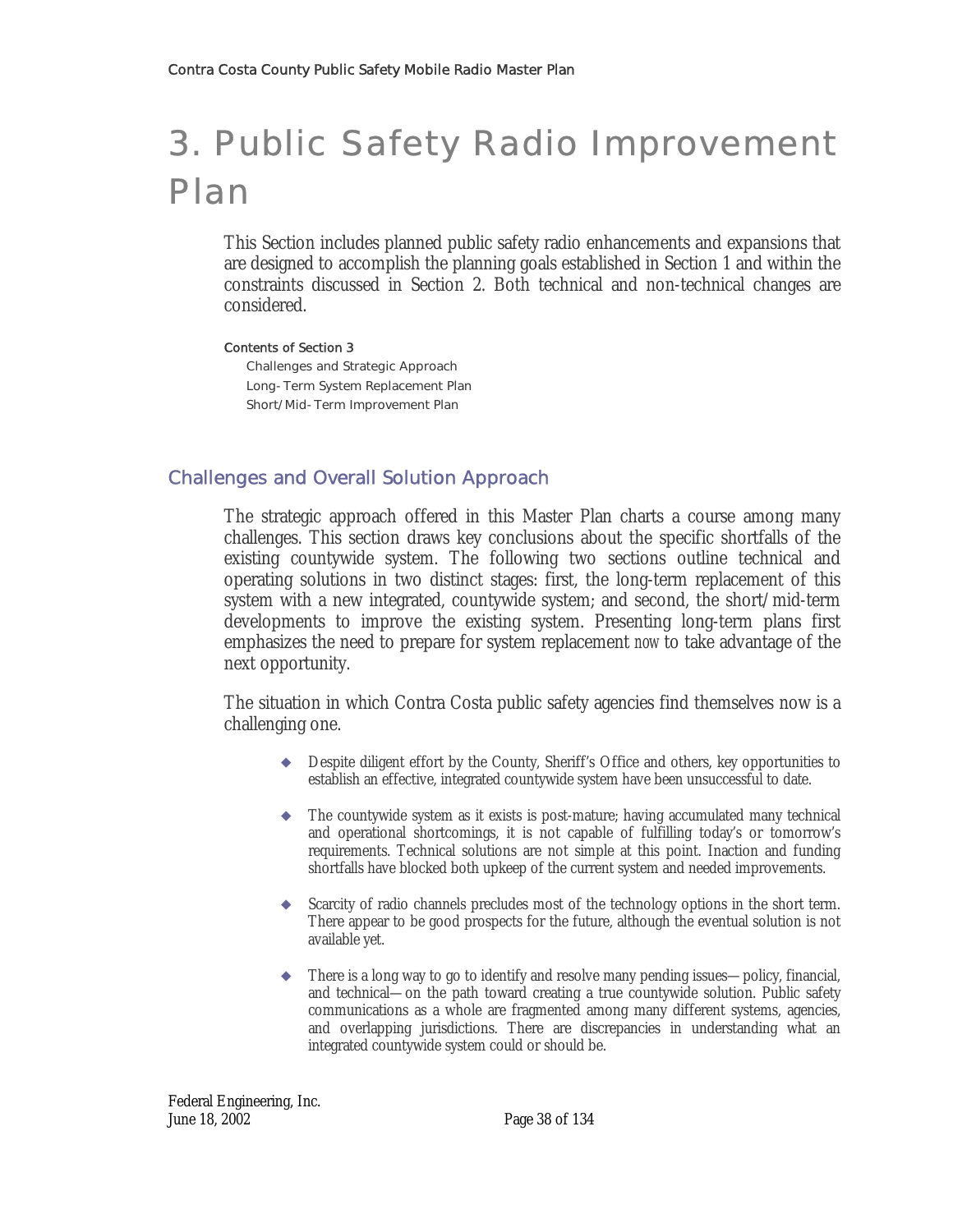# 3. Public Safety Radio Improvement Plan

This Section includes planned public safety radio enhancements and expansions that are designed to accomplish the planning goals established in Section 1 and within the constraints discussed in Section 2. Both technical and non-technical changes are considered.

**Contents of Section 3**

- Challenges and Strategic Approach
- Long-Term System Replacement Plan
- Short/Mid-Term Improvement Plan

## Challenges and Overall Solution Approach

The strategic approach offered in this Master Plan charts a course among many challenges. This section draws key conclusions about the specific shortfalls of the existing countywide system. The following two sections outline technical and operating solutions in two distinct stages: first, the long-term replacement of this system with a new integrated, countywide system; and second, the short/mid-term developments to improve the existing system. Presenting long-term plans first emphasizes the need to prepare for system replacement *now* to take advantage of the next opportunity.

The situation in which Contra Costa public safety agencies find themselves now is a challenging one.

- Despite diligent effort by the County, Sheriff's Office and others, key opportunities to establish an effective, integrated countywide system have been unsuccessful to date.
- The countywide system as it exists is post-mature; having accumulated many technical and operational shortcomings, it is not capable of fulfilling today's or tomorrow's requirements. Technical solutions are not simple at this point. Inaction and funding shortfalls have blocked both upkeep of the current system and needed improvements.
- Scarcity of radio channels precludes most of the technology options in the short term. There appear to be good prospects for the future, although the eventual solution is not available yet.
- There is a long way to go to identify and resolve many pending issues—policy, financial, and technical—on the path toward creating a true countywide solution. Public safety communications as a whole are fragmented among many different systems, agencies, and overlapping jurisdictions. There are discrepancies in understanding what an integrated countywide system could or should be.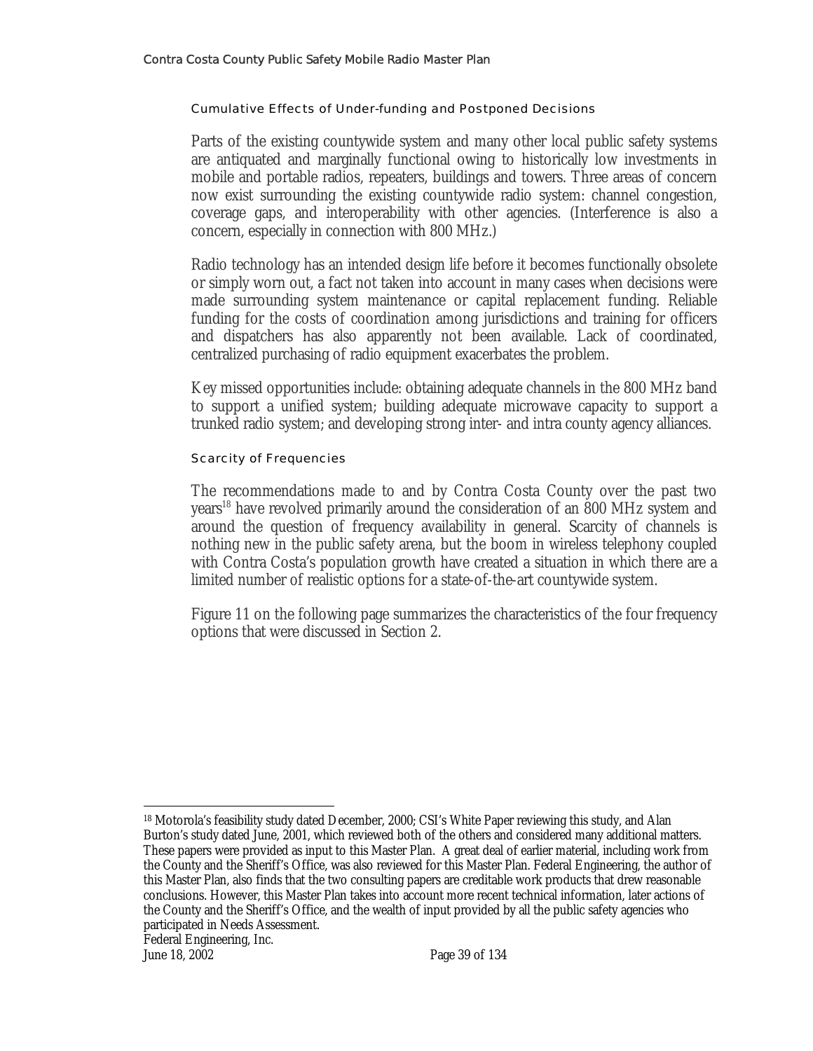### Cumulative Effects of Under-funding and Postponed Decisions

Parts of the existing countywide system and many other local public safety systems are antiquated and marginally functional owing to historically low investments in mobile and portable radios, repeaters, buildings and towers. Three areas of concern now exist surrounding the existing countywide radio system: channel congestion, coverage gaps, and interoperability with other agencies. (Interference is also a concern, especially in connection with 800 MHz.)

Radio technology has an intended design life before it becomes functionally obsolete or simply worn out, a fact not taken into account in many cases when decisions were made surrounding system maintenance or capital replacement funding. Reliable funding for the costs of coordination among jurisdictions and training for officers and dispatchers has also apparently not been available. Lack of coordinated, centralized purchasing of radio equipment exacerbates the problem.

Key missed opportunities include: obtaining adequate channels in the 800 MHz band to support a unified system; building adequate microwave capacity to support a trunked radio system; and developing strong inter- and intra county agency alliances.

### Scarcity of Frequencies

The recommendations made to and by Contra Costa County over the past two years[18] have revolved primarily around the consideration of an 800 MHz system and around the question of frequency availability in general. Scarcity of channels is nothing new in the public safety arena, but the boom in wireless telephony coupled with Contra Costa's population growth have created a situation in which there are a limited number of realistic options for a state-of-the-art countywide system.

Figure 11 on the following page summarizes the characteristics of the four frequency options that were discussed in Section 2.

---

[18] Motorola's feasibility study dated December, 2000; CSI's White Paper reviewing this study, and Alan Burton's study dated June, 2001, which reviewed both of the others and considered many additional matters. These papers were provided as input to this Master Plan. A great deal of earlier material, including work from the County and the Sheriff's Office, was also reviewed for this Master Plan. Federal Engineering, the author of this Master Plan, also finds that the two consulting papers are creditable work products that drew reasonable conclusions. However, this Master Plan takes into account more recent technical information, later actions of the County and the Sheriff's Office, and the wealth of input provided by all the public safety agencies who participated in Needs Assessment.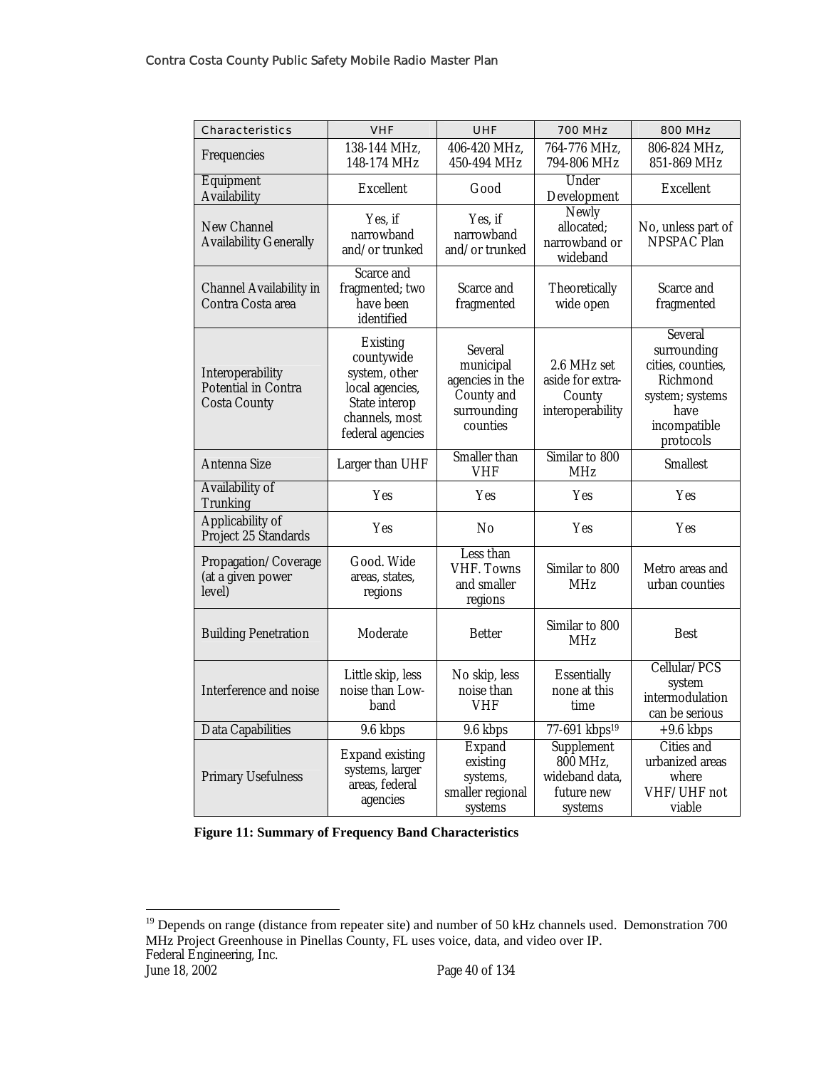| Characteristics | VHF | UHF | 700 MHz | 800 MHz |
|---|---|---|---|---|
| Frequencies | 138-144 MHz, 148-174 MHz | 406-420 MHz, 450-494 MHz | 764-776 MHz, 794-806 MHz | 806-824 MHz, 851-869 MHz |
| Equipment Availability | Excellent | Good | Under Development | Excellent |
| New Channel Availability Generally | Yes, if narrowband and/or trunked | Yes, if narrowband and/or trunked | Newly allocated; narrowband or wideband | No, unless part of NPSPAC Plan |
| Channel Availability in Contra Costa area | Scarce and fragmented; two have been identified | Scarce and fragmented | Theoretically wide open | Scarce and fragmented |
| Interoperability Potential in Contra Costa County | Existing countywide system, other local agencies, State interop channels, most federal agencies | Several municipal agencies in the County and surrounding counties | 2.6 MHz set aside for extra-County interoperability | Several surrounding cities, counties, Richmond system; systems have incompatible protocols |
| Antenna Size | Larger than UHF | Smaller than VHF | Similar to 800 MHz | Smallest |
| Availability of Trunking | Yes | Yes | Yes | Yes |
| Applicability of Project 25 Standards | Yes | No | Yes | Yes |
| Propagation/Coverage (at a given power level) | Good. Wide areas, states, regions | Less than VHF. Towns and smaller regions | Similar to 800 MHz | Metro areas and urban counties |
| Building Penetration | Moderate | Better | Similar to 800 MHz | Best |
| Interference and noise | Little skip, less noise than Low-band | No skip, less noise than VHF | Essentially none at this time | Cellular/PCS system intermodulation can be serious |
| Data Capabilities | 9.6 kbps | 9.6 kbps | 77-691 kbps[19] | +9.6 kbps |
| Primary Usefulness | Expand existing systems, larger areas, federal agencies | Expand existing systems, smaller regional systems | Supplement 800 MHz, wideband data, future new systems | Cities and urbanized areas where VHF/UHF not viable |

**Figure 11: Summary of Frequency Band Characteristics**

[19] Depends on range (distance from repeater site) and number of 50 kHz channels used. Demonstration 700 MHz Project Greenhouse in Pinellas County, FL uses voice, data, and video over IP.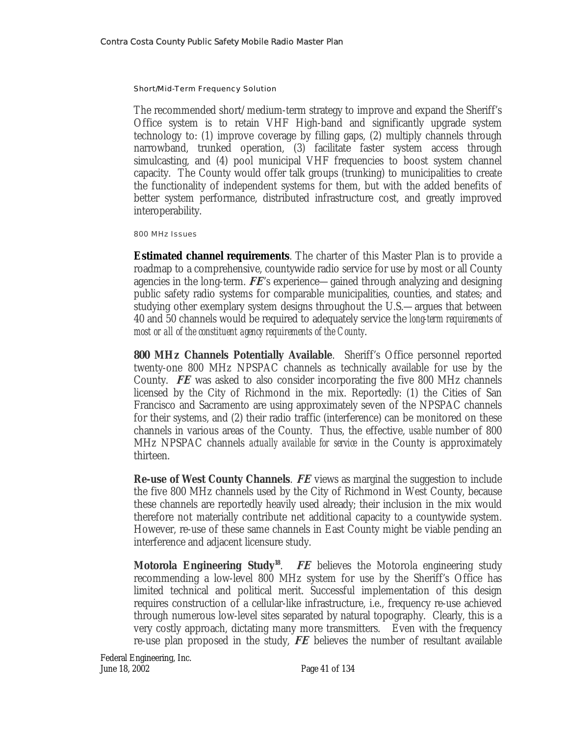#### Short/Mid-Term Frequency Solution

The recommended short/medium-term strategy to improve and expand the Sheriff's Office system is to retain VHF High-band and significantly upgrade system technology to: (1) improve coverage by filling gaps, (2) multiply channels through narrowband, trunked operation, (3) facilitate faster system access through simulcasting, and (4) pool municipal VHF frequencies to boost system channel capacity. The County would offer talk groups (trunking) to municipalities to create the functionality of independent systems for them, but with the added benefits of better system performance, distributed infrastructure cost, and greatly improved interoperability.

##### 800 MHz Issues

**Estimated channel requirements**. The charter of this Master Plan is to provide a roadmap to a comprehensive, countywide radio service for use by most or all County agencies in the long-term. ***FE***'s experience—gained through analyzing and designing public safety radio systems for comparable municipalities, counties, and states; and studying other exemplary system designs throughout the U.S.—argues that between 40 and 50 channels would be required to adequately service the *long-term requirements of most or all of the constituent agency requirements of the County*.

**800 MHz Channels Potentially Available**. Sheriff's Office personnel reported twenty-one 800 MHz NPSPAC channels as technically available for use by the County. ***FE*** was asked to also consider incorporating the five 800 MHz channels licensed by the City of Richmond in the mix. Reportedly: (1) the Cities of San Francisco and Sacramento are using approximately seven of the NPSPAC channels for their systems, and (2) their radio traffic (interference) can be monitored on these channels in various areas of the County. Thus, the effective, *usable* number of 800 MHz NPSPAC channels *actually available for service* in the County is approximately thirteen.

**Re-use of West County Channels**. ***FE*** views as marginal the suggestion to include the five 800 MHz channels used by the City of Richmond in West County, because these channels are reportedly heavily used already; their inclusion in the mix would therefore not materially contribute net additional capacity to a countywide system. However, re-use of these same channels in East County might be viable pending an interference and adjacent licensure study.

**Motorola Engineering Study[18]**. ***FE*** believes the Motorola engineering study recommending a low-level 800 MHz system for use by the Sheriff's Office has limited technical and political merit. Successful implementation of this design requires construction of a cellular-like infrastructure, i.e., frequency re-use achieved through numerous low-level sites separated by natural topography. Clearly, this is a very costly approach, dictating many more transmitters. Even with the frequency re-use plan proposed in the study, ***FE*** believes the number of resultant available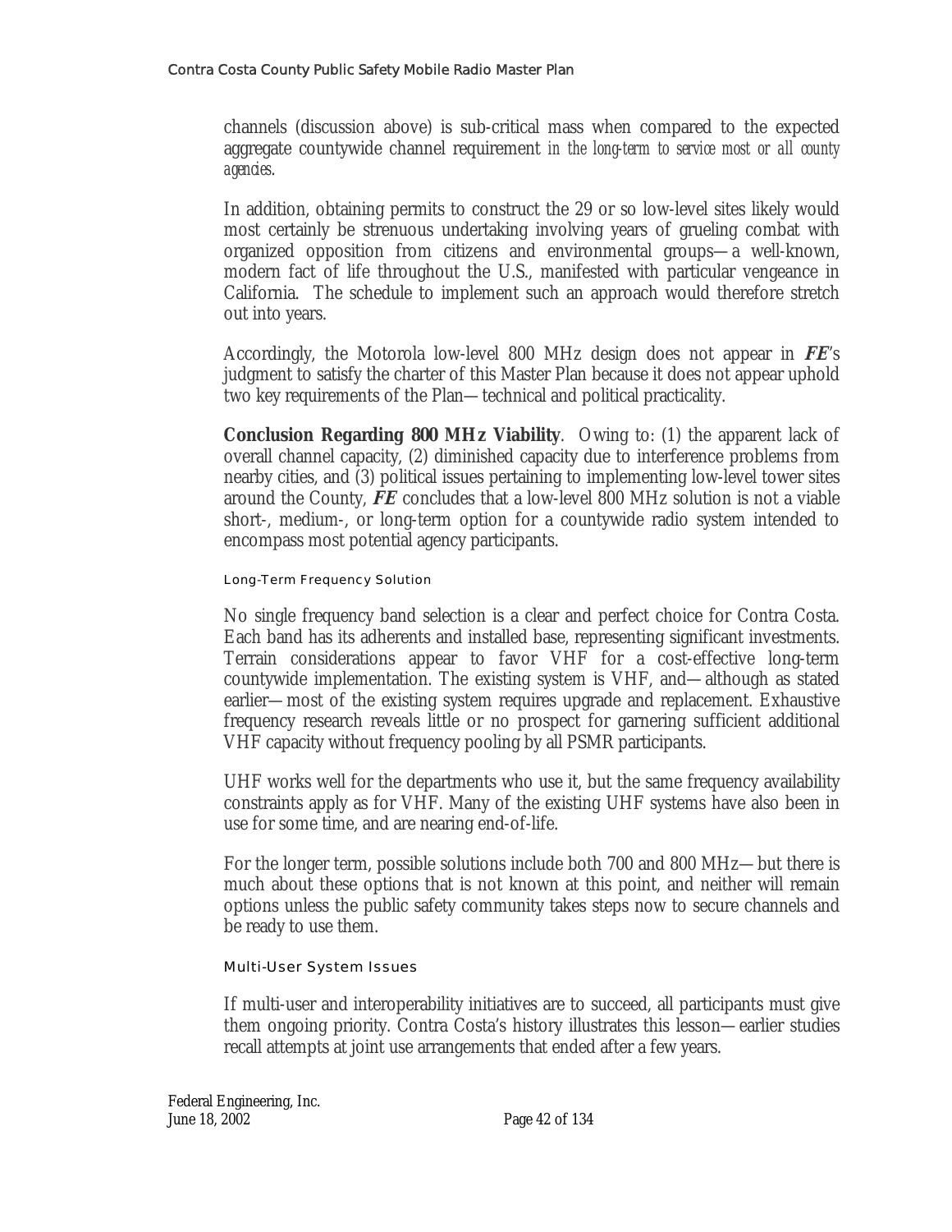channels (discussion above) is sub-critical mass when compared to the expected aggregate countywide channel requirement *in the long-term to service most or all county agencies*.

In addition, obtaining permits to construct the 29 or so low-level sites likely would most certainly be strenuous undertaking involving years of grueling combat with organized opposition from citizens and environmental groups—a well-known, modern fact of life throughout the U.S., manifested with particular vengeance in California. The schedule to implement such an approach would therefore stretch out into years.

Accordingly, the Motorola low-level 800 MHz design does not appear in ***FE***'s judgment to satisfy the charter of this Master Plan because it does not appear uphold two key requirements of the Plan—technical and political practicality.

**Conclusion Regarding 800 MHz Viability**. Owing to: (1) the apparent lack of overall channel capacity, (2) diminished capacity due to interference problems from nearby cities, and (3) political issues pertaining to implementing low-level tower sites around the County, ***FE*** concludes that a low-level 800 MHz solution is not a viable short-, medium-, or long-term option for a countywide radio system intended to encompass most potential agency participants.

#### Long-Term Frequency Solution

No single frequency band selection is a clear and perfect choice for Contra Costa. Each band has its adherents and installed base, representing significant investments. Terrain considerations appear to favor VHF for a cost-effective long-term countywide implementation. The existing system is VHF, and—although as stated earlier—most of the existing system requires upgrade and replacement. Exhaustive frequency research reveals little or no prospect for garnering sufficient additional VHF capacity without frequency pooling by all PSMR participants.

UHF works well for the departments who use it, but the same frequency availability constraints apply as for VHF. Many of the existing UHF systems have also been in use for some time, and are nearing end-of-life.

For the longer term, possible solutions include both 700 and 800 MHz—but there is much about these options that is not known at this point, and neither will remain options unless the public safety community takes steps now to secure channels and be ready to use them.

#### Multi-User System Issues

If multi-user and interoperability initiatives are to succeed, all participants must give them ongoing priority. Contra Costa's history illustrates this lesson—earlier studies recall attempts at joint use arrangements that ended after a few years.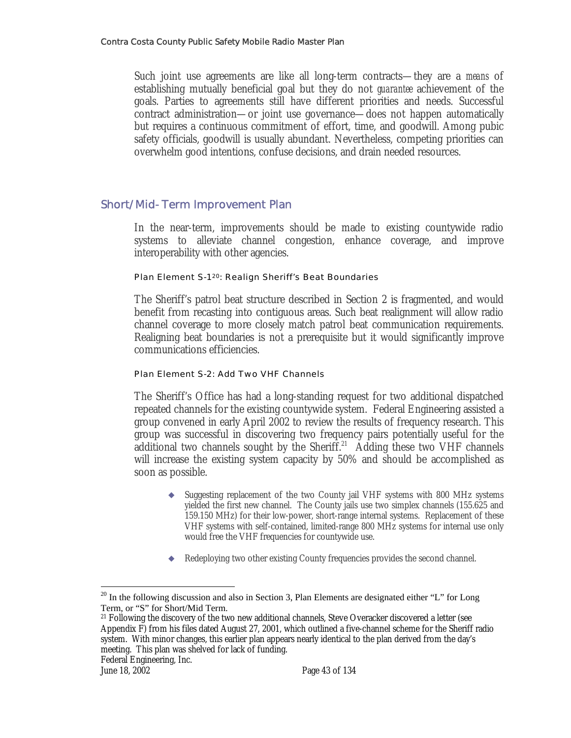Such joint use agreements are like all long-term contracts—they are a *means* of establishing mutually beneficial goal but they do not *guarantee* achievement of the goals. Parties to agreements still have different priorities and needs. Successful contract administration—or joint use governance—does not happen automatically but requires a continuous commitment of effort, time, and goodwill. Among pubic safety officials, goodwill is usually abundant. Nevertheless, competing priorities can overwhelm good intentions, confuse decisions, and drain needed resources.

## Short/Mid-Term Improvement Plan

In the near-term, improvements should be made to existing countywide radio systems to alleviate channel congestion, enhance coverage, and improve interoperability with other agencies.

### Plan Element S-1[20]: Realign Sheriff's Beat Boundaries

The Sheriff's patrol beat structure described in Section 2 is fragmented, and would benefit from recasting into contiguous areas. Such beat realignment will allow radio channel coverage to more closely match patrol beat communication requirements. Realigning beat boundaries is not a prerequisite but it would significantly improve communications efficiencies.

### Plan Element S-2: Add Two VHF Channels

The Sheriff's Office has had a long-standing request for two additional dispatched repeated channels for the existing countywide system. Federal Engineering assisted a group convened in early April 2002 to review the results of frequency research. This group was successful in discovering two frequency pairs potentially useful for the additional two channels sought by the Sheriff.[21] Adding these two VHF channels will increase the existing system capacity by 50% and should be accomplished as soon as possible.

- Suggesting replacement of the two County jail VHF systems with 800 MHz systems yielded the first new channel. The County jails use two simplex channels (155.625 and 159.150 MHz) for their low-power, short-range internal systems. Replacement of these VHF systems with self-contained, limited-range 800 MHz systems for internal use only would free the VHF frequencies for countywide use.

- Redeploying two other existing County frequencies provides the second channel.

---

[20] In the following discussion and also in Section 3, Plan Elements are designated either "L" for Long Term, or "S" for Short/Mid Term.

[21] Following the discovery of the two new additional channels, Steve Overacker discovered a letter (see Appendix F) from his files dated August 27, 2001, which outlined a five-channel scheme for the Sheriff radio system. With minor changes, this earlier plan appears nearly identical to the plan derived from the day's meeting. This plan was shelved for lack of funding.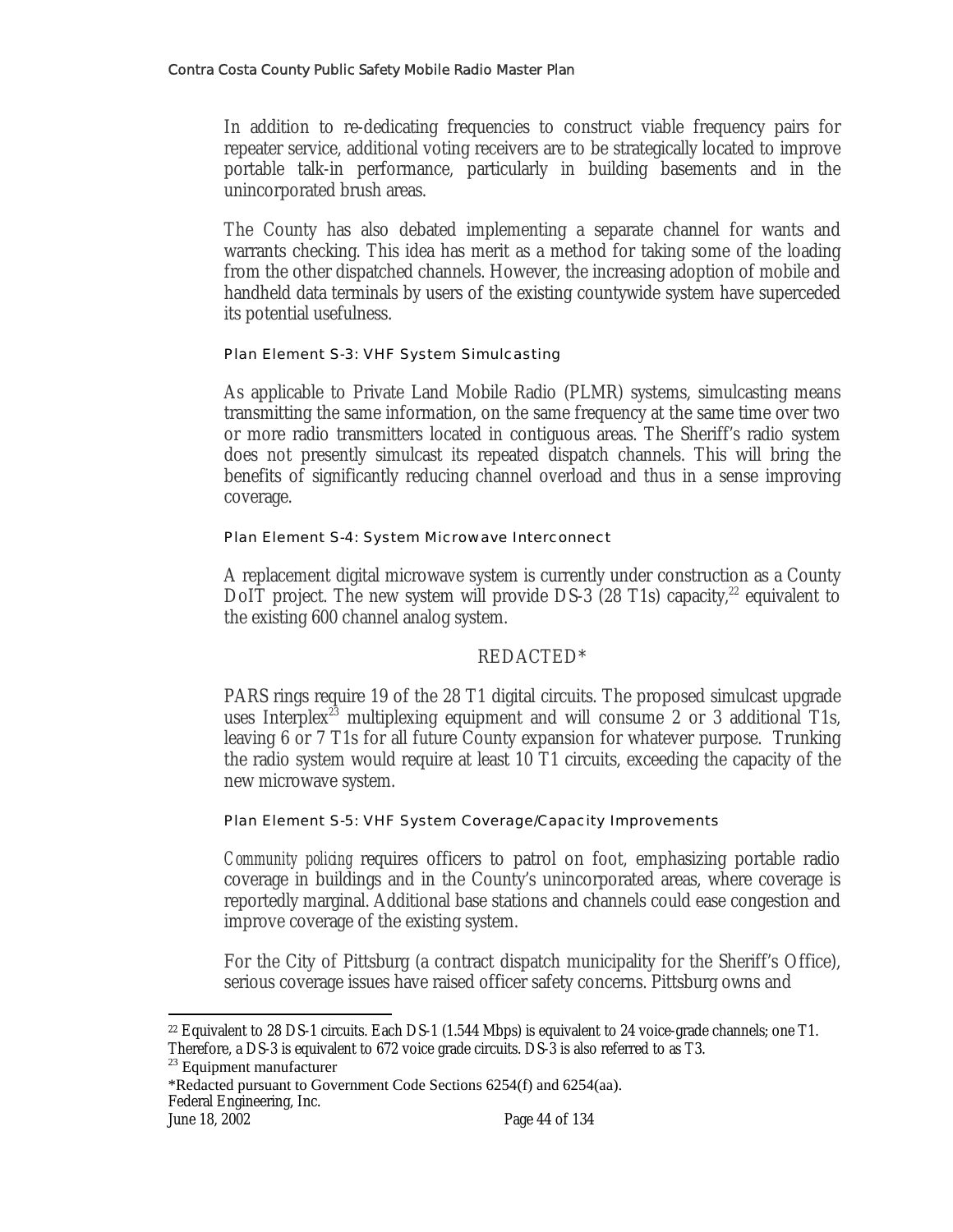In addition to re-dedicating frequencies to construct viable frequency pairs for repeater service, additional voting receivers are to be strategically located to improve portable talk-in performance, particularly in building basements and in the unincorporated brush areas.

The County has also debated implementing a separate channel for wants and warrants checking. This idea has merit as a method for taking some of the loading from the other dispatched channels. However, the increasing adoption of mobile and handheld data terminals by users of the existing countywide system have superceded its potential usefulness.

#### Plan Element S-3: VHF System Simulcasting

As applicable to Private Land Mobile Radio (PLMR) systems, simulcasting means transmitting the same information, on the same frequency at the same time over two or more radio transmitters located in contiguous areas. The Sheriff's radio system does not presently simulcast its repeated dispatch channels. This will bring the benefits of significantly reducing channel overload and thus in a sense improving coverage.

#### Plan Element S-4: System Microwave Interconnect

A replacement digital microwave system is currently under construction as a County DoIT project. The new system will provide DS-3 (28 T1s) capacity,[22] equivalent to the existing 600 channel analog system.

REDACTED*

PARS rings require 19 of the 28 T1 digital circuits. The proposed simulcast upgrade uses Interplex[23] multiplexing equipment and will consume 2 or 3 additional T1s, leaving 6 or 7 T1s for all future County expansion for whatever purpose. Trunking the radio system would require at least 10 T1 circuits, exceeding the capacity of the new microwave system.

#### Plan Element S-5: VHF System Coverage/Capacity Improvements

*Community policing* requires officers to patrol on foot, emphasizing portable radio coverage in buildings and in the County's unincorporated areas, where coverage is reportedly marginal. Additional base stations and channels could ease congestion and improve coverage of the existing system.

For the City of Pittsburg (a contract dispatch municipality for the Sheriff's Office), serious coverage issues have raised officer safety concerns. Pittsburg owns and

---

[22] Equivalent to 28 DS-1 circuits. Each DS-1 (1.544 Mbps) is equivalent to 24 voice-grade channels; one T1. Therefore, a DS-3 is equivalent to 672 voice grade circuits. DS-3 is also referred to as T3.

[23] Equipment manufacturer

*Redacted pursuant to Government Code Sections 6254(f) and 6254(aa).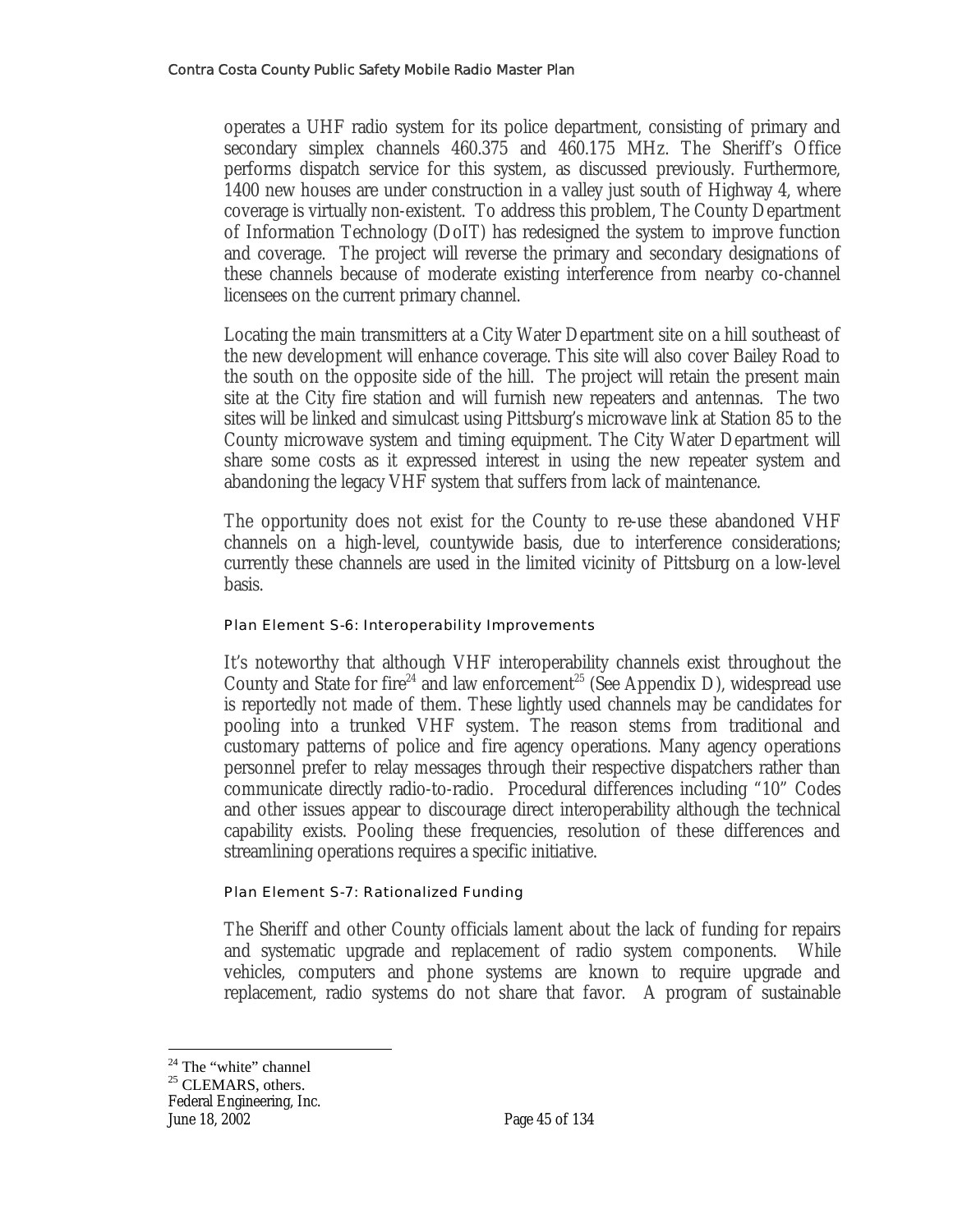operates a UHF radio system for its police department, consisting of primary and secondary simplex channels 460.375 and 460.175 MHz. The Sheriff's Office performs dispatch service for this system, as discussed previously. Furthermore, 1400 new houses are under construction in a valley just south of Highway 4, where coverage is virtually non-existent. To address this problem, The County Department of Information Technology (DoIT) has redesigned the system to improve function and coverage. The project will reverse the primary and secondary designations of these channels because of moderate existing interference from nearby co-channel licensees on the current primary channel.

Locating the main transmitters at a City Water Department site on a hill southeast of the new development will enhance coverage. This site will also cover Bailey Road to the south on the opposite side of the hill. The project will retain the present main site at the City fire station and will furnish new repeaters and antennas. The two sites will be linked and simulcast using Pittsburg's microwave link at Station 85 to the County microwave system and timing equipment. The City Water Department will share some costs as it expressed interest in using the new repeater system and abandoning the legacy VHF system that suffers from lack of maintenance.

The opportunity does not exist for the County to re-use these abandoned VHF channels on a high-level, countywide basis, due to interference considerations; currently these channels are used in the limited vicinity of Pittsburg on a low-level basis.

#### Plan Element S-6: Interoperability Improvements

It's noteworthy that although VHF interoperability channels exist throughout the County and State for fire[24] and law enforcement[25] (See Appendix D), widespread use is reportedly not made of them. These lightly used channels may be candidates for pooling into a trunked VHF system. The reason stems from traditional and customary patterns of police and fire agency operations. Many agency operations personnel prefer to relay messages through their respective dispatchers rather than communicate directly radio-to-radio. Procedural differences including "10" Codes and other issues appear to discourage direct interoperability although the technical capability exists. Pooling these frequencies, resolution of these differences and streamlining operations requires a specific initiative.

#### Plan Element S-7: Rationalized Funding

The Sheriff and other County officials lament about the lack of funding for repairs and systematic upgrade and replacement of radio system components. While vehicles, computers and phone systems are known to require upgrade and replacement, radio systems do not share that favor. A program of sustainable

[24] The "white" channel

[25] CLEMARS, others.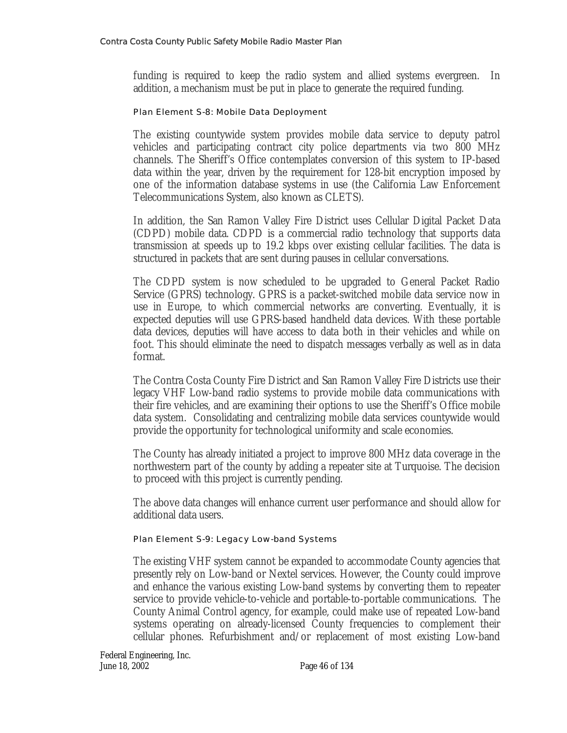funding is required to keep the radio system and allied systems evergreen. In addition, a mechanism must be put in place to generate the required funding.

#### Plan Element S-8: Mobile Data Deployment

The existing countywide system provides mobile data service to deputy patrol vehicles and participating contract city police departments via two 800 MHz channels. The Sheriff's Office contemplates conversion of this system to IP-based data within the year, driven by the requirement for 128-bit encryption imposed by one of the information database systems in use (the California Law Enforcement Telecommunications System, also known as CLETS).

In addition, the San Ramon Valley Fire District uses Cellular Digital Packet Data (CDPD) mobile data. CDPD is a commercial radio technology that supports data transmission at speeds up to 19.2 kbps over existing cellular facilities. The data is structured in packets that are sent during pauses in cellular conversations.

The CDPD system is now scheduled to be upgraded to General Packet Radio Service (GPRS) technology. GPRS is a packet-switched mobile data service now in use in Europe, to which commercial networks are converting. Eventually, it is expected deputies will use GPRS-based handheld data devices. With these portable data devices, deputies will have access to data both in their vehicles and while on foot. This should eliminate the need to dispatch messages verbally as well as in data format.

The Contra Costa County Fire District and San Ramon Valley Fire Districts use their legacy VHF Low-band radio systems to provide mobile data communications with their fire vehicles, and are examining their options to use the Sheriff's Office mobile data system. Consolidating and centralizing mobile data services countywide would provide the opportunity for technological uniformity and scale economies.

The County has already initiated a project to improve 800 MHz data coverage in the northwestern part of the county by adding a repeater site at Turquoise. The decision to proceed with this project is currently pending.

The above data changes will enhance current user performance and should allow for additional data users.

#### Plan Element S-9: Legacy Low-band Systems

The existing VHF system cannot be expanded to accommodate County agencies that presently rely on Low-band or Nextel services. However, the County could improve and enhance the various existing Low-band systems by converting them to repeater service to provide vehicle-to-vehicle and portable-to-portable communications. The County Animal Control agency, for example, could make use of repeated Low-band systems operating on already-licensed County frequencies to complement their cellular phones. Refurbishment and/or replacement of most existing Low-band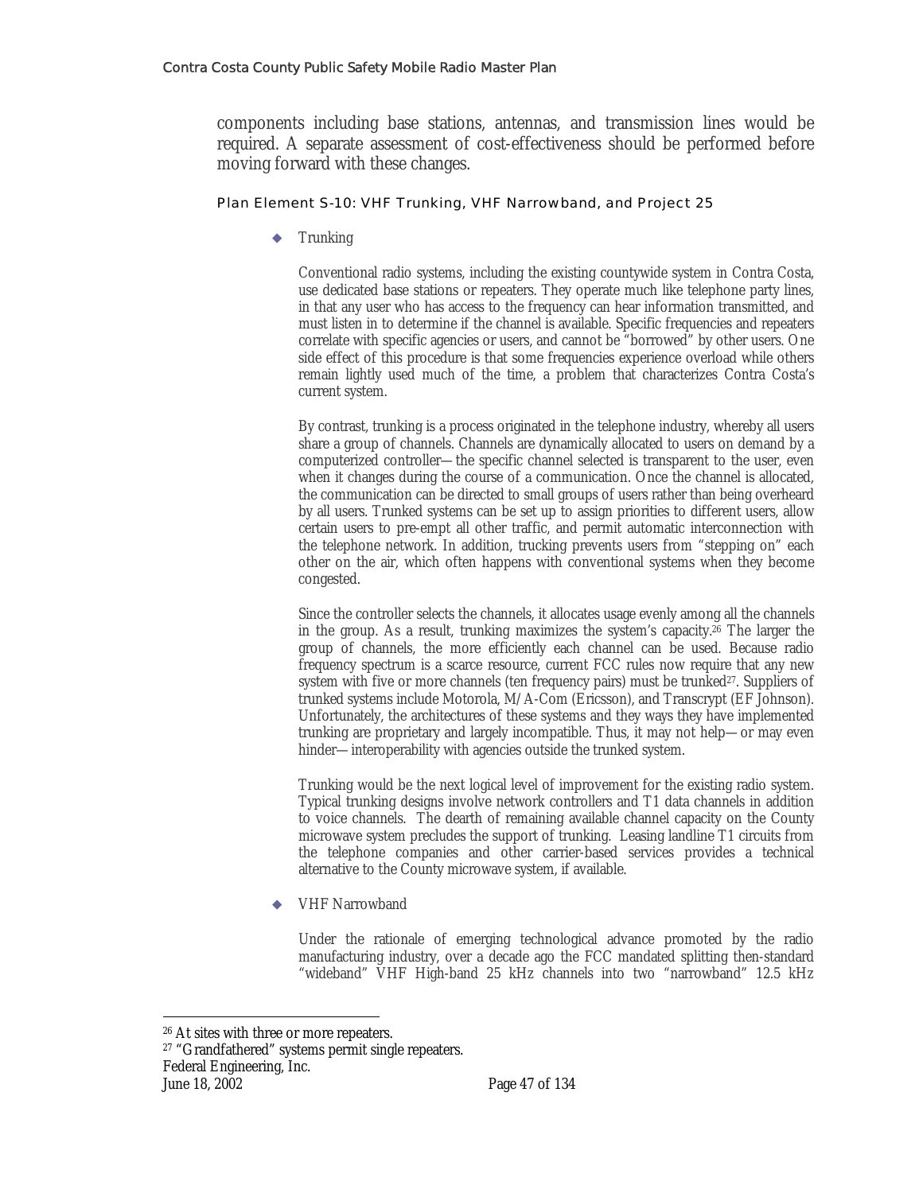components including base stations, antennas, and transmission lines would be required. A separate assessment of cost-effectiveness should be performed before moving forward with these changes.

#### Plan Element S-10: VHF Trunking, VHF Narrowband, and Project 25

- Trunking

  Conventional radio systems, including the existing countywide system in Contra Costa, use dedicated base stations or repeaters. They operate much like telephone party lines, in that any user who has access to the frequency can hear information transmitted, and must listen in to determine if the channel is available. Specific frequencies and repeaters correlate with specific agencies or users, and cannot be "borrowed" by other users. One side effect of this procedure is that some frequencies experience overload while others remain lightly used much of the time, a problem that characterizes Contra Costa's current system.

  By contrast, trunking is a process originated in the telephone industry, whereby all users share a group of channels. Channels are dynamically allocated to users on demand by a computerized controller—the specific channel selected is transparent to the user, even when it changes during the course of a communication. Once the channel is allocated, the communication can be directed to small groups of users rather than being overheard by all users. Trunked systems can be set up to assign priorities to different users, allow certain users to pre-empt all other traffic, and permit automatic interconnection with the telephone network. In addition, trucking prevents users from "stepping on" each other on the air, which often happens with conventional systems when they become congested.

  Since the controller selects the channels, it allocates usage evenly among all the channels in the group. As a result, trunking maximizes the system's capacity.[26] The larger the group of channels, the more efficiently each channel can be used. Because radio frequency spectrum is a scarce resource, current FCC rules now require that any new system with five or more channels (ten frequency pairs) must be trunked[27]. Suppliers of trunked systems include Motorola, M/A-Com (Ericsson), and Transcrypt (EF Johnson). Unfortunately, the architectures of these systems and they ways they have implemented trunking are proprietary and largely incompatible. Thus, it may not help—or may even hinder—interoperability with agencies outside the trunked system.

  Trunking would be the next logical level of improvement for the existing radio system. Typical trunking designs involve network controllers and T1 data channels in addition to voice channels. The dearth of remaining available channel capacity on the County microwave system precludes the support of trunking. Leasing landline T1 circuits from the telephone companies and other carrier-based services provides a technical alternative to the County microwave system, if available.

- VHF Narrowband

  Under the rationale of emerging technological advance promoted by the radio manufacturing industry, over a decade ago the FCC mandated splitting then-standard "wideband" VHF High-band 25 kHz channels into two "narrowband" 12.5 kHz

---

[26] At sites with three or more repeaters.

[27] "Grandfathered" systems permit single repeaters.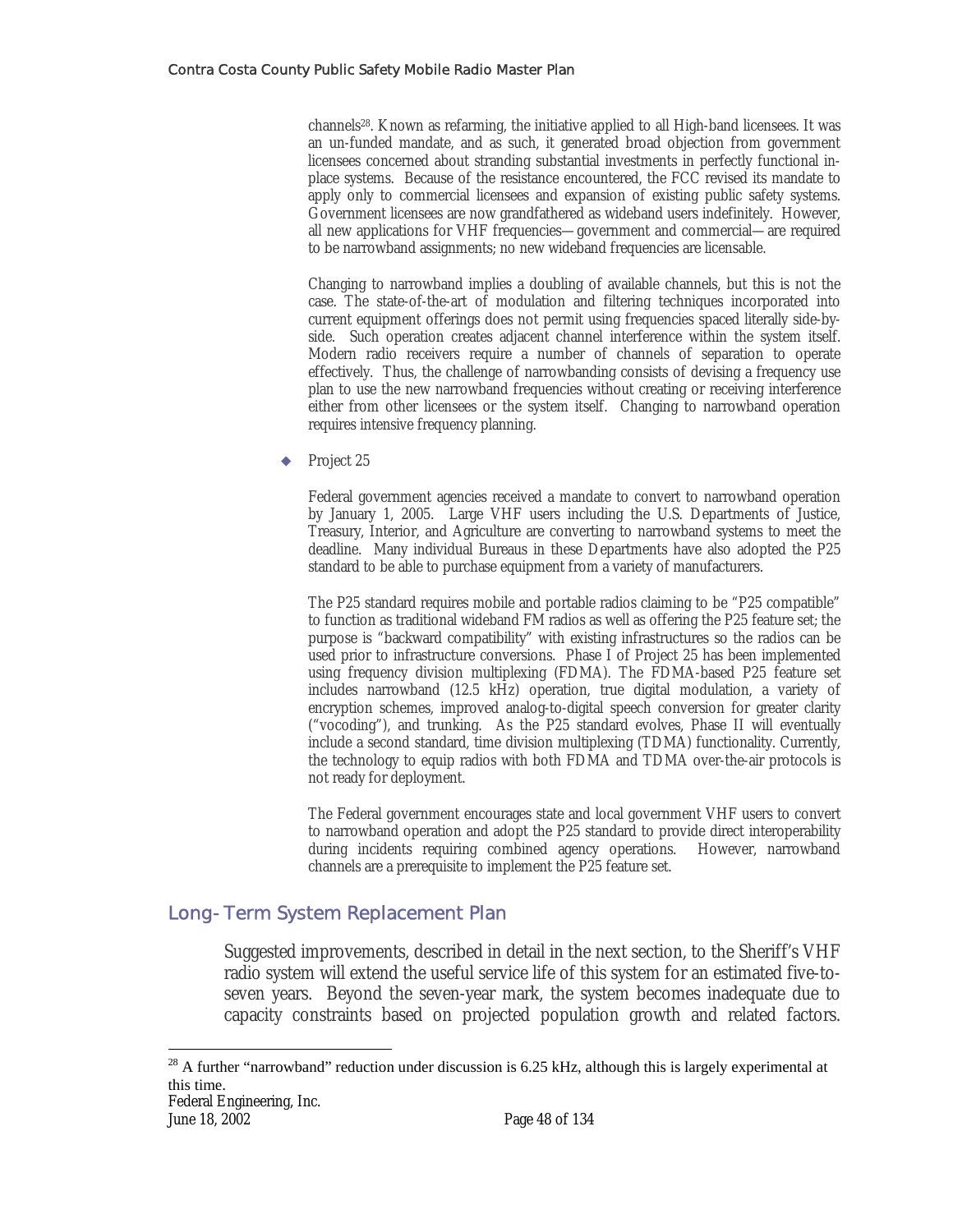channels[28]. Known as refarming, the initiative applied to all High-band licensees. It was an un-funded mandate, and as such, it generated broad objection from government licensees concerned about stranding substantial investments in perfectly functional in-place systems. Because of the resistance encountered, the FCC revised its mandate to apply only to commercial licensees and expansion of existing public safety systems. Government licensees are now grandfathered as wideband users indefinitely. However, all new applications for VHF frequencies—government and commercial—are required to be narrowband assignments; no new wideband frequencies are licensable.

Changing to narrowband implies a doubling of available channels, but this is not the case. The state-of-the-art of modulation and filtering techniques incorporated into current equipment offerings does not permit using frequencies spaced literally side-by-side. Such operation creates adjacent channel interference within the system itself. Modern radio receivers require a number of channels of separation to operate effectively. Thus, the challenge of narrowbanding consists of devising a frequency use plan to use the new narrowband frequencies without creating or receiving interference either from other licensees or the system itself. Changing to narrowband operation requires intensive frequency planning.

- Project 25

Federal government agencies received a mandate to convert to narrowband operation by January 1, 2005. Large VHF users including the U.S. Departments of Justice, Treasury, Interior, and Agriculture are converting to narrowband systems to meet the deadline. Many individual Bureaus in these Departments have also adopted the P25 standard to be able to purchase equipment from a variety of manufacturers.

The P25 standard requires mobile and portable radios claiming to be "P25 compatible" to function as traditional wideband FM radios as well as offering the P25 feature set; the purpose is "backward compatibility" with existing infrastructures so the radios can be used prior to infrastructure conversions. Phase I of Project 25 has been implemented using frequency division multiplexing (FDMA). The FDMA-based P25 feature set includes narrowband (12.5 kHz) operation, true digital modulation, a variety of encryption schemes, improved analog-to-digital speech conversion for greater clarity ("vocoding"), and trunking. As the P25 standard evolves, Phase II will eventually include a second standard, time division multiplexing (TDMA) functionality. Currently, the technology to equip radios with both FDMA and TDMA over-the-air protocols is not ready for deployment.

The Federal government encourages state and local government VHF users to convert to narrowband operation and adopt the P25 standard to provide direct interoperability during incidents requiring combined agency operations. However, narrowband channels are a prerequisite to implement the P25 feature set.

## Long-Term System Replacement Plan

Suggested improvements, described in detail in the next section, to the Sheriff's VHF radio system will extend the useful service life of this system for an estimated five-to-seven years. Beyond the seven-year mark, the system becomes inadequate due to capacity constraints based on projected population growth and related factors.

[28] A further "narrowband" reduction under discussion is 6.25 kHz, although this is largely experimental at this time.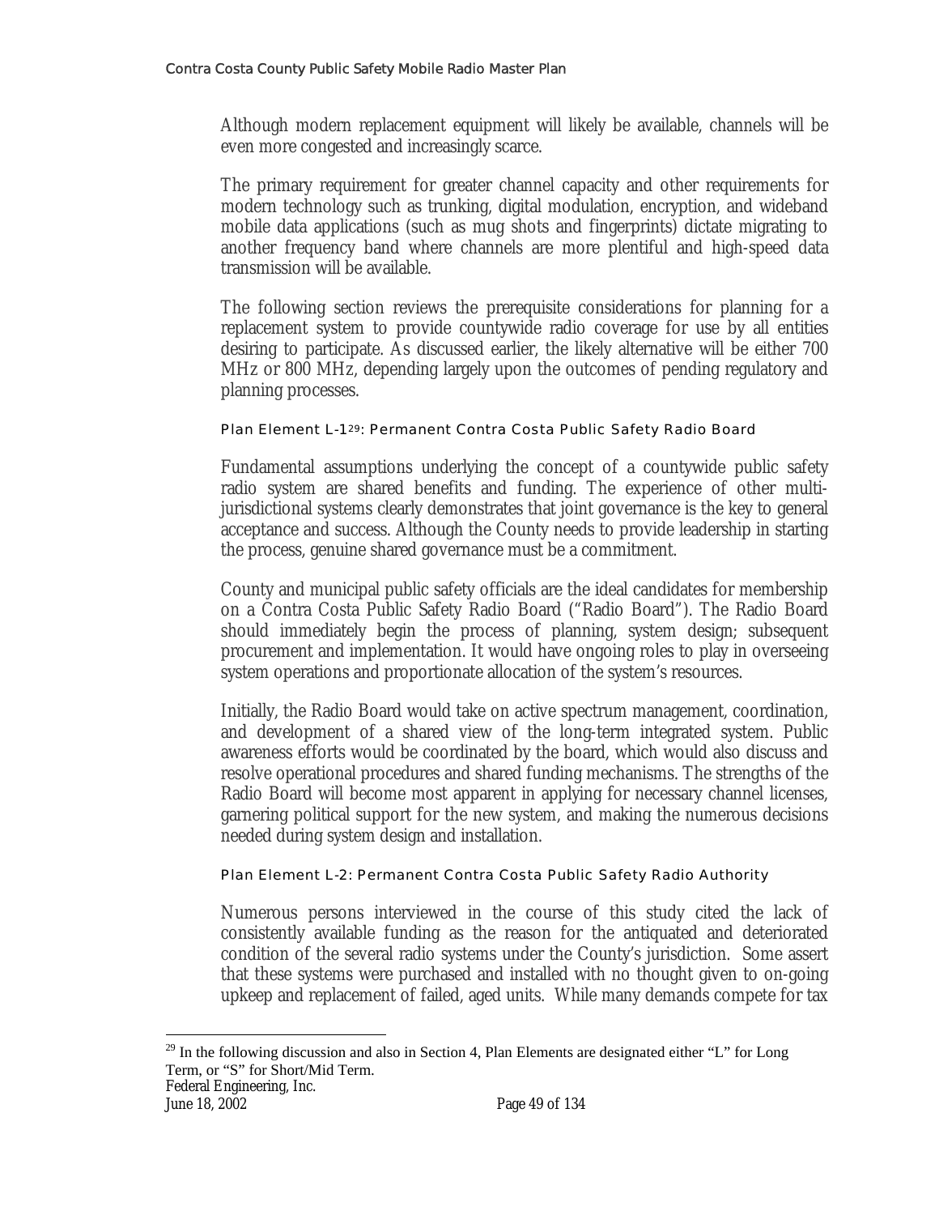Although modern replacement equipment will likely be available, channels will be even more congested and increasingly scarce.

The primary requirement for greater channel capacity and other requirements for modern technology such as trunking, digital modulation, encryption, and wideband mobile data applications (such as mug shots and fingerprints) dictate migrating to another frequency band where channels are more plentiful and high-speed data transmission will be available.

The following section reviews the prerequisite considerations for planning for a replacement system to provide countywide radio coverage for use by all entities desiring to participate. As discussed earlier, the likely alternative will be either 700 MHz or 800 MHz, depending largely upon the outcomes of pending regulatory and planning processes.

#### Plan Element L-1[29]: Permanent Contra Costa Public Safety Radio Board

Fundamental assumptions underlying the concept of a countywide public safety radio system are shared benefits and funding. The experience of other multi-jurisdictional systems clearly demonstrates that joint governance is the key to general acceptance and success. Although the County needs to provide leadership in starting the process, genuine shared governance must be a commitment.

County and municipal public safety officials are the ideal candidates for membership on a Contra Costa Public Safety Radio Board ("Radio Board"). The Radio Board should immediately begin the process of planning, system design; subsequent procurement and implementation. It would have ongoing roles to play in overseeing system operations and proportionate allocation of the system's resources.

Initially, the Radio Board would take on active spectrum management, coordination, and development of a shared view of the long-term integrated system. Public awareness efforts would be coordinated by the board, which would also discuss and resolve operational procedures and shared funding mechanisms. The strengths of the Radio Board will become most apparent in applying for necessary channel licenses, garnering political support for the new system, and making the numerous decisions needed during system design and installation.

#### Plan Element L-2: Permanent Contra Costa Public Safety Radio Authority

Numerous persons interviewed in the course of this study cited the lack of consistently available funding as the reason for the antiquated and deteriorated condition of the several radio systems under the County's jurisdiction. Some assert that these systems were purchased and installed with no thought given to on-going upkeep and replacement of failed, aged units. While many demands compete for tax

[29] In the following discussion and also in Section 4, Plan Elements are designated either "L" for Long Term, or "S" for Short/Mid Term.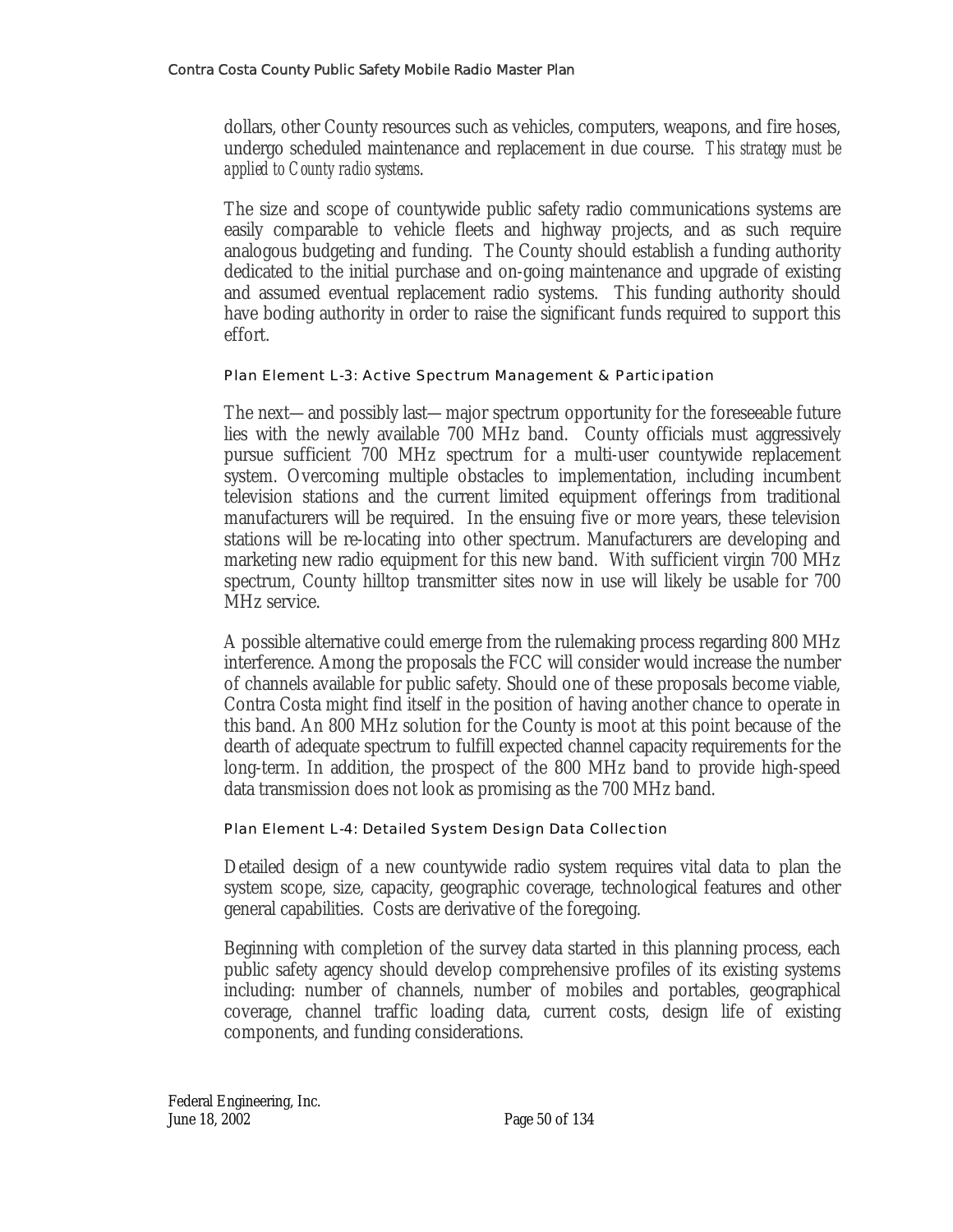dollars, other County resources such as vehicles, computers, weapons, and fire hoses, undergo scheduled maintenance and replacement in due course. *This strategy must be applied to County radio systems*.

The size and scope of countywide public safety radio communications systems are easily comparable to vehicle fleets and highway projects, and as such require analogous budgeting and funding. The County should establish a funding authority dedicated to the initial purchase and on-going maintenance and upgrade of existing and assumed eventual replacement radio systems. This funding authority should have boding authority in order to raise the significant funds required to support this effort.

### Plan Element L-3: Active Spectrum Management & Participation

The next—and possibly last—major spectrum opportunity for the foreseeable future lies with the newly available 700 MHz band. County officials must aggressively pursue sufficient 700 MHz spectrum for a multi-user countywide replacement system. Overcoming multiple obstacles to implementation, including incumbent television stations and the current limited equipment offerings from traditional manufacturers will be required. In the ensuing five or more years, these television stations will be re-locating into other spectrum. Manufacturers are developing and marketing new radio equipment for this new band. With sufficient virgin 700 MHz spectrum, County hilltop transmitter sites now in use will likely be usable for 700 MHz service.

A possible alternative could emerge from the rulemaking process regarding 800 MHz interference. Among the proposals the FCC will consider would increase the number of channels available for public safety. Should one of these proposals become viable, Contra Costa might find itself in the position of having another chance to operate in this band. An 800 MHz solution for the County is moot at this point because of the dearth of adequate spectrum to fulfill expected channel capacity requirements for the long-term. In addition, the prospect of the 800 MHz band to provide high-speed data transmission does not look as promising as the 700 MHz band.

### Plan Element L-4: Detailed System Design Data Collection

Detailed design of a new countywide radio system requires vital data to plan the system scope, size, capacity, geographic coverage, technological features and other general capabilities. Costs are derivative of the foregoing.

Beginning with completion of the survey data started in this planning process, each public safety agency should develop comprehensive profiles of its existing systems including: number of channels, number of mobiles and portables, geographical coverage, channel traffic loading data, current costs, design life of existing components, and funding considerations.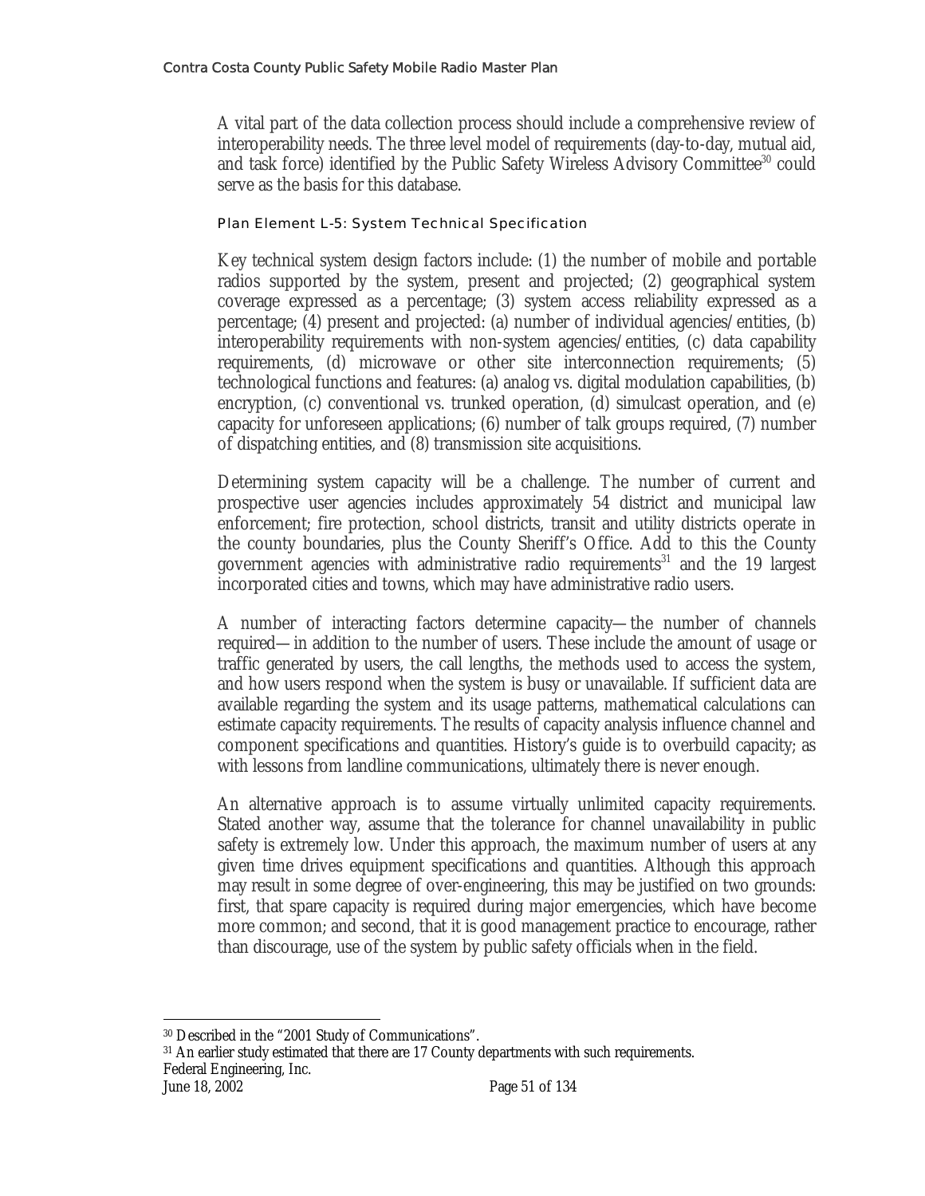A vital part of the data collection process should include a comprehensive review of interoperability needs. The three level model of requirements (day-to-day, mutual aid, and task force) identified by the Public Safety Wireless Advisory Committee[30] could serve as the basis for this database.

#### Plan Element L-5: System Technical Specification

Key technical system design factors include: (1) the number of mobile and portable radios supported by the system, present and projected; (2) geographical system coverage expressed as a percentage; (3) system access reliability expressed as a percentage; (4) present and projected: (a) number of individual agencies/entities, (b) interoperability requirements with non-system agencies/entities, (c) data capability requirements, (d) microwave or other site interconnection requirements; (5) technological functions and features: (a) analog vs. digital modulation capabilities, (b) encryption, (c) conventional vs. trunked operation, (d) simulcast operation, and (e) capacity for unforeseen applications; (6) number of talk groups required, (7) number of dispatching entities, and (8) transmission site acquisitions.

Determining system capacity will be a challenge. The number of current and prospective user agencies includes approximately 54 district and municipal law enforcement; fire protection, school districts, transit and utility districts operate in the county boundaries, plus the County Sheriff's Office. Add to this the County government agencies with administrative radio requirements[31] and the 19 largest incorporated cities and towns, which may have administrative radio users.

A number of interacting factors determine capacity—the number of channels required—in addition to the number of users. These include the amount of usage or traffic generated by users, the call lengths, the methods used to access the system, and how users respond when the system is busy or unavailable. If sufficient data are available regarding the system and its usage patterns, mathematical calculations can estimate capacity requirements. The results of capacity analysis influence channel and component specifications and quantities. History's guide is to overbuild capacity; as with lessons from landline communications, ultimately there is never enough.

An alternative approach is to assume virtually unlimited capacity requirements. Stated another way, assume that the tolerance for channel unavailability in public safety is extremely low. Under this approach, the maximum number of users at any given time drives equipment specifications and quantities. Although this approach may result in some degree of over-engineering, this may be justified on two grounds: first, that spare capacity is required during major emergencies, which have become more common; and second, that it is good management practice to encourage, rather than discourage, use of the system by public safety officials when in the field.

---

[30] Described in the "2001 Study of Communications".

[31] An earlier study estimated that there are 17 County departments with such requirements.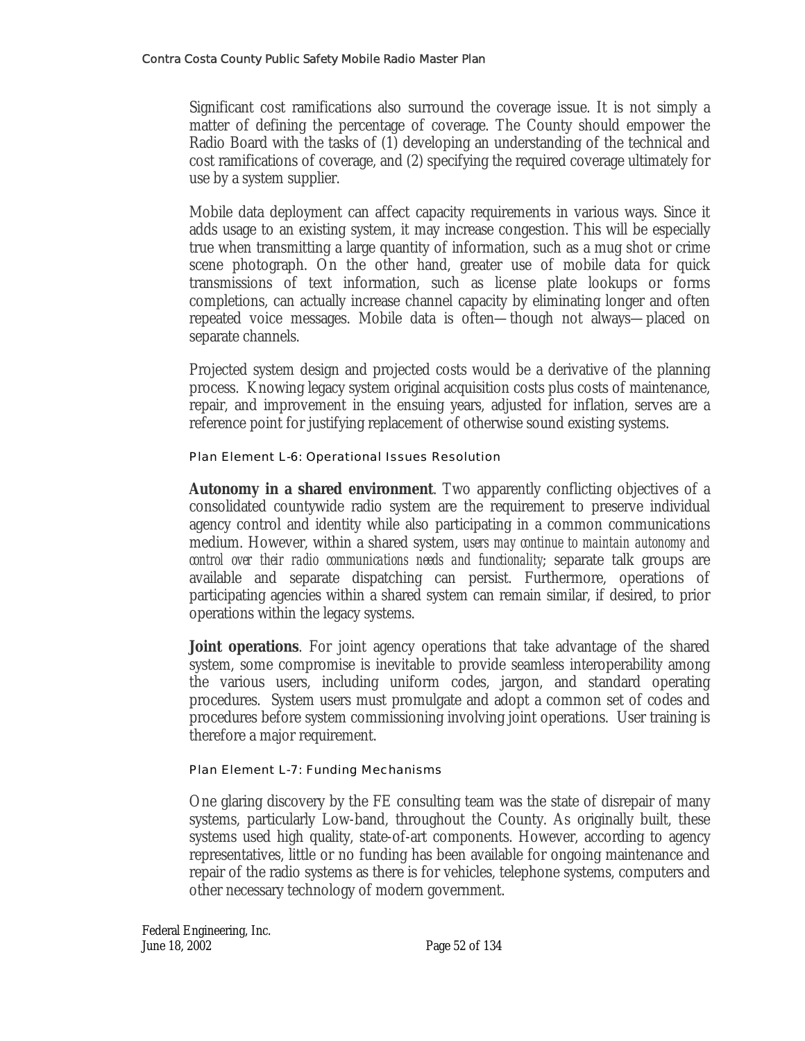Significant cost ramifications also surround the coverage issue. It is not simply a matter of defining the percentage of coverage. The County should empower the Radio Board with the tasks of (1) developing an understanding of the technical and cost ramifications of coverage, and (2) specifying the required coverage ultimately for use by a system supplier.

Mobile data deployment can affect capacity requirements in various ways. Since it adds usage to an existing system, it may increase congestion. This will be especially true when transmitting a large quantity of information, such as a mug shot or crime scene photograph. On the other hand, greater use of mobile data for quick transmissions of text information, such as license plate lookups or forms completions, can actually increase channel capacity by eliminating longer and often repeated voice messages. Mobile data is often—though not always—placed on separate channels.

Projected system design and projected costs would be a derivative of the planning process. Knowing legacy system original acquisition costs plus costs of maintenance, repair, and improvement in the ensuing years, adjusted for inflation, serves are a reference point for justifying replacement of otherwise sound existing systems.

#### Plan Element L-6: Operational Issues Resolution

**Autonomy in a shared environment**. Two apparently conflicting objectives of a consolidated countywide radio system are the requirement to preserve individual agency control and identity while also participating in a common communications medium. However, within a shared system, *users may continue to maintain autonomy and control over their radio communications needs and functionality*; separate talk groups are available and separate dispatching can persist. Furthermore, operations of participating agencies within a shared system can remain similar, if desired, to prior operations within the legacy systems.

**Joint operations**. For joint agency operations that take advantage of the shared system, some compromise is inevitable to provide seamless interoperability among the various users, including uniform codes, jargon, and standard operating procedures. System users must promulgate and adopt a common set of codes and procedures before system commissioning involving joint operations. User training is therefore a major requirement.

#### Plan Element L-7: Funding Mechanisms

One glaring discovery by the FE consulting team was the state of disrepair of many systems, particularly Low-band, throughout the County. As originally built, these systems used high quality, state-of-art components. However, according to agency representatives, little or no funding has been available for ongoing maintenance and repair of the radio systems as there is for vehicles, telephone systems, computers and other necessary technology of modern government.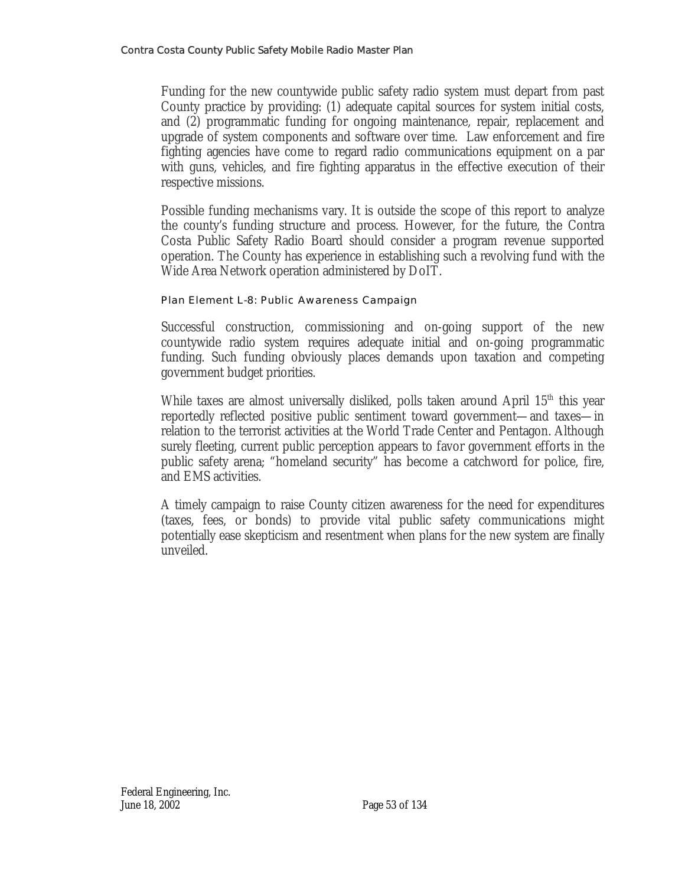Funding for the new countywide public safety radio system must depart from past County practice by providing: (1) adequate capital sources for system initial costs, and (2) programmatic funding for ongoing maintenance, repair, replacement and upgrade of system components and software over time. Law enforcement and fire fighting agencies have come to regard radio communications equipment on a par with guns, vehicles, and fire fighting apparatus in the effective execution of their respective missions.

Possible funding mechanisms vary. It is outside the scope of this report to analyze the county's funding structure and process. However, for the future, the Contra Costa Public Safety Radio Board should consider a program revenue supported operation. The County has experience in establishing such a revolving fund with the Wide Area Network operation administered by DoIT.

#### Plan Element L-8: Public Awareness Campaign

Successful construction, commissioning and on-going support of the new countywide radio system requires adequate initial and on-going programmatic funding. Such funding obviously places demands upon taxation and competing government budget priorities.

While taxes are almost universally disliked, polls taken around April 15th this year reportedly reflected positive public sentiment toward government—and taxes—in relation to the terrorist activities at the World Trade Center and Pentagon. Although surely fleeting, current public perception appears to favor government efforts in the public safety arena; "homeland security" has become a catchword for police, fire, and EMS activities.

A timely campaign to raise County citizen awareness for the need for expenditures (taxes, fees, or bonds) to provide vital public safety communications might potentially ease skepticism and resentment when plans for the new system are finally unveiled.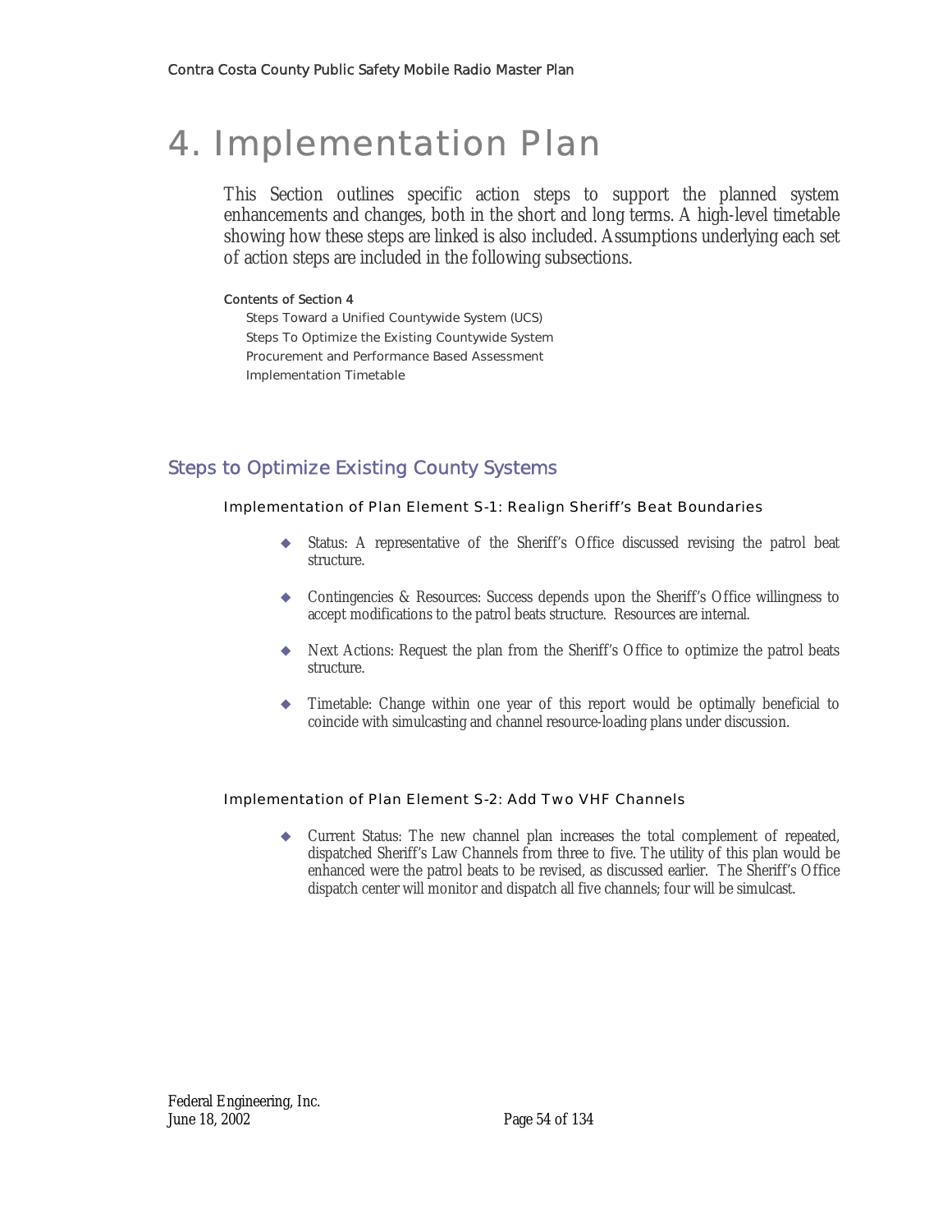# 4. Implementation Plan

This Section outlines specific action steps to support the planned system enhancements and changes, both in the short and long terms. A high-level timetable showing how these steps are linked is also included. Assumptions underlying each set of action steps are included in the following subsections.

**Contents of Section 4**

- Steps Toward a Unified Countywide System (UCS)
- Steps To Optimize the Existing Countywide System
- Procurement and Performance Based Assessment
- Implementation Timetable

## Steps to Optimize Existing County Systems

### Implementation of Plan Element S-1: Realign Sheriff's Beat Boundaries

- Status: A representative of the Sheriff's Office discussed revising the patrol beat structure.
- Contingencies & Resources: Success depends upon the Sheriff's Office willingness to accept modifications to the patrol beats structure. Resources are internal.
- Next Actions: Request the plan from the Sheriff's Office to optimize the patrol beats structure.
- Timetable: Change within one year of this report would be optimally beneficial to coincide with simulcasting and channel resource-loading plans under discussion.

### Implementation of Plan Element S-2: Add Two VHF Channels

- Current Status: The new channel plan increases the total complement of repeated, dispatched Sheriff's Law Channels from three to five. The utility of this plan would be enhanced were the patrol beats to be revised, as discussed earlier. The Sheriff's Office dispatch center will monitor and dispatch all five channels; four will be simulcast.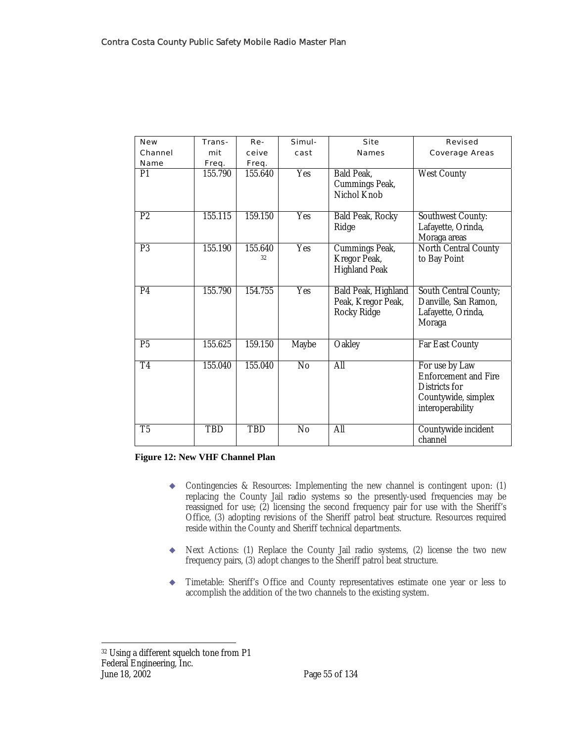| New Channel Name | Trans-mit Freq. | Re-ceive Freq. | Simul-cast | Site Names | Revised Coverage Areas |
|---|---|---|---|---|---|
| P1 | 155.790 | 155.640 | Yes | Bald Peak, Cummings Peak, Nichol Knob | West County |
| P2 | 155.115 | 159.150 | Yes | Bald Peak, Rocky Ridge | Southwest County: Lafayette, Orinda, Moraga areas |
| P3 | 155.190 | 155.640[32] | Yes | Cummings Peak, Kregor Peak, Highland Peak | North Central County to Bay Point |
| P4 | 155.790 | 154.755 | Yes | Bald Peak, Highland Peak, Kregor Peak, Rocky Ridge | South Central County; Danville, San Ramon, Lafayette, Orinda, Moraga |
| P5 | 155.625 | 159.150 | Maybe | Oakley | Far East County |
| T4 | 155.040 | 155.040 | No | All | For use by Law Enforcement and Fire Districts for Countywide, simplex interoperability |
| T5 | TBD | TBD | No | All | Countywide incident channel |

**Figure 12: New VHF Channel Plan**

- Contingencies & Resources: Implementing the new channel is contingent upon: (1) replacing the County Jail radio systems so the presently-used frequencies may be reassigned for use; (2) licensing the second frequency pair for use with the Sheriff's Office, (3) adopting revisions of the Sheriff patrol beat structure. Resources required reside within the County and Sheriff technical departments.
- Next Actions: (1) Replace the County Jail radio systems, (2) license the two new frequency pairs, (3) adopt changes to the Sheriff patrol beat structure.
- Timetable: Sheriff's Office and County representatives estimate one year or less to accomplish the addition of the two channels to the existing system.

[32] Using a different squelch tone from P1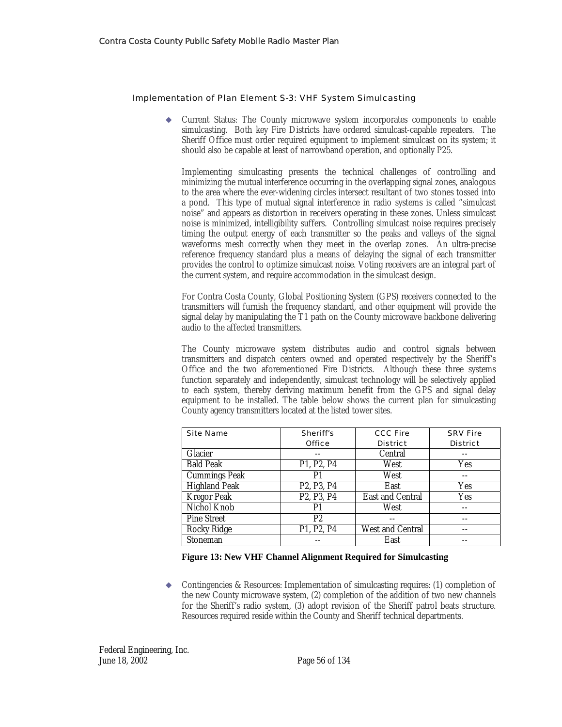### Implementation of Plan Element S-3: VHF System Simulcasting

- Current Status: The County microwave system incorporates components to enable simulcasting. Both key Fire Districts have ordered simulcast-capable repeaters. The Sheriff Office must order required equipment to implement simulcast on its system; it should also be capable at least of narrowband operation, and optionally P25.

  Implementing simulcasting presents the technical challenges of controlling and minimizing the mutual interference occurring in the overlapping signal zones, analogous to the area where the ever-widening circles intersect resultant of two stones tossed into a pond. This type of mutual signal interference in radio systems is called "simulcast noise" and appears as distortion in receivers operating in these zones. Unless simulcast noise is minimized, intelligibility suffers. Controlling simulcast noise requires precisely timing the output energy of each transmitter so the peaks and valleys of the signal waveforms mesh correctly when they meet in the overlap zones. An ultra-precise reference frequency standard plus a means of delaying the signal of each transmitter provides the control to optimize simulcast noise. Voting receivers are an integral part of the current system, and require accommodation in the simulcast design.

  For Contra Costa County, Global Positioning System (GPS) receivers connected to the transmitters will furnish the frequency standard, and other equipment will provide the signal delay by manipulating the T1 path on the County microwave backbone delivering audio to the affected transmitters.

  The County microwave system distributes audio and control signals between transmitters and dispatch centers owned and operated respectively by the Sheriff's Office and the two aforementioned Fire Districts. Although these three systems function separately and independently, simulcast technology will be selectively applied to each system, thereby deriving maximum benefit from the GPS and signal delay equipment to be installed. The table below shows the current plan for simulcasting County agency transmitters located at the listed tower sites.

| Site Name | Sheriff's Office | CCC Fire District | SRV Fire District |
|---|---|---|---|
| Glacier | -- | Central | -- |
| Bald Peak | P1, P2, P4 | West | Yes |
| Cummings Peak | P1 | West | -- |
| Highland Peak | P2, P3, P4 | East | Yes |
| Kregor Peak | P2, P3, P4 | East and Central | Yes |
| Nichol Knob | P1 | West | -- |
| Pine Street | P2 | -- | -- |
| Rocky Ridge | P1, P2, P4 | West and Central | -- |
| Stoneman | -- | East | -- |

**Figure 13: New VHF Channel Alignment Required for Simulcasting**

- Contingencies & Resources: Implementation of simulcasting requires: (1) completion of the new County microwave system, (2) completion of the addition of two new channels for the Sheriff's radio system, (3) adopt revision of the Sheriff patrol beats structure. Resources required reside within the County and Sheriff technical departments.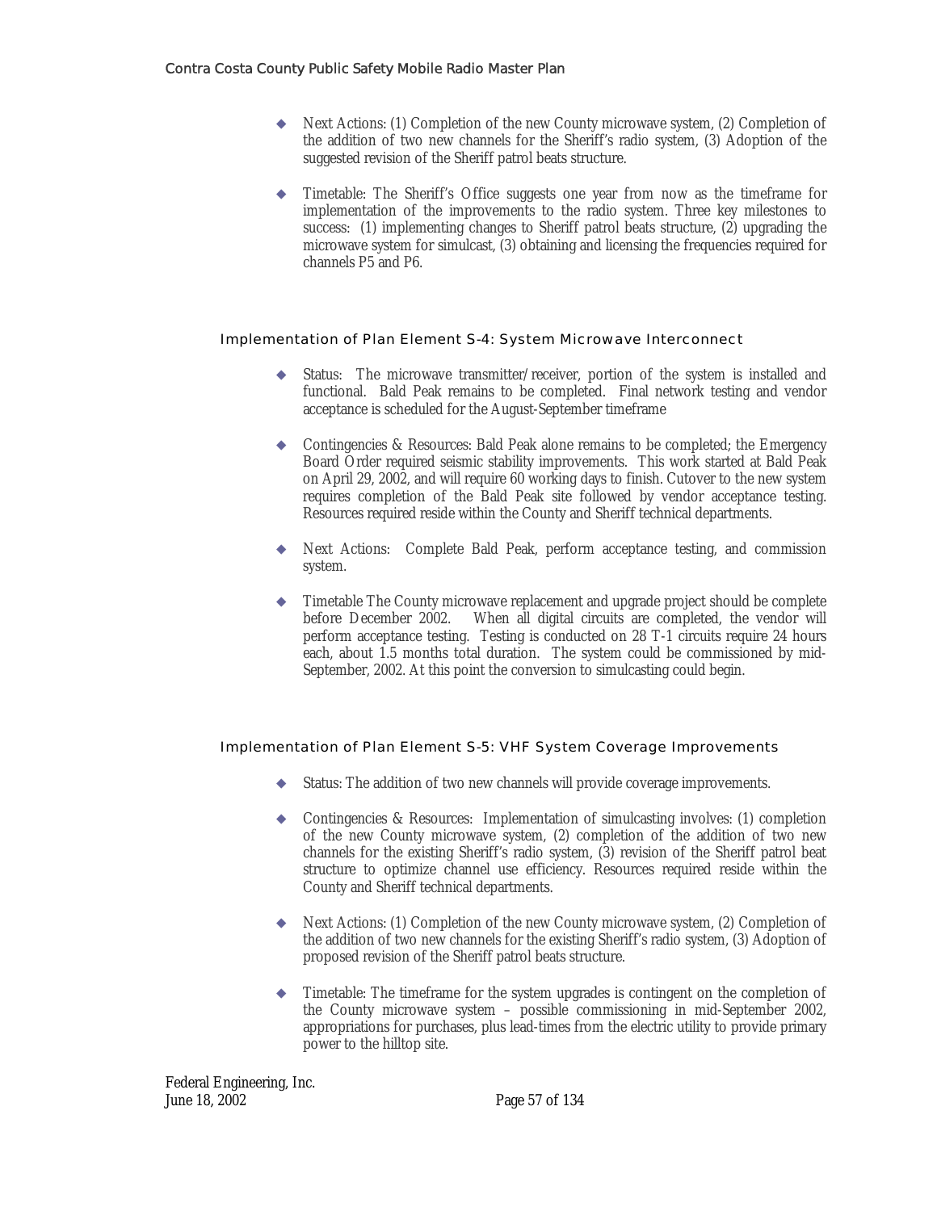- Next Actions: (1) Completion of the new County microwave system, (2) Completion of the addition of two new channels for the Sheriff's radio system, (3) Adoption of the suggested revision of the Sheriff patrol beats structure.

- Timetable: The Sheriff's Office suggests one year from now as the timeframe for implementation of the improvements to the radio system. Three key milestones to success: (1) implementing changes to Sheriff patrol beats structure, (2) upgrading the microwave system for simulcast, (3) obtaining and licensing the frequencies required for channels P5 and P6.

### Implementation of Plan Element S-4: System Microwave Interconnect

- Status: The microwave transmitter/receiver, portion of the system is installed and functional. Bald Peak remains to be completed. Final network testing and vendor acceptance is scheduled for the August-September timeframe

- Contingencies & Resources: Bald Peak alone remains to be completed; the Emergency Board Order required seismic stability improvements. This work started at Bald Peak on April 29, 2002, and will require 60 working days to finish. Cutover to the new system requires completion of the Bald Peak site followed by vendor acceptance testing. Resources required reside within the County and Sheriff technical departments.

- Next Actions: Complete Bald Peak, perform acceptance testing, and commission system.

- Timetable The County microwave replacement and upgrade project should be complete before December 2002. When all digital circuits are completed, the vendor will perform acceptance testing. Testing is conducted on 28 T-1 circuits require 24 hours each, about 1.5 months total duration. The system could be commissioned by mid-September, 2002. At this point the conversion to simulcasting could begin.

### Implementation of Plan Element S-5: VHF System Coverage Improvements

- Status: The addition of two new channels will provide coverage improvements.

- Contingencies & Resources: Implementation of simulcasting involves: (1) completion of the new County microwave system, (2) completion of the addition of two new channels for the existing Sheriff's radio system, (3) revision of the Sheriff patrol beat structure to optimize channel use efficiency. Resources required reside within the County and Sheriff technical departments.

- Next Actions: (1) Completion of the new County microwave system, (2) Completion of the addition of two new channels for the existing Sheriff's radio system, (3) Adoption of proposed revision of the Sheriff patrol beats structure.

- Timetable: The timeframe for the system upgrades is contingent on the completion of the County microwave system – possible commissioning in mid-September 2002, appropriations for purchases, plus lead-times from the electric utility to provide primary power to the hilltop site.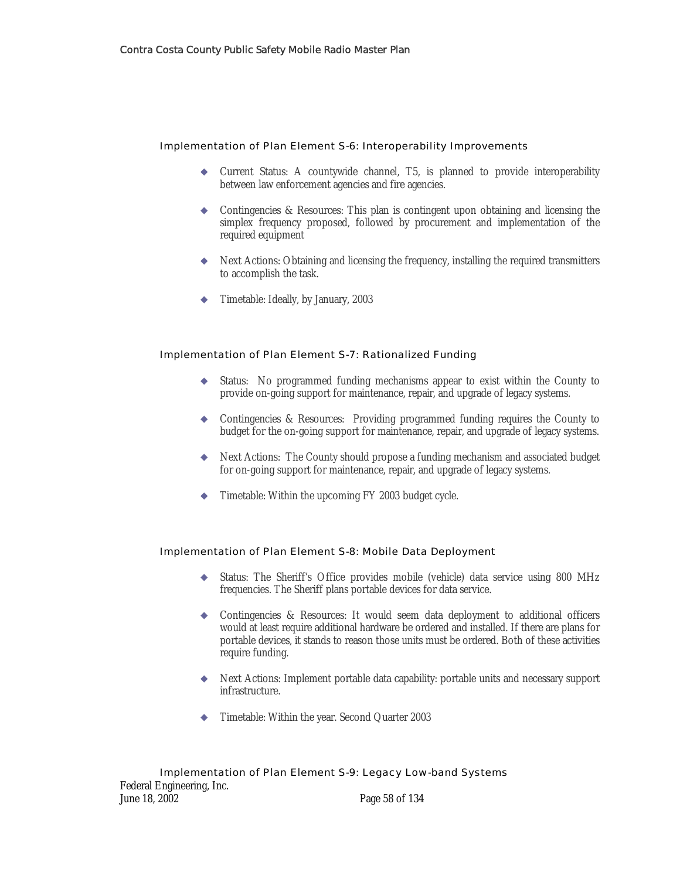### Implementation of Plan Element S-6: Interoperability Improvements

- Current Status: A countywide channel, T5, is planned to provide interoperability between law enforcement agencies and fire agencies.
- Contingencies & Resources: This plan is contingent upon obtaining and licensing the simplex frequency proposed, followed by procurement and implementation of the required equipment
- Next Actions: Obtaining and licensing the frequency, installing the required transmitters to accomplish the task.
- Timetable: Ideally, by January, 2003

### Implementation of Plan Element S-7: Rationalized Funding

- Status: No programmed funding mechanisms appear to exist within the County to provide on-going support for maintenance, repair, and upgrade of legacy systems.
- Contingencies & Resources: Providing programmed funding requires the County to budget for the on-going support for maintenance, repair, and upgrade of legacy systems.
- Next Actions: The County should propose a funding mechanism and associated budget for on-going support for maintenance, repair, and upgrade of legacy systems.
- Timetable: Within the upcoming FY 2003 budget cycle.

### Implementation of Plan Element S-8: Mobile Data Deployment

- Status: The Sheriff's Office provides mobile (vehicle) data service using 800 MHz frequencies. The Sheriff plans portable devices for data service.
- Contingencies & Resources: It would seem data deployment to additional officers would at least require additional hardware be ordered and installed. If there are plans for portable devices, it stands to reason those units must be ordered. Both of these activities require funding.
- Next Actions: Implement portable data capability: portable units and necessary support infrastructure.
- Timetable: Within the year. Second Quarter 2003

### Implementation of Plan Element S-9: Legacy Low-band Systems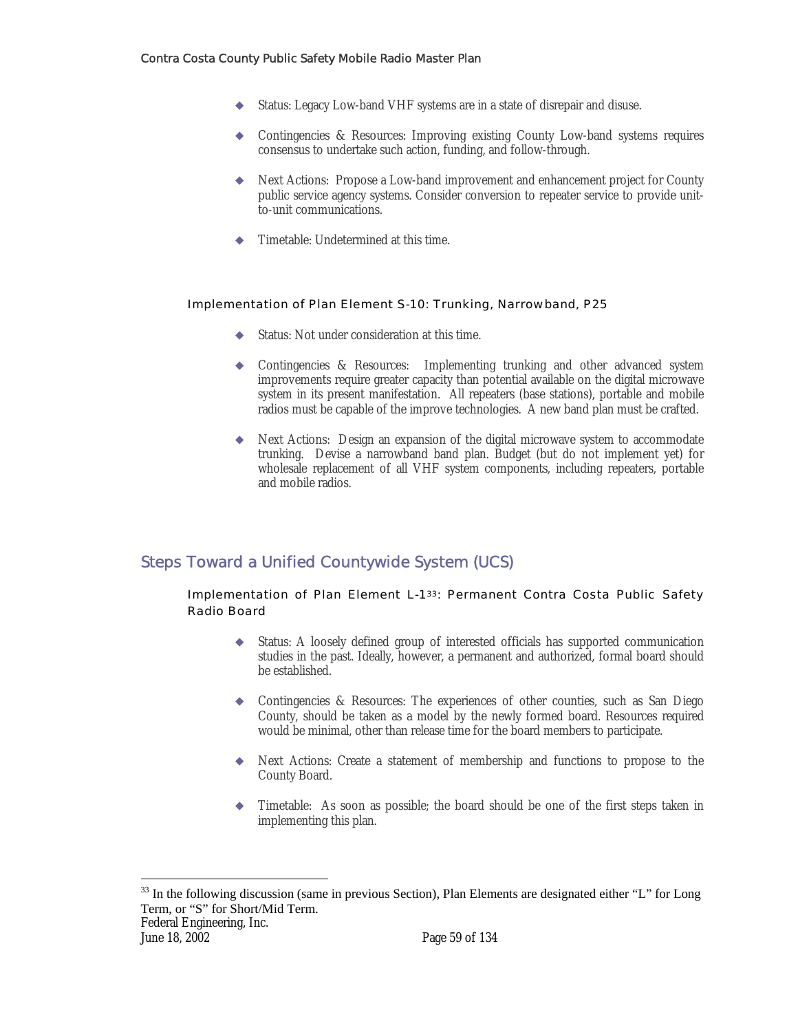- Status: Legacy Low-band VHF systems are in a state of disrepair and disuse.

- Contingencies & Resources: Improving existing County Low-band systems requires consensus to undertake such action, funding, and follow-through.

- Next Actions: Propose a Low-band improvement and enhancement project for County public service agency systems. Consider conversion to repeater service to provide unit-to-unit communications.

- Timetable: Undetermined at this time.

### Implementation of Plan Element S-10: Trunking, Narrowband, P25

- Status: Not under consideration at this time.

- Contingencies & Resources: Implementing trunking and other advanced system improvements require greater capacity than potential available on the digital microwave system in its present manifestation. All repeaters (base stations), portable and mobile radios must be capable of the improve technologies. A new band plan must be crafted.

- Next Actions: Design an expansion of the digital microwave system to accommodate trunking. Devise a narrowband band plan. Budget (but do not implement yet) for wholesale replacement of all VHF system components, including repeaters, portable and mobile radios.

## Steps Toward a Unified Countywide System (UCS)

### Implementation of Plan Element L-1[33]: Permanent Contra Costa Public Safety Radio Board

- Status: A loosely defined group of interested officials has supported communication studies in the past. Ideally, however, a permanent and authorized, formal board should be established.

- Contingencies & Resources: The experiences of other counties, such as San Diego County, should be taken as a model by the newly formed board. Resources required would be minimal, other than release time for the board members to participate.

- Next Actions: Create a statement of membership and functions to propose to the County Board.

- Timetable: As soon as possible; the board should be one of the first steps taken in implementing this plan.

---

[33] In the following discussion (same in previous Section), Plan Elements are designated either "L" for Long Term, or "S" for Short/Mid Term.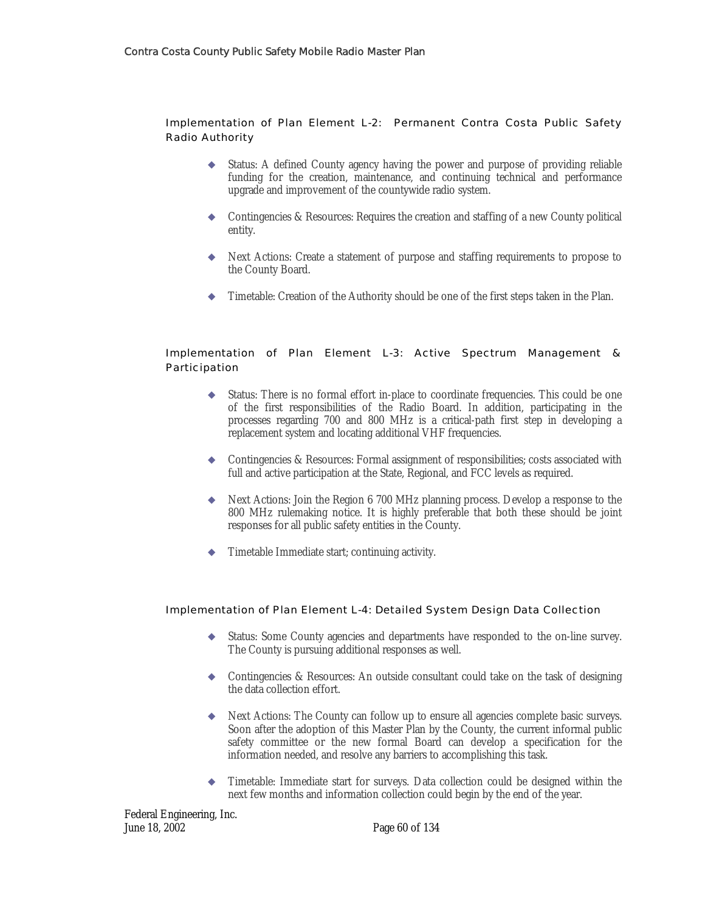### Implementation of Plan Element L-2: Permanent Contra Costa Public Safety Radio Authority

- Status: A defined County agency having the power and purpose of providing reliable funding for the creation, maintenance, and continuing technical and performance upgrade and improvement of the countywide radio system.
- Contingencies & Resources: Requires the creation and staffing of a new County political entity.
- Next Actions: Create a statement of purpose and staffing requirements to propose to the County Board.
- Timetable: Creation of the Authority should be one of the first steps taken in the Plan.

### Implementation of Plan Element L-3: Active Spectrum Management & Participation

- Status: There is no formal effort in-place to coordinate frequencies. This could be one of the first responsibilities of the Radio Board. In addition, participating in the processes regarding 700 and 800 MHz is a critical-path first step in developing a replacement system and locating additional VHF frequencies.
- Contingencies & Resources: Formal assignment of responsibilities; costs associated with full and active participation at the State, Regional, and FCC levels as required.
- Next Actions: Join the Region 6 700 MHz planning process. Develop a response to the 800 MHz rulemaking notice. It is highly preferable that both these should be joint responses for all public safety entities in the County.
- Timetable Immediate start; continuing activity.

### Implementation of Plan Element L-4: Detailed System Design Data Collection

- Status: Some County agencies and departments have responded to the on-line survey. The County is pursuing additional responses as well.
- Contingencies & Resources: An outside consultant could take on the task of designing the data collection effort.
- Next Actions: The County can follow up to ensure all agencies complete basic surveys. Soon after the adoption of this Master Plan by the County, the current informal public safety committee or the new formal Board can develop a specification for the information needed, and resolve any barriers to accomplishing this task.
- Timetable: Immediate start for surveys. Data collection could be designed within the next few months and information collection could begin by the end of the year.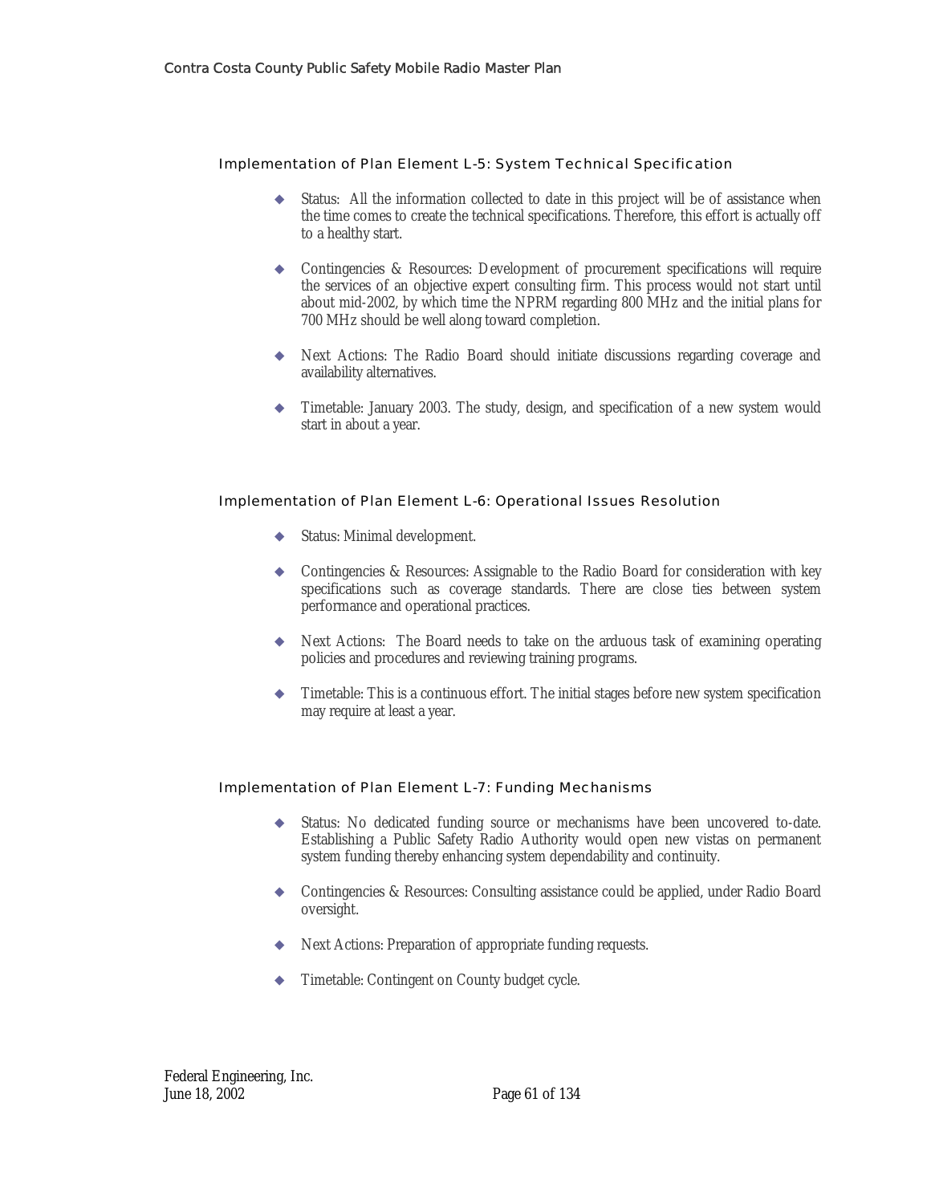### Implementation of Plan Element L-5: System Technical Specification

- Status: All the information collected to date in this project will be of assistance when the time comes to create the technical specifications. Therefore, this effort is actually off to a healthy start.
- Contingencies & Resources: Development of procurement specifications will require the services of an objective expert consulting firm. This process would not start until about mid-2002, by which time the NPRM regarding 800 MHz and the initial plans for 700 MHz should be well along toward completion.
- Next Actions: The Radio Board should initiate discussions regarding coverage and availability alternatives.
- Timetable: January 2003. The study, design, and specification of a new system would start in about a year.

### Implementation of Plan Element L-6: Operational Issues Resolution

- Status: Minimal development.
- Contingencies & Resources: Assignable to the Radio Board for consideration with key specifications such as coverage standards. There are close ties between system performance and operational practices.
- Next Actions: The Board needs to take on the arduous task of examining operating policies and procedures and reviewing training programs.
- Timetable: This is a continuous effort. The initial stages before new system specification may require at least a year.

### Implementation of Plan Element L-7: Funding Mechanisms

- Status: No dedicated funding source or mechanisms have been uncovered to-date. Establishing a Public Safety Radio Authority would open new vistas on permanent system funding thereby enhancing system dependability and continuity.
- Contingencies & Resources: Consulting assistance could be applied, under Radio Board oversight.
- Next Actions: Preparation of appropriate funding requests.
- Timetable: Contingent on County budget cycle.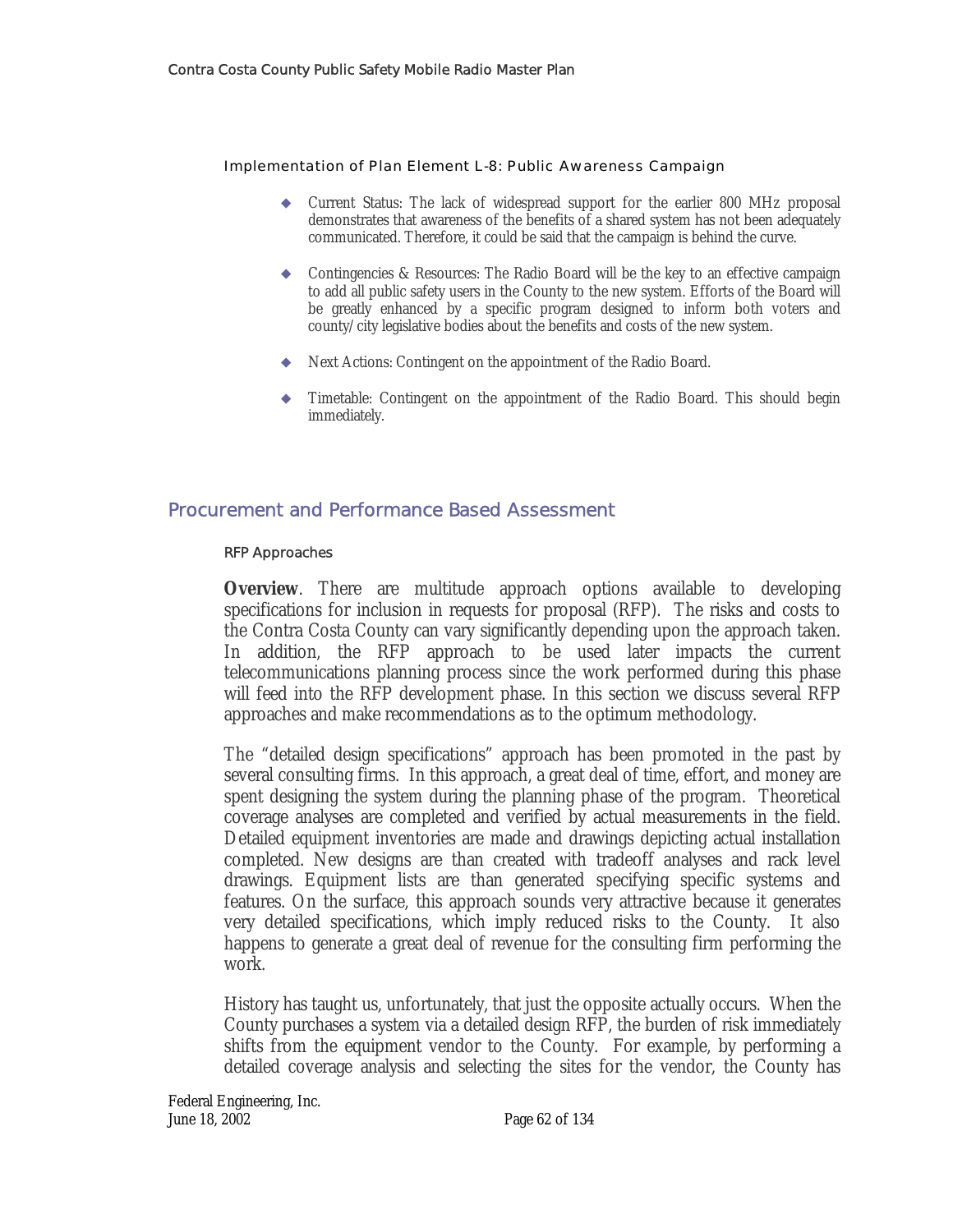#### Implementation of Plan Element L-8: Public Awareness Campaign

- Current Status: The lack of widespread support for the earlier 800 MHz proposal demonstrates that awareness of the benefits of a shared system has not been adequately communicated. Therefore, it could be said that the campaign is behind the curve.
- Contingencies & Resources: The Radio Board will be the key to an effective campaign to add all public safety users in the County to the new system. Efforts of the Board will be greatly enhanced by a specific program designed to inform both voters and county/city legislative bodies about the benefits and costs of the new system.
- Next Actions: Contingent on the appointment of the Radio Board.
- Timetable: Contingent on the appointment of the Radio Board. This should begin immediately.

## Procurement and Performance Based Assessment

#### RFP Approaches

**Overview**. There are multitude approach options available to developing specifications for inclusion in requests for proposal (RFP). The risks and costs to the Contra Costa County can vary significantly depending upon the approach taken. In addition, the RFP approach to be used later impacts the current telecommunications planning process since the work performed during this phase will feed into the RFP development phase. In this section we discuss several RFP approaches and make recommendations as to the optimum methodology.

The "detailed design specifications" approach has been promoted in the past by several consulting firms. In this approach, a great deal of time, effort, and money are spent designing the system during the planning phase of the program. Theoretical coverage analyses are completed and verified by actual measurements in the field. Detailed equipment inventories are made and drawings depicting actual installation completed. New designs are than created with tradeoff analyses and rack level drawings. Equipment lists are than generated specifying specific systems and features. On the surface, this approach sounds very attractive because it generates very detailed specifications, which imply reduced risks to the County. It also happens to generate a great deal of revenue for the consulting firm performing the work.

History has taught us, unfortunately, that just the opposite actually occurs. When the County purchases a system via a detailed design RFP, the burden of risk immediately shifts from the equipment vendor to the County. For example, by performing a detailed coverage analysis and selecting the sites for the vendor, the County has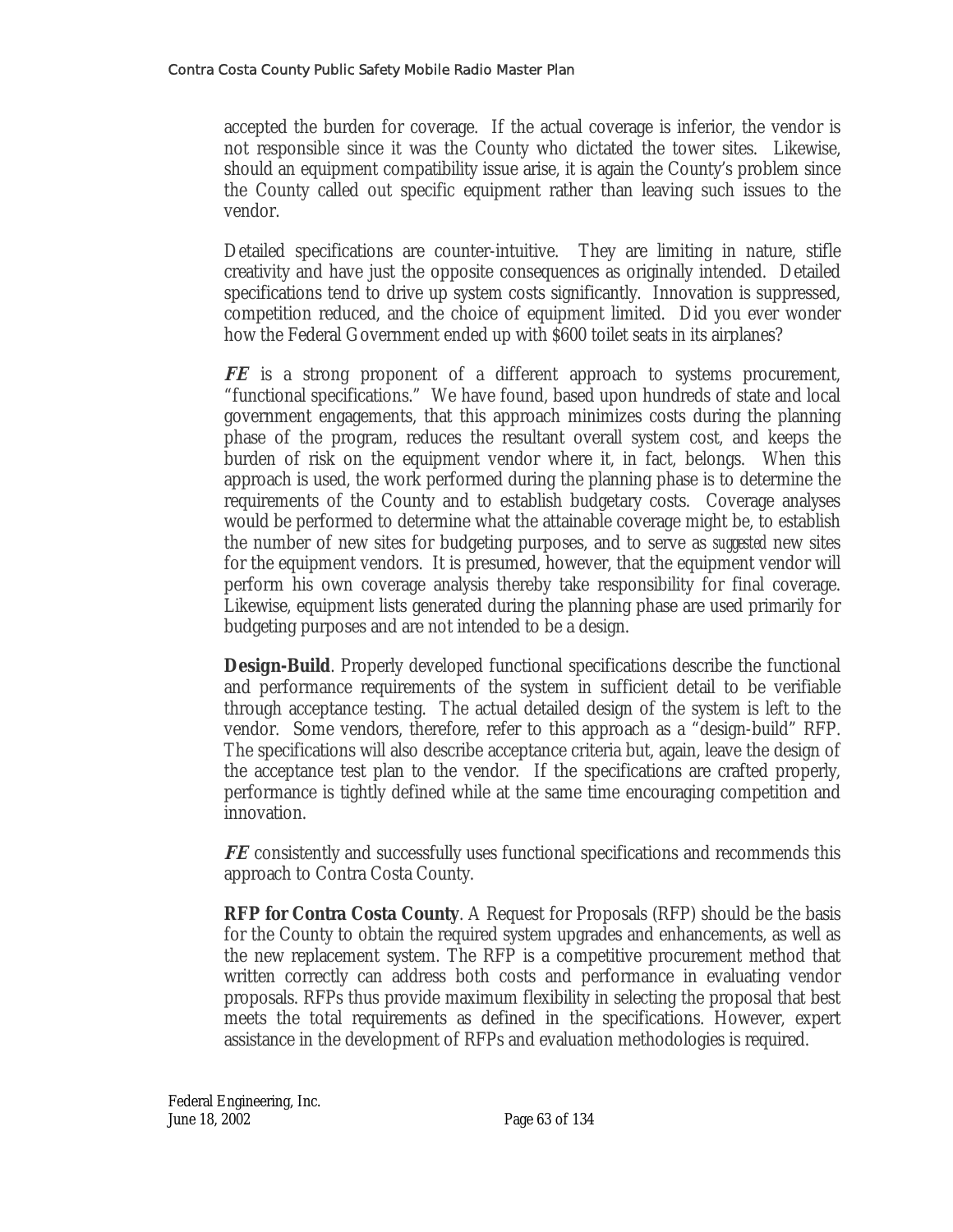accepted the burden for coverage. If the actual coverage is inferior, the vendor is not responsible since it was the County who dictated the tower sites. Likewise, should an equipment compatibility issue arise, it is again the County's problem since the County called out specific equipment rather than leaving such issues to the vendor.

Detailed specifications are counter-intuitive. They are limiting in nature, stifle creativity and have just the opposite consequences as originally intended. Detailed specifications tend to drive up system costs significantly. Innovation is suppressed, competition reduced, and the choice of equipment limited. Did you ever wonder how the Federal Government ended up with $600 toilet seats in its airplanes?

***FE*** is a strong proponent of a different approach to systems procurement, "functional specifications." We have found, based upon hundreds of state and local government engagements, that this approach minimizes costs during the planning phase of the program, reduces the resultant overall system cost, and keeps the burden of risk on the equipment vendor where it, in fact, belongs. When this approach is used, the work performed during the planning phase is to determine the requirements of the County and to establish budgetary costs. Coverage analyses would be performed to determine what the attainable coverage might be, to establish the number of new sites for budgeting purposes, and to serve as *suggested* new sites for the equipment vendors. It is presumed, however, that the equipment vendor will perform his own coverage analysis thereby take responsibility for final coverage. Likewise, equipment lists generated during the planning phase are used primarily for budgeting purposes and are not intended to be a design.

**Design-Build**. Properly developed functional specifications describe the functional and performance requirements of the system in sufficient detail to be verifiable through acceptance testing. The actual detailed design of the system is left to the vendor. Some vendors, therefore, refer to this approach as a "design-build" RFP. The specifications will also describe acceptance criteria but, again, leave the design of the acceptance test plan to the vendor. If the specifications are crafted properly, performance is tightly defined while at the same time encouraging competition and innovation.

***FE*** consistently and successfully uses functional specifications and recommends this approach to Contra Costa County.

**RFP for Contra Costa County**. A Request for Proposals (RFP) should be the basis for the County to obtain the required system upgrades and enhancements, as well as the new replacement system. The RFP is a competitive procurement method that written correctly can address both costs and performance in evaluating vendor proposals. RFPs thus provide maximum flexibility in selecting the proposal that best meets the total requirements as defined in the specifications. However, expert assistance in the development of RFPs and evaluation methodologies is required.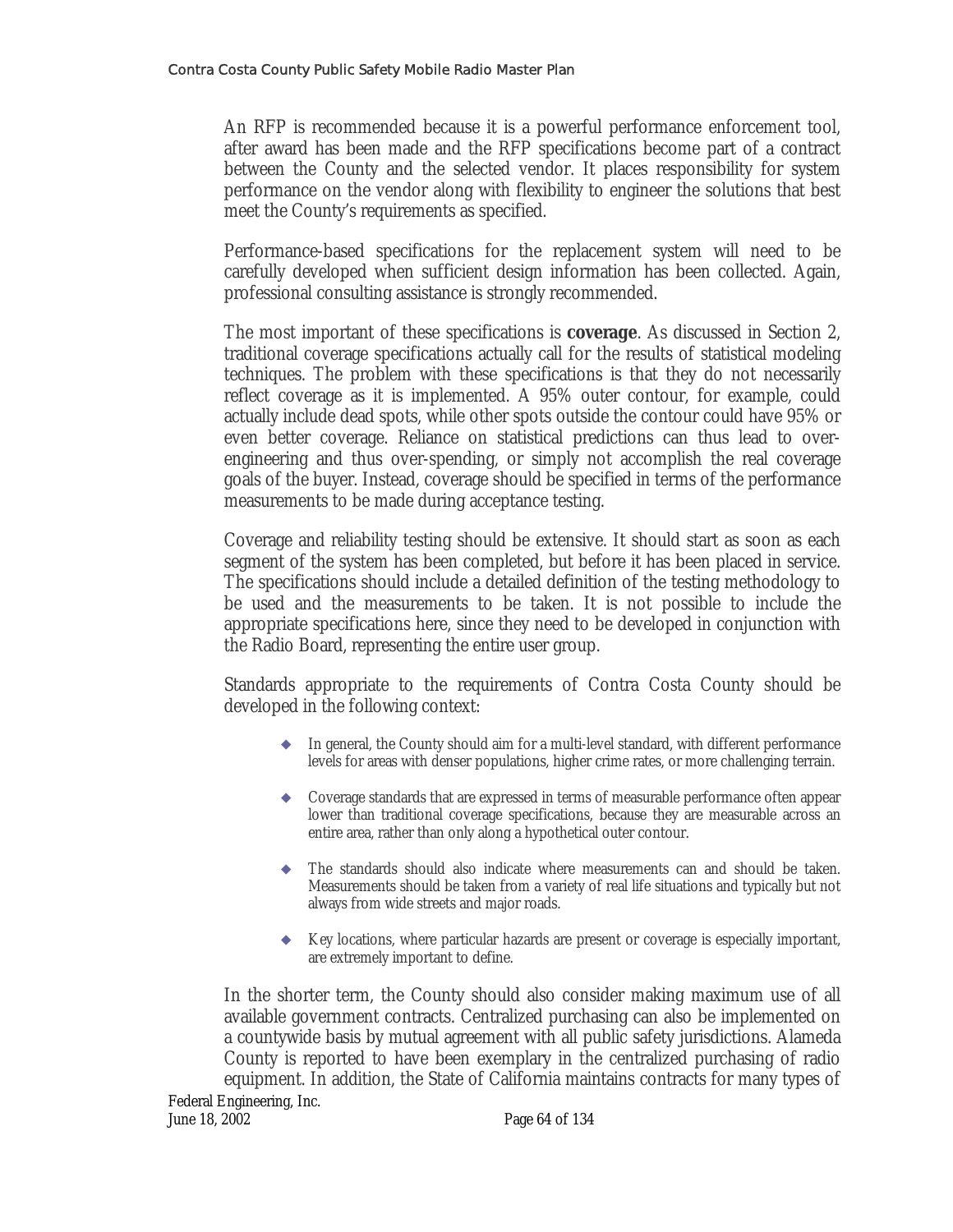An RFP is recommended because it is a powerful performance enforcement tool, after award has been made and the RFP specifications become part of a contract between the County and the selected vendor. It places responsibility for system performance on the vendor along with flexibility to engineer the solutions that best meet the County's requirements as specified.

Performance-based specifications for the replacement system will need to be carefully developed when sufficient design information has been collected. Again, professional consulting assistance is strongly recommended.

The most important of these specifications is **coverage**. As discussed in Section 2, traditional coverage specifications actually call for the results of statistical modeling techniques. The problem with these specifications is that they do not necessarily reflect coverage as it is implemented. A 95% outer contour, for example, could actually include dead spots, while other spots outside the contour could have 95% or even better coverage. Reliance on statistical predictions can thus lead to over-engineering and thus over-spending, or simply not accomplish the real coverage goals of the buyer. Instead, coverage should be specified in terms of the performance measurements to be made during acceptance testing.

Coverage and reliability testing should be extensive. It should start as soon as each segment of the system has been completed, but before it has been placed in service. The specifications should include a detailed definition of the testing methodology to be used and the measurements to be taken. It is not possible to include the appropriate specifications here, since they need to be developed in conjunction with the Radio Board, representing the entire user group.

Standards appropriate to the requirements of Contra Costa County should be developed in the following context:

- In general, the County should aim for a multi-level standard, with different performance levels for areas with denser populations, higher crime rates, or more challenging terrain.
- Coverage standards that are expressed in terms of measurable performance often appear lower than traditional coverage specifications, because they are measurable across an entire area, rather than only along a hypothetical outer contour.
- The standards should also indicate where measurements can and should be taken. Measurements should be taken from a variety of real life situations and typically but not always from wide streets and major roads.
- Key locations, where particular hazards are present or coverage is especially important, are extremely important to define.

In the shorter term, the County should also consider making maximum use of all available government contracts. Centralized purchasing can also be implemented on a countywide basis by mutual agreement with all public safety jurisdictions. Alameda County is reported to have been exemplary in the centralized purchasing of radio equipment. In addition, the State of California maintains contracts for many types of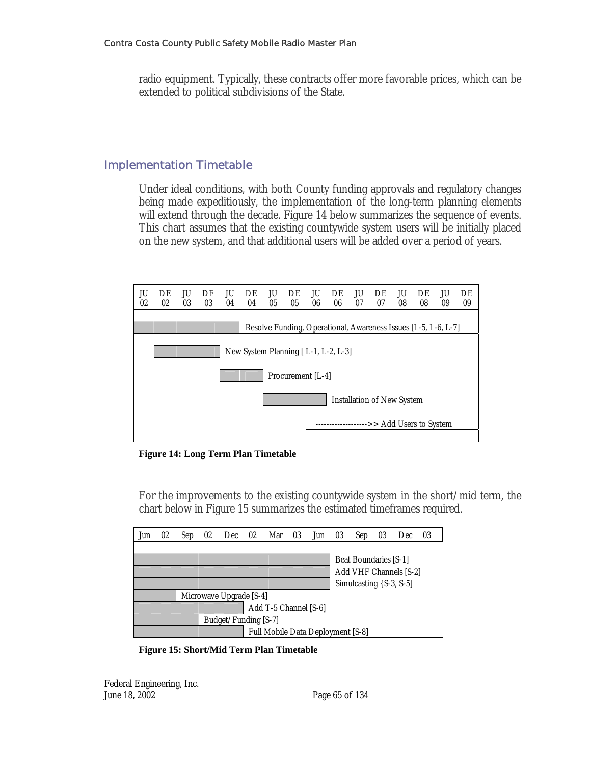radio equipment. Typically, these contracts offer more favorable prices, which can be extended to political subdivisions of the State.

## Implementation Timetable

Under ideal conditions, with both County funding approvals and regulatory changes being made expeditiously, the implementation of the long-term planning elements will extend through the decade. Figure 14 below summarizes the sequence of events. This chart assumes that the existing countywide system users will be initially placed on the new system, and that additional users will be added over a period of years.

| JU 02 | DE 02 | JU 03 | DE 03 | JU 04 | DE 04 | JU 05 | DE 05 | JU 06 | DE 06 | JU 07 | DE 07 | JU 08 | DE 08 | JU 09 | DE 09 |
|---|---|---|---|---|---|---|---|---|---|---|---|---|---|---|---|
| Resolve Funding, Operational, Awareness Issues [L-5, L-6, L-7] | | | | | | | | | | | | | | | |
| | New System Planning [ L-1, L-2, L-3] | | | | | | | | | | | | | | |
| | | | | Procurement [L-4] | | | | | | | | | | | |
| | | | | | | Installation of New System | | | | | | | | | |
| | | | | | | | | -------------------->> Add Users to System | | | | | | | |

**Figure 14: Long Term Plan Timetable**

For the improvements to the existing countywide system in the short/mid term, the chart below in Figure 15 summarizes the estimated timeframes required.

| Jun 02 | Sep 02 | Dec 02 | Mar 03 | Jun 03 | Sep 03 | Dec 03 |
|---|---|---|---|---|---|---|
| Beat Boundaries [S-1] | | | | | | |
| Add VHF Channels [S-2] | | | | | | |
| Simulcasting {S-3, S-5] | | | | | | |
| Microwave Upgrade [S-4] | | | | | | |
| Add T-5 Channel [S-6] | | | | | | |
| Budget/Funding [S-7] | | | | | | |
| Full Mobile Data Deployment [S-8] | | | | | | |

**Figure 15: Short/Mid Term Plan Timetable**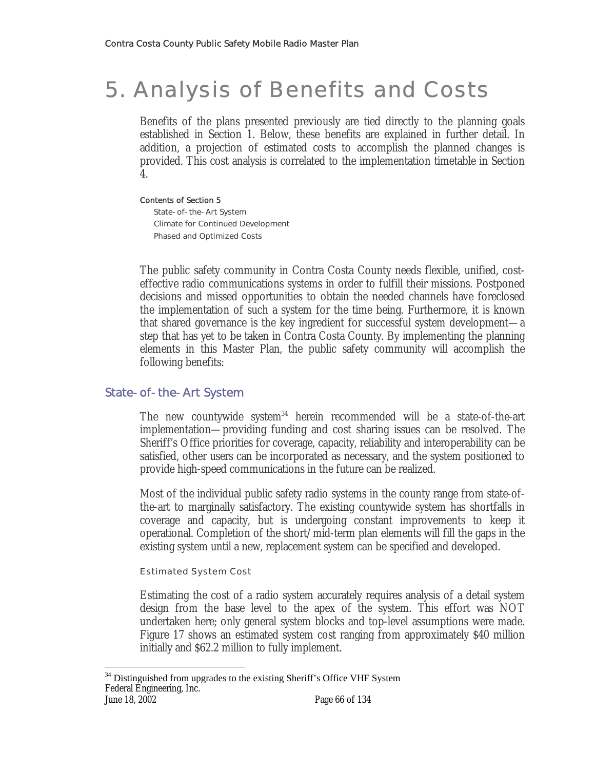# 5. Analysis of Benefits and Costs

Benefits of the plans presented previously are tied directly to the planning goals established in Section 1. Below, these benefits are explained in further detail. In addition, a projection of estimated costs to accomplish the planned changes is provided. This cost analysis is correlated to the implementation timetable in Section 4.

**Contents of Section 5**

- State-of-the-Art System
- Climate for Continued Development
- Phased and Optimized Costs

The public safety community in Contra Costa County needs flexible, unified, cost-effective radio communications systems in order to fulfill their missions. Postponed decisions and missed opportunities to obtain the needed channels have foreclosed the implementation of such a system for the time being. Furthermore, it is known that shared governance is the key ingredient for successful system development—a step that has yet to be taken in Contra Costa County. By implementing the planning elements in this Master Plan, the public safety community will accomplish the following benefits:

## State-of-the-Art System

The new countywide system[34] herein recommended will be a state-of-the-art implementation—providing funding and cost sharing issues can be resolved. The Sheriff's Office priorities for coverage, capacity, reliability and interoperability can be satisfied, other users can be incorporated as necessary, and the system positioned to provide high-speed communications in the future can be realized.

Most of the individual public safety radio systems in the county range from state-of-the-art to marginally satisfactory. The existing countywide system has shortfalls in coverage and capacity, but is undergoing constant improvements to keep it operational. Completion of the short/mid-term plan elements will fill the gaps in the existing system until a new, replacement system can be specified and developed.

### Estimated System Cost

Estimating the cost of a radio system accurately requires analysis of a detail system design from the base level to the apex of the system. This effort was NOT undertaken here; only general system blocks and top-level assumptions were made. Figure 17 shows an estimated system cost ranging from approximately $40 million initially and $62.2 million to fully implement.

[34] Distinguished from upgrades to the existing Sheriff's Office VHF System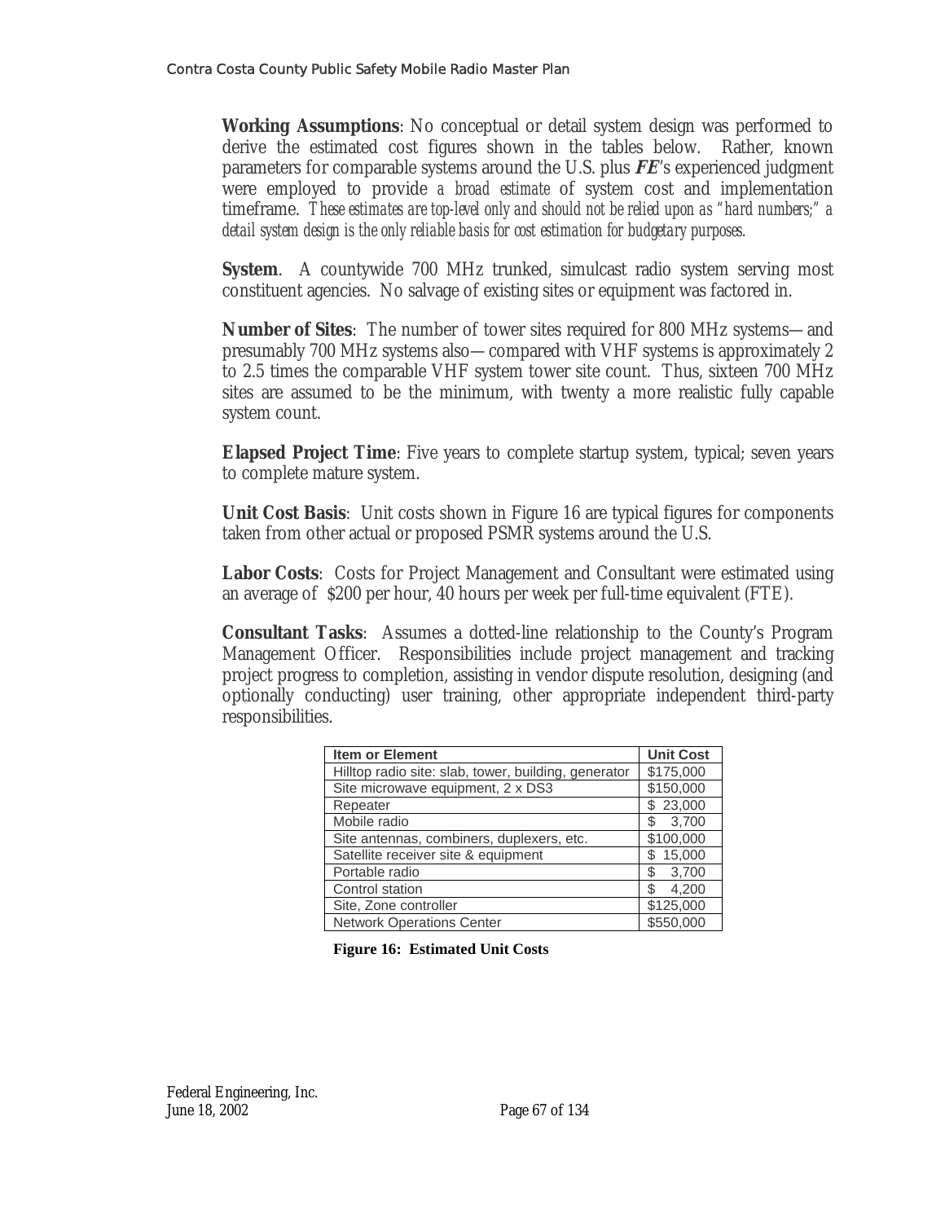**Working Assumptions**: No conceptual or detail system design was performed to derive the estimated cost figures shown in the tables below. Rather, known parameters for comparable systems around the U.S. plus ***FE***'s experienced judgment were employed to provide *a broad estimate* of system cost and implementation timeframe. *These estimates are top-level only and should not be relied upon as "hard numbers;" a detail system design is the only reliable basis for cost estimation for budgetary purposes.*

**System**. A countywide 700 MHz trunked, simulcast radio system serving most constituent agencies. No salvage of existing sites or equipment was factored in.

**Number of Sites**: The number of tower sites required for 800 MHz systems—and presumably 700 MHz systems also—compared with VHF systems is approximately 2 to 2.5 times the comparable VHF system tower site count. Thus, sixteen 700 MHz sites are assumed to be the minimum, with twenty a more realistic fully capable system count.

**Elapsed Project Time**: Five years to complete startup system, typical; seven years to complete mature system.

**Unit Cost Basis**: Unit costs shown in Figure 16 are typical figures for components taken from other actual or proposed PSMR systems around the U.S.

**Labor Costs**: Costs for Project Management and Consultant were estimated using an average of $200 per hour, 40 hours per week per full-time equivalent (FTE).

**Consultant Tasks**: Assumes a dotted-line relationship to the County's Program Management Officer. Responsibilities include project management and tracking project progress to completion, assisting in vendor dispute resolution, designing (and optionally conducting) user training, other appropriate independent third-party responsibilities.

| Item or Element | Unit Cost |
|---|---|
| Hilltop radio site: slab, tower, building, generator | $175,000 |
| Site microwave equipment, 2 x DS3 | $150,000 |
| Repeater | $ 23,000 |
| Mobile radio | $ 3,700 |
| Site antennas, combiners, duplexers, etc. | $100,000 |
| Satellite receiver site & equipment | $ 15,000 |
| Portable radio | $ 3,700 |
| Control station | $ 4,200 |
| Site, Zone controller | $125,000 |
| Network Operations Center | $550,000 |

**Figure 16: Estimated Unit Costs**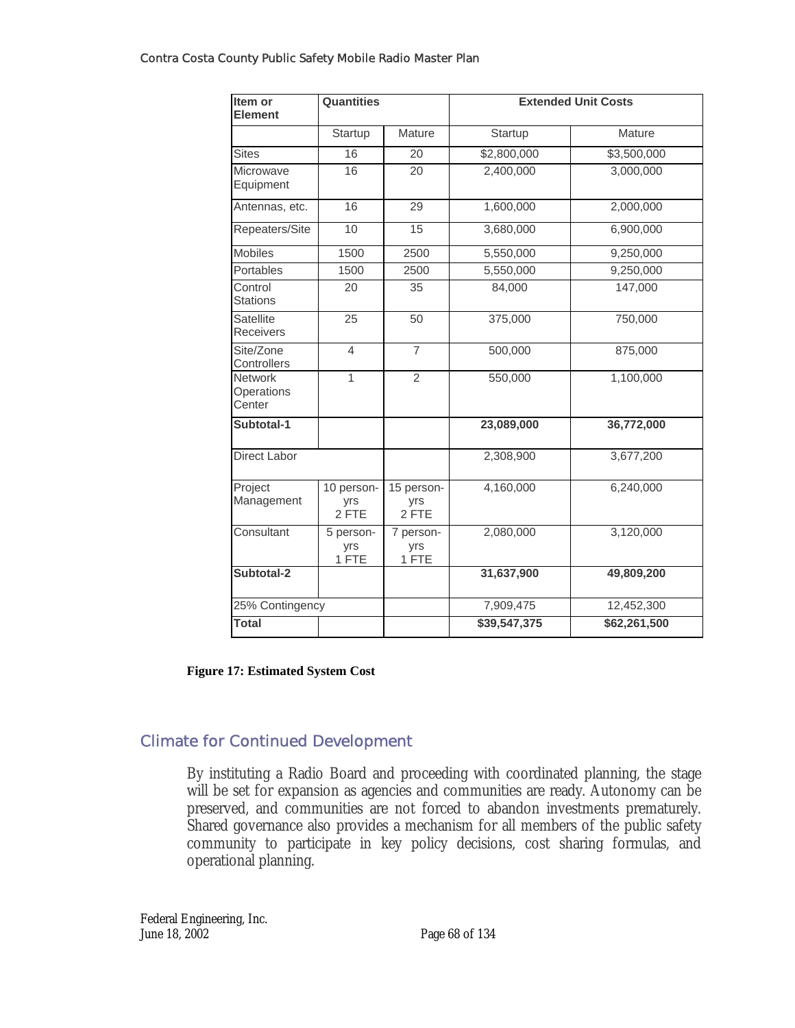| Item or Element | Quantities | | Extended Unit Costs | |
|---|---|---|---|---|
| | Startup | Mature | Startup | Mature |
| Sites | 16 | 20 | $2,800,000 | $3,500,000 |
| Microwave Equipment | 16 | 20 | 2,400,000 | 3,000,000 |
| Antennas, etc. | 16 | 29 | 1,600,000 | 2,000,000 |
| Repeaters/Site | 10 | 15 | 3,680,000 | 6,900,000 |
| Mobiles | 1500 | 2500 | 5,550,000 | 9,250,000 |
| Portables | 1500 | 2500 | 5,550,000 | 9,250,000 |
| Control Stations | 20 | 35 | 84,000 | 147,000 |
| Satellite Receivers | 25 | 50 | 375,000 | 750,000 |
| Site/Zone Controllers | 4 | 7 | 500,000 | 875,000 |
| Network Operations Center | 1 | 2 | 550,000 | 1,100,000 |
| **Subtotal-1** | | | **23,089,000** | **36,772,000** |
| Direct Labor | | | 2,308,900 | 3,677,200 |
| Project Management | 10 person-yrs 2 FTE | 15 person-yrs 2 FTE | 4,160,000 | 6,240,000 |
| Consultant | 5 person-yrs 1 FTE | 7 person-yrs 1 FTE | 2,080,000 | 3,120,000 |
| **Subtotal-2** | | | **31,637,900** | **49,809,200** |
| 25% Contingency | | | 7,909,475 | 12,452,300 |
| **Total** | | | **$39,547,375** | **$62,261,500** |

**Figure 17: Estimated System Cost**

## Climate for Continued Development

By instituting a Radio Board and proceeding with coordinated planning, the stage will be set for expansion as agencies and communities are ready. Autonomy can be preserved, and communities are not forced to abandon investments prematurely. Shared governance also provides a mechanism for all members of the public safety community to participate in key policy decisions, cost sharing formulas, and operational planning.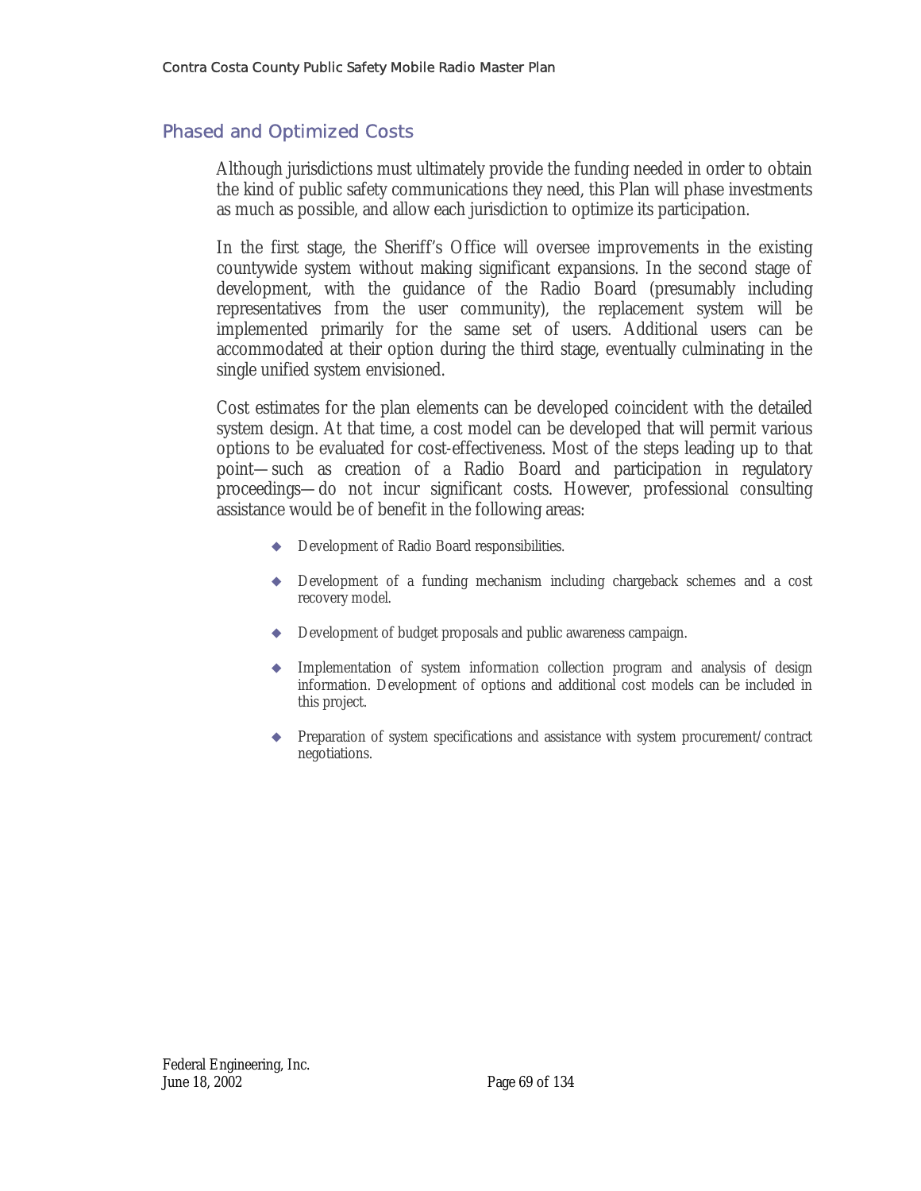## Phased and Optimized Costs

Although jurisdictions must ultimately provide the funding needed in order to obtain the kind of public safety communications they need, this Plan will phase investments as much as possible, and allow each jurisdiction to optimize its participation.

In the first stage, the Sheriff's Office will oversee improvements in the existing countywide system without making significant expansions. In the second stage of development, with the guidance of the Radio Board (presumably including representatives from the user community), the replacement system will be implemented primarily for the same set of users. Additional users can be accommodated at their option during the third stage, eventually culminating in the single unified system envisioned.

Cost estimates for the plan elements can be developed coincident with the detailed system design. At that time, a cost model can be developed that will permit various options to be evaluated for cost-effectiveness. Most of the steps leading up to that point—such as creation of a Radio Board and participation in regulatory proceedings—do not incur significant costs. However, professional consulting assistance would be of benefit in the following areas:

- Development of Radio Board responsibilities.
- Development of a funding mechanism including chargeback schemes and a cost recovery model.
- Development of budget proposals and public awareness campaign.
- Implementation of system information collection program and analysis of design information. Development of options and additional cost models can be included in this project.
- Preparation of system specifications and assistance with system procurement/contract negotiations.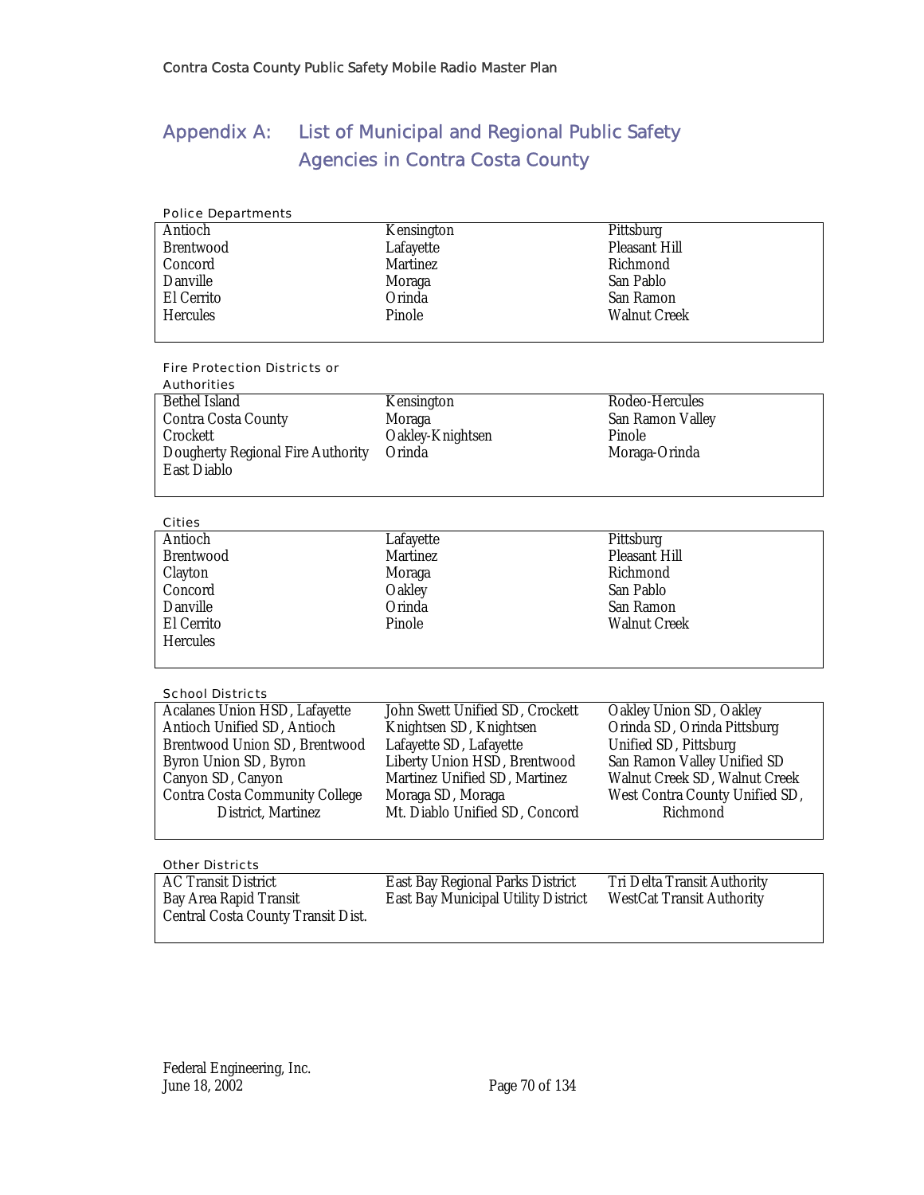## Appendix A: List of Municipal and Regional Public Safety Agencies in Contra Costa County

Police Departments

| | | |
|---|---|---|
| Antioch | Kensington | Pittsburg |
| Brentwood | Lafayette | Pleasant Hill |
| Concord | Martinez | Richmond |
| Danville | Moraga | San Pablo |
| El Cerrito | Orinda | San Ramon |
| Hercules | Pinole | Walnut Creek |

Fire Protection Districts or Authorities

| | | |
|---|---|---|
| Bethel Island | Kensington | Rodeo-Hercules |
| Contra Costa County | Moraga | San Ramon Valley |
| Crockett | Oakley-Knightsen | Pinole |
| Dougherty Regional Fire Authority | Orinda | Moraga-Orinda |
| East Diablo | | |

Cities

| | | |
|---|---|---|
| Antioch | Lafayette | Pittsburg |
| Brentwood | Martinez | Pleasant Hill |
| Clayton | Moraga | Richmond |
| Concord | Oakley | San Pablo |
| Danville | Orinda | San Ramon |
| El Cerrito | Pinole | Walnut Creek |
| Hercules | | |

School Districts

| | | |
|---|---|---|
| Acalanes Union HSD, Lafayette | John Swett Unified SD, Crockett | Oakley Union SD, Oakley |
| Antioch Unified SD, Antioch | Knightsen SD, Knightsen | Orinda SD, Orinda Pittsburg |
| Brentwood Union SD, Brentwood | Lafayette SD, Lafayette | Unified SD, Pittsburg |
| Byron Union SD, Byron | Liberty Union HSD, Brentwood | San Ramon Valley Unified SD |
| Canyon SD, Canyon | Martinez Unified SD, Martinez | Walnut Creek SD, Walnut Creek |
| Contra Costa Community College District, Martinez | Moraga SD, Moraga | West Contra County Unified SD, Richmond |
| | Mt. Diablo Unified SD, Concord | |

Other Districts

| | | |
|---|---|---|
| AC Transit District | East Bay Regional Parks District | Tri Delta Transit Authority |
| Bay Area Rapid Transit | East Bay Municipal Utility District | WestCat Transit Authority |
| Central Costa County Transit Dist. | | |

Federal Engineering, Inc.
June 18, 2002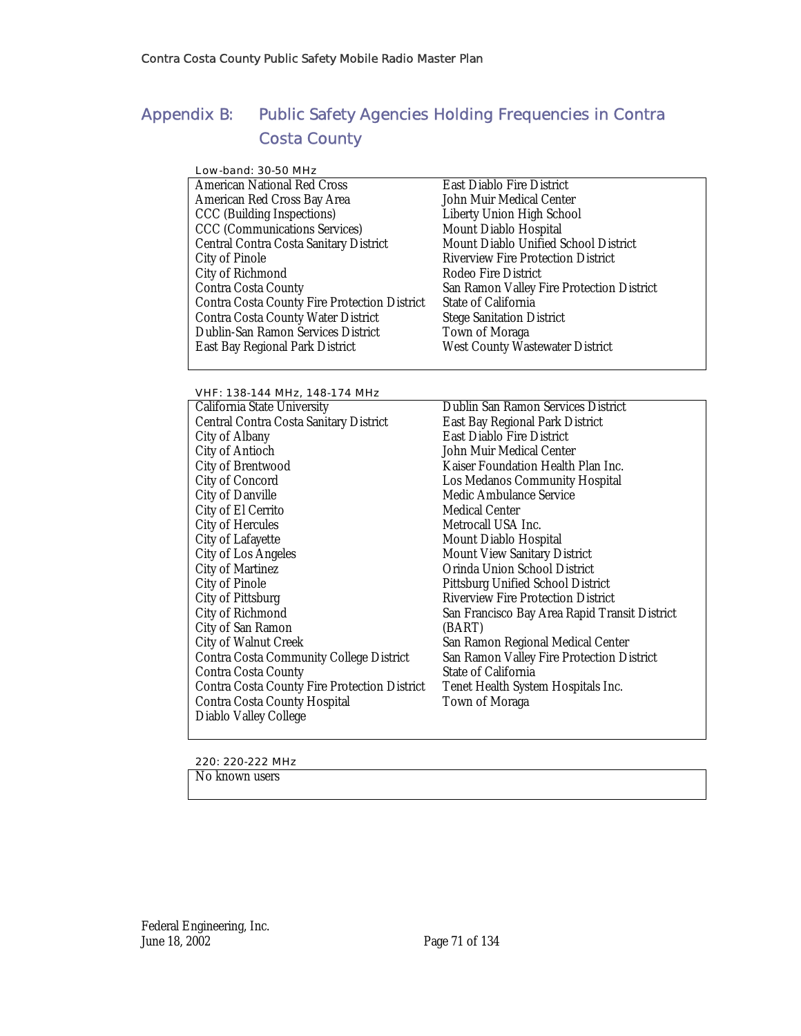# Appendix B: Public Safety Agencies Holding Frequencies in Contra Costa County

Low-band: 30-50 MHz

| | |
|---|---|
| American National Red Cross | East Diablo Fire District |
| American Red Cross Bay Area | John Muir Medical Center |
| CCC (Building Inspections) | Liberty Union High School |
| CCC (Communications Services) | Mount Diablo Hospital |
| Central Contra Costa Sanitary District | Mount Diablo Unified School District |
| City of Pinole | Riverview Fire Protection District |
| City of Richmond | Rodeo Fire District |
| Contra Costa County | San Ramon Valley Fire Protection District |
| Contra Costa County Fire Protection District | State of California |
| Contra Costa County Water District | Stege Sanitation District |
| Dublin-San Ramon Services District | Town of Moraga |
| East Bay Regional Park District | West County Wastewater District |

VHF: 138-144 MHz, 148-174 MHz

| | |
|---|---|
| California State University | Dublin San Ramon Services District |
| Central Contra Costa Sanitary District | East Bay Regional Park District |
| City of Albany | East Diablo Fire District |
| City of Antioch | John Muir Medical Center |
| City of Brentwood | Kaiser Foundation Health Plan Inc. |
| City of Concord | Los Medanos Community Hospital |
| City of Danville | Medic Ambulance Service |
| City of El Cerrito | Medical Center |
| City of Hercules | Metrocall USA Inc. |
| City of Lafayette | Mount Diablo Hospital |
| City of Los Angeles | Mount View Sanitary District |
| City of Martinez | Orinda Union School District |
| City of Pinole | Pittsburg Unified School District |
| City of Pittsburg | Riverview Fire Protection District |
| City of Richmond | San Francisco Bay Area Rapid Transit District (BART) |
| City of San Ramon | San Ramon Regional Medical Center |
| City of Walnut Creek | San Ramon Valley Fire Protection District |
| Contra Costa Community College District | State of California |
| Contra Costa County | Tenet Health System Hospitals Inc. |
| Contra Costa County Fire Protection District | Town of Moraga |
| Contra Costa County Hospital | |
| Diablo Valley College | |

220: 220-222 MHz

| |
|---|
| No known users |

Federal Engineering, Inc.
June 18, 2002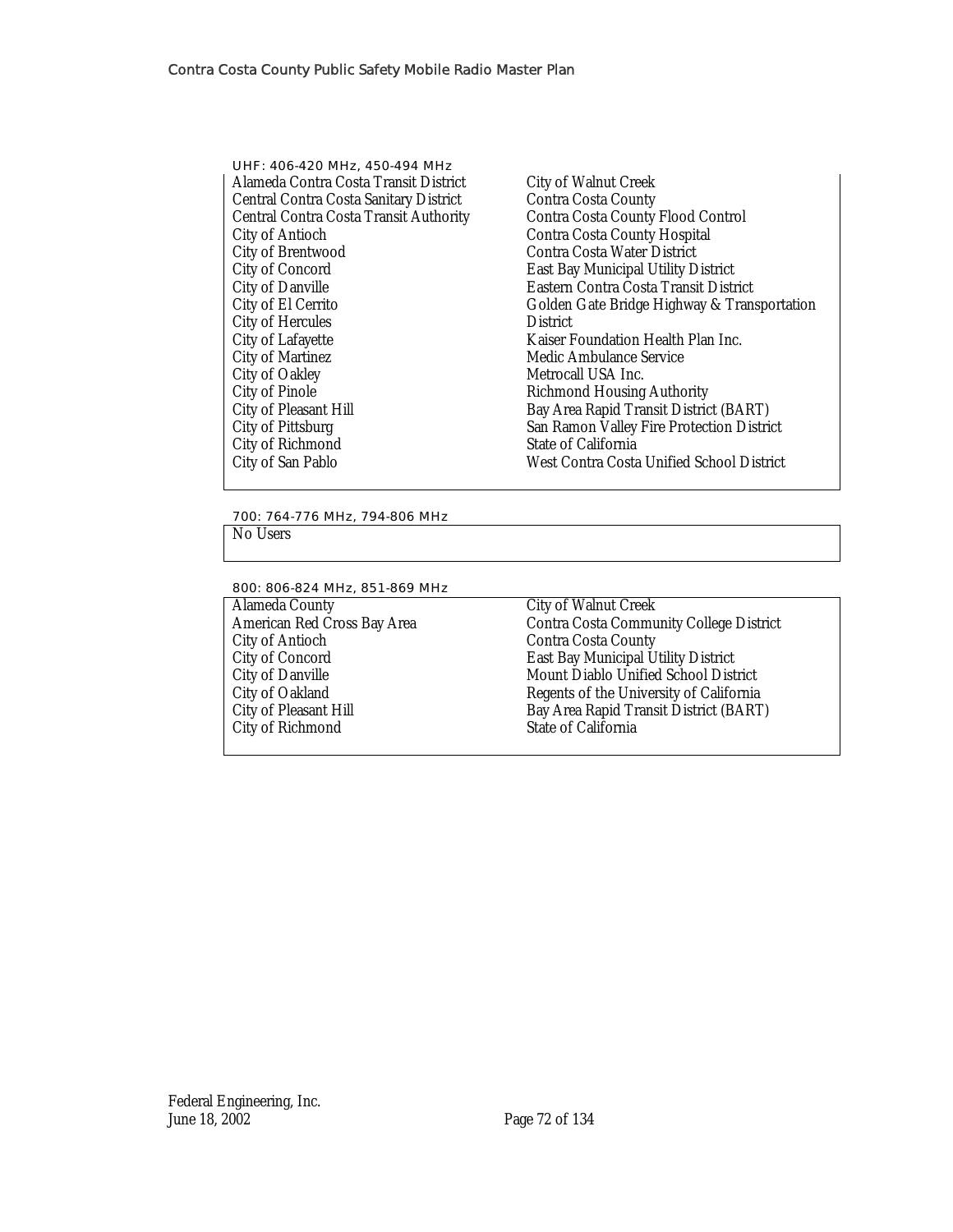UHF: 406-420 MHz, 450-494 MHz

| | |
|---|---|
| Alameda Contra Costa Transit District | City of Walnut Creek |
| Central Contra Costa Sanitary District | Contra Costa County |
| Central Contra Costa Transit Authority | Contra Costa County Flood Control |
| City of Antioch | Contra Costa County Hospital |
| City of Brentwood | Contra Costa Water District |
| City of Concord | East Bay Municipal Utility District |
| City of Danville | Eastern Contra Costa Transit District |
| City of El Cerrito | Golden Gate Bridge Highway & Transportation District |
| City of Hercules | Kaiser Foundation Health Plan Inc. |
| City of Lafayette | Medic Ambulance Service |
| City of Martinez | Metrocall USA Inc. |
| City of Oakley | Richmond Housing Authority |
| City of Pinole | Bay Area Rapid Transit District (BART) |
| City of Pleasant Hill | San Ramon Valley Fire Protection District |
| City of Pittsburg | State of California |
| City of Richmond | West Contra Costa Unified School District |
| City of San Pablo | |

700: 764-776 MHz, 794-806 MHz

| |
|---|
| No Users |

800: 806-824 MHz, 851-869 MHz

| | |
|---|---|
| Alameda County | City of Walnut Creek |
| American Red Cross Bay Area | Contra Costa Community College District |
| City of Antioch | Contra Costa County |
| City of Concord | East Bay Municipal Utility District |
| City of Danville | Mount Diablo Unified School District |
| City of Oakland | Regents of the University of California |
| City of Pleasant Hill | Bay Area Rapid Transit District (BART) |
| City of Richmond | State of California |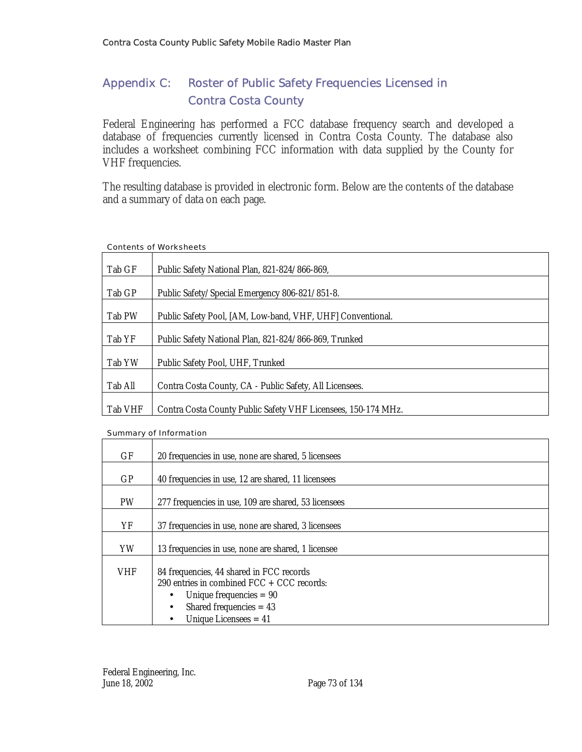## Appendix C: Roster of Public Safety Frequencies Licensed in Contra Costa County

Federal Engineering has performed a FCC database frequency search and developed a database of frequencies currently licensed in Contra Costa County. The database also includes a worksheet combining FCC information with data supplied by the County for VHF frequencies.

The resulting database is provided in electronic form. Below are the contents of the database and a summary of data on each page.

Contents of Worksheets

| | |
|---|---|
| Tab GF | Public Safety National Plan, 821-824/866-869, |
| Tab GP | Public Safety/Special Emergency 806-821/851-8. |
| Tab PW | Public Safety Pool, [AM, Low-band, VHF, UHF] Conventional. |
| Tab YF | Public Safety National Plan, 821-824/866-869, Trunked |
| Tab YW | Public Safety Pool, UHF, Trunked |
| Tab All | Contra Costa County, CA - Public Safety, All Licensees. |
| Tab VHF | Contra Costa County Public Safety VHF Licensees, 150-174 MHz. |

Summary of Information

| | |
|---|---|
| GF | 20 frequencies in use, none are shared, 5 licensees |
| GP | 40 frequencies in use, 12 are shared, 11 licensees |
| PW | 277 frequencies in use, 109 are shared, 53 licensees |
| YF | 37 frequencies in use, none are shared, 3 licensees |
| YW | 13 frequencies in use, none are shared, 1 licensee |
| VHF | 84 frequencies, 44 shared in FCC records<br>290 entries in combined FCC + CCC records:<br>• Unique frequencies = 90<br>• Shared frequencies = 43<br>• Unique Licensees = 41 |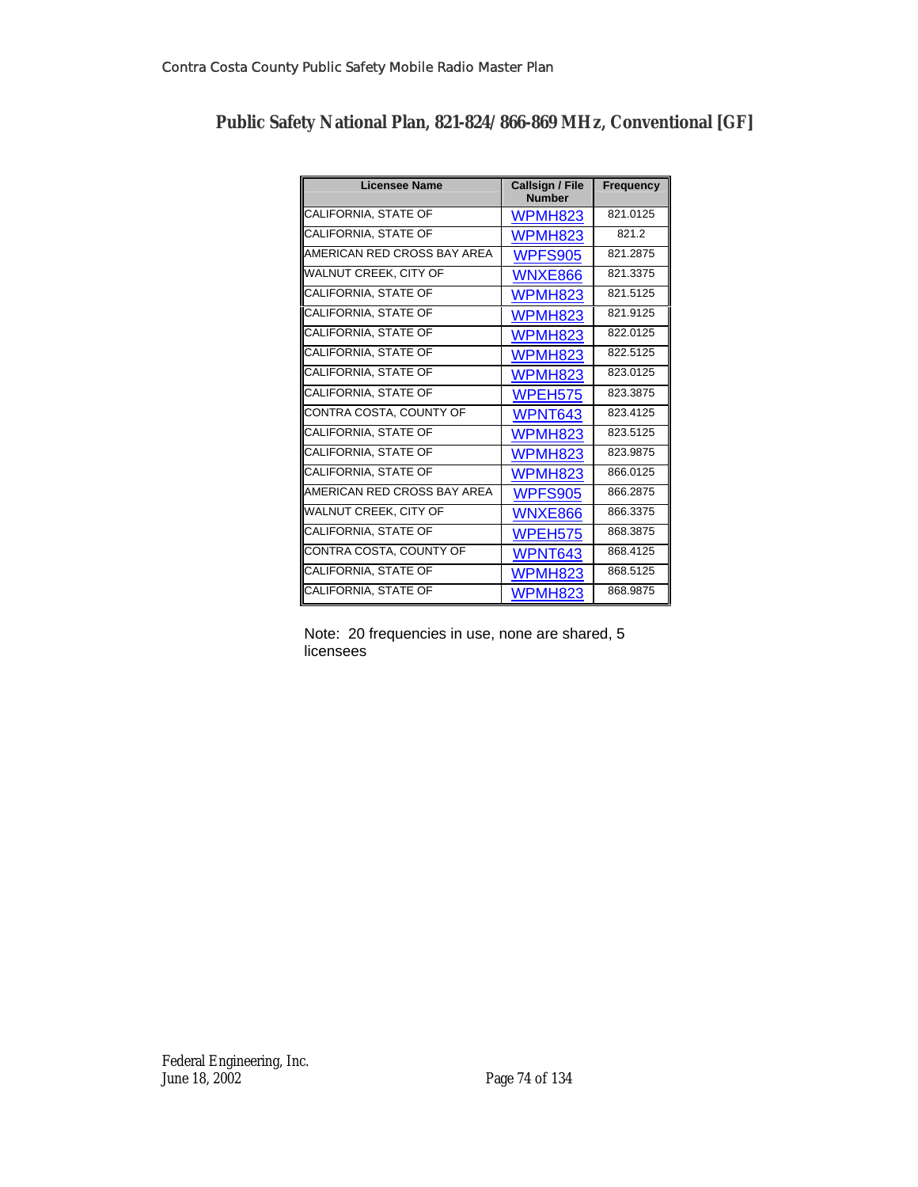## Public Safety National Plan, 821-824/866-869 MHz, Conventional [GF]

| Licensee Name | Callsign / File Number | Frequency |
|---|---|---|
| CALIFORNIA, STATE OF | WPMH823 | 821.0125 |
| CALIFORNIA, STATE OF | WPMH823 | 821.2 |
| AMERICAN RED CROSS BAY AREA | WPFS905 | 821.2875 |
| WALNUT CREEK, CITY OF | WNXE866 | 821.3375 |
| CALIFORNIA, STATE OF | WPMH823 | 821.5125 |
| CALIFORNIA, STATE OF | WPMH823 | 821.9125 |
| CALIFORNIA, STATE OF | WPMH823 | 822.0125 |
| CALIFORNIA, STATE OF | WPMH823 | 822.5125 |
| CALIFORNIA, STATE OF | WPMH823 | 823.0125 |
| CALIFORNIA, STATE OF | WPEH575 | 823.3875 |
| CONTRA COSTA, COUNTY OF | WPNT643 | 823.4125 |
| CALIFORNIA, STATE OF | WPMH823 | 823.5125 |
| CALIFORNIA, STATE OF | WPMH823 | 823.9875 |
| CALIFORNIA, STATE OF | WPMH823 | 866.0125 |
| AMERICAN RED CROSS BAY AREA | WPFS905 | 866.2875 |
| WALNUT CREEK, CITY OF | WNXE866 | 866.3375 |
| CALIFORNIA, STATE OF | WPEH575 | 868.3875 |
| CONTRA COSTA, COUNTY OF | WPNT643 | 868.4125 |
| CALIFORNIA, STATE OF | WPMH823 | 868.5125 |
| CALIFORNIA, STATE OF | WPMH823 | 868.9875 |

Note: 20 frequencies in use, none are shared, 5 licensees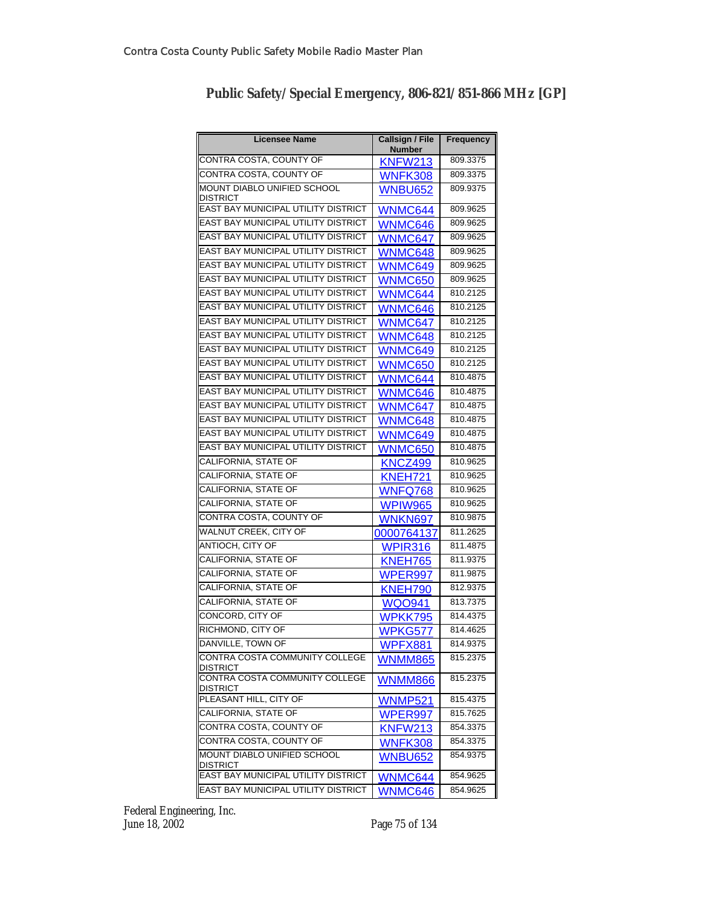## Public Safety/Special Emergency, 806-821/851-866 MHz [GP]

| Licensee Name | Callsign / File Number | Frequency |
|---|---|---|
| CONTRA COSTA, COUNTY OF | KNFW213 | 809.3375 |
| CONTRA COSTA, COUNTY OF | WNFK308 | 809.3375 |
| MOUNT DIABLO UNIFIED SCHOOL DISTRICT | WNBU652 | 809.9375 |
| EAST BAY MUNICIPAL UTILITY DISTRICT | WNMC644 | 809.9625 |
| EAST BAY MUNICIPAL UTILITY DISTRICT | WNMC646 | 809.9625 |
| EAST BAY MUNICIPAL UTILITY DISTRICT | WNMC647 | 809.9625 |
| EAST BAY MUNICIPAL UTILITY DISTRICT | WNMC648 | 809.9625 |
| EAST BAY MUNICIPAL UTILITY DISTRICT | WNMC649 | 809.9625 |
| EAST BAY MUNICIPAL UTILITY DISTRICT | WNMC650 | 809.9625 |
| EAST BAY MUNICIPAL UTILITY DISTRICT | WNMC644 | 810.2125 |
| EAST BAY MUNICIPAL UTILITY DISTRICT | WNMC646 | 810.2125 |
| EAST BAY MUNICIPAL UTILITY DISTRICT | WNMC647 | 810.2125 |
| EAST BAY MUNICIPAL UTILITY DISTRICT | WNMC648 | 810.2125 |
| EAST BAY MUNICIPAL UTILITY DISTRICT | WNMC649 | 810.2125 |
| EAST BAY MUNICIPAL UTILITY DISTRICT | WNMC650 | 810.2125 |
| EAST BAY MUNICIPAL UTILITY DISTRICT | WNMC644 | 810.4875 |
| EAST BAY MUNICIPAL UTILITY DISTRICT | WNMC646 | 810.4875 |
| EAST BAY MUNICIPAL UTILITY DISTRICT | WNMC647 | 810.4875 |
| EAST BAY MUNICIPAL UTILITY DISTRICT | WNMC648 | 810.4875 |
| EAST BAY MUNICIPAL UTILITY DISTRICT | WNMC649 | 810.4875 |
| EAST BAY MUNICIPAL UTILITY DISTRICT | WNMC650 | 810.4875 |
| CALIFORNIA, STATE OF | KNCZ499 | 810.9625 |
| CALIFORNIA, STATE OF | KNEH721 | 810.9625 |
| CALIFORNIA, STATE OF | WNFQ768 | 810.9625 |
| CALIFORNIA, STATE OF | WPIW965 | 810.9625 |
| CONTRA COSTA, COUNTY OF | WNKN697 | 810.9875 |
| WALNUT CREEK, CITY OF | 0000764137 | 811.2625 |
| ANTIOCH, CITY OF | WPIR316 | 811.4875 |
| CALIFORNIA, STATE OF | KNEH765 | 811.9375 |
| CALIFORNIA, STATE OF | WPER997 | 811.9875 |
| CALIFORNIA, STATE OF | KNEH790 | 812.9375 |
| CALIFORNIA, STATE OF | WQO941 | 813.7375 |
| CONCORD, CITY OF | WPKK795 | 814.4375 |
| RICHMOND, CITY OF | WPKG577 | 814.4625 |
| DANVILLE, TOWN OF | WPFX881 | 814.9375 |
| CONTRA COSTA COMMUNITY COLLEGE DISTRICT | WNMM865 | 815.2375 |
| CONTRA COSTA COMMUNITY COLLEGE DISTRICT | WNMM866 | 815.2375 |
| PLEASANT HILL, CITY OF | WNMP521 | 815.4375 |
| CALIFORNIA, STATE OF | WPER997 | 815.7625 |
| CONTRA COSTA, COUNTY OF | KNFW213 | 854.3375 |
| CONTRA COSTA, COUNTY OF | WNFK308 | 854.3375 |
| MOUNT DIABLO UNIFIED SCHOOL DISTRICT | WNBU652 | 854.9375 |
| EAST BAY MUNICIPAL UTILITY DISTRICT | WNMC644 | 854.9625 |
| EAST BAY MUNICIPAL UTILITY DISTRICT | WNMC646 | 854.9625 |

Federal Engineering, Inc.
June 18, 2002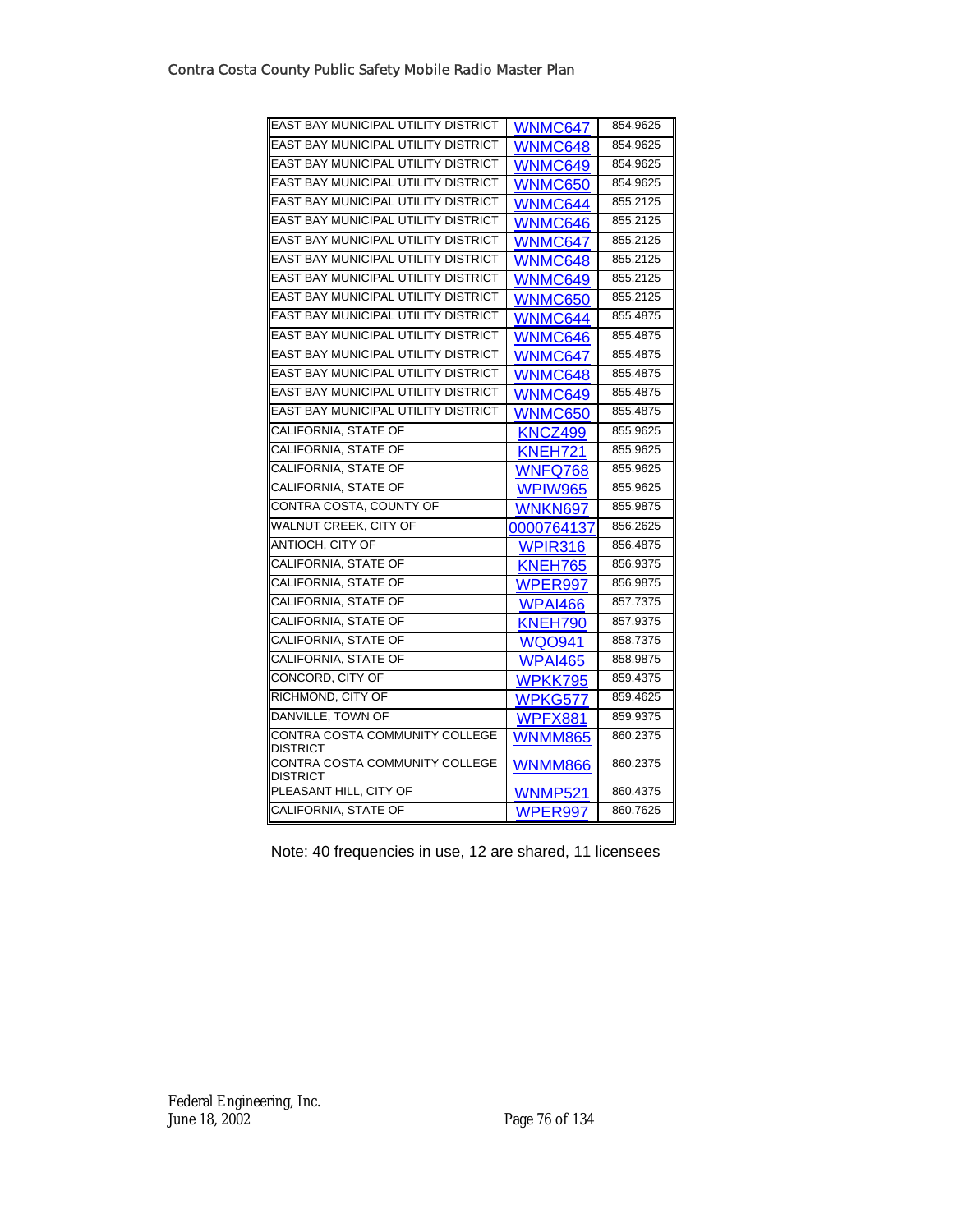| | | |
|---|---|---|
| EAST BAY MUNICIPAL UTILITY DISTRICT | WNMC647 | 854.9625 |
| EAST BAY MUNICIPAL UTILITY DISTRICT | WNMC648 | 854.9625 |
| EAST BAY MUNICIPAL UTILITY DISTRICT | WNMC649 | 854.9625 |
| EAST BAY MUNICIPAL UTILITY DISTRICT | WNMC650 | 854.9625 |
| EAST BAY MUNICIPAL UTILITY DISTRICT | WNMC644 | 855.2125 |
| EAST BAY MUNICIPAL UTILITY DISTRICT | WNMC646 | 855.2125 |
| EAST BAY MUNICIPAL UTILITY DISTRICT | WNMC647 | 855.2125 |
| EAST BAY MUNICIPAL UTILITY DISTRICT | WNMC648 | 855.2125 |
| EAST BAY MUNICIPAL UTILITY DISTRICT | WNMC649 | 855.2125 |
| EAST BAY MUNICIPAL UTILITY DISTRICT | WNMC650 | 855.2125 |
| EAST BAY MUNICIPAL UTILITY DISTRICT | WNMC644 | 855.4875 |
| EAST BAY MUNICIPAL UTILITY DISTRICT | WNMC646 | 855.4875 |
| EAST BAY MUNICIPAL UTILITY DISTRICT | WNMC647 | 855.4875 |
| EAST BAY MUNICIPAL UTILITY DISTRICT | WNMC648 | 855.4875 |
| EAST BAY MUNICIPAL UTILITY DISTRICT | WNMC649 | 855.4875 |
| EAST BAY MUNICIPAL UTILITY DISTRICT | WNMC650 | 855.4875 |
| CALIFORNIA, STATE OF | KNCZ499 | 855.9625 |
| CALIFORNIA, STATE OF | KNEH721 | 855.9625 |
| CALIFORNIA, STATE OF | WNFQ768 | 855.9625 |
| CALIFORNIA, STATE OF | WPIW965 | 855.9625 |
| CONTRA COSTA, COUNTY OF | WNKN697 | 855.9875 |
| WALNUT CREEK, CITY OF | 0000764137 | 856.2625 |
| ANTIOCH, CITY OF | WPIR316 | 856.4875 |
| CALIFORNIA, STATE OF | KNEH765 | 856.9375 |
| CALIFORNIA, STATE OF | WPER997 | 856.9875 |
| CALIFORNIA, STATE OF | WPAI466 | 857.7375 |
| CALIFORNIA, STATE OF | KNEH790 | 857.9375 |
| CALIFORNIA, STATE OF | WQO941 | 858.7375 |
| CALIFORNIA, STATE OF | WPAI465 | 858.9875 |
| CONCORD, CITY OF | WPKK795 | 859.4375 |
| RICHMOND, CITY OF | WPKG577 | 859.4625 |
| DANVILLE, TOWN OF | WPFX881 | 859.9375 |
| CONTRA COSTA COMMUNITY COLLEGE DISTRICT | WNMM865 | 860.2375 |
| CONTRA COSTA COMMUNITY COLLEGE DISTRICT | WNMM866 | 860.2375 |
| PLEASANT HILL, CITY OF | WNMP521 | 860.4375 |
| CALIFORNIA, STATE OF | WPER997 | 860.7625 |

Note: 40 frequencies in use, 12 are shared, 11 licensees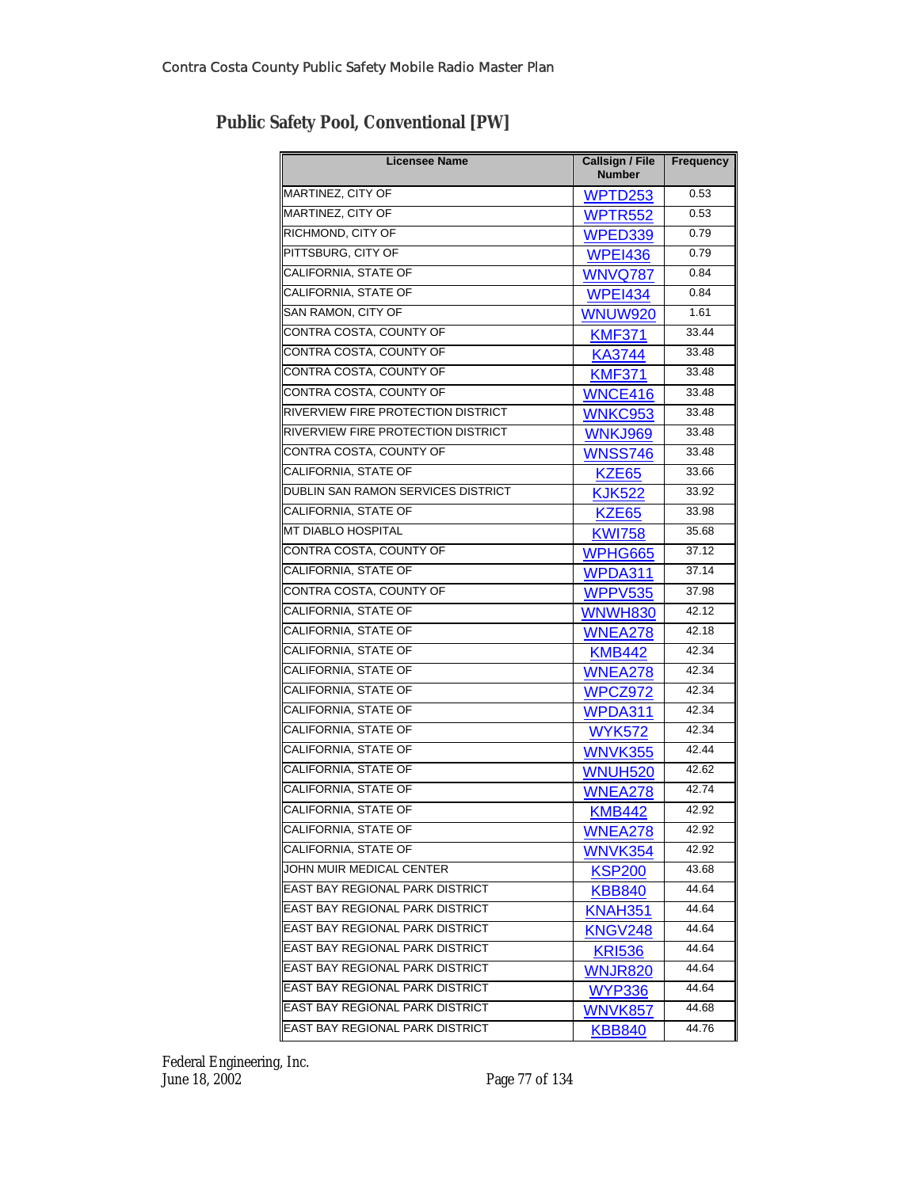## Public Safety Pool, Conventional [PW]

| Licensee Name | Callsign / File Number | Frequency |
|---|---|---|
| MARTINEZ, CITY OF | WPTD253 | 0.53 |
| MARTINEZ, CITY OF | WPTR552 | 0.53 |
| RICHMOND, CITY OF | WPED339 | 0.79 |
| PITTSBURG, CITY OF | WPEI436 | 0.79 |
| CALIFORNIA, STATE OF | WNVQ787 | 0.84 |
| CALIFORNIA, STATE OF | WPEI434 | 0.84 |
| SAN RAMON, CITY OF | WNUW920 | 1.61 |
| CONTRA COSTA, COUNTY OF | KMF371 | 33.44 |
| CONTRA COSTA, COUNTY OF | KA3744 | 33.48 |
| CONTRA COSTA, COUNTY OF | KMF371 | 33.48 |
| CONTRA COSTA, COUNTY OF | WNCE416 | 33.48 |
| RIVERVIEW FIRE PROTECTION DISTRICT | WNKC953 | 33.48 |
| RIVERVIEW FIRE PROTECTION DISTRICT | WNKJ969 | 33.48 |
| CONTRA COSTA, COUNTY OF | WNSS746 | 33.48 |
| CALIFORNIA, STATE OF | KZE65 | 33.66 |
| DUBLIN SAN RAMON SERVICES DISTRICT | KJK522 | 33.92 |
| CALIFORNIA, STATE OF | KZE65 | 33.98 |
| MT DIABLO HOSPITAL | KWI758 | 35.68 |
| CONTRA COSTA, COUNTY OF | WPHG665 | 37.12 |
| CALIFORNIA, STATE OF | WPDA311 | 37.14 |
| CONTRA COSTA, COUNTY OF | WPPV535 | 37.98 |
| CALIFORNIA, STATE OF | WNWH830 | 42.12 |
| CALIFORNIA, STATE OF | WNEA278 | 42.18 |
| CALIFORNIA, STATE OF | KMB442 | 42.34 |
| CALIFORNIA, STATE OF | WNEA278 | 42.34 |
| CALIFORNIA, STATE OF | WPCZ972 | 42.34 |
| CALIFORNIA, STATE OF | WPDA311 | 42.34 |
| CALIFORNIA, STATE OF | WYK572 | 42.34 |
| CALIFORNIA, STATE OF | WNVK355 | 42.44 |
| CALIFORNIA, STATE OF | WNUH520 | 42.62 |
| CALIFORNIA, STATE OF | WNEA278 | 42.74 |
| CALIFORNIA, STATE OF | KMB442 | 42.92 |
| CALIFORNIA, STATE OF | WNEA278 | 42.92 |
| CALIFORNIA, STATE OF | WNVK354 | 42.92 |
| JOHN MUIR MEDICAL CENTER | KSP200 | 43.68 |
| EAST BAY REGIONAL PARK DISTRICT | KBB840 | 44.64 |
| EAST BAY REGIONAL PARK DISTRICT | KNAH351 | 44.64 |
| EAST BAY REGIONAL PARK DISTRICT | KNGV248 | 44.64 |
| EAST BAY REGIONAL PARK DISTRICT | KRI536 | 44.64 |
| EAST BAY REGIONAL PARK DISTRICT | WNJR820 | 44.64 |
| EAST BAY REGIONAL PARK DISTRICT | WYP336 | 44.64 |
| EAST BAY REGIONAL PARK DISTRICT | WNVK857 | 44.68 |
| EAST BAY REGIONAL PARK DISTRICT | KBB840 | 44.76 |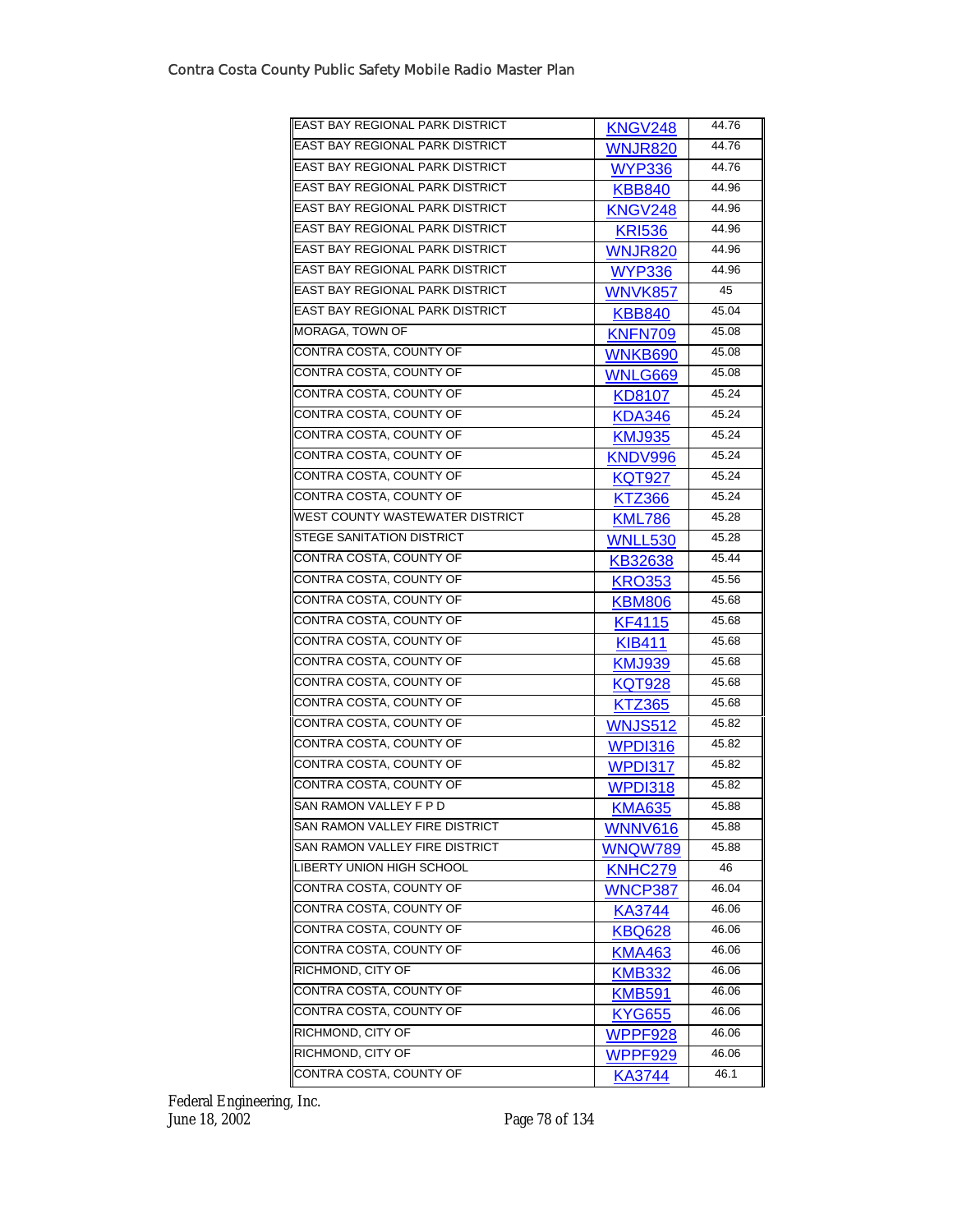| | | |
|---|---|---|
| EAST BAY REGIONAL PARK DISTRICT | KNGV248 | 44.76 |
| EAST BAY REGIONAL PARK DISTRICT | WNJR820 | 44.76 |
| EAST BAY REGIONAL PARK DISTRICT | WYP336 | 44.76 |
| EAST BAY REGIONAL PARK DISTRICT | KBB840 | 44.96 |
| EAST BAY REGIONAL PARK DISTRICT | KNGV248 | 44.96 |
| EAST BAY REGIONAL PARK DISTRICT | KRI536 | 44.96 |
| EAST BAY REGIONAL PARK DISTRICT | WNJR820 | 44.96 |
| EAST BAY REGIONAL PARK DISTRICT | WYP336 | 44.96 |
| EAST BAY REGIONAL PARK DISTRICT | WNVK857 | 45 |
| EAST BAY REGIONAL PARK DISTRICT | KBB840 | 45.04 |
| MORAGA, TOWN OF | KNFN709 | 45.08 |
| CONTRA COSTA, COUNTY OF | WNKB690 | 45.08 |
| CONTRA COSTA, COUNTY OF | WNLG669 | 45.08 |
| CONTRA COSTA, COUNTY OF | KD8107 | 45.24 |
| CONTRA COSTA, COUNTY OF | KDA346 | 45.24 |
| CONTRA COSTA, COUNTY OF | KMJ935 | 45.24 |
| CONTRA COSTA, COUNTY OF | KNDV996 | 45.24 |
| CONTRA COSTA, COUNTY OF | KQT927 | 45.24 |
| CONTRA COSTA, COUNTY OF | KTZ366 | 45.24 |
| WEST COUNTY WASTEWATER DISTRICT | KML786 | 45.28 |
| STEGE SANITATION DISTRICT | WNLL530 | 45.28 |
| CONTRA COSTA, COUNTY OF | KB32638 | 45.44 |
| CONTRA COSTA, COUNTY OF | KRO353 | 45.56 |
| CONTRA COSTA, COUNTY OF | KBM806 | 45.68 |
| CONTRA COSTA, COUNTY OF | KF4115 | 45.68 |
| CONTRA COSTA, COUNTY OF | KIB411 | 45.68 |
| CONTRA COSTA, COUNTY OF | KMJ939 | 45.68 |
| CONTRA COSTA, COUNTY OF | KQT928 | 45.68 |
| CONTRA COSTA, COUNTY OF | KTZ365 | 45.68 |
| CONTRA COSTA, COUNTY OF | WNJS512 | 45.82 |
| CONTRA COSTA, COUNTY OF | WPDI316 | 45.82 |
| CONTRA COSTA, COUNTY OF | WPDI317 | 45.82 |
| CONTRA COSTA, COUNTY OF | WPDI318 | 45.82 |
| SAN RAMON VALLEY F P D | KMA635 | 45.88 |
| SAN RAMON VALLEY FIRE DISTRICT | WNNV616 | 45.88 |
| SAN RAMON VALLEY FIRE DISTRICT | WNQW789 | 45.88 |
| LIBERTY UNION HIGH SCHOOL | KNHC279 | 46 |
| CONTRA COSTA, COUNTY OF | WNCP387 | 46.04 |
| CONTRA COSTA, COUNTY OF | KA3744 | 46.06 |
| CONTRA COSTA, COUNTY OF | KBQ628 | 46.06 |
| CONTRA COSTA, COUNTY OF | KMA463 | 46.06 |
| RICHMOND, CITY OF | KMB332 | 46.06 |
| CONTRA COSTA, COUNTY OF | KMB591 | 46.06 |
| CONTRA COSTA, COUNTY OF | KYG655 | 46.06 |
| RICHMOND, CITY OF | WPPF928 | 46.06 |
| RICHMOND, CITY OF | WPPF929 | 46.06 |
| CONTRA COSTA, COUNTY OF | KA3744 | 46.1 |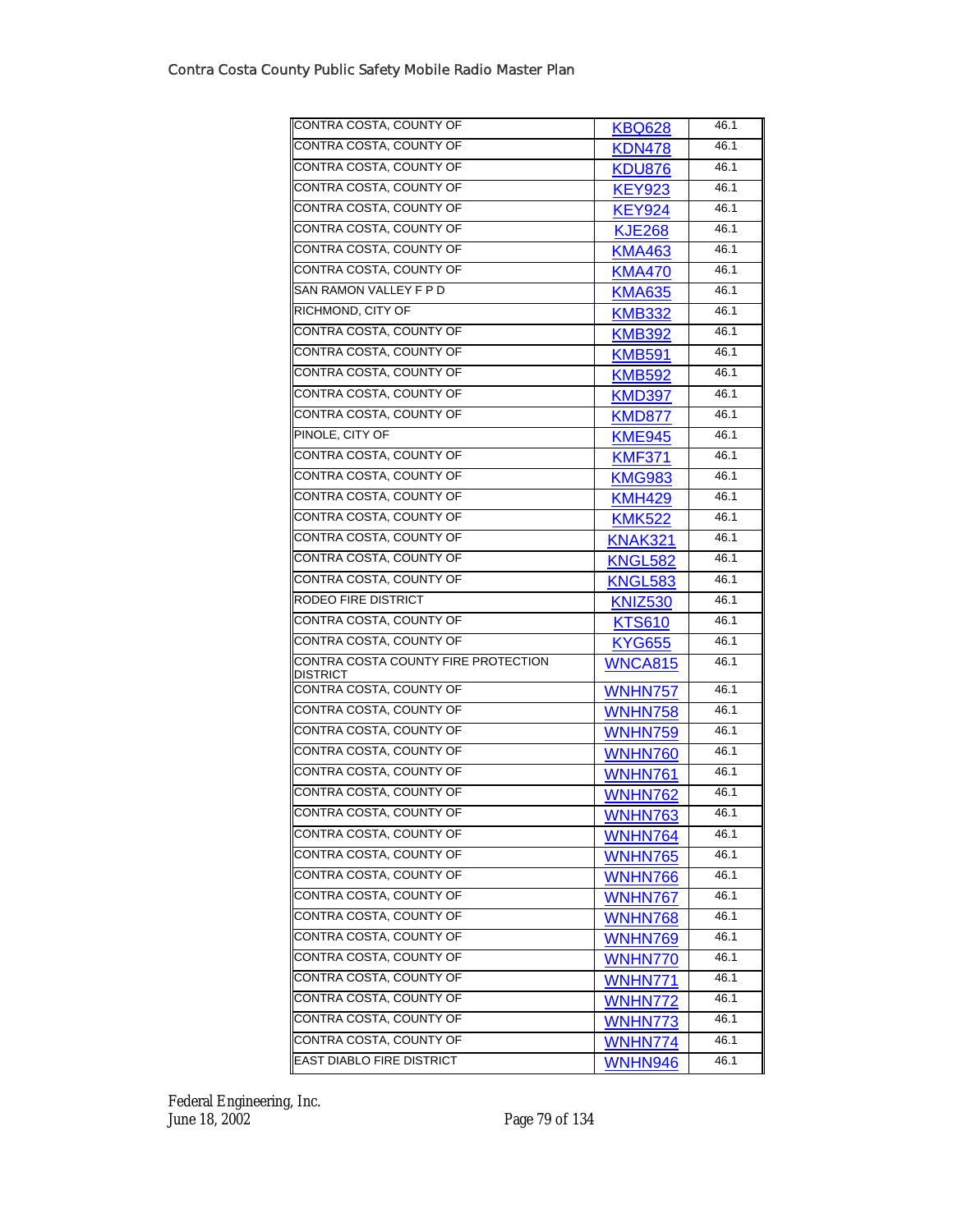| | | |
|---|---|---|
| CONTRA COSTA, COUNTY OF | KBQ628 | 46.1 |
| CONTRA COSTA, COUNTY OF | KDN478 | 46.1 |
| CONTRA COSTA, COUNTY OF | KDU876 | 46.1 |
| CONTRA COSTA, COUNTY OF | KEY923 | 46.1 |
| CONTRA COSTA, COUNTY OF | KEY924 | 46.1 |
| CONTRA COSTA, COUNTY OF | KJE268 | 46.1 |
| CONTRA COSTA, COUNTY OF | KMA463 | 46.1 |
| CONTRA COSTA, COUNTY OF | KMA470 | 46.1 |
| SAN RAMON VALLEY F P D | KMA635 | 46.1 |
| RICHMOND, CITY OF | KMB332 | 46.1 |
| CONTRA COSTA, COUNTY OF | KMB392 | 46.1 |
| CONTRA COSTA, COUNTY OF | KMB591 | 46.1 |
| CONTRA COSTA, COUNTY OF | KMB592 | 46.1 |
| CONTRA COSTA, COUNTY OF | KMD397 | 46.1 |
| CONTRA COSTA, COUNTY OF | KMD877 | 46.1 |
| PINOLE, CITY OF | KME945 | 46.1 |
| CONTRA COSTA, COUNTY OF | KMF371 | 46.1 |
| CONTRA COSTA, COUNTY OF | KMG983 | 46.1 |
| CONTRA COSTA, COUNTY OF | KMH429 | 46.1 |
| CONTRA COSTA, COUNTY OF | KMK522 | 46.1 |
| CONTRA COSTA, COUNTY OF | KNAK321 | 46.1 |
| CONTRA COSTA, COUNTY OF | KNGL582 | 46.1 |
| CONTRA COSTA, COUNTY OF | KNGL583 | 46.1 |
| RODEO FIRE DISTRICT | KNIZ530 | 46.1 |
| CONTRA COSTA, COUNTY OF | KTS610 | 46.1 |
| CONTRA COSTA, COUNTY OF | KYG655 | 46.1 |
| CONTRA COSTA COUNTY FIRE PROTECTION DISTRICT | WNCA815 | 46.1 |
| CONTRA COSTA, COUNTY OF | WNHN757 | 46.1 |
| CONTRA COSTA, COUNTY OF | WNHN758 | 46.1 |
| CONTRA COSTA, COUNTY OF | WNHN759 | 46.1 |
| CONTRA COSTA, COUNTY OF | WNHN760 | 46.1 |
| CONTRA COSTA, COUNTY OF | WNHN761 | 46.1 |
| CONTRA COSTA, COUNTY OF | WNHN762 | 46.1 |
| CONTRA COSTA, COUNTY OF | WNHN763 | 46.1 |
| CONTRA COSTA, COUNTY OF | WNHN764 | 46.1 |
| CONTRA COSTA, COUNTY OF | WNHN765 | 46.1 |
| CONTRA COSTA, COUNTY OF | WNHN766 | 46.1 |
| CONTRA COSTA, COUNTY OF | WNHN767 | 46.1 |
| CONTRA COSTA, COUNTY OF | WNHN768 | 46.1 |
| CONTRA COSTA, COUNTY OF | WNHN769 | 46.1 |
| CONTRA COSTA, COUNTY OF | WNHN770 | 46.1 |
| CONTRA COSTA, COUNTY OF | WNHN771 | 46.1 |
| CONTRA COSTA, COUNTY OF | WNHN772 | 46.1 |
| CONTRA COSTA, COUNTY OF | WNHN773 | 46.1 |
| CONTRA COSTA, COUNTY OF | WNHN774 | 46.1 |
| EAST DIABLO FIRE DISTRICT | WNHN946 | 46.1 |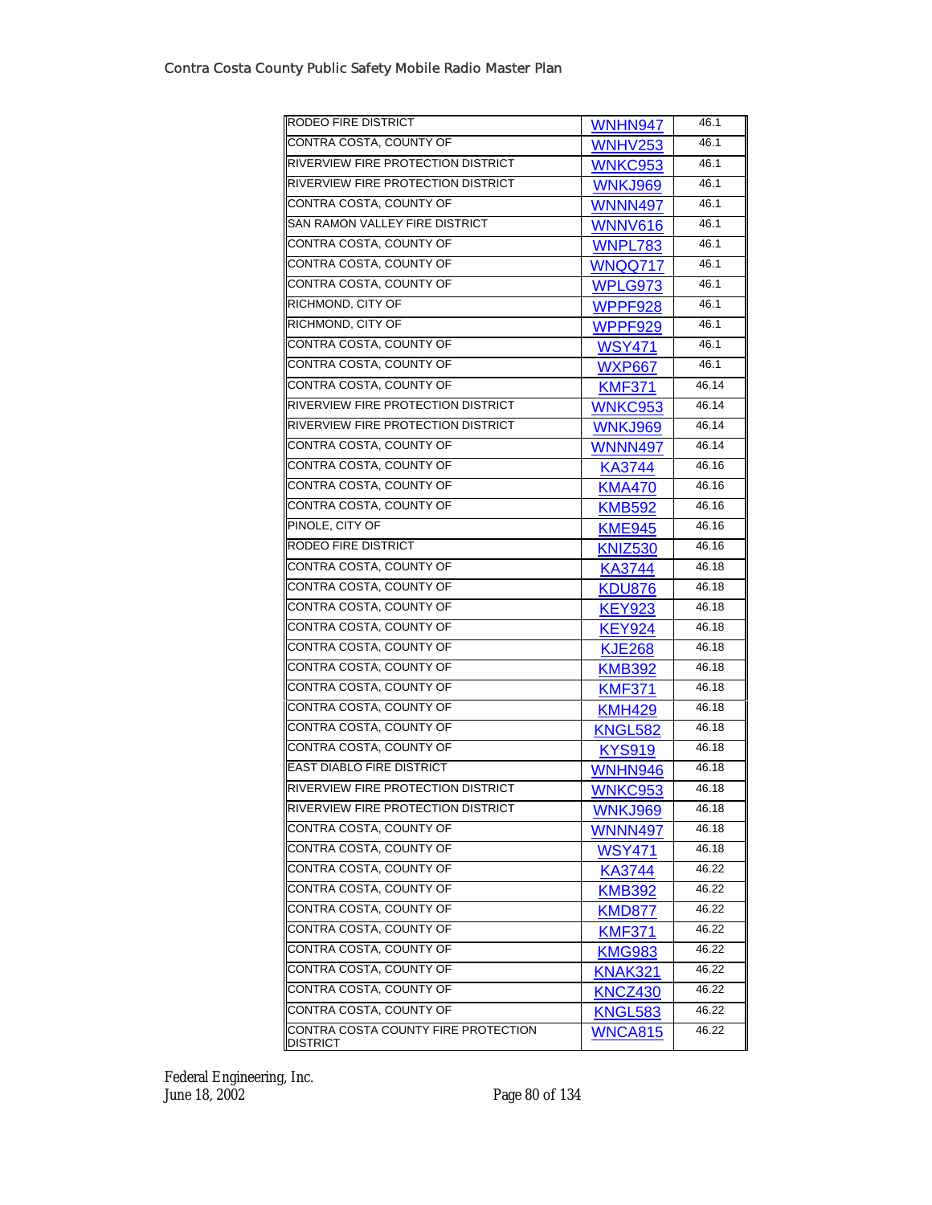| | | |
|---|---|---|
| RODEO FIRE DISTRICT | WNHN947 | 46.1 |
| CONTRA COSTA, COUNTY OF | WNHV253 | 46.1 |
| RIVERVIEW FIRE PROTECTION DISTRICT | WNKC953 | 46.1 |
| RIVERVIEW FIRE PROTECTION DISTRICT | WNKJ969 | 46.1 |
| CONTRA COSTA, COUNTY OF | WNNN497 | 46.1 |
| SAN RAMON VALLEY FIRE DISTRICT | WNNV616 | 46.1 |
| CONTRA COSTA, COUNTY OF | WNPL783 | 46.1 |
| CONTRA COSTA, COUNTY OF | WNQQ717 | 46.1 |
| CONTRA COSTA, COUNTY OF | WPLG973 | 46.1 |
| RICHMOND, CITY OF | WPPF928 | 46.1 |
| RICHMOND, CITY OF | WPPF929 | 46.1 |
| CONTRA COSTA, COUNTY OF | WSY471 | 46.1 |
| CONTRA COSTA, COUNTY OF | WXP667 | 46.1 |
| CONTRA COSTA, COUNTY OF | KMF371 | 46.14 |
| RIVERVIEW FIRE PROTECTION DISTRICT | WNKC953 | 46.14 |
| RIVERVIEW FIRE PROTECTION DISTRICT | WNKJ969 | 46.14 |
| CONTRA COSTA, COUNTY OF | WNNN497 | 46.14 |
| CONTRA COSTA, COUNTY OF | KA3744 | 46.16 |
| CONTRA COSTA, COUNTY OF | KMA470 | 46.16 |
| CONTRA COSTA, COUNTY OF | KMB592 | 46.16 |
| PINOLE, CITY OF | KME945 | 46.16 |
| RODEO FIRE DISTRICT | KNIZ530 | 46.16 |
| CONTRA COSTA, COUNTY OF | KA3744 | 46.18 |
| CONTRA COSTA, COUNTY OF | KDU876 | 46.18 |
| CONTRA COSTA, COUNTY OF | KEY923 | 46.18 |
| CONTRA COSTA, COUNTY OF | KEY924 | 46.18 |
| CONTRA COSTA, COUNTY OF | KJE268 | 46.18 |
| CONTRA COSTA, COUNTY OF | KMB392 | 46.18 |
| CONTRA COSTA, COUNTY OF | KMF371 | 46.18 |
| CONTRA COSTA, COUNTY OF | KMH429 | 46.18 |
| CONTRA COSTA, COUNTY OF | KNGL582 | 46.18 |
| CONTRA COSTA, COUNTY OF | KYS919 | 46.18 |
| EAST DIABLO FIRE DISTRICT | WNHN946 | 46.18 |
| RIVERVIEW FIRE PROTECTION DISTRICT | WNKC953 | 46.18 |
| RIVERVIEW FIRE PROTECTION DISTRICT | WNKJ969 | 46.18 |
| CONTRA COSTA, COUNTY OF | WNNN497 | 46.18 |
| CONTRA COSTA, COUNTY OF | WSY471 | 46.18 |
| CONTRA COSTA, COUNTY OF | KA3744 | 46.22 |
| CONTRA COSTA, COUNTY OF | KMB392 | 46.22 |
| CONTRA COSTA, COUNTY OF | KMD877 | 46.22 |
| CONTRA COSTA, COUNTY OF | KMF371 | 46.22 |
| CONTRA COSTA, COUNTY OF | KMG983 | 46.22 |
| CONTRA COSTA, COUNTY OF | KNAK321 | 46.22 |
| CONTRA COSTA, COUNTY OF | KNCZ430 | 46.22 |
| CONTRA COSTA, COUNTY OF | KNGL583 | 46.22 |
| CONTRA COSTA COUNTY FIRE PROTECTION DISTRICT | WNCA815 | 46.22 |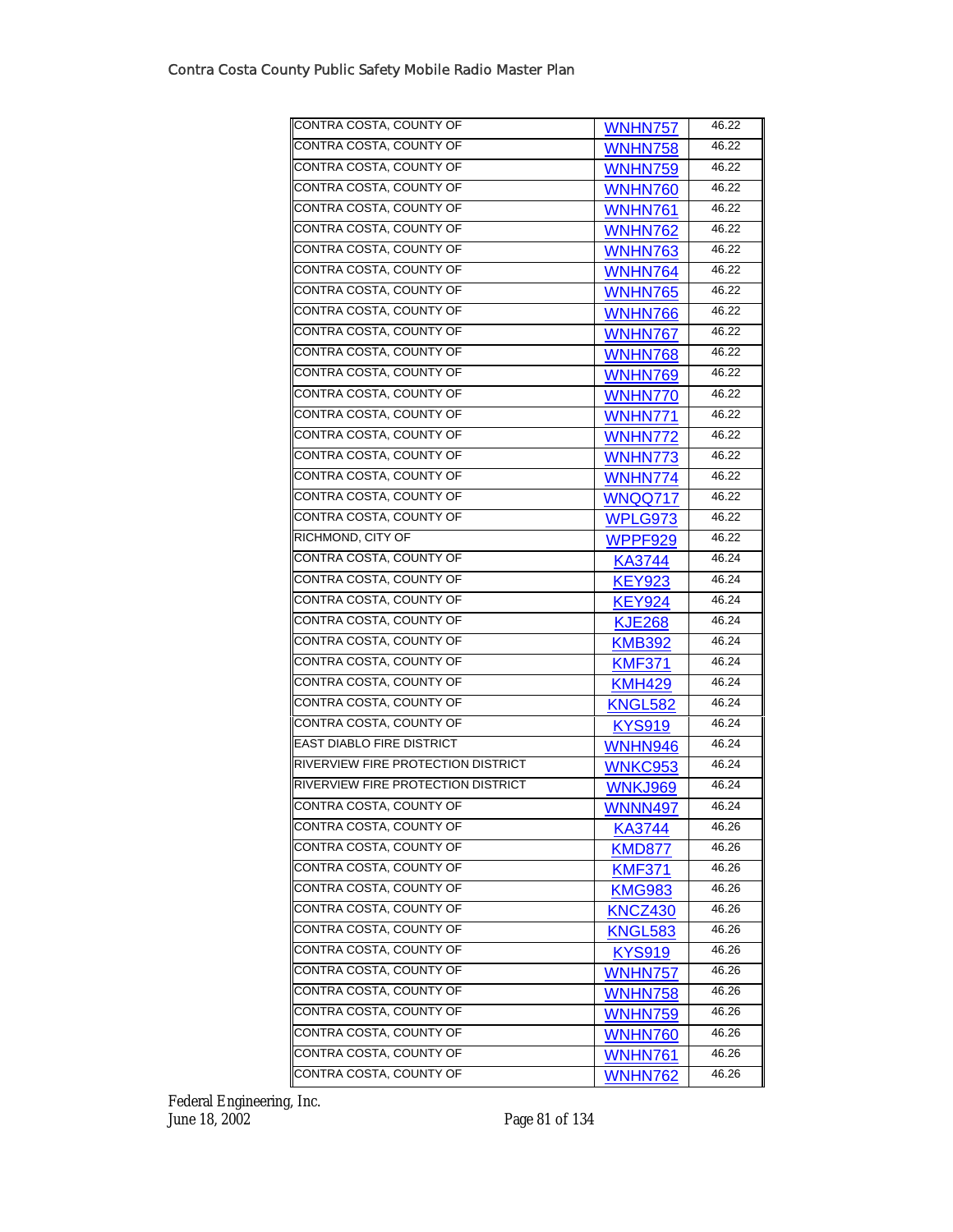| | | |
|---|---|---|
| CONTRA COSTA, COUNTY OF | WNHN757 | 46.22 |
| CONTRA COSTA, COUNTY OF | WNHN758 | 46.22 |
| CONTRA COSTA, COUNTY OF | WNHN759 | 46.22 |
| CONTRA COSTA, COUNTY OF | WNHN760 | 46.22 |
| CONTRA COSTA, COUNTY OF | WNHN761 | 46.22 |
| CONTRA COSTA, COUNTY OF | WNHN762 | 46.22 |
| CONTRA COSTA, COUNTY OF | WNHN763 | 46.22 |
| CONTRA COSTA, COUNTY OF | WNHN764 | 46.22 |
| CONTRA COSTA, COUNTY OF | WNHN765 | 46.22 |
| CONTRA COSTA, COUNTY OF | WNHN766 | 46.22 |
| CONTRA COSTA, COUNTY OF | WNHN767 | 46.22 |
| CONTRA COSTA, COUNTY OF | WNHN768 | 46.22 |
| CONTRA COSTA, COUNTY OF | WNHN769 | 46.22 |
| CONTRA COSTA, COUNTY OF | WNHN770 | 46.22 |
| CONTRA COSTA, COUNTY OF | WNHN771 | 46.22 |
| CONTRA COSTA, COUNTY OF | WNHN772 | 46.22 |
| CONTRA COSTA, COUNTY OF | WNHN773 | 46.22 |
| CONTRA COSTA, COUNTY OF | WNHN774 | 46.22 |
| CONTRA COSTA, COUNTY OF | WNQQ717 | 46.22 |
| CONTRA COSTA, COUNTY OF | WPLG973 | 46.22 |
| RICHMOND, CITY OF | WPPF929 | 46.22 |
| CONTRA COSTA, COUNTY OF | KA3744 | 46.24 |
| CONTRA COSTA, COUNTY OF | KEY923 | 46.24 |
| CONTRA COSTA, COUNTY OF | KEY924 | 46.24 |
| CONTRA COSTA, COUNTY OF | KJE268 | 46.24 |
| CONTRA COSTA, COUNTY OF | KMB392 | 46.24 |
| CONTRA COSTA, COUNTY OF | KMF371 | 46.24 |
| CONTRA COSTA, COUNTY OF | KMH429 | 46.24 |
| CONTRA COSTA, COUNTY OF | KNGL582 | 46.24 |
| CONTRA COSTA, COUNTY OF | KYS919 | 46.24 |
| EAST DIABLO FIRE DISTRICT | WNHN946 | 46.24 |
| RIVERVIEW FIRE PROTECTION DISTRICT | WNKC953 | 46.24 |
| RIVERVIEW FIRE PROTECTION DISTRICT | WNKJ969 | 46.24 |
| CONTRA COSTA, COUNTY OF | WNNN497 | 46.24 |
| CONTRA COSTA, COUNTY OF | KA3744 | 46.26 |
| CONTRA COSTA, COUNTY OF | KMD877 | 46.26 |
| CONTRA COSTA, COUNTY OF | KMF371 | 46.26 |
| CONTRA COSTA, COUNTY OF | KMG983 | 46.26 |
| CONTRA COSTA, COUNTY OF | KNCZ430 | 46.26 |
| CONTRA COSTA, COUNTY OF | KNGL583 | 46.26 |
| CONTRA COSTA, COUNTY OF | KYS919 | 46.26 |
| CONTRA COSTA, COUNTY OF | WNHN757 | 46.26 |
| CONTRA COSTA, COUNTY OF | WNHN758 | 46.26 |
| CONTRA COSTA, COUNTY OF | WNHN759 | 46.26 |
| CONTRA COSTA, COUNTY OF | WNHN760 | 46.26 |
| CONTRA COSTA, COUNTY OF | WNHN761 | 46.26 |
| CONTRA COSTA, COUNTY OF | WNHN762 | 46.26 |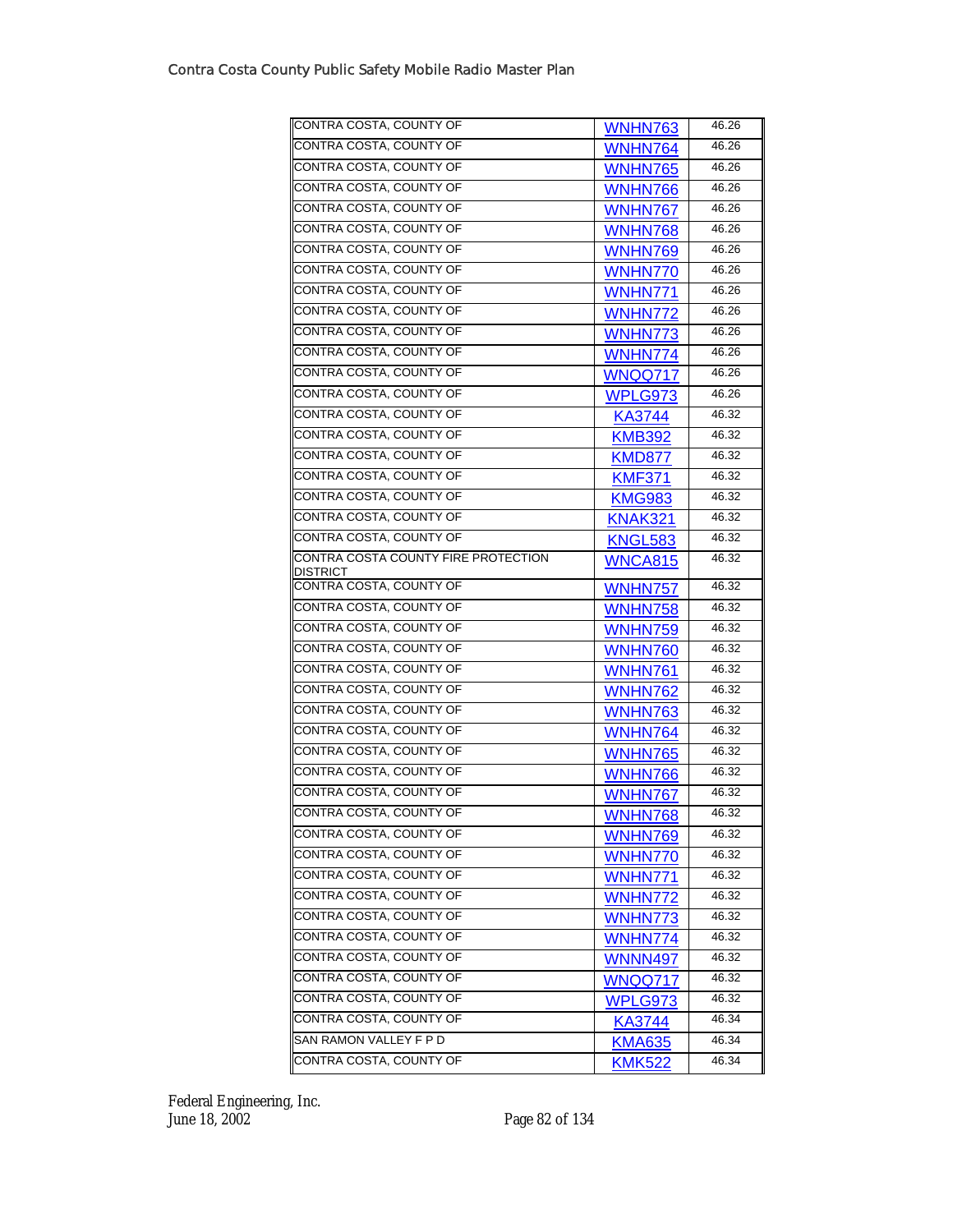| | | |
|---|---|---|
| CONTRA COSTA, COUNTY OF | WNHN763 | 46.26 |
| CONTRA COSTA, COUNTY OF | WNHN764 | 46.26 |
| CONTRA COSTA, COUNTY OF | WNHN765 | 46.26 |
| CONTRA COSTA, COUNTY OF | WNHN766 | 46.26 |
| CONTRA COSTA, COUNTY OF | WNHN767 | 46.26 |
| CONTRA COSTA, COUNTY OF | WNHN768 | 46.26 |
| CONTRA COSTA, COUNTY OF | WNHN769 | 46.26 |
| CONTRA COSTA, COUNTY OF | WNHN770 | 46.26 |
| CONTRA COSTA, COUNTY OF | WNHN771 | 46.26 |
| CONTRA COSTA, COUNTY OF | WNHN772 | 46.26 |
| CONTRA COSTA, COUNTY OF | WNHN773 | 46.26 |
| CONTRA COSTA, COUNTY OF | WNHN774 | 46.26 |
| CONTRA COSTA, COUNTY OF | WNQQ717 | 46.26 |
| CONTRA COSTA, COUNTY OF | WPLG973 | 46.26 |
| CONTRA COSTA, COUNTY OF | KA3744 | 46.32 |
| CONTRA COSTA, COUNTY OF | KMB392 | 46.32 |
| CONTRA COSTA, COUNTY OF | KMD877 | 46.32 |
| CONTRA COSTA, COUNTY OF | KMF371 | 46.32 |
| CONTRA COSTA, COUNTY OF | KMG983 | 46.32 |
| CONTRA COSTA, COUNTY OF | KNAK321 | 46.32 |
| CONTRA COSTA, COUNTY OF | KNGL583 | 46.32 |
| CONTRA COSTA COUNTY FIRE PROTECTION DISTRICT | WNCA815 | 46.32 |
| CONTRA COSTA, COUNTY OF | WNHN757 | 46.32 |
| CONTRA COSTA, COUNTY OF | WNHN758 | 46.32 |
| CONTRA COSTA, COUNTY OF | WNHN759 | 46.32 |
| CONTRA COSTA, COUNTY OF | WNHN760 | 46.32 |
| CONTRA COSTA, COUNTY OF | WNHN761 | 46.32 |
| CONTRA COSTA, COUNTY OF | WNHN762 | 46.32 |
| CONTRA COSTA, COUNTY OF | WNHN763 | 46.32 |
| CONTRA COSTA, COUNTY OF | WNHN764 | 46.32 |
| CONTRA COSTA, COUNTY OF | WNHN765 | 46.32 |
| CONTRA COSTA, COUNTY OF | WNHN766 | 46.32 |
| CONTRA COSTA, COUNTY OF | WNHN767 | 46.32 |
| CONTRA COSTA, COUNTY OF | WNHN768 | 46.32 |
| CONTRA COSTA, COUNTY OF | WNHN769 | 46.32 |
| CONTRA COSTA, COUNTY OF | WNHN770 | 46.32 |
| CONTRA COSTA, COUNTY OF | WNHN771 | 46.32 |
| CONTRA COSTA, COUNTY OF | WNHN772 | 46.32 |
| CONTRA COSTA, COUNTY OF | WNHN773 | 46.32 |
| CONTRA COSTA, COUNTY OF | WNHN774 | 46.32 |
| CONTRA COSTA, COUNTY OF | WNNN497 | 46.32 |
| CONTRA COSTA, COUNTY OF | WNQQ717 | 46.32 |
| CONTRA COSTA, COUNTY OF | WPLG973 | 46.32 |
| CONTRA COSTA, COUNTY OF | KA3744 | 46.34 |
| SAN RAMON VALLEY F P D | KMA635 | 46.34 |
| CONTRA COSTA, COUNTY OF | KMK522 | 46.34 |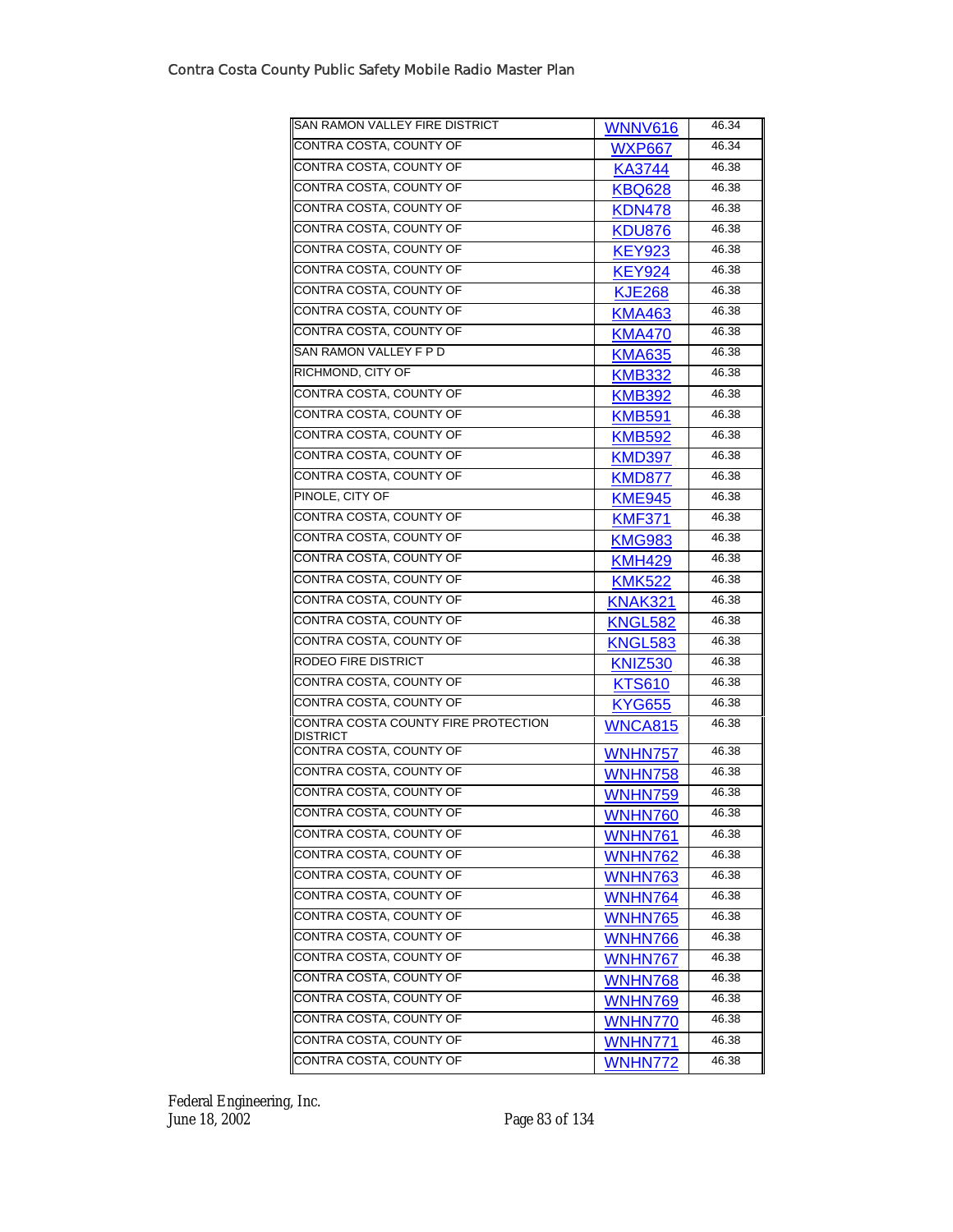| | | |
|---|---|---|
| SAN RAMON VALLEY FIRE DISTRICT | WNNV616 | 46.34 |
| CONTRA COSTA, COUNTY OF | WXP667 | 46.34 |
| CONTRA COSTA, COUNTY OF | KA3744 | 46.38 |
| CONTRA COSTA, COUNTY OF | KBQ628 | 46.38 |
| CONTRA COSTA, COUNTY OF | KDN478 | 46.38 |
| CONTRA COSTA, COUNTY OF | KDU876 | 46.38 |
| CONTRA COSTA, COUNTY OF | KEY923 | 46.38 |
| CONTRA COSTA, COUNTY OF | KEY924 | 46.38 |
| CONTRA COSTA, COUNTY OF | KJE268 | 46.38 |
| CONTRA COSTA, COUNTY OF | KMA463 | 46.38 |
| CONTRA COSTA, COUNTY OF | KMA470 | 46.38 |
| SAN RAMON VALLEY F P D | KMA635 | 46.38 |
| RICHMOND, CITY OF | KMB332 | 46.38 |
| CONTRA COSTA, COUNTY OF | KMB392 | 46.38 |
| CONTRA COSTA, COUNTY OF | KMB591 | 46.38 |
| CONTRA COSTA, COUNTY OF | KMB592 | 46.38 |
| CONTRA COSTA, COUNTY OF | KMD397 | 46.38 |
| CONTRA COSTA, COUNTY OF | KMD877 | 46.38 |
| PINOLE, CITY OF | KME945 | 46.38 |
| CONTRA COSTA, COUNTY OF | KMF371 | 46.38 |
| CONTRA COSTA, COUNTY OF | KMG983 | 46.38 |
| CONTRA COSTA, COUNTY OF | KMH429 | 46.38 |
| CONTRA COSTA, COUNTY OF | KMK522 | 46.38 |
| CONTRA COSTA, COUNTY OF | KNAK321 | 46.38 |
| CONTRA COSTA, COUNTY OF | KNGL582 | 46.38 |
| CONTRA COSTA, COUNTY OF | KNGL583 | 46.38 |
| RODEO FIRE DISTRICT | KNIZ530 | 46.38 |
| CONTRA COSTA, COUNTY OF | KTS610 | 46.38 |
| CONTRA COSTA, COUNTY OF | KYG655 | 46.38 |
| CONTRA COSTA COUNTY FIRE PROTECTION DISTRICT | WNCA815 | 46.38 |
| CONTRA COSTA, COUNTY OF | WNHN757 | 46.38 |
| CONTRA COSTA, COUNTY OF | WNHN758 | 46.38 |
| CONTRA COSTA, COUNTY OF | WNHN759 | 46.38 |
| CONTRA COSTA, COUNTY OF | WNHN760 | 46.38 |
| CONTRA COSTA, COUNTY OF | WNHN761 | 46.38 |
| CONTRA COSTA, COUNTY OF | WNHN762 | 46.38 |
| CONTRA COSTA, COUNTY OF | WNHN763 | 46.38 |
| CONTRA COSTA, COUNTY OF | WNHN764 | 46.38 |
| CONTRA COSTA, COUNTY OF | WNHN765 | 46.38 |
| CONTRA COSTA, COUNTY OF | WNHN766 | 46.38 |
| CONTRA COSTA, COUNTY OF | WNHN767 | 46.38 |
| CONTRA COSTA, COUNTY OF | WNHN768 | 46.38 |
| CONTRA COSTA, COUNTY OF | WNHN769 | 46.38 |
| CONTRA COSTA, COUNTY OF | WNHN770 | 46.38 |
| CONTRA COSTA, COUNTY OF | WNHN771 | 46.38 |
| CONTRA COSTA, COUNTY OF | WNHN772 | 46.38 |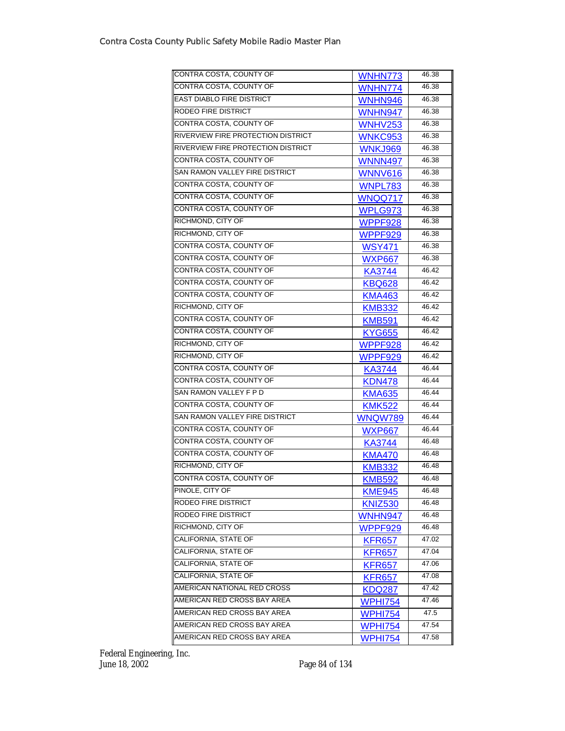| CONTRA COSTA, COUNTY OF | WNHN773 | 46.38 |
|---|---|---|
| CONTRA COSTA, COUNTY OF | WNHN774 | 46.38 |
| EAST DIABLO FIRE DISTRICT | WNHN946 | 46.38 |
| RODEO FIRE DISTRICT | WNHN947 | 46.38 |
| CONTRA COSTA, COUNTY OF | WNHV253 | 46.38 |
| RIVERVIEW FIRE PROTECTION DISTRICT | WNKC953 | 46.38 |
| RIVERVIEW FIRE PROTECTION DISTRICT | WNKJ969 | 46.38 |
| CONTRA COSTA, COUNTY OF | WNNN497 | 46.38 |
| SAN RAMON VALLEY FIRE DISTRICT | WNNV616 | 46.38 |
| CONTRA COSTA, COUNTY OF | WNPL783 | 46.38 |
| CONTRA COSTA, COUNTY OF | WNQQ717 | 46.38 |
| CONTRA COSTA, COUNTY OF | WPLG973 | 46.38 |
| RICHMOND, CITY OF | WPPF928 | 46.38 |
| RICHMOND, CITY OF | WPPF929 | 46.38 |
| CONTRA COSTA, COUNTY OF | WSY471 | 46.38 |
| CONTRA COSTA, COUNTY OF | WXP667 | 46.38 |
| CONTRA COSTA, COUNTY OF | KA3744 | 46.42 |
| CONTRA COSTA, COUNTY OF | KBQ628 | 46.42 |
| CONTRA COSTA, COUNTY OF | KMA463 | 46.42 |
| RICHMOND, CITY OF | KMB332 | 46.42 |
| CONTRA COSTA, COUNTY OF | KMB591 | 46.42 |
| CONTRA COSTA, COUNTY OF | KYG655 | 46.42 |
| RICHMOND, CITY OF | WPPF928 | 46.42 |
| RICHMOND, CITY OF | WPPF929 | 46.42 |
| CONTRA COSTA, COUNTY OF | KA3744 | 46.44 |
| CONTRA COSTA, COUNTY OF | KDN478 | 46.44 |
| SAN RAMON VALLEY F P D | KMA635 | 46.44 |
| CONTRA COSTA, COUNTY OF | KMK522 | 46.44 |
| SAN RAMON VALLEY FIRE DISTRICT | WNQW789 | 46.44 |
| CONTRA COSTA, COUNTY OF | WXP667 | 46.44 |
| CONTRA COSTA, COUNTY OF | KA3744 | 46.48 |
| CONTRA COSTA, COUNTY OF | KMA470 | 46.48 |
| RICHMOND, CITY OF | KMB332 | 46.48 |
| CONTRA COSTA, COUNTY OF | KMB592 | 46.48 |
| PINOLE, CITY OF | KME945 | 46.48 |
| RODEO FIRE DISTRICT | KNIZ530 | 46.48 |
| RODEO FIRE DISTRICT | WNHN947 | 46.48 |
| RICHMOND, CITY OF | WPPF929 | 46.48 |
| CALIFORNIA, STATE OF | KFR657 | 47.02 |
| CALIFORNIA, STATE OF | KFR657 | 47.04 |
| CALIFORNIA, STATE OF | KFR657 | 47.06 |
| CALIFORNIA, STATE OF | KFR657 | 47.08 |
| AMERICAN NATIONAL RED CROSS | KDQ287 | 47.42 |
| AMERICAN RED CROSS BAY AREA | WPHI754 | 47.46 |
| AMERICAN RED CROSS BAY AREA | WPHI754 | 47.5 |
| AMERICAN RED CROSS BAY AREA | WPHI754 | 47.54 |
| AMERICAN RED CROSS BAY AREA | WPHI754 | 47.58 |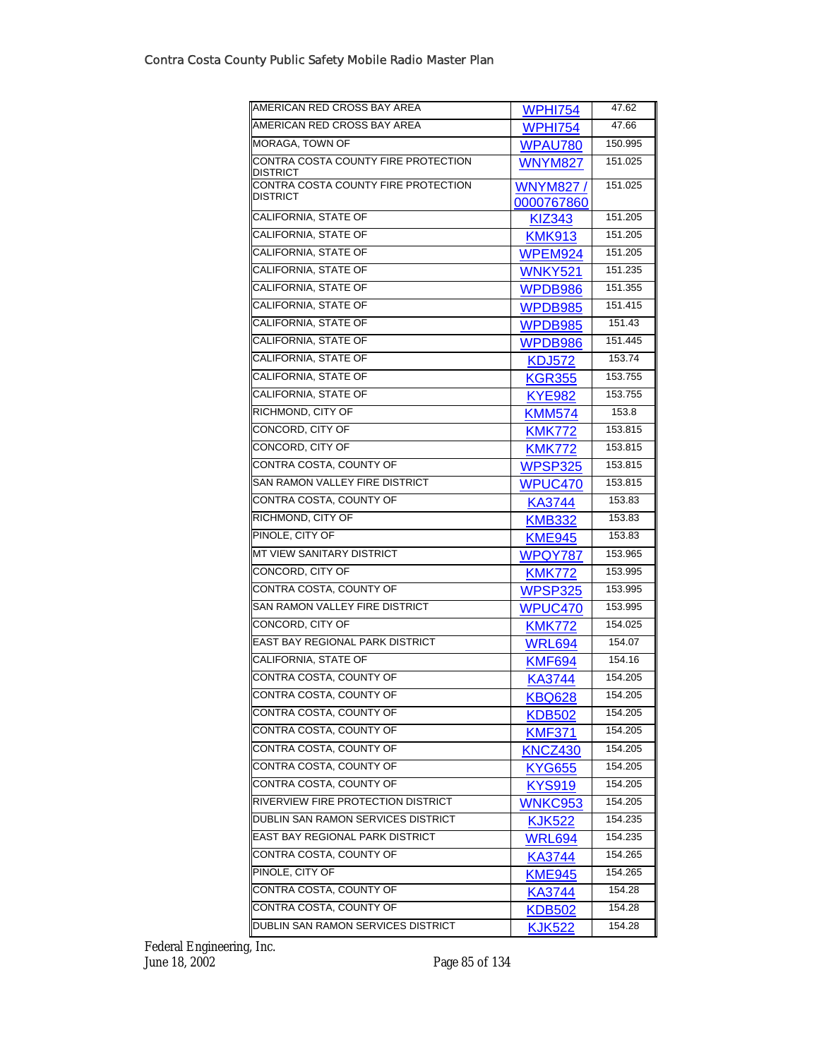| | | |
|---|---|---|
| AMERICAN RED CROSS BAY AREA | WPHI754 | 47.62 |
| AMERICAN RED CROSS BAY AREA | WPHI754 | 47.66 |
| MORAGA, TOWN OF | WPAU780 | 150.995 |
| CONTRA COSTA COUNTY FIRE PROTECTION DISTRICT | WNYM827 | 151.025 |
| CONTRA COSTA COUNTY FIRE PROTECTION DISTRICT | WNYM827 / 0000767860 | 151.025 |
| CALIFORNIA, STATE OF | KIZ343 | 151.205 |
| CALIFORNIA, STATE OF | KMK913 | 151.205 |
| CALIFORNIA, STATE OF | WPEM924 | 151.205 |
| CALIFORNIA, STATE OF | WNKY521 | 151.235 |
| CALIFORNIA, STATE OF | WPDB986 | 151.355 |
| CALIFORNIA, STATE OF | WPDB985 | 151.415 |
| CALIFORNIA, STATE OF | WPDB985 | 151.43 |
| CALIFORNIA, STATE OF | WPDB986 | 151.445 |
| CALIFORNIA, STATE OF | KDJ572 | 153.74 |
| CALIFORNIA, STATE OF | KGR355 | 153.755 |
| CALIFORNIA, STATE OF | KYE982 | 153.755 |
| RICHMOND, CITY OF | KMM574 | 153.8 |
| CONCORD, CITY OF | KMK772 | 153.815 |
| CONCORD, CITY OF | KMK772 | 153.815 |
| CONTRA COSTA, COUNTY OF | WPSP325 | 153.815 |
| SAN RAMON VALLEY FIRE DISTRICT | WPUC470 | 153.815 |
| CONTRA COSTA, COUNTY OF | KA3744 | 153.83 |
| RICHMOND, CITY OF | KMB332 | 153.83 |
| PINOLE, CITY OF | KME945 | 153.83 |
| MT VIEW SANITARY DISTRICT | WPQY787 | 153.965 |
| CONCORD, CITY OF | KMK772 | 153.995 |
| CONTRA COSTA, COUNTY OF | WPSP325 | 153.995 |
| SAN RAMON VALLEY FIRE DISTRICT | WPUC470 | 153.995 |
| CONCORD, CITY OF | KMK772 | 154.025 |
| EAST BAY REGIONAL PARK DISTRICT | WRL694 | 154.07 |
| CALIFORNIA, STATE OF | KMF694 | 154.16 |
| CONTRA COSTA, COUNTY OF | KA3744 | 154.205 |
| CONTRA COSTA, COUNTY OF | KBQ628 | 154.205 |
| CONTRA COSTA, COUNTY OF | KDB502 | 154.205 |
| CONTRA COSTA, COUNTY OF | KMF371 | 154.205 |
| CONTRA COSTA, COUNTY OF | KNCZ430 | 154.205 |
| CONTRA COSTA, COUNTY OF | KYG655 | 154.205 |
| CONTRA COSTA, COUNTY OF | KYS919 | 154.205 |
| RIVERVIEW FIRE PROTECTION DISTRICT | WNKC953 | 154.205 |
| DUBLIN SAN RAMON SERVICES DISTRICT | KJK522 | 154.235 |
| EAST BAY REGIONAL PARK DISTRICT | WRL694 | 154.235 |
| CONTRA COSTA, COUNTY OF | KA3744 | 154.265 |
| PINOLE, CITY OF | KME945 | 154.265 |
| CONTRA COSTA, COUNTY OF | KA3744 | 154.28 |
| CONTRA COSTA, COUNTY OF | KDB502 | 154.28 |
| DUBLIN SAN RAMON SERVICES DISTRICT | KJK522 | 154.28 |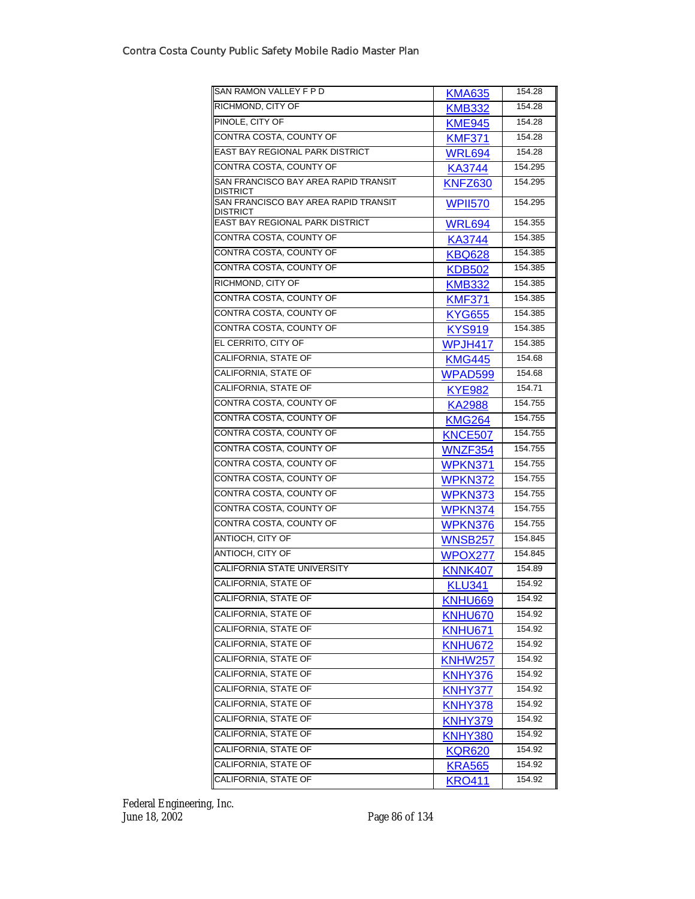| | | |
|---|---|---|
| SAN RAMON VALLEY F P D | KMA635 | 154.28 |
| RICHMOND, CITY OF | KMB332 | 154.28 |
| PINOLE, CITY OF | KME945 | 154.28 |
| CONTRA COSTA, COUNTY OF | KMF371 | 154.28 |
| EAST BAY REGIONAL PARK DISTRICT | WRL694 | 154.28 |
| CONTRA COSTA, COUNTY OF | KA3744 | 154.295 |
| SAN FRANCISCO BAY AREA RAPID TRANSIT DISTRICT | KNFZ630 | 154.295 |
| SAN FRANCISCO BAY AREA RAPID TRANSIT DISTRICT | WPII570 | 154.295 |
| EAST BAY REGIONAL PARK DISTRICT | WRL694 | 154.355 |
| CONTRA COSTA, COUNTY OF | KA3744 | 154.385 |
| CONTRA COSTA, COUNTY OF | KBQ628 | 154.385 |
| CONTRA COSTA, COUNTY OF | KDB502 | 154.385 |
| RICHMOND, CITY OF | KMB332 | 154.385 |
| CONTRA COSTA, COUNTY OF | KMF371 | 154.385 |
| CONTRA COSTA, COUNTY OF | KYG655 | 154.385 |
| CONTRA COSTA, COUNTY OF | KYS919 | 154.385 |
| EL CERRITO, CITY OF | WPJH417 | 154.385 |
| CALIFORNIA, STATE OF | KMG445 | 154.68 |
| CALIFORNIA, STATE OF | WPAD599 | 154.68 |
| CALIFORNIA, STATE OF | KYE982 | 154.71 |
| CONTRA COSTA, COUNTY OF | KA2988 | 154.755 |
| CONTRA COSTA, COUNTY OF | KMG264 | 154.755 |
| CONTRA COSTA, COUNTY OF | KNCE507 | 154.755 |
| CONTRA COSTA, COUNTY OF | WNZF354 | 154.755 |
| CONTRA COSTA, COUNTY OF | WPKN371 | 154.755 |
| CONTRA COSTA, COUNTY OF | WPKN372 | 154.755 |
| CONTRA COSTA, COUNTY OF | WPKN373 | 154.755 |
| CONTRA COSTA, COUNTY OF | WPKN374 | 154.755 |
| CONTRA COSTA, COUNTY OF | WPKN376 | 154.755 |
| ANTIOCH, CITY OF | WNSB257 | 154.845 |
| ANTIOCH, CITY OF | WPOX277 | 154.845 |
| CALIFORNIA STATE UNIVERSITY | KNNK407 | 154.89 |
| CALIFORNIA, STATE OF | KLU341 | 154.92 |
| CALIFORNIA, STATE OF | KNHU669 | 154.92 |
| CALIFORNIA, STATE OF | KNHU670 | 154.92 |
| CALIFORNIA, STATE OF | KNHU671 | 154.92 |
| CALIFORNIA, STATE OF | KNHU672 | 154.92 |
| CALIFORNIA, STATE OF | KNHW257 | 154.92 |
| CALIFORNIA, STATE OF | KNHY376 | 154.92 |
| CALIFORNIA, STATE OF | KNHY377 | 154.92 |
| CALIFORNIA, STATE OF | KNHY378 | 154.92 |
| CALIFORNIA, STATE OF | KNHY379 | 154.92 |
| CALIFORNIA, STATE OF | KNHY380 | 154.92 |
| CALIFORNIA, STATE OF | KQR620 | 154.92 |
| CALIFORNIA, STATE OF | KRA565 | 154.92 |
| CALIFORNIA, STATE OF | KRO411 | 154.92 |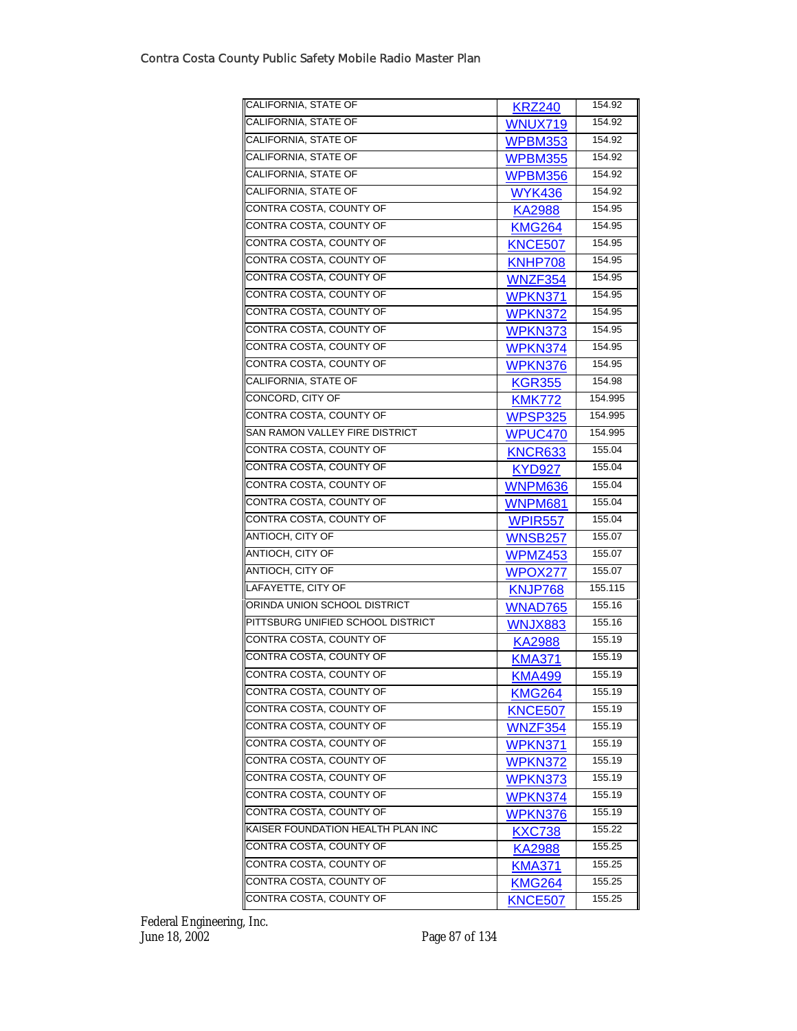| | | |
|---|---|---|
| CALIFORNIA, STATE OF | KRZ240 | 154.92 |
| CALIFORNIA, STATE OF | WNUX719 | 154.92 |
| CALIFORNIA, STATE OF | WPBM353 | 154.92 |
| CALIFORNIA, STATE OF | WPBM355 | 154.92 |
| CALIFORNIA, STATE OF | WPBM356 | 154.92 |
| CALIFORNIA, STATE OF | WYK436 | 154.92 |
| CONTRA COSTA, COUNTY OF | KA2988 | 154.95 |
| CONTRA COSTA, COUNTY OF | KMG264 | 154.95 |
| CONTRA COSTA, COUNTY OF | KNCE507 | 154.95 |
| CONTRA COSTA, COUNTY OF | KNHP708 | 154.95 |
| CONTRA COSTA, COUNTY OF | WNZF354 | 154.95 |
| CONTRA COSTA, COUNTY OF | WPKN371 | 154.95 |
| CONTRA COSTA, COUNTY OF | WPKN372 | 154.95 |
| CONTRA COSTA, COUNTY OF | WPKN373 | 154.95 |
| CONTRA COSTA, COUNTY OF | WPKN374 | 154.95 |
| CONTRA COSTA, COUNTY OF | WPKN376 | 154.95 |
| CALIFORNIA, STATE OF | KGR355 | 154.98 |
| CONCORD, CITY OF | KMK772 | 154.995 |
| CONTRA COSTA, COUNTY OF | WPSP325 | 154.995 |
| SAN RAMON VALLEY FIRE DISTRICT | WPUC470 | 154.995 |
| CONTRA COSTA, COUNTY OF | KNCR633 | 155.04 |
| CONTRA COSTA, COUNTY OF | KYD927 | 155.04 |
| CONTRA COSTA, COUNTY OF | WNPM636 | 155.04 |
| CONTRA COSTA, COUNTY OF | WNPM681 | 155.04 |
| CONTRA COSTA, COUNTY OF | WPIR557 | 155.04 |
| ANTIOCH, CITY OF | WNSB257 | 155.07 |
| ANTIOCH, CITY OF | WPMZ453 | 155.07 |
| ANTIOCH, CITY OF | WPOX277 | 155.07 |
| LAFAYETTE, CITY OF | KNJP768 | 155.115 |
| ORINDA UNION SCHOOL DISTRICT | WNAD765 | 155.16 |
| PITTSBURG UNIFIED SCHOOL DISTRICT | WNJX883 | 155.16 |
| CONTRA COSTA, COUNTY OF | KA2988 | 155.19 |
| CONTRA COSTA, COUNTY OF | KMA371 | 155.19 |
| CONTRA COSTA, COUNTY OF | KMA499 | 155.19 |
| CONTRA COSTA, COUNTY OF | KMG264 | 155.19 |
| CONTRA COSTA, COUNTY OF | KNCE507 | 155.19 |
| CONTRA COSTA, COUNTY OF | WNZF354 | 155.19 |
| CONTRA COSTA, COUNTY OF | WPKN371 | 155.19 |
| CONTRA COSTA, COUNTY OF | WPKN372 | 155.19 |
| CONTRA COSTA, COUNTY OF | WPKN373 | 155.19 |
| CONTRA COSTA, COUNTY OF | WPKN374 | 155.19 |
| CONTRA COSTA, COUNTY OF | WPKN376 | 155.19 |
| KAISER FOUNDATION HEALTH PLAN INC | KXC738 | 155.22 |
| CONTRA COSTA, COUNTY OF | KA2988 | 155.25 |
| CONTRA COSTA, COUNTY OF | KMA371 | 155.25 |
| CONTRA COSTA, COUNTY OF | KMG264 | 155.25 |
| CONTRA COSTA, COUNTY OF | KNCE507 | 155.25 |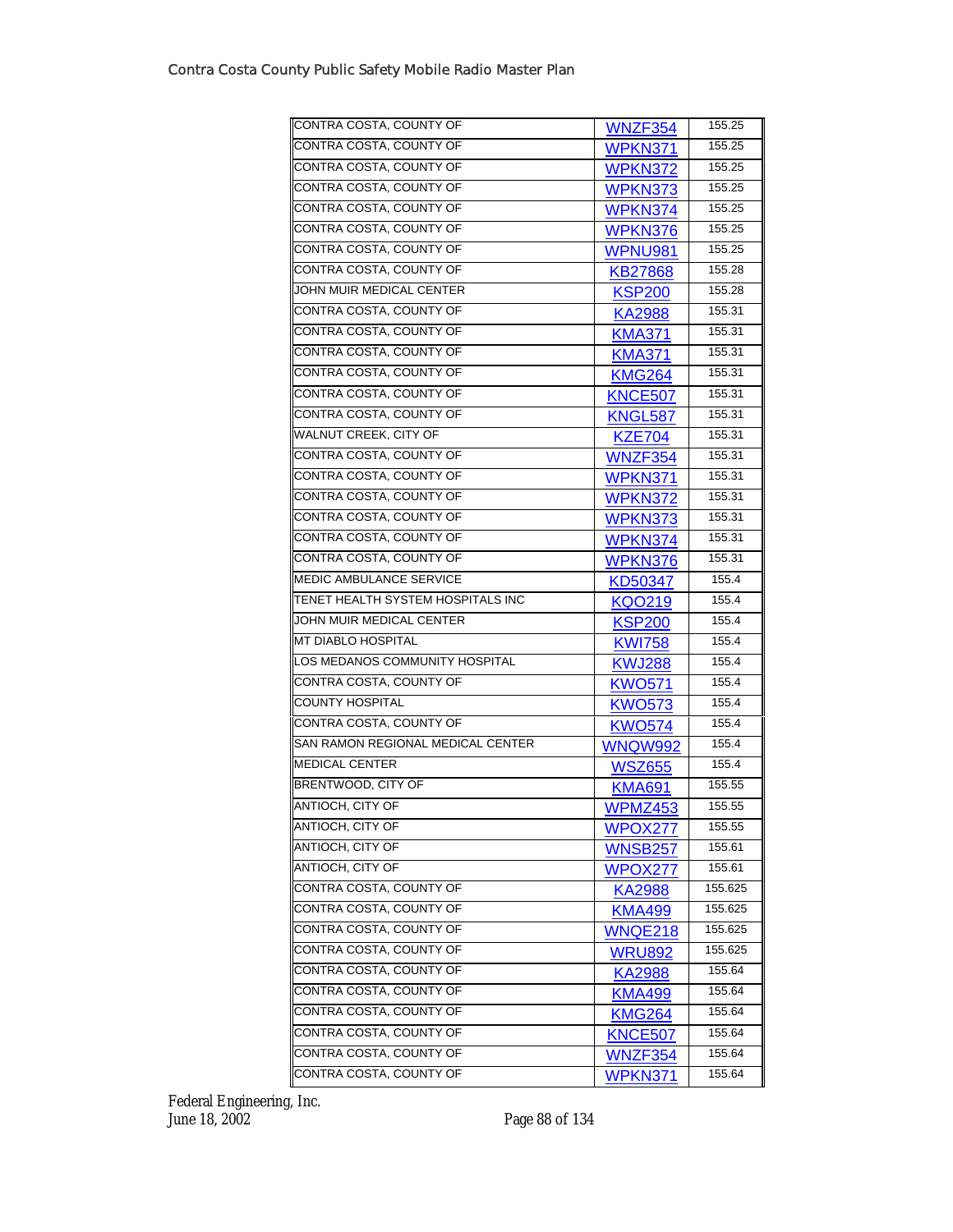| CONTRA COSTA, COUNTY OF | WNZF354 | 155.25 |
|---|---|---|
| CONTRA COSTA, COUNTY OF | WPKN371 | 155.25 |
| CONTRA COSTA, COUNTY OF | WPKN372 | 155.25 |
| CONTRA COSTA, COUNTY OF | WPKN373 | 155.25 |
| CONTRA COSTA, COUNTY OF | WPKN374 | 155.25 |
| CONTRA COSTA, COUNTY OF | WPKN376 | 155.25 |
| CONTRA COSTA, COUNTY OF | WPNU981 | 155.25 |
| CONTRA COSTA, COUNTY OF | KB27868 | 155.28 |
| JOHN MUIR MEDICAL CENTER | KSP200 | 155.28 |
| CONTRA COSTA, COUNTY OF | KA2988 | 155.31 |
| CONTRA COSTA, COUNTY OF | KMA371 | 155.31 |
| CONTRA COSTA, COUNTY OF | KMA371 | 155.31 |
| CONTRA COSTA, COUNTY OF | KMG264 | 155.31 |
| CONTRA COSTA, COUNTY OF | KNCE507 | 155.31 |
| CONTRA COSTA, COUNTY OF | KNGL587 | 155.31 |
| WALNUT CREEK, CITY OF | KZE704 | 155.31 |
| CONTRA COSTA, COUNTY OF | WNZF354 | 155.31 |
| CONTRA COSTA, COUNTY OF | WPKN371 | 155.31 |
| CONTRA COSTA, COUNTY OF | WPKN372 | 155.31 |
| CONTRA COSTA, COUNTY OF | WPKN373 | 155.31 |
| CONTRA COSTA, COUNTY OF | WPKN374 | 155.31 |
| CONTRA COSTA, COUNTY OF | WPKN376 | 155.31 |
| MEDIC AMBULANCE SERVICE | KD50347 | 155.4 |
| TENET HEALTH SYSTEM HOSPITALS INC | KQO219 | 155.4 |
| JOHN MUIR MEDICAL CENTER | KSP200 | 155.4 |
| MT DIABLO HOSPITAL | KWI758 | 155.4 |
| LOS MEDANOS COMMUNITY HOSPITAL | KWJ288 | 155.4 |
| CONTRA COSTA, COUNTY OF | KWO571 | 155.4 |
| COUNTY HOSPITAL | KWO573 | 155.4 |
| CONTRA COSTA, COUNTY OF | KWO574 | 155.4 |
| SAN RAMON REGIONAL MEDICAL CENTER | WNQW992 | 155.4 |
| MEDICAL CENTER | WSZ655 | 155.4 |
| BRENTWOOD, CITY OF | KMA691 | 155.55 |
| ANTIOCH, CITY OF | WPMZ453 | 155.55 |
| ANTIOCH, CITY OF | WPOX277 | 155.55 |
| ANTIOCH, CITY OF | WNSB257 | 155.61 |
| ANTIOCH, CITY OF | WPOX277 | 155.61 |
| CONTRA COSTA, COUNTY OF | KA2988 | 155.625 |
| CONTRA COSTA, COUNTY OF | KMA499 | 155.625 |
| CONTRA COSTA, COUNTY OF | WNQE218 | 155.625 |
| CONTRA COSTA, COUNTY OF | WRU892 | 155.625 |
| CONTRA COSTA, COUNTY OF | KA2988 | 155.64 |
| CONTRA COSTA, COUNTY OF | KMA499 | 155.64 |
| CONTRA COSTA, COUNTY OF | KMG264 | 155.64 |
| CONTRA COSTA, COUNTY OF | KNCE507 | 155.64 |
| CONTRA COSTA, COUNTY OF | WNZF354 | 155.64 |
| CONTRA COSTA, COUNTY OF | WPKN371 | 155.64 |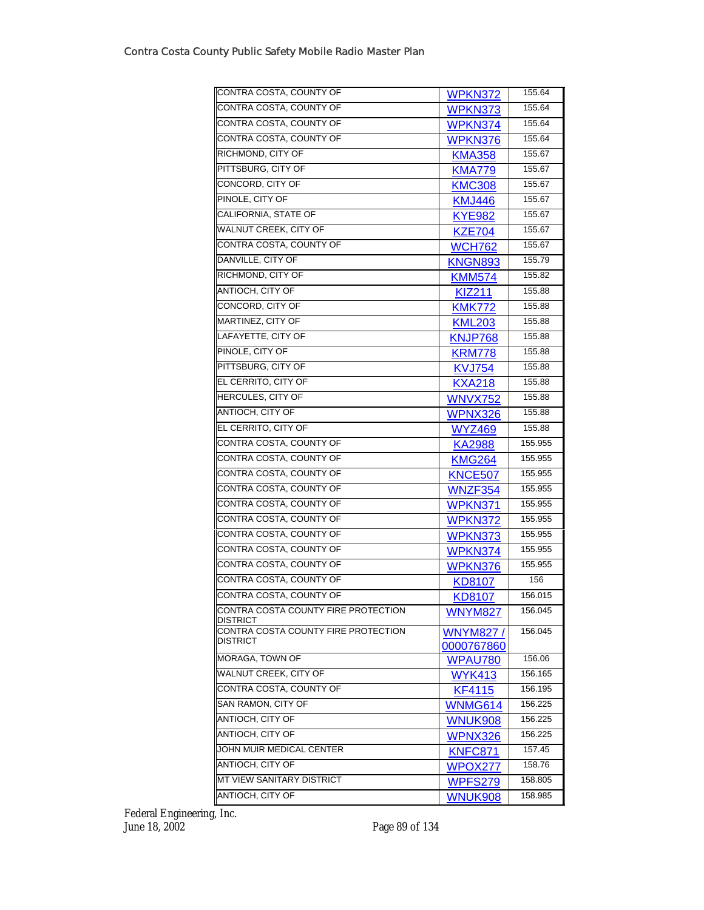| | | |
|---|---|---|
| CONTRA COSTA, COUNTY OF | WPKN372 | 155.64 |
| CONTRA COSTA, COUNTY OF | WPKN373 | 155.64 |
| CONTRA COSTA, COUNTY OF | WPKN374 | 155.64 |
| CONTRA COSTA, COUNTY OF | WPKN376 | 155.64 |
| RICHMOND, CITY OF | KMA358 | 155.67 |
| PITTSBURG, CITY OF | KMA779 | 155.67 |
| CONCORD, CITY OF | KMC308 | 155.67 |
| PINOLE, CITY OF | KMJ446 | 155.67 |
| CALIFORNIA, STATE OF | KYE982 | 155.67 |
| WALNUT CREEK, CITY OF | KZE704 | 155.67 |
| CONTRA COSTA, COUNTY OF | WCH762 | 155.67 |
| DANVILLE, CITY OF | KNGN893 | 155.79 |
| RICHMOND, CITY OF | KMM574 | 155.82 |
| ANTIOCH, CITY OF | KIZ211 | 155.88 |
| CONCORD, CITY OF | KMK772 | 155.88 |
| MARTINEZ, CITY OF | KML203 | 155.88 |
| LAFAYETTE, CITY OF | KNJP768 | 155.88 |
| PINOLE, CITY OF | KRM778 | 155.88 |
| PITTSBURG, CITY OF | KVJ754 | 155.88 |
| EL CERRITO, CITY OF | KXA218 | 155.88 |
| HERCULES, CITY OF | WNVX752 | 155.88 |
| ANTIOCH, CITY OF | WPNX326 | 155.88 |
| EL CERRITO, CITY OF | WYZ469 | 155.88 |
| CONTRA COSTA, COUNTY OF | KA2988 | 155.955 |
| CONTRA COSTA, COUNTY OF | KMG264 | 155.955 |
| CONTRA COSTA, COUNTY OF | KNCE507 | 155.955 |
| CONTRA COSTA, COUNTY OF | WNZF354 | 155.955 |
| CONTRA COSTA, COUNTY OF | WPKN371 | 155.955 |
| CONTRA COSTA, COUNTY OF | WPKN372 | 155.955 |
| CONTRA COSTA, COUNTY OF | WPKN373 | 155.955 |
| CONTRA COSTA, COUNTY OF | WPKN374 | 155.955 |
| CONTRA COSTA, COUNTY OF | WPKN376 | 155.955 |
| CONTRA COSTA, COUNTY OF | KD8107 | 156 |
| CONTRA COSTA, COUNTY OF | KD8107 | 156.015 |
| CONTRA COSTA COUNTY FIRE PROTECTION DISTRICT | WNYM827 | 156.045 |
| CONTRA COSTA COUNTY FIRE PROTECTION DISTRICT | WNYM827 / 0000767860 | 156.045 |
| MORAGA, TOWN OF | WPAU780 | 156.06 |
| WALNUT CREEK, CITY OF | WYK413 | 156.165 |
| CONTRA COSTA, COUNTY OF | KF4115 | 156.195 |
| SAN RAMON, CITY OF | WNMG614 | 156.225 |
| ANTIOCH, CITY OF | WNUK908 | 156.225 |
| ANTIOCH, CITY OF | WPNX326 | 156.225 |
| JOHN MUIR MEDICAL CENTER | KNFC871 | 157.45 |
| ANTIOCH, CITY OF | WPOX277 | 158.76 |
| MT VIEW SANITARY DISTRICT | WPFS279 | 158.805 |
| ANTIOCH, CITY OF | WNUK908 | 158.985 |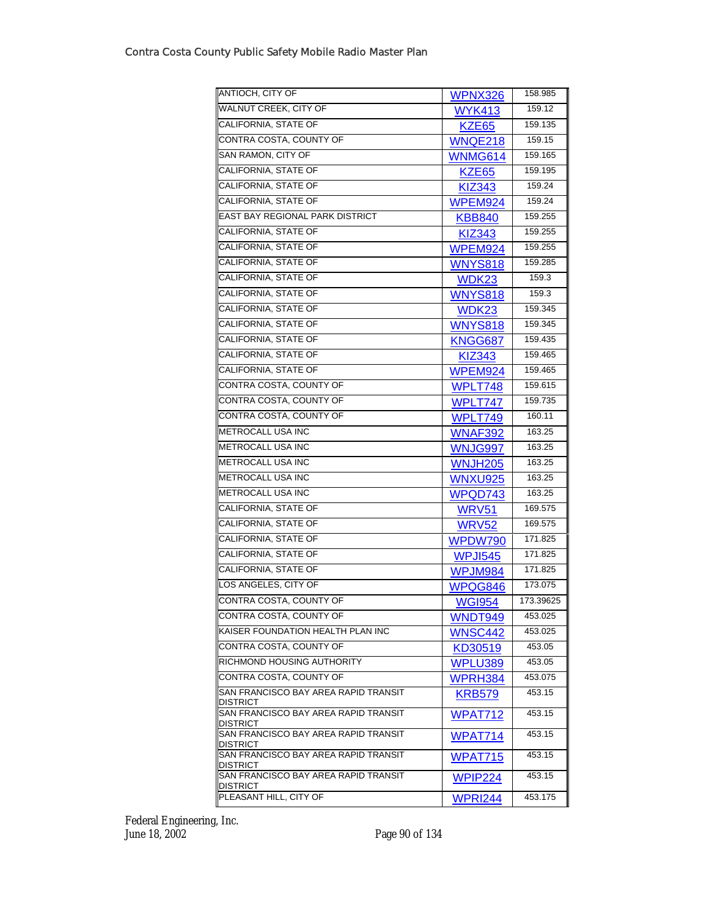| | | |
|---|---|---|
| ANTIOCH, CITY OF | WPNX326 | 158.985 |
| WALNUT CREEK, CITY OF | WYK413 | 159.12 |
| CALIFORNIA, STATE OF | KZE65 | 159.135 |
| CONTRA COSTA, COUNTY OF | WNQE218 | 159.15 |
| SAN RAMON, CITY OF | WNMG614 | 159.165 |
| CALIFORNIA, STATE OF | KZE65 | 159.195 |
| CALIFORNIA, STATE OF | KIZ343 | 159.24 |
| CALIFORNIA, STATE OF | WPEM924 | 159.24 |
| EAST BAY REGIONAL PARK DISTRICT | KBB840 | 159.255 |
| CALIFORNIA, STATE OF | KIZ343 | 159.255 |
| CALIFORNIA, STATE OF | WPEM924 | 159.255 |
| CALIFORNIA, STATE OF | WNYS818 | 159.285 |
| CALIFORNIA, STATE OF | WDK23 | 159.3 |
| CALIFORNIA, STATE OF | WNYS818 | 159.3 |
| CALIFORNIA, STATE OF | WDK23 | 159.345 |
| CALIFORNIA, STATE OF | WNYS818 | 159.345 |
| CALIFORNIA, STATE OF | KNGG687 | 159.435 |
| CALIFORNIA, STATE OF | KIZ343 | 159.465 |
| CALIFORNIA, STATE OF | WPEM924 | 159.465 |
| CONTRA COSTA, COUNTY OF | WPLT748 | 159.615 |
| CONTRA COSTA, COUNTY OF | WPLT747 | 159.735 |
| CONTRA COSTA, COUNTY OF | WPLT749 | 160.11 |
| METROCALL USA INC | WNAF392 | 163.25 |
| METROCALL USA INC | WNJG997 | 163.25 |
| METROCALL USA INC | WNJH205 | 163.25 |
| METROCALL USA INC | WNXU925 | 163.25 |
| METROCALL USA INC | WPQD743 | 163.25 |
| CALIFORNIA, STATE OF | WRV51 | 169.575 |
| CALIFORNIA, STATE OF | WRV52 | 169.575 |
| CALIFORNIA, STATE OF | WPDW790 | 171.825 |
| CALIFORNIA, STATE OF | WPJI545 | 171.825 |
| CALIFORNIA, STATE OF | WPJM984 | 171.825 |
| LOS ANGELES, CITY OF | WPQG846 | 173.075 |
| CONTRA COSTA, COUNTY OF | WGI954 | 173.39625 |
| CONTRA COSTA, COUNTY OF | WNDT949 | 453.025 |
| KAISER FOUNDATION HEALTH PLAN INC | WNSC442 | 453.025 |
| CONTRA COSTA, COUNTY OF | KD30519 | 453.05 |
| RICHMOND HOUSING AUTHORITY | WPLU389 | 453.05 |
| CONTRA COSTA, COUNTY OF | WPRH384 | 453.075 |
| SAN FRANCISCO BAY AREA RAPID TRANSIT DISTRICT | KRB579 | 453.15 |
| SAN FRANCISCO BAY AREA RAPID TRANSIT DISTRICT | WPAT712 | 453.15 |
| SAN FRANCISCO BAY AREA RAPID TRANSIT DISTRICT | WPAT714 | 453.15 |
| SAN FRANCISCO BAY AREA RAPID TRANSIT DISTRICT | WPAT715 | 453.15 |
| SAN FRANCISCO BAY AREA RAPID TRANSIT DISTRICT | WPIP224 | 453.15 |
| PLEASANT HILL, CITY OF | WPRI244 | 453.175 |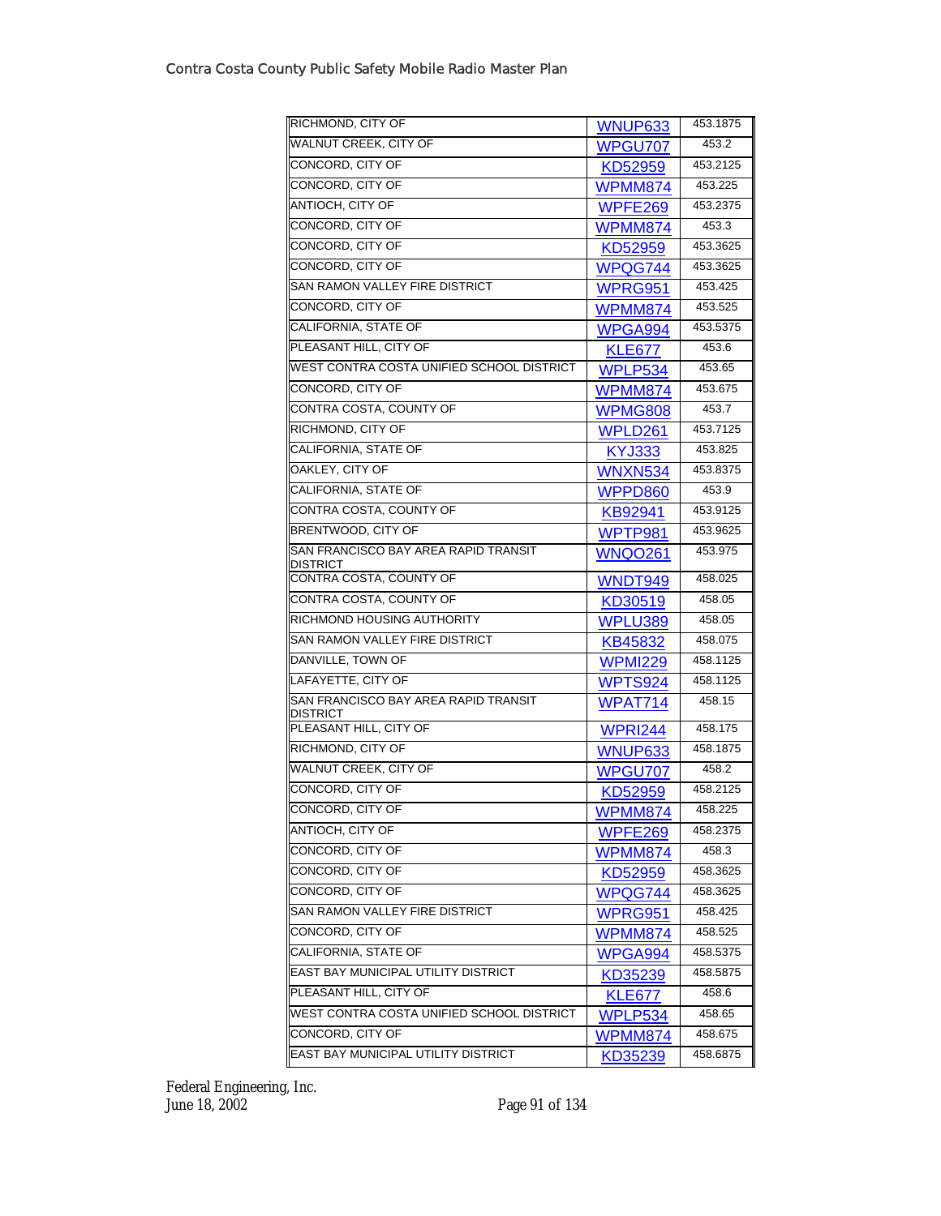| | | |
|---|---|---|
| RICHMOND, CITY OF | WNUP633 | 453.1875 |
| WALNUT CREEK, CITY OF | WPGU707 | 453.2 |
| CONCORD, CITY OF | KD52959 | 453.2125 |
| CONCORD, CITY OF | WPMM874 | 453.225 |
| ANTIOCH, CITY OF | WPFE269 | 453.2375 |
| CONCORD, CITY OF | WPMM874 | 453.3 |
| CONCORD, CITY OF | KD52959 | 453.3625 |
| CONCORD, CITY OF | WPQG744 | 453.3625 |
| SAN RAMON VALLEY FIRE DISTRICT | WPRG951 | 453.425 |
| CONCORD, CITY OF | WPMM874 | 453.525 |
| CALIFORNIA, STATE OF | WPGA994 | 453.5375 |
| PLEASANT HILL, CITY OF | KLE677 | 453.6 |
| WEST CONTRA COSTA UNIFIED SCHOOL DISTRICT | WPLP534 | 453.65 |
| CONCORD, CITY OF | WPMM874 | 453.675 |
| CONTRA COSTA, COUNTY OF | WPMG808 | 453.7 |
| RICHMOND, CITY OF | WPLD261 | 453.7125 |
| CALIFORNIA, STATE OF | KYJ333 | 453.825 |
| OAKLEY, CITY OF | WNXN534 | 453.8375 |
| CALIFORNIA, STATE OF | WPPD860 | 453.9 |
| CONTRA COSTA, COUNTY OF | KB92941 | 453.9125 |
| BRENTWOOD, CITY OF | WPTP981 | 453.9625 |
| SAN FRANCISCO BAY AREA RAPID TRANSIT DISTRICT | WNQO261 | 453.975 |
| CONTRA COSTA, COUNTY OF | WNDT949 | 458.025 |
| CONTRA COSTA, COUNTY OF | KD30519 | 458.05 |
| RICHMOND HOUSING AUTHORITY | WPLU389 | 458.05 |
| SAN RAMON VALLEY FIRE DISTRICT | KB45832 | 458.075 |
| DANVILLE, TOWN OF | WPMI229 | 458.1125 |
| LAFAYETTE, CITY OF | WPTS924 | 458.1125 |
| SAN FRANCISCO BAY AREA RAPID TRANSIT DISTRICT | WPAT714 | 458.15 |
| PLEASANT HILL, CITY OF | WPRI244 | 458.175 |
| RICHMOND, CITY OF | WNUP633 | 458.1875 |
| WALNUT CREEK, CITY OF | WPGU707 | 458.2 |
| CONCORD, CITY OF | KD52959 | 458.2125 |
| CONCORD, CITY OF | WPMM874 | 458.225 |
| ANTIOCH, CITY OF | WPFE269 | 458.2375 |
| CONCORD, CITY OF | WPMM874 | 458.3 |
| CONCORD, CITY OF | KD52959 | 458.3625 |
| CONCORD, CITY OF | WPQG744 | 458.3625 |
| SAN RAMON VALLEY FIRE DISTRICT | WPRG951 | 458.425 |
| CONCORD, CITY OF | WPMM874 | 458.525 |
| CALIFORNIA, STATE OF | WPGA994 | 458.5375 |
| EAST BAY MUNICIPAL UTILITY DISTRICT | KD35239 | 458.5875 |
| PLEASANT HILL, CITY OF | KLE677 | 458.6 |
| WEST CONTRA COSTA UNIFIED SCHOOL DISTRICT | WPLP534 | 458.65 |
| CONCORD, CITY OF | WPMM874 | 458.675 |
| EAST BAY MUNICIPAL UTILITY DISTRICT | KD35239 | 458.6875 |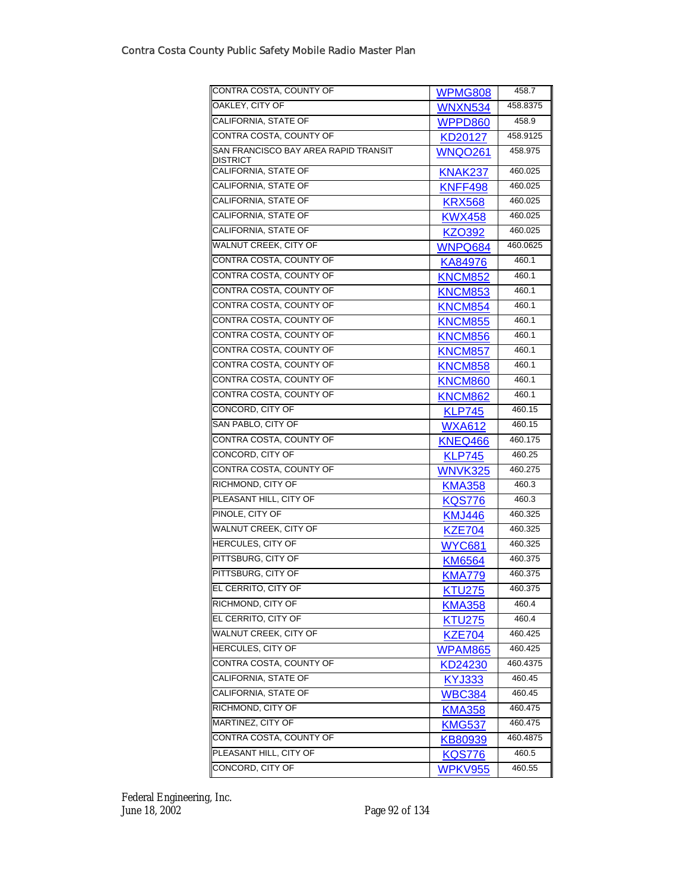| | | |
|---|---|---|
| CONTRA COSTA, COUNTY OF | WPMG808 | 458.7 |
| OAKLEY, CITY OF | WNXN534 | 458.8375 |
| CALIFORNIA, STATE OF | WPPD860 | 458.9 |
| CONTRA COSTA, COUNTY OF | KD20127 | 458.9125 |
| SAN FRANCISCO BAY AREA RAPID TRANSIT DISTRICT | WNQO261 | 458.975 |
| CALIFORNIA, STATE OF | KNAK237 | 460.025 |
| CALIFORNIA, STATE OF | KNFF498 | 460.025 |
| CALIFORNIA, STATE OF | KRX568 | 460.025 |
| CALIFORNIA, STATE OF | KWX458 | 460.025 |
| CALIFORNIA, STATE OF | KZO392 | 460.025 |
| WALNUT CREEK, CITY OF | WNPQ684 | 460.0625 |
| CONTRA COSTA, COUNTY OF | KA84976 | 460.1 |
| CONTRA COSTA, COUNTY OF | KNCM852 | 460.1 |
| CONTRA COSTA, COUNTY OF | KNCM853 | 460.1 |
| CONTRA COSTA, COUNTY OF | KNCM854 | 460.1 |
| CONTRA COSTA, COUNTY OF | KNCM855 | 460.1 |
| CONTRA COSTA, COUNTY OF | KNCM856 | 460.1 |
| CONTRA COSTA, COUNTY OF | KNCM857 | 460.1 |
| CONTRA COSTA, COUNTY OF | KNCM858 | 460.1 |
| CONTRA COSTA, COUNTY OF | KNCM860 | 460.1 |
| CONTRA COSTA, COUNTY OF | KNCM862 | 460.1 |
| CONCORD, CITY OF | KLP745 | 460.15 |
| SAN PABLO, CITY OF | WXA612 | 460.15 |
| CONTRA COSTA, COUNTY OF | KNEQ466 | 460.175 |
| CONCORD, CITY OF | KLP745 | 460.25 |
| CONTRA COSTA, COUNTY OF | WNVK325 | 460.275 |
| RICHMOND, CITY OF | KMA358 | 460.3 |
| PLEASANT HILL, CITY OF | KQS776 | 460.3 |
| PINOLE, CITY OF | KMJ446 | 460.325 |
| WALNUT CREEK, CITY OF | KZE704 | 460.325 |
| HERCULES, CITY OF | WYC681 | 460.325 |
| PITTSBURG, CITY OF | KM6564 | 460.375 |
| PITTSBURG, CITY OF | KMA779 | 460.375 |
| EL CERRITO, CITY OF | KTU275 | 460.375 |
| RICHMOND, CITY OF | KMA358 | 460.4 |
| EL CERRITO, CITY OF | KTU275 | 460.4 |
| WALNUT CREEK, CITY OF | KZE704 | 460.425 |
| HERCULES, CITY OF | WPAM865 | 460.425 |
| CONTRA COSTA, COUNTY OF | KD24230 | 460.4375 |
| CALIFORNIA, STATE OF | KYJ333 | 460.45 |
| CALIFORNIA, STATE OF | WBC384 | 460.45 |
| RICHMOND, CITY OF | KMA358 | 460.475 |
| MARTINEZ, CITY OF | KMG537 | 460.475 |
| CONTRA COSTA, COUNTY OF | KB80939 | 460.4875 |
| PLEASANT HILL, CITY OF | KQS776 | 460.5 |
| CONCORD, CITY OF | WPKV955 | 460.55 |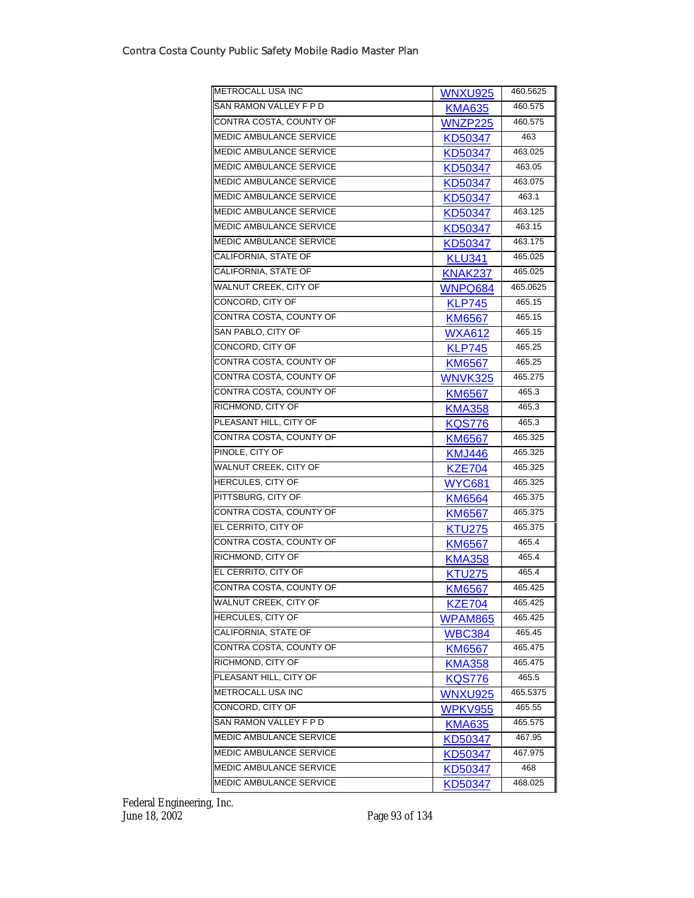| | | |
|---|---|---|
| METROCALL USA INC | WNXU925 | 460.5625 |
| SAN RAMON VALLEY F P D | KMA635 | 460.575 |
| CONTRA COSTA, COUNTY OF | WNZP225 | 460.575 |
| MEDIC AMBULANCE SERVICE | KD50347 | 463 |
| MEDIC AMBULANCE SERVICE | KD50347 | 463.025 |
| MEDIC AMBULANCE SERVICE | KD50347 | 463.05 |
| MEDIC AMBULANCE SERVICE | KD50347 | 463.075 |
| MEDIC AMBULANCE SERVICE | KD50347 | 463.1 |
| MEDIC AMBULANCE SERVICE | KD50347 | 463.125 |
| MEDIC AMBULANCE SERVICE | KD50347 | 463.15 |
| MEDIC AMBULANCE SERVICE | KD50347 | 463.175 |
| CALIFORNIA, STATE OF | KLU341 | 465.025 |
| CALIFORNIA, STATE OF | KNAK237 | 465.025 |
| WALNUT CREEK, CITY OF | WNPQ684 | 465.0625 |
| CONCORD, CITY OF | KLP745 | 465.15 |
| CONTRA COSTA, COUNTY OF | KM6567 | 465.15 |
| SAN PABLO, CITY OF | WXA612 | 465.15 |
| CONCORD, CITY OF | KLP745 | 465.25 |
| CONTRA COSTA, COUNTY OF | KM6567 | 465.25 |
| CONTRA COSTA, COUNTY OF | WNVK325 | 465.275 |
| CONTRA COSTA, COUNTY OF | KM6567 | 465.3 |
| RICHMOND, CITY OF | KMA358 | 465.3 |
| PLEASANT HILL, CITY OF | KQS776 | 465.3 |
| CONTRA COSTA, COUNTY OF | KM6567 | 465.325 |
| PINOLE, CITY OF | KMJ446 | 465.325 |
| WALNUT CREEK, CITY OF | KZE704 | 465.325 |
| HERCULES, CITY OF | WYC681 | 465.325 |
| PITTSBURG, CITY OF | KM6564 | 465.375 |
| CONTRA COSTA, COUNTY OF | KM6567 | 465.375 |
| EL CERRITO, CITY OF | KTU275 | 465.375 |
| CONTRA COSTA, COUNTY OF | KM6567 | 465.4 |
| RICHMOND, CITY OF | KMA358 | 465.4 |
| EL CERRITO, CITY OF | KTU275 | 465.4 |
| CONTRA COSTA, COUNTY OF | KM6567 | 465.425 |
| WALNUT CREEK, CITY OF | KZE704 | 465.425 |
| HERCULES, CITY OF | WPAM865 | 465.425 |
| CALIFORNIA, STATE OF | WBC384 | 465.45 |
| CONTRA COSTA, COUNTY OF | KM6567 | 465.475 |
| RICHMOND, CITY OF | KMA358 | 465.475 |
| PLEASANT HILL, CITY OF | KQS776 | 465.5 |
| METROCALL USA INC | WNXU925 | 465.5375 |
| CONCORD, CITY OF | WPKV955 | 465.55 |
| SAN RAMON VALLEY F P D | KMA635 | 465.575 |
| MEDIC AMBULANCE SERVICE | KD50347 | 467.95 |
| MEDIC AMBULANCE SERVICE | KD50347 | 467.975 |
| MEDIC AMBULANCE SERVICE | KD50347 | 468 |
| MEDIC AMBULANCE SERVICE | KD50347 | 468.025 |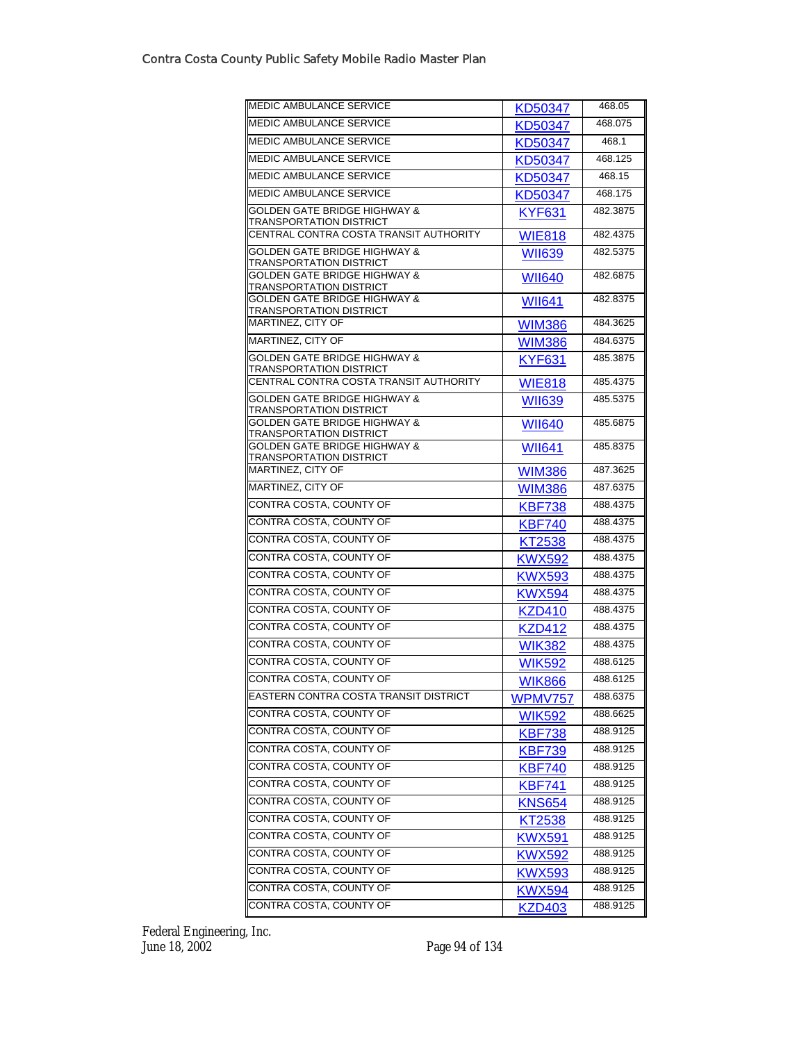| | | |
|---|---|---|
| MEDIC AMBULANCE SERVICE | KD50347 | 468.05 |
| MEDIC AMBULANCE SERVICE | KD50347 | 468.075 |
| MEDIC AMBULANCE SERVICE | KD50347 | 468.1 |
| MEDIC AMBULANCE SERVICE | KD50347 | 468.125 |
| MEDIC AMBULANCE SERVICE | KD50347 | 468.15 |
| MEDIC AMBULANCE SERVICE | KD50347 | 468.175 |
| GOLDEN GATE BRIDGE HIGHWAY & TRANSPORTATION DISTRICT | KYF631 | 482.3875 |
| CENTRAL CONTRA COSTA TRANSIT AUTHORITY | WIE818 | 482.4375 |
| GOLDEN GATE BRIDGE HIGHWAY & TRANSPORTATION DISTRICT | WII639 | 482.5375 |
| GOLDEN GATE BRIDGE HIGHWAY & TRANSPORTATION DISTRICT | WII640 | 482.6875 |
| GOLDEN GATE BRIDGE HIGHWAY & TRANSPORTATION DISTRICT | WII641 | 482.8375 |
| MARTINEZ, CITY OF | WIM386 | 484.3625 |
| MARTINEZ, CITY OF | WIM386 | 484.6375 |
| GOLDEN GATE BRIDGE HIGHWAY & TRANSPORTATION DISTRICT | KYF631 | 485.3875 |
| CENTRAL CONTRA COSTA TRANSIT AUTHORITY | WIE818 | 485.4375 |
| GOLDEN GATE BRIDGE HIGHWAY & TRANSPORTATION DISTRICT | WII639 | 485.5375 |
| GOLDEN GATE BRIDGE HIGHWAY & TRANSPORTATION DISTRICT | WII640 | 485.6875 |
| GOLDEN GATE BRIDGE HIGHWAY & TRANSPORTATION DISTRICT | WII641 | 485.8375 |
| MARTINEZ, CITY OF | WIM386 | 487.3625 |
| MARTINEZ, CITY OF | WIM386 | 487.6375 |
| CONTRA COSTA, COUNTY OF | KBF738 | 488.4375 |
| CONTRA COSTA, COUNTY OF | KBF740 | 488.4375 |
| CONTRA COSTA, COUNTY OF | KT2538 | 488.4375 |
| CONTRA COSTA, COUNTY OF | KWX592 | 488.4375 |
| CONTRA COSTA, COUNTY OF | KWX593 | 488.4375 |
| CONTRA COSTA, COUNTY OF | KWX594 | 488.4375 |
| CONTRA COSTA, COUNTY OF | KZD410 | 488.4375 |
| CONTRA COSTA, COUNTY OF | KZD412 | 488.4375 |
| CONTRA COSTA, COUNTY OF | WIK382 | 488.4375 |
| CONTRA COSTA, COUNTY OF | WIK592 | 488.6125 |
| CONTRA COSTA, COUNTY OF | WIK866 | 488.6125 |
| EASTERN CONTRA COSTA TRANSIT DISTRICT | WPMV757 | 488.6375 |
| CONTRA COSTA, COUNTY OF | WIK592 | 488.6625 |
| CONTRA COSTA, COUNTY OF | KBF738 | 488.9125 |
| CONTRA COSTA, COUNTY OF | KBF739 | 488.9125 |
| CONTRA COSTA, COUNTY OF | KBF740 | 488.9125 |
| CONTRA COSTA, COUNTY OF | KBF741 | 488.9125 |
| CONTRA COSTA, COUNTY OF | KNS654 | 488.9125 |
| CONTRA COSTA, COUNTY OF | KT2538 | 488.9125 |
| CONTRA COSTA, COUNTY OF | KWX591 | 488.9125 |
| CONTRA COSTA, COUNTY OF | KWX592 | 488.9125 |
| CONTRA COSTA, COUNTY OF | KWX593 | 488.9125 |
| CONTRA COSTA, COUNTY OF | KWX594 | 488.9125 |
| CONTRA COSTA, COUNTY OF | KZD403 | 488.9125 |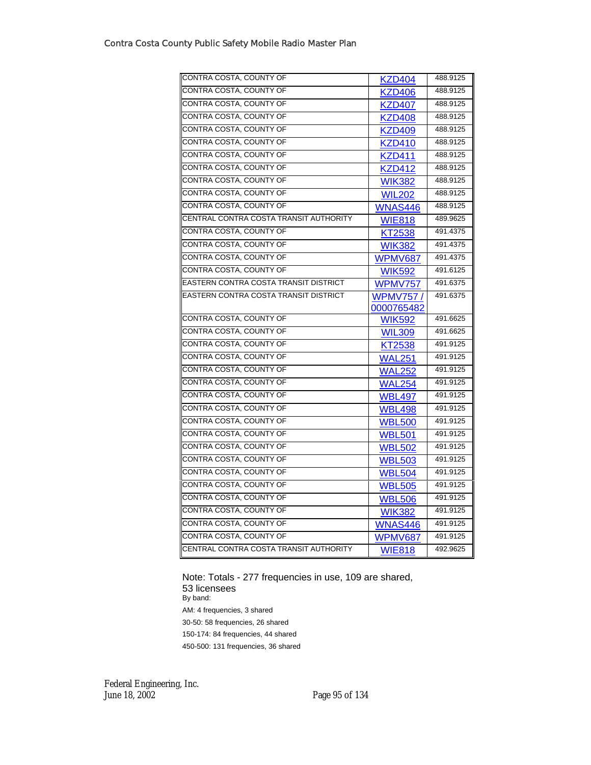| | | |
|---|---|---|
| CONTRA COSTA, COUNTY OF | KZD404 | 488.9125 |
| CONTRA COSTA, COUNTY OF | KZD406 | 488.9125 |
| CONTRA COSTA, COUNTY OF | KZD407 | 488.9125 |
| CONTRA COSTA, COUNTY OF | KZD408 | 488.9125 |
| CONTRA COSTA, COUNTY OF | KZD409 | 488.9125 |
| CONTRA COSTA, COUNTY OF | KZD410 | 488.9125 |
| CONTRA COSTA, COUNTY OF | KZD411 | 488.9125 |
| CONTRA COSTA, COUNTY OF | KZD412 | 488.9125 |
| CONTRA COSTA, COUNTY OF | WIK382 | 488.9125 |
| CONTRA COSTA, COUNTY OF | WIL202 | 488.9125 |
| CONTRA COSTA, COUNTY OF | WNAS446 | 488.9125 |
| CENTRAL CONTRA COSTA TRANSIT AUTHORITY | WIE818 | 489.9625 |
| CONTRA COSTA, COUNTY OF | KT2538 | 491.4375 |
| CONTRA COSTA, COUNTY OF | WIK382 | 491.4375 |
| CONTRA COSTA, COUNTY OF | WPMV687 | 491.4375 |
| CONTRA COSTA, COUNTY OF | WIK592 | 491.6125 |
| EASTERN CONTRA COSTA TRANSIT DISTRICT | WPMV757 | 491.6375 |
| EASTERN CONTRA COSTA TRANSIT DISTRICT | WPMV757 / 0000765482 | 491.6375 |
| CONTRA COSTA, COUNTY OF | WIK592 | 491.6625 |
| CONTRA COSTA, COUNTY OF | WIL309 | 491.6625 |
| CONTRA COSTA, COUNTY OF | KT2538 | 491.9125 |
| CONTRA COSTA, COUNTY OF | WAL251 | 491.9125 |
| CONTRA COSTA, COUNTY OF | WAL252 | 491.9125 |
| CONTRA COSTA, COUNTY OF | WAL254 | 491.9125 |
| CONTRA COSTA, COUNTY OF | WBL497 | 491.9125 |
| CONTRA COSTA, COUNTY OF | WBL498 | 491.9125 |
| CONTRA COSTA, COUNTY OF | WBL500 | 491.9125 |
| CONTRA COSTA, COUNTY OF | WBL501 | 491.9125 |
| CONTRA COSTA, COUNTY OF | WBL502 | 491.9125 |
| CONTRA COSTA, COUNTY OF | WBL503 | 491.9125 |
| CONTRA COSTA, COUNTY OF | WBL504 | 491.9125 |
| CONTRA COSTA, COUNTY OF | WBL505 | 491.9125 |
| CONTRA COSTA, COUNTY OF | WBL506 | 491.9125 |
| CONTRA COSTA, COUNTY OF | WIK382 | 491.9125 |
| CONTRA COSTA, COUNTY OF | WNAS446 | 491.9125 |
| CONTRA COSTA, COUNTY OF | WPMV687 | 491.9125 |
| CENTRAL CONTRA COSTA TRANSIT AUTHORITY | WIE818 | 492.9625 |

Note: Totals - 277 frequencies in use, 109 are shared, 53 licensees

By band:

AM: 4 frequencies, 3 shared

30-50: 58 frequencies, 26 shared

150-174: 84 frequencies, 44 shared

450-500: 131 frequencies, 36 shared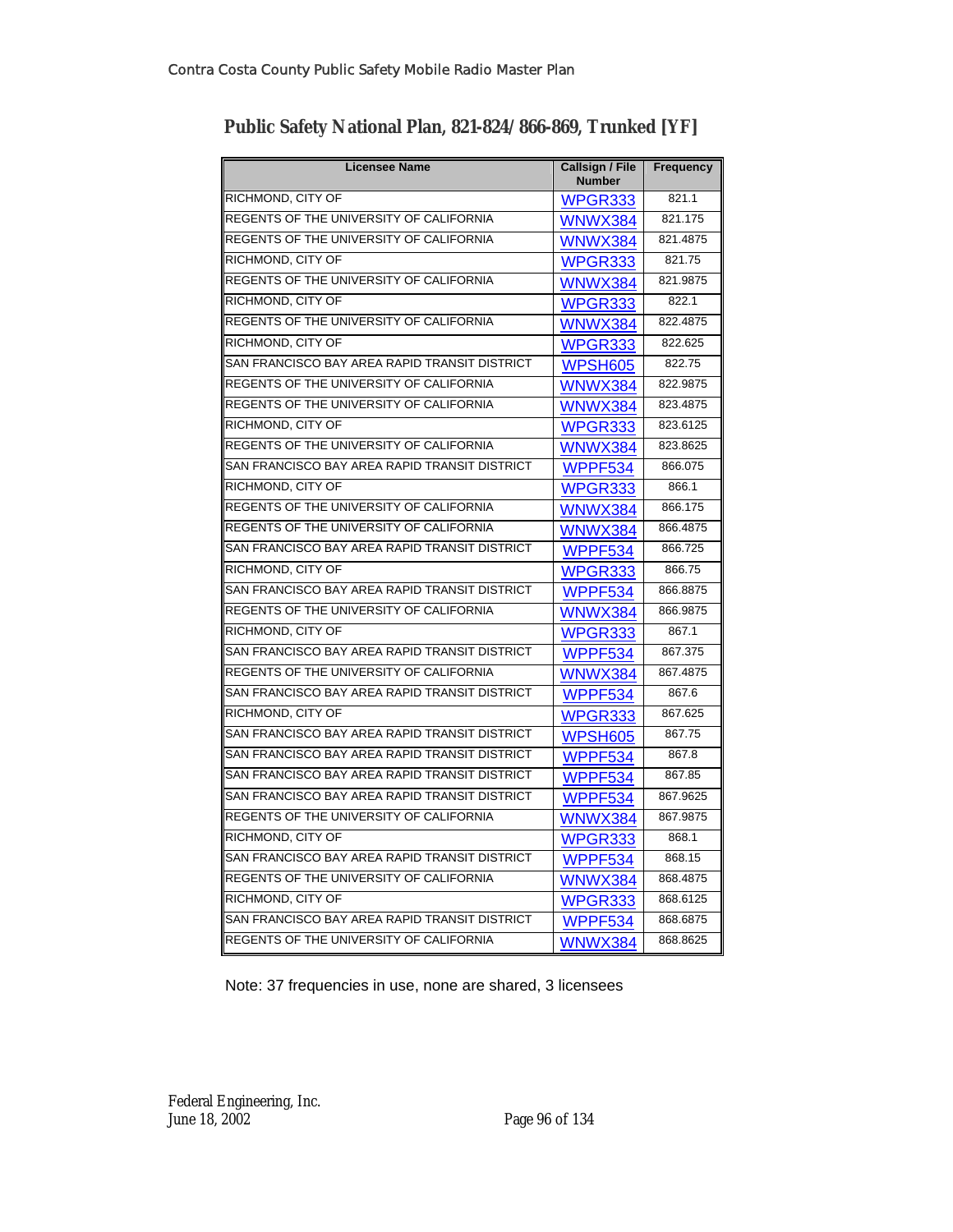## Public Safety National Plan, 821-824/866-869, Trunked [YF]

| Licensee Name | Callsign / File Number | Frequency |
|---|---|---|
| RICHMOND, CITY OF | WPGR333 | 821.1 |
| REGENTS OF THE UNIVERSITY OF CALIFORNIA | WNWX384 | 821.175 |
| REGENTS OF THE UNIVERSITY OF CALIFORNIA | WNWX384 | 821.4875 |
| RICHMOND, CITY OF | WPGR333 | 821.75 |
| REGENTS OF THE UNIVERSITY OF CALIFORNIA | WNWX384 | 821.9875 |
| RICHMOND, CITY OF | WPGR333 | 822.1 |
| REGENTS OF THE UNIVERSITY OF CALIFORNIA | WNWX384 | 822.4875 |
| RICHMOND, CITY OF | WPGR333 | 822.625 |
| SAN FRANCISCO BAY AREA RAPID TRANSIT DISTRICT | WPSH605 | 822.75 |
| REGENTS OF THE UNIVERSITY OF CALIFORNIA | WNWX384 | 822.9875 |
| REGENTS OF THE UNIVERSITY OF CALIFORNIA | WNWX384 | 823.4875 |
| RICHMOND, CITY OF | WPGR333 | 823.6125 |
| REGENTS OF THE UNIVERSITY OF CALIFORNIA | WNWX384 | 823.8625 |
| SAN FRANCISCO BAY AREA RAPID TRANSIT DISTRICT | WPPF534 | 866.075 |
| RICHMOND, CITY OF | WPGR333 | 866.1 |
| REGENTS OF THE UNIVERSITY OF CALIFORNIA | WNWX384 | 866.175 |
| REGENTS OF THE UNIVERSITY OF CALIFORNIA | WNWX384 | 866.4875 |
| SAN FRANCISCO BAY AREA RAPID TRANSIT DISTRICT | WPPF534 | 866.725 |
| RICHMOND, CITY OF | WPGR333 | 866.75 |
| SAN FRANCISCO BAY AREA RAPID TRANSIT DISTRICT | WPPF534 | 866.8875 |
| REGENTS OF THE UNIVERSITY OF CALIFORNIA | WNWX384 | 866.9875 |
| RICHMOND, CITY OF | WPGR333 | 867.1 |
| SAN FRANCISCO BAY AREA RAPID TRANSIT DISTRICT | WPPF534 | 867.375 |
| REGENTS OF THE UNIVERSITY OF CALIFORNIA | WNWX384 | 867.4875 |
| SAN FRANCISCO BAY AREA RAPID TRANSIT DISTRICT | WPPF534 | 867.6 |
| RICHMOND, CITY OF | WPGR333 | 867.625 |
| SAN FRANCISCO BAY AREA RAPID TRANSIT DISTRICT | WPSH605 | 867.75 |
| SAN FRANCISCO BAY AREA RAPID TRANSIT DISTRICT | WPPF534 | 867.8 |
| SAN FRANCISCO BAY AREA RAPID TRANSIT DISTRICT | WPPF534 | 867.85 |
| SAN FRANCISCO BAY AREA RAPID TRANSIT DISTRICT | WPPF534 | 867.9625 |
| REGENTS OF THE UNIVERSITY OF CALIFORNIA | WNWX384 | 867.9875 |
| RICHMOND, CITY OF | WPGR333 | 868.1 |
| SAN FRANCISCO BAY AREA RAPID TRANSIT DISTRICT | WPPF534 | 868.15 |
| REGENTS OF THE UNIVERSITY OF CALIFORNIA | WNWX384 | 868.4875 |
| RICHMOND, CITY OF | WPGR333 | 868.6125 |
| SAN FRANCISCO BAY AREA RAPID TRANSIT DISTRICT | WPPF534 | 868.6875 |
| REGENTS OF THE UNIVERSITY OF CALIFORNIA | WNWX384 | 868.8625 |

Note: 37 frequencies in use, none are shared, 3 licensees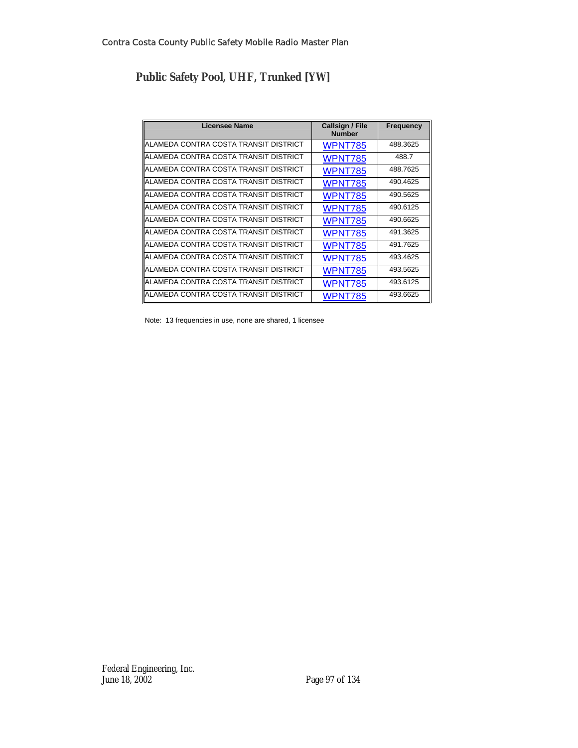## Public Safety Pool, UHF, Trunked [YW]

| Licensee Name | Callsign / File Number | Frequency |
|---|---|---|
| ALAMEDA CONTRA COSTA TRANSIT DISTRICT | WPNT785 | 488.3625 |
| ALAMEDA CONTRA COSTA TRANSIT DISTRICT | WPNT785 | 488.7 |
| ALAMEDA CONTRA COSTA TRANSIT DISTRICT | WPNT785 | 488.7625 |
| ALAMEDA CONTRA COSTA TRANSIT DISTRICT | WPNT785 | 490.4625 |
| ALAMEDA CONTRA COSTA TRANSIT DISTRICT | WPNT785 | 490.5625 |
| ALAMEDA CONTRA COSTA TRANSIT DISTRICT | WPNT785 | 490.6125 |
| ALAMEDA CONTRA COSTA TRANSIT DISTRICT | WPNT785 | 490.6625 |
| ALAMEDA CONTRA COSTA TRANSIT DISTRICT | WPNT785 | 491.3625 |
| ALAMEDA CONTRA COSTA TRANSIT DISTRICT | WPNT785 | 491.7625 |
| ALAMEDA CONTRA COSTA TRANSIT DISTRICT | WPNT785 | 493.4625 |
| ALAMEDA CONTRA COSTA TRANSIT DISTRICT | WPNT785 | 493.5625 |
| ALAMEDA CONTRA COSTA TRANSIT DISTRICT | WPNT785 | 493.6125 |
| ALAMEDA CONTRA COSTA TRANSIT DISTRICT | WPNT785 | 493.6625 |

Note: 13 frequencies in use, none are shared, 1 licensee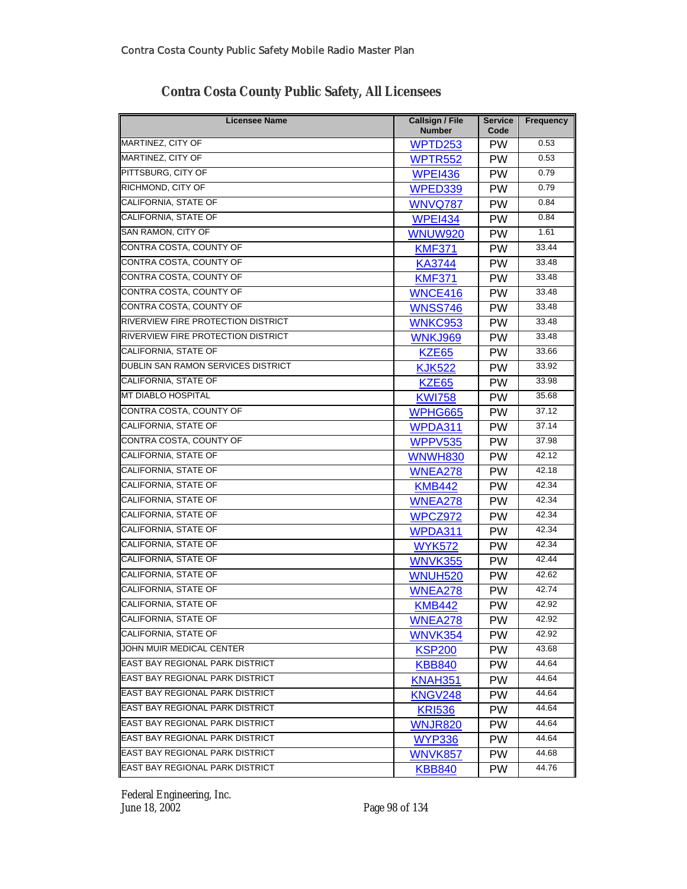## Contra Costa County Public Safety, All Licensees

| Licensee Name | Callsign / File Number | Service Code | Frequency |
|---|---|---|---|
| MARTINEZ, CITY OF | WPTD253 | PW | 0.53 |
| MARTINEZ, CITY OF | WPTR552 | PW | 0.53 |
| PITTSBURG, CITY OF | WPEI436 | PW | 0.79 |
| RICHMOND, CITY OF | WPED339 | PW | 0.79 |
| CALIFORNIA, STATE OF | WNVQ787 | PW | 0.84 |
| CALIFORNIA, STATE OF | WPEI434 | PW | 0.84 |
| SAN RAMON, CITY OF | WNUW920 | PW | 1.61 |
| CONTRA COSTA, COUNTY OF | KMF371 | PW | 33.44 |
| CONTRA COSTA, COUNTY OF | KA3744 | PW | 33.48 |
| CONTRA COSTA, COUNTY OF | KMF371 | PW | 33.48 |
| CONTRA COSTA, COUNTY OF | WNCE416 | PW | 33.48 |
| CONTRA COSTA, COUNTY OF | WNSS746 | PW | 33.48 |
| RIVERVIEW FIRE PROTECTION DISTRICT | WNKC953 | PW | 33.48 |
| RIVERVIEW FIRE PROTECTION DISTRICT | WNKJ969 | PW | 33.48 |
| CALIFORNIA, STATE OF | KZE65 | PW | 33.66 |
| DUBLIN SAN RAMON SERVICES DISTRICT | KJK522 | PW | 33.92 |
| CALIFORNIA, STATE OF | KZE65 | PW | 33.98 |
| MT DIABLO HOSPITAL | KWI758 | PW | 35.68 |
| CONTRA COSTA, COUNTY OF | WPHG665 | PW | 37.12 |
| CALIFORNIA, STATE OF | WPDA311 | PW | 37.14 |
| CONTRA COSTA, COUNTY OF | WPPV535 | PW | 37.98 |
| CALIFORNIA, STATE OF | WNWH830 | PW | 42.12 |
| CALIFORNIA, STATE OF | WNEA278 | PW | 42.18 |
| CALIFORNIA, STATE OF | KMB442 | PW | 42.34 |
| CALIFORNIA, STATE OF | WNEA278 | PW | 42.34 |
| CALIFORNIA, STATE OF | WPCZ972 | PW | 42.34 |
| CALIFORNIA, STATE OF | WPDA311 | PW | 42.34 |
| CALIFORNIA, STATE OF | WYK572 | PW | 42.34 |
| CALIFORNIA, STATE OF | WNVK355 | PW | 42.44 |
| CALIFORNIA, STATE OF | WNUH520 | PW | 42.62 |
| CALIFORNIA, STATE OF | WNEA278 | PW | 42.74 |
| CALIFORNIA, STATE OF | KMB442 | PW | 42.92 |
| CALIFORNIA, STATE OF | WNEA278 | PW | 42.92 |
| CALIFORNIA, STATE OF | WNVK354 | PW | 42.92 |
| JOHN MUIR MEDICAL CENTER | KSP200 | PW | 43.68 |
| EAST BAY REGIONAL PARK DISTRICT | KBB840 | PW | 44.64 |
| EAST BAY REGIONAL PARK DISTRICT | KNAH351 | PW | 44.64 |
| EAST BAY REGIONAL PARK DISTRICT | KNGV248 | PW | 44.64 |
| EAST BAY REGIONAL PARK DISTRICT | KRI536 | PW | 44.64 |
| EAST BAY REGIONAL PARK DISTRICT | WNJR820 | PW | 44.64 |
| EAST BAY REGIONAL PARK DISTRICT | WYP336 | PW | 44.64 |
| EAST BAY REGIONAL PARK DISTRICT | WNVK857 | PW | 44.68 |
| EAST BAY REGIONAL PARK DISTRICT | KBB840 | PW | 44.76 |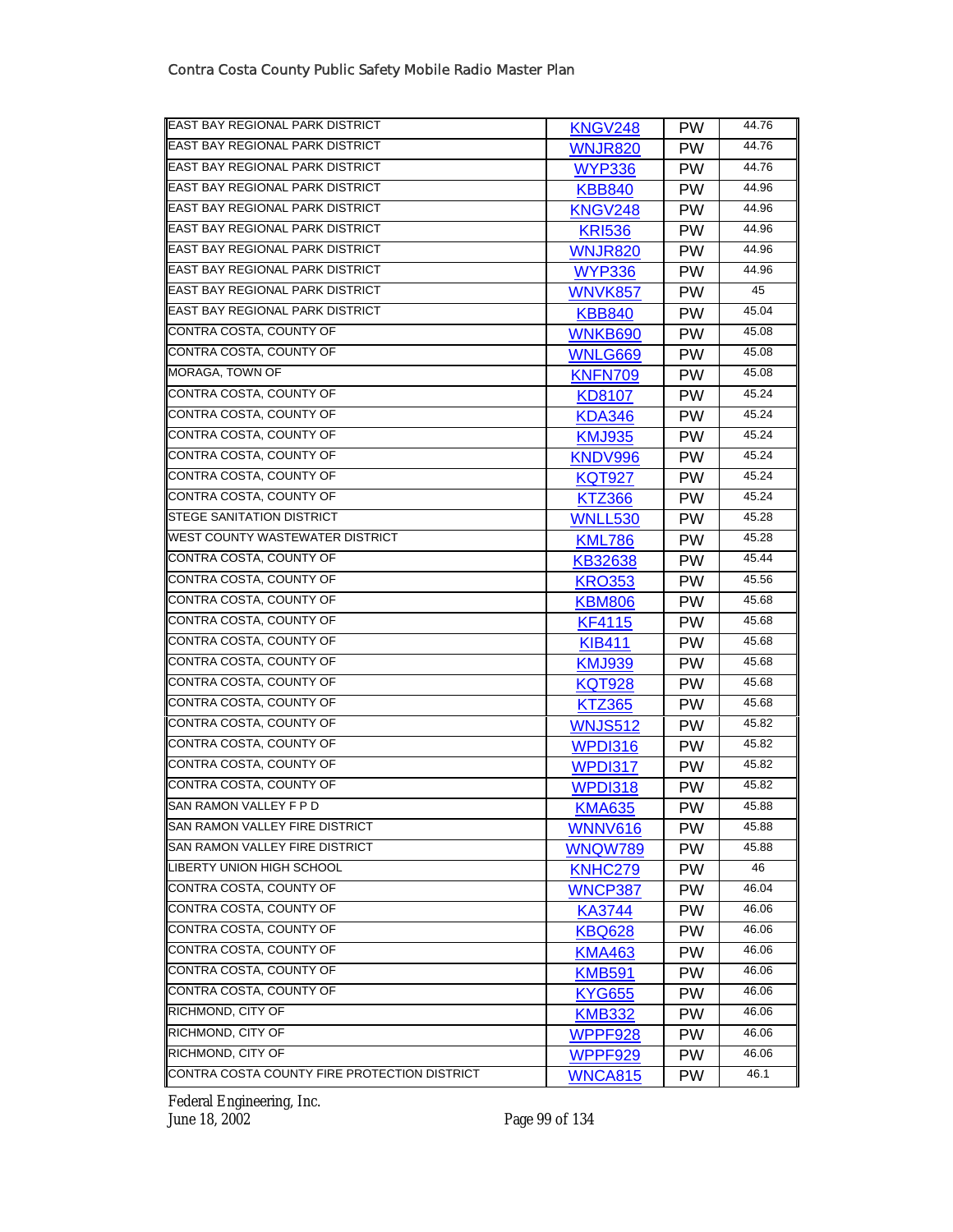| | | | |
|---|---|---|---|
| EAST BAY REGIONAL PARK DISTRICT | KNGV248 | PW | 44.76 |
| EAST BAY REGIONAL PARK DISTRICT | WNJR820 | PW | 44.76 |
| EAST BAY REGIONAL PARK DISTRICT | WYP336 | PW | 44.76 |
| EAST BAY REGIONAL PARK DISTRICT | KBB840 | PW | 44.96 |
| EAST BAY REGIONAL PARK DISTRICT | KNGV248 | PW | 44.96 |
| EAST BAY REGIONAL PARK DISTRICT | KRI536 | PW | 44.96 |
| EAST BAY REGIONAL PARK DISTRICT | WNJR820 | PW | 44.96 |
| EAST BAY REGIONAL PARK DISTRICT | WYP336 | PW | 44.96 |
| EAST BAY REGIONAL PARK DISTRICT | WNVK857 | PW | 45 |
| EAST BAY REGIONAL PARK DISTRICT | KBB840 | PW | 45.04 |
| CONTRA COSTA, COUNTY OF | WNKB690 | PW | 45.08 |
| CONTRA COSTA, COUNTY OF | WNLG669 | PW | 45.08 |
| MORAGA, TOWN OF | KNFN709 | PW | 45.08 |
| CONTRA COSTA, COUNTY OF | KD8107 | PW | 45.24 |
| CONTRA COSTA, COUNTY OF | KDA346 | PW | 45.24 |
| CONTRA COSTA, COUNTY OF | KMJ935 | PW | 45.24 |
| CONTRA COSTA, COUNTY OF | KNDV996 | PW | 45.24 |
| CONTRA COSTA, COUNTY OF | KQT927 | PW | 45.24 |
| CONTRA COSTA, COUNTY OF | KTZ366 | PW | 45.24 |
| STEGE SANITATION DISTRICT | WNLL530 | PW | 45.28 |
| WEST COUNTY WASTEWATER DISTRICT | KML786 | PW | 45.28 |
| CONTRA COSTA, COUNTY OF | KB32638 | PW | 45.44 |
| CONTRA COSTA, COUNTY OF | KRO353 | PW | 45.56 |
| CONTRA COSTA, COUNTY OF | KBM806 | PW | 45.68 |
| CONTRA COSTA, COUNTY OF | KF4115 | PW | 45.68 |
| CONTRA COSTA, COUNTY OF | KIB411 | PW | 45.68 |
| CONTRA COSTA, COUNTY OF | KMJ939 | PW | 45.68 |
| CONTRA COSTA, COUNTY OF | KQT928 | PW | 45.68 |
| CONTRA COSTA, COUNTY OF | KTZ365 | PW | 45.68 |
| CONTRA COSTA, COUNTY OF | WNJS512 | PW | 45.82 |
| CONTRA COSTA, COUNTY OF | WPDI316 | PW | 45.82 |
| CONTRA COSTA, COUNTY OF | WPDI317 | PW | 45.82 |
| CONTRA COSTA, COUNTY OF | WPDI318 | PW | 45.82 |
| SAN RAMON VALLEY F P D | KMA635 | PW | 45.88 |
| SAN RAMON VALLEY FIRE DISTRICT | WNNV616 | PW | 45.88 |
| SAN RAMON VALLEY FIRE DISTRICT | WNQW789 | PW | 45.88 |
| LIBERTY UNION HIGH SCHOOL | KNHC279 | PW | 46 |
| CONTRA COSTA, COUNTY OF | WNCP387 | PW | 46.04 |
| CONTRA COSTA, COUNTY OF | KA3744 | PW | 46.06 |
| CONTRA COSTA, COUNTY OF | KBQ628 | PW | 46.06 |
| CONTRA COSTA, COUNTY OF | KMA463 | PW | 46.06 |
| CONTRA COSTA, COUNTY OF | KMB591 | PW | 46.06 |
| CONTRA COSTA, COUNTY OF | KYG655 | PW | 46.06 |
| RICHMOND, CITY OF | KMB332 | PW | 46.06 |
| RICHMOND, CITY OF | WPPF928 | PW | 46.06 |
| RICHMOND, CITY OF | WPPF929 | PW | 46.06 |
| CONTRA COSTA COUNTY FIRE PROTECTION DISTRICT | WNCA815 | PW | 46.1 |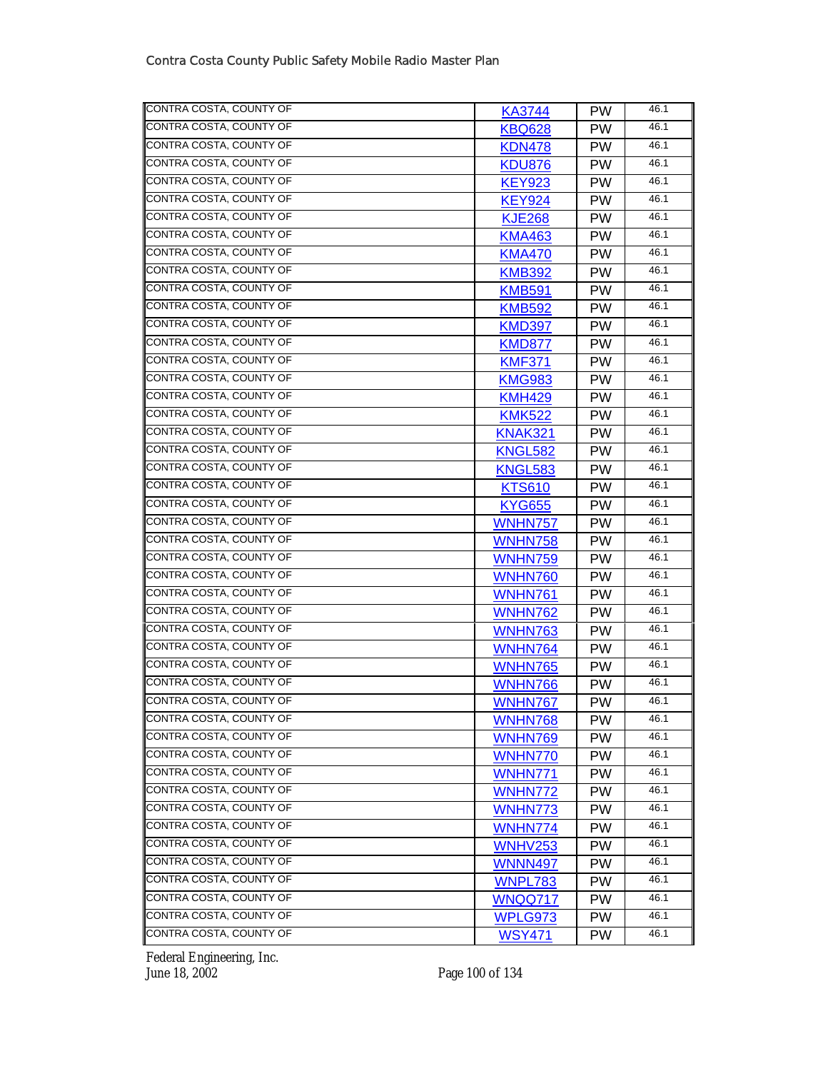| | | | |
|---|---|---|---|
| CONTRA COSTA, COUNTY OF | KA3744 | PW | 46.1 |
| CONTRA COSTA, COUNTY OF | KBQ628 | PW | 46.1 |
| CONTRA COSTA, COUNTY OF | KDN478 | PW | 46.1 |
| CONTRA COSTA, COUNTY OF | KDU876 | PW | 46.1 |
| CONTRA COSTA, COUNTY OF | KEY923 | PW | 46.1 |
| CONTRA COSTA, COUNTY OF | KEY924 | PW | 46.1 |
| CONTRA COSTA, COUNTY OF | KJE268 | PW | 46.1 |
| CONTRA COSTA, COUNTY OF | KMA463 | PW | 46.1 |
| CONTRA COSTA, COUNTY OF | KMA470 | PW | 46.1 |
| CONTRA COSTA, COUNTY OF | KMB392 | PW | 46.1 |
| CONTRA COSTA, COUNTY OF | KMB591 | PW | 46.1 |
| CONTRA COSTA, COUNTY OF | KMB592 | PW | 46.1 |
| CONTRA COSTA, COUNTY OF | KMD397 | PW | 46.1 |
| CONTRA COSTA, COUNTY OF | KMD877 | PW | 46.1 |
| CONTRA COSTA, COUNTY OF | KMF371 | PW | 46.1 |
| CONTRA COSTA, COUNTY OF | KMG983 | PW | 46.1 |
| CONTRA COSTA, COUNTY OF | KMH429 | PW | 46.1 |
| CONTRA COSTA, COUNTY OF | KMK522 | PW | 46.1 |
| CONTRA COSTA, COUNTY OF | KNAK321 | PW | 46.1 |
| CONTRA COSTA, COUNTY OF | KNGL582 | PW | 46.1 |
| CONTRA COSTA, COUNTY OF | KNGL583 | PW | 46.1 |
| CONTRA COSTA, COUNTY OF | KTS610 | PW | 46.1 |
| CONTRA COSTA, COUNTY OF | KYG655 | PW | 46.1 |
| CONTRA COSTA, COUNTY OF | WNHN757 | PW | 46.1 |
| CONTRA COSTA, COUNTY OF | WNHN758 | PW | 46.1 |
| CONTRA COSTA, COUNTY OF | WNHN759 | PW | 46.1 |
| CONTRA COSTA, COUNTY OF | WNHN760 | PW | 46.1 |
| CONTRA COSTA, COUNTY OF | WNHN761 | PW | 46.1 |
| CONTRA COSTA, COUNTY OF | WNHN762 | PW | 46.1 |
| CONTRA COSTA, COUNTY OF | WNHN763 | PW | 46.1 |
| CONTRA COSTA, COUNTY OF | WNHN764 | PW | 46.1 |
| CONTRA COSTA, COUNTY OF | WNHN765 | PW | 46.1 |
| CONTRA COSTA, COUNTY OF | WNHN766 | PW | 46.1 |
| CONTRA COSTA, COUNTY OF | WNHN767 | PW | 46.1 |
| CONTRA COSTA, COUNTY OF | WNHN768 | PW | 46.1 |
| CONTRA COSTA, COUNTY OF | WNHN769 | PW | 46.1 |
| CONTRA COSTA, COUNTY OF | WNHN770 | PW | 46.1 |
| CONTRA COSTA, COUNTY OF | WNHN771 | PW | 46.1 |
| CONTRA COSTA, COUNTY OF | WNHN772 | PW | 46.1 |
| CONTRA COSTA, COUNTY OF | WNHN773 | PW | 46.1 |
| CONTRA COSTA, COUNTY OF | WNHN774 | PW | 46.1 |
| CONTRA COSTA, COUNTY OF | WNHV253 | PW | 46.1 |
| CONTRA COSTA, COUNTY OF | WNNN497 | PW | 46.1 |
| CONTRA COSTA, COUNTY OF | WNPL783 | PW | 46.1 |
| CONTRA COSTA, COUNTY OF | WNQQ717 | PW | 46.1 |
| CONTRA COSTA, COUNTY OF | WPLG973 | PW | 46.1 |
| CONTRA COSTA, COUNTY OF | WSY471 | PW | 46.1 |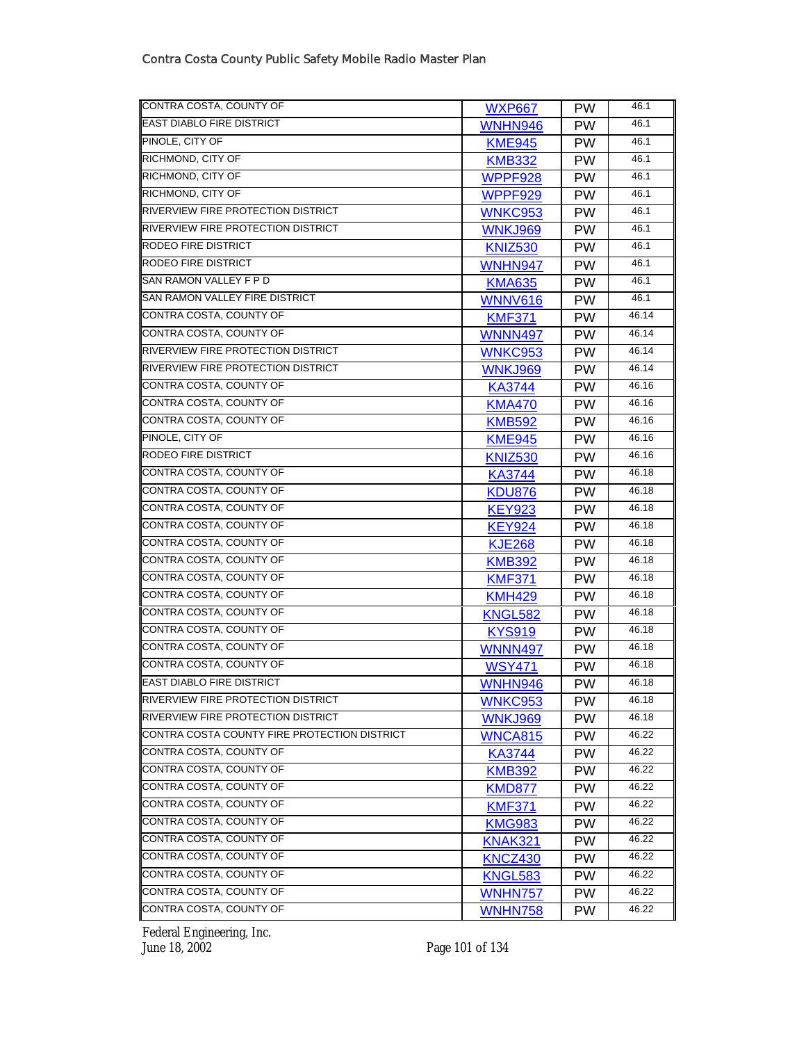| | | | |
|---|---|---|---|
| CONTRA COSTA, COUNTY OF | WXP667 | PW | 46.1 |
| EAST DIABLO FIRE DISTRICT | WNHN946 | PW | 46.1 |
| PINOLE, CITY OF | KME945 | PW | 46.1 |
| RICHMOND, CITY OF | KMB332 | PW | 46.1 |
| RICHMOND, CITY OF | WPPF928 | PW | 46.1 |
| RICHMOND, CITY OF | WPPF929 | PW | 46.1 |
| RIVERVIEW FIRE PROTECTION DISTRICT | WNKC953 | PW | 46.1 |
| RIVERVIEW FIRE PROTECTION DISTRICT | WNKJ969 | PW | 46.1 |
| RODEO FIRE DISTRICT | KNIZ530 | PW | 46.1 |
| RODEO FIRE DISTRICT | WNHN947 | PW | 46.1 |
| SAN RAMON VALLEY F P D | KMA635 | PW | 46.1 |
| SAN RAMON VALLEY FIRE DISTRICT | WNNV616 | PW | 46.1 |
| CONTRA COSTA, COUNTY OF | KMF371 | PW | 46.14 |
| CONTRA COSTA, COUNTY OF | WNNN497 | PW | 46.14 |
| RIVERVIEW FIRE PROTECTION DISTRICT | WNKC953 | PW | 46.14 |
| RIVERVIEW FIRE PROTECTION DISTRICT | WNKJ969 | PW | 46.14 |
| CONTRA COSTA, COUNTY OF | KA3744 | PW | 46.16 |
| CONTRA COSTA, COUNTY OF | KMA470 | PW | 46.16 |
| CONTRA COSTA, COUNTY OF | KMB592 | PW | 46.16 |
| PINOLE, CITY OF | KME945 | PW | 46.16 |
| RODEO FIRE DISTRICT | KNIZ530 | PW | 46.16 |
| CONTRA COSTA, COUNTY OF | KA3744 | PW | 46.18 |
| CONTRA COSTA, COUNTY OF | KDU876 | PW | 46.18 |
| CONTRA COSTA, COUNTY OF | KEY923 | PW | 46.18 |
| CONTRA COSTA, COUNTY OF | KEY924 | PW | 46.18 |
| CONTRA COSTA, COUNTY OF | KJE268 | PW | 46.18 |
| CONTRA COSTA, COUNTY OF | KMB392 | PW | 46.18 |
| CONTRA COSTA, COUNTY OF | KMF371 | PW | 46.18 |
| CONTRA COSTA, COUNTY OF | KMH429 | PW | 46.18 |
| CONTRA COSTA, COUNTY OF | KNGL582 | PW | 46.18 |
| CONTRA COSTA, COUNTY OF | KYS919 | PW | 46.18 |
| CONTRA COSTA, COUNTY OF | WNNN497 | PW | 46.18 |
| CONTRA COSTA, COUNTY OF | WSY471 | PW | 46.18 |
| EAST DIABLO FIRE DISTRICT | WNHN946 | PW | 46.18 |
| RIVERVIEW FIRE PROTECTION DISTRICT | WNKC953 | PW | 46.18 |
| RIVERVIEW FIRE PROTECTION DISTRICT | WNKJ969 | PW | 46.18 |
| CONTRA COSTA COUNTY FIRE PROTECTION DISTRICT | WNCA815 | PW | 46.22 |
| CONTRA COSTA, COUNTY OF | KA3744 | PW | 46.22 |
| CONTRA COSTA, COUNTY OF | KMB392 | PW | 46.22 |
| CONTRA COSTA, COUNTY OF | KMD877 | PW | 46.22 |
| CONTRA COSTA, COUNTY OF | KMF371 | PW | 46.22 |
| CONTRA COSTA, COUNTY OF | KMG983 | PW | 46.22 |
| CONTRA COSTA, COUNTY OF | KNAK321 | PW | 46.22 |
| CONTRA COSTA, COUNTY OF | KNCZ430 | PW | 46.22 |
| CONTRA COSTA, COUNTY OF | KNGL583 | PW | 46.22 |
| CONTRA COSTA, COUNTY OF | WNHN757 | PW | 46.22 |
| CONTRA COSTA, COUNTY OF | WNHN758 | PW | 46.22 |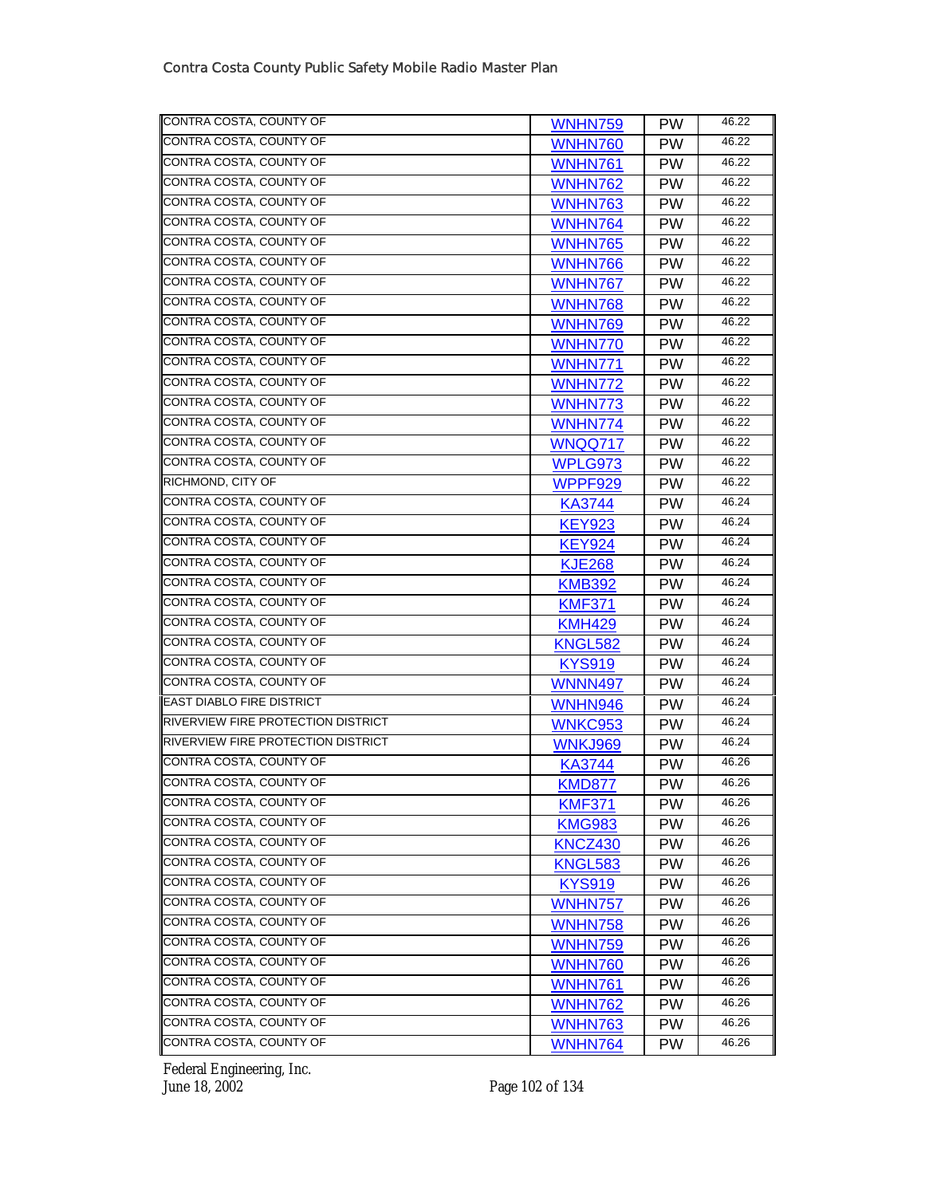| | | | |
|---|---|---|---|
| CONTRA COSTA, COUNTY OF | WNHN759 | PW | 46.22 |
| CONTRA COSTA, COUNTY OF | WNHN760 | PW | 46.22 |
| CONTRA COSTA, COUNTY OF | WNHN761 | PW | 46.22 |
| CONTRA COSTA, COUNTY OF | WNHN762 | PW | 46.22 |
| CONTRA COSTA, COUNTY OF | WNHN763 | PW | 46.22 |
| CONTRA COSTA, COUNTY OF | WNHN764 | PW | 46.22 |
| CONTRA COSTA, COUNTY OF | WNHN765 | PW | 46.22 |
| CONTRA COSTA, COUNTY OF | WNHN766 | PW | 46.22 |
| CONTRA COSTA, COUNTY OF | WNHN767 | PW | 46.22 |
| CONTRA COSTA, COUNTY OF | WNHN768 | PW | 46.22 |
| CONTRA COSTA, COUNTY OF | WNHN769 | PW | 46.22 |
| CONTRA COSTA, COUNTY OF | WNHN770 | PW | 46.22 |
| CONTRA COSTA, COUNTY OF | WNHN771 | PW | 46.22 |
| CONTRA COSTA, COUNTY OF | WNHN772 | PW | 46.22 |
| CONTRA COSTA, COUNTY OF | WNHN773 | PW | 46.22 |
| CONTRA COSTA, COUNTY OF | WNHN774 | PW | 46.22 |
| CONTRA COSTA, COUNTY OF | WNQQ717 | PW | 46.22 |
| CONTRA COSTA, COUNTY OF | WPLG973 | PW | 46.22 |
| RICHMOND, CITY OF | WPPF929 | PW | 46.22 |
| CONTRA COSTA, COUNTY OF | KA3744 | PW | 46.24 |
| CONTRA COSTA, COUNTY OF | KEY923 | PW | 46.24 |
| CONTRA COSTA, COUNTY OF | KEY924 | PW | 46.24 |
| CONTRA COSTA, COUNTY OF | KJE268 | PW | 46.24 |
| CONTRA COSTA, COUNTY OF | KMB392 | PW | 46.24 |
| CONTRA COSTA, COUNTY OF | KMF371 | PW | 46.24 |
| CONTRA COSTA, COUNTY OF | KMH429 | PW | 46.24 |
| CONTRA COSTA, COUNTY OF | KNGL582 | PW | 46.24 |
| CONTRA COSTA, COUNTY OF | KYS919 | PW | 46.24 |
| CONTRA COSTA, COUNTY OF | WNNN497 | PW | 46.24 |
| EAST DIABLO FIRE DISTRICT | WNHN946 | PW | 46.24 |
| RIVERVIEW FIRE PROTECTION DISTRICT | WNKC953 | PW | 46.24 |
| RIVERVIEW FIRE PROTECTION DISTRICT | WNKJ969 | PW | 46.24 |
| CONTRA COSTA, COUNTY OF | KA3744 | PW | 46.26 |
| CONTRA COSTA, COUNTY OF | KMD877 | PW | 46.26 |
| CONTRA COSTA, COUNTY OF | KMF371 | PW | 46.26 |
| CONTRA COSTA, COUNTY OF | KMG983 | PW | 46.26 |
| CONTRA COSTA, COUNTY OF | KNCZ430 | PW | 46.26 |
| CONTRA COSTA, COUNTY OF | KNGL583 | PW | 46.26 |
| CONTRA COSTA, COUNTY OF | KYS919 | PW | 46.26 |
| CONTRA COSTA, COUNTY OF | WNHN757 | PW | 46.26 |
| CONTRA COSTA, COUNTY OF | WNHN758 | PW | 46.26 |
| CONTRA COSTA, COUNTY OF | WNHN759 | PW | 46.26 |
| CONTRA COSTA, COUNTY OF | WNHN760 | PW | 46.26 |
| CONTRA COSTA, COUNTY OF | WNHN761 | PW | 46.26 |
| CONTRA COSTA, COUNTY OF | WNHN762 | PW | 46.26 |
| CONTRA COSTA, COUNTY OF | WNHN763 | PW | 46.26 |
| CONTRA COSTA, COUNTY OF | WNHN764 | PW | 46.26 |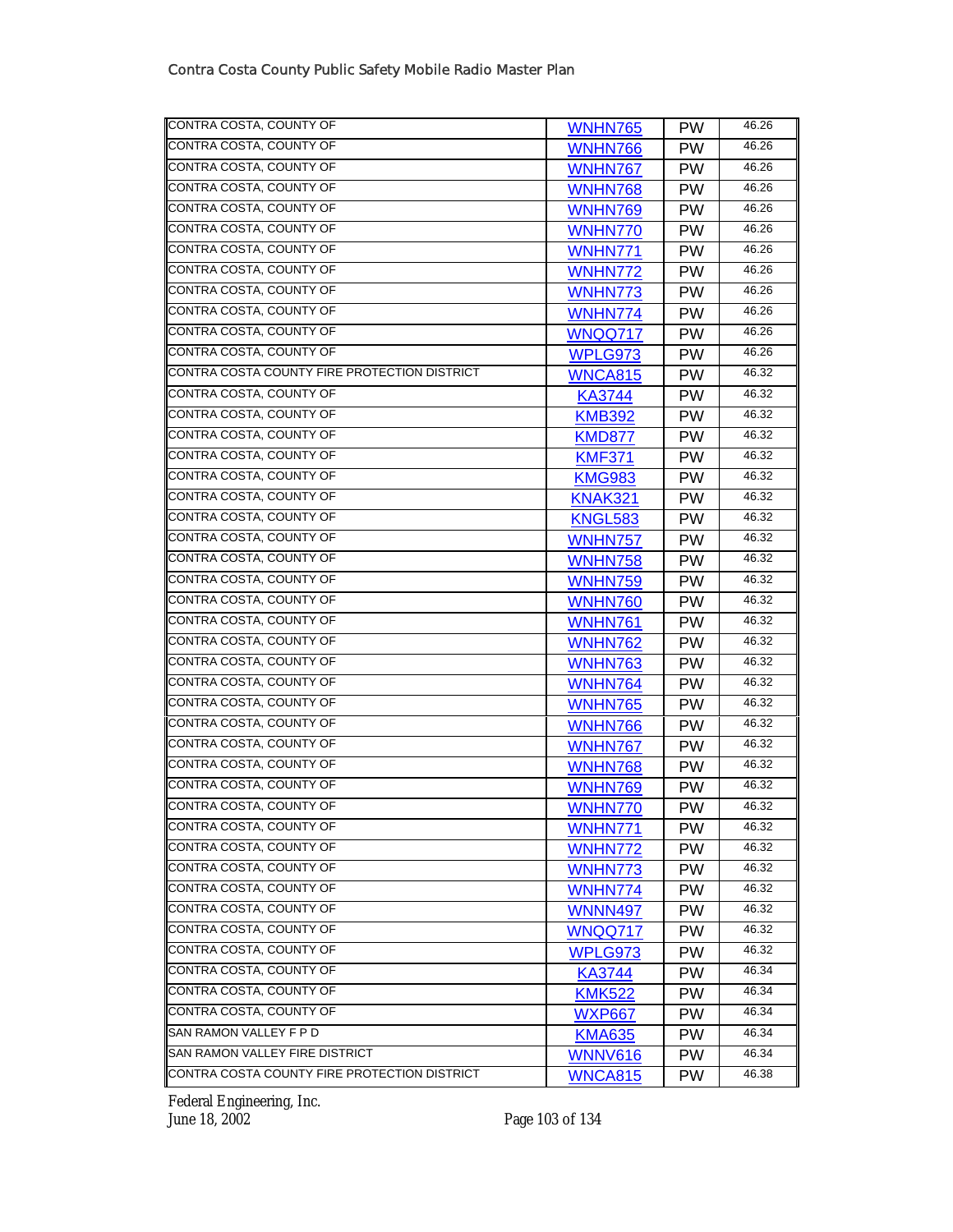| CONTRA COSTA, COUNTY OF | WNHN765 | PW | 46.26 |
|---|---|---|---|
| CONTRA COSTA, COUNTY OF | WNHN766 | PW | 46.26 |
| CONTRA COSTA, COUNTY OF | WNHN767 | PW | 46.26 |
| CONTRA COSTA, COUNTY OF | WNHN768 | PW | 46.26 |
| CONTRA COSTA, COUNTY OF | WNHN769 | PW | 46.26 |
| CONTRA COSTA, COUNTY OF | WNHN770 | PW | 46.26 |
| CONTRA COSTA, COUNTY OF | WNHN771 | PW | 46.26 |
| CONTRA COSTA, COUNTY OF | WNHN772 | PW | 46.26 |
| CONTRA COSTA, COUNTY OF | WNHN773 | PW | 46.26 |
| CONTRA COSTA, COUNTY OF | WNHN774 | PW | 46.26 |
| CONTRA COSTA, COUNTY OF | WNQQ717 | PW | 46.26 |
| CONTRA COSTA, COUNTY OF | WPLG973 | PW | 46.26 |
| CONTRA COSTA COUNTY FIRE PROTECTION DISTRICT | WNCA815 | PW | 46.32 |
| CONTRA COSTA, COUNTY OF | KA3744 | PW | 46.32 |
| CONTRA COSTA, COUNTY OF | KMB392 | PW | 46.32 |
| CONTRA COSTA, COUNTY OF | KMD877 | PW | 46.32 |
| CONTRA COSTA, COUNTY OF | KMF371 | PW | 46.32 |
| CONTRA COSTA, COUNTY OF | KMG983 | PW | 46.32 |
| CONTRA COSTA, COUNTY OF | KNAK321 | PW | 46.32 |
| CONTRA COSTA, COUNTY OF | KNGL583 | PW | 46.32 |
| CONTRA COSTA, COUNTY OF | WNHN757 | PW | 46.32 |
| CONTRA COSTA, COUNTY OF | WNHN758 | PW | 46.32 |
| CONTRA COSTA, COUNTY OF | WNHN759 | PW | 46.32 |
| CONTRA COSTA, COUNTY OF | WNHN760 | PW | 46.32 |
| CONTRA COSTA, COUNTY OF | WNHN761 | PW | 46.32 |
| CONTRA COSTA, COUNTY OF | WNHN762 | PW | 46.32 |
| CONTRA COSTA, COUNTY OF | WNHN763 | PW | 46.32 |
| CONTRA COSTA, COUNTY OF | WNHN764 | PW | 46.32 |
| CONTRA COSTA, COUNTY OF | WNHN765 | PW | 46.32 |
| CONTRA COSTA, COUNTY OF | WNHN766 | PW | 46.32 |
| CONTRA COSTA, COUNTY OF | WNHN767 | PW | 46.32 |
| CONTRA COSTA, COUNTY OF | WNHN768 | PW | 46.32 |
| CONTRA COSTA, COUNTY OF | WNHN769 | PW | 46.32 |
| CONTRA COSTA, COUNTY OF | WNHN770 | PW | 46.32 |
| CONTRA COSTA, COUNTY OF | WNHN771 | PW | 46.32 |
| CONTRA COSTA, COUNTY OF | WNHN772 | PW | 46.32 |
| CONTRA COSTA, COUNTY OF | WNHN773 | PW | 46.32 |
| CONTRA COSTA, COUNTY OF | WNHN774 | PW | 46.32 |
| CONTRA COSTA, COUNTY OF | WNNN497 | PW | 46.32 |
| CONTRA COSTA, COUNTY OF | WNQQ717 | PW | 46.32 |
| CONTRA COSTA, COUNTY OF | WPLG973 | PW | 46.32 |
| CONTRA COSTA, COUNTY OF | KA3744 | PW | 46.34 |
| CONTRA COSTA, COUNTY OF | KMK522 | PW | 46.34 |
| CONTRA COSTA, COUNTY OF | WXP667 | PW | 46.34 |
| SAN RAMON VALLEY F P D | KMA635 | PW | 46.34 |
| SAN RAMON VALLEY FIRE DISTRICT | WNNV616 | PW | 46.34 |
| CONTRA COSTA COUNTY FIRE PROTECTION DISTRICT | WNCA815 | PW | 46.38 |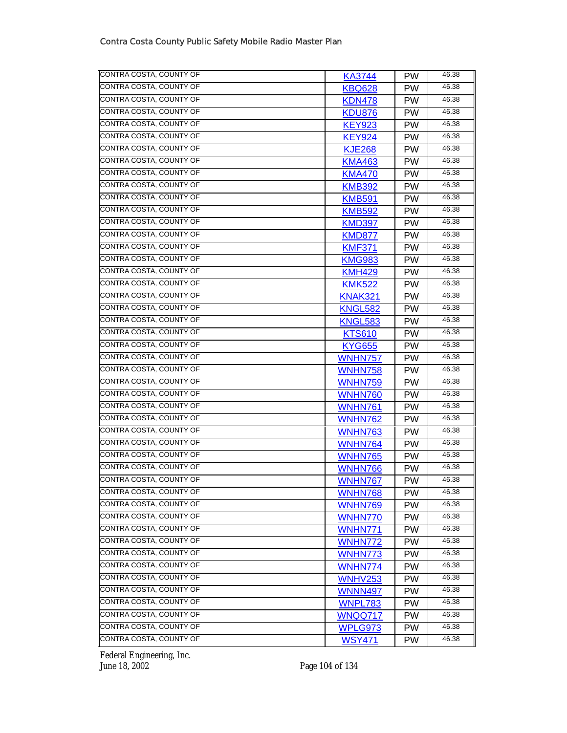| CONTRA COSTA, COUNTY OF | KA3744 | PW | 46.38 |
|---|---|---|---|
| CONTRA COSTA, COUNTY OF | KBQ628 | PW | 46.38 |
| CONTRA COSTA, COUNTY OF | KDN478 | PW | 46.38 |
| CONTRA COSTA, COUNTY OF | KDU876 | PW | 46.38 |
| CONTRA COSTA, COUNTY OF | KEY923 | PW | 46.38 |
| CONTRA COSTA, COUNTY OF | KEY924 | PW | 46.38 |
| CONTRA COSTA, COUNTY OF | KJE268 | PW | 46.38 |
| CONTRA COSTA, COUNTY OF | KMA463 | PW | 46.38 |
| CONTRA COSTA, COUNTY OF | KMA470 | PW | 46.38 |
| CONTRA COSTA, COUNTY OF | KMB392 | PW | 46.38 |
| CONTRA COSTA, COUNTY OF | KMB591 | PW | 46.38 |
| CONTRA COSTA, COUNTY OF | KMB592 | PW | 46.38 |
| CONTRA COSTA, COUNTY OF | KMD397 | PW | 46.38 |
| CONTRA COSTA, COUNTY OF | KMD877 | PW | 46.38 |
| CONTRA COSTA, COUNTY OF | KMF371 | PW | 46.38 |
| CONTRA COSTA, COUNTY OF | KMG983 | PW | 46.38 |
| CONTRA COSTA, COUNTY OF | KMH429 | PW | 46.38 |
| CONTRA COSTA, COUNTY OF | KMK522 | PW | 46.38 |
| CONTRA COSTA, COUNTY OF | KNAK321 | PW | 46.38 |
| CONTRA COSTA, COUNTY OF | KNGL582 | PW | 46.38 |
| CONTRA COSTA, COUNTY OF | KNGL583 | PW | 46.38 |
| CONTRA COSTA, COUNTY OF | KTS610 | PW | 46.38 |
| CONTRA COSTA, COUNTY OF | KYG655 | PW | 46.38 |
| CONTRA COSTA, COUNTY OF | WNHN757 | PW | 46.38 |
| CONTRA COSTA, COUNTY OF | WNHN758 | PW | 46.38 |
| CONTRA COSTA, COUNTY OF | WNHN759 | PW | 46.38 |
| CONTRA COSTA, COUNTY OF | WNHN760 | PW | 46.38 |
| CONTRA COSTA, COUNTY OF | WNHN761 | PW | 46.38 |
| CONTRA COSTA, COUNTY OF | WNHN762 | PW | 46.38 |
| CONTRA COSTA, COUNTY OF | WNHN763 | PW | 46.38 |
| CONTRA COSTA, COUNTY OF | WNHN764 | PW | 46.38 |
| CONTRA COSTA, COUNTY OF | WNHN765 | PW | 46.38 |
| CONTRA COSTA, COUNTY OF | WNHN766 | PW | 46.38 |
| CONTRA COSTA, COUNTY OF | WNHN767 | PW | 46.38 |
| CONTRA COSTA, COUNTY OF | WNHN768 | PW | 46.38 |
| CONTRA COSTA, COUNTY OF | WNHN769 | PW | 46.38 |
| CONTRA COSTA, COUNTY OF | WNHN770 | PW | 46.38 |
| CONTRA COSTA, COUNTY OF | WNHN771 | PW | 46.38 |
| CONTRA COSTA, COUNTY OF | WNHN772 | PW | 46.38 |
| CONTRA COSTA, COUNTY OF | WNHN773 | PW | 46.38 |
| CONTRA COSTA, COUNTY OF | WNHN774 | PW | 46.38 |
| CONTRA COSTA, COUNTY OF | WNHV253 | PW | 46.38 |
| CONTRA COSTA, COUNTY OF | WNNN497 | PW | 46.38 |
| CONTRA COSTA, COUNTY OF | WNPL783 | PW | 46.38 |
| CONTRA COSTA, COUNTY OF | WNQQ717 | PW | 46.38 |
| CONTRA COSTA, COUNTY OF | WPLG973 | PW | 46.38 |
| CONTRA COSTA, COUNTY OF | WSY471 | PW | 46.38 |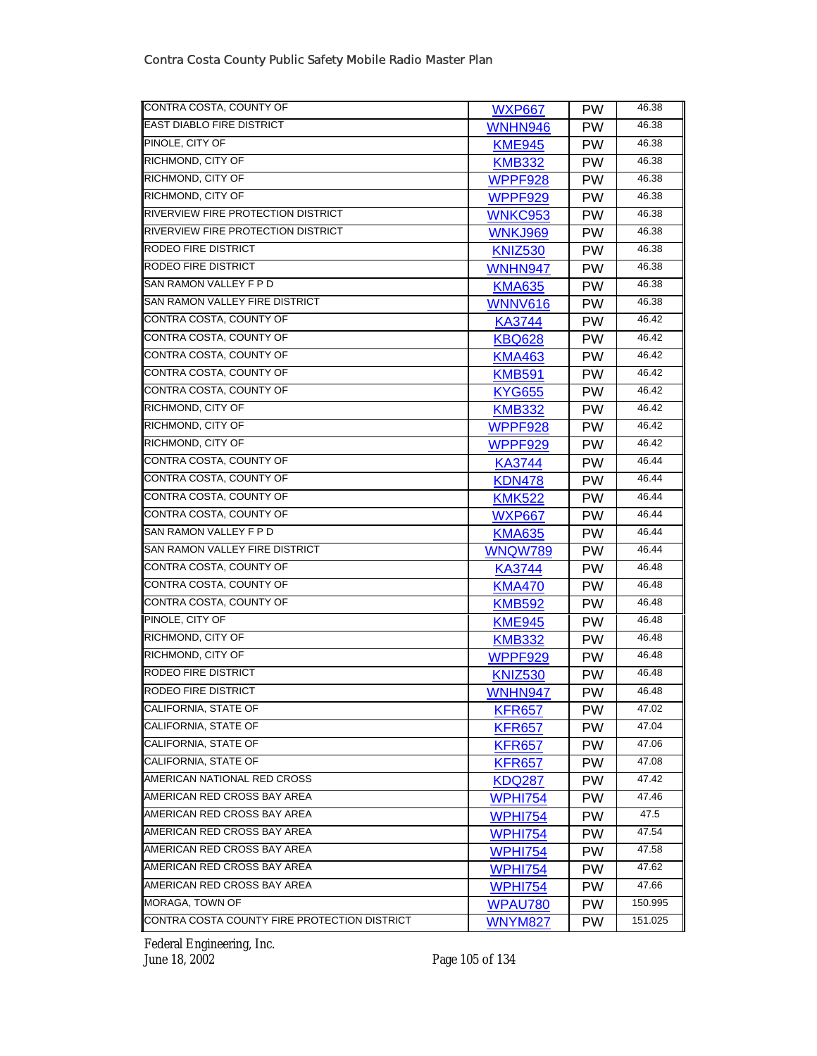| CONTRA COSTA, COUNTY OF | WXP667 | PW | 46.38 |
|---|---|---|---|
| EAST DIABLO FIRE DISTRICT | WNHN946 | PW | 46.38 |
| PINOLE, CITY OF | KME945 | PW | 46.38 |
| RICHMOND, CITY OF | KMB332 | PW | 46.38 |
| RICHMOND, CITY OF | WPPF928 | PW | 46.38 |
| RICHMOND, CITY OF | WPPF929 | PW | 46.38 |
| RIVERVIEW FIRE PROTECTION DISTRICT | WNKC953 | PW | 46.38 |
| RIVERVIEW FIRE PROTECTION DISTRICT | WNKJ969 | PW | 46.38 |
| RODEO FIRE DISTRICT | KNIZ530 | PW | 46.38 |
| RODEO FIRE DISTRICT | WNHN947 | PW | 46.38 |
| SAN RAMON VALLEY F P D | KMA635 | PW | 46.38 |
| SAN RAMON VALLEY FIRE DISTRICT | WNNV616 | PW | 46.38 |
| CONTRA COSTA, COUNTY OF | KA3744 | PW | 46.42 |
| CONTRA COSTA, COUNTY OF | KBQ628 | PW | 46.42 |
| CONTRA COSTA, COUNTY OF | KMA463 | PW | 46.42 |
| CONTRA COSTA, COUNTY OF | KMB591 | PW | 46.42 |
| CONTRA COSTA, COUNTY OF | KYG655 | PW | 46.42 |
| RICHMOND, CITY OF | KMB332 | PW | 46.42 |
| RICHMOND, CITY OF | WPPF928 | PW | 46.42 |
| RICHMOND, CITY OF | WPPF929 | PW | 46.42 |
| CONTRA COSTA, COUNTY OF | KA3744 | PW | 46.44 |
| CONTRA COSTA, COUNTY OF | KDN478 | PW | 46.44 |
| CONTRA COSTA, COUNTY OF | KMK522 | PW | 46.44 |
| CONTRA COSTA, COUNTY OF | WXP667 | PW | 46.44 |
| SAN RAMON VALLEY F P D | KMA635 | PW | 46.44 |
| SAN RAMON VALLEY FIRE DISTRICT | WNQW789 | PW | 46.44 |
| CONTRA COSTA, COUNTY OF | KA3744 | PW | 46.48 |
| CONTRA COSTA, COUNTY OF | KMA470 | PW | 46.48 |
| CONTRA COSTA, COUNTY OF | KMB592 | PW | 46.48 |
| PINOLE, CITY OF | KME945 | PW | 46.48 |
| RICHMOND, CITY OF | KMB332 | PW | 46.48 |
| RICHMOND, CITY OF | WPPF929 | PW | 46.48 |
| RODEO FIRE DISTRICT | KNIZ530 | PW | 46.48 |
| RODEO FIRE DISTRICT | WNHN947 | PW | 46.48 |
| CALIFORNIA, STATE OF | KFR657 | PW | 47.02 |
| CALIFORNIA, STATE OF | KFR657 | PW | 47.04 |
| CALIFORNIA, STATE OF | KFR657 | PW | 47.06 |
| CALIFORNIA, STATE OF | KFR657 | PW | 47.08 |
| AMERICAN NATIONAL RED CROSS | KDQ287 | PW | 47.42 |
| AMERICAN RED CROSS BAY AREA | WPHI754 | PW | 47.46 |
| AMERICAN RED CROSS BAY AREA | WPHI754 | PW | 47.5 |
| AMERICAN RED CROSS BAY AREA | WPHI754 | PW | 47.54 |
| AMERICAN RED CROSS BAY AREA | WPHI754 | PW | 47.58 |
| AMERICAN RED CROSS BAY AREA | WPHI754 | PW | 47.62 |
| AMERICAN RED CROSS BAY AREA | WPHI754 | PW | 47.66 |
| MORAGA, TOWN OF | WPAU780 | PW | 150.995 |
| CONTRA COSTA COUNTY FIRE PROTECTION DISTRICT | WNYM827 | PW | 151.025 |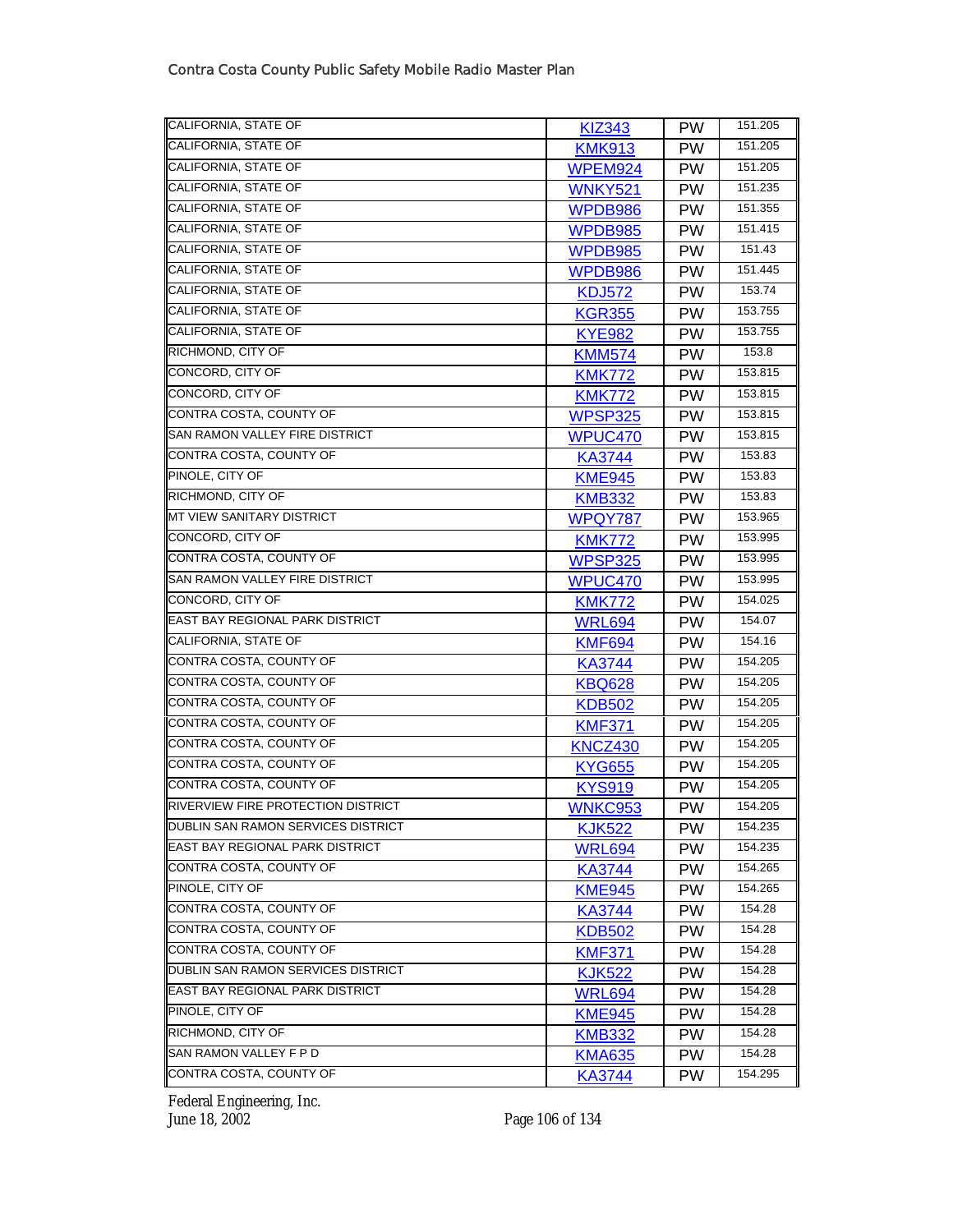| | | | |
|---|---|---|---|
| CALIFORNIA, STATE OF | KIZ343 | PW | 151.205 |
| CALIFORNIA, STATE OF | KMK913 | PW | 151.205 |
| CALIFORNIA, STATE OF | WPEM924 | PW | 151.205 |
| CALIFORNIA, STATE OF | WNKY521 | PW | 151.235 |
| CALIFORNIA, STATE OF | WPDB986 | PW | 151.355 |
| CALIFORNIA, STATE OF | WPDB985 | PW | 151.415 |
| CALIFORNIA, STATE OF | WPDB985 | PW | 151.43 |
| CALIFORNIA, STATE OF | WPDB986 | PW | 151.445 |
| CALIFORNIA, STATE OF | KDJ572 | PW | 153.74 |
| CALIFORNIA, STATE OF | KGR355 | PW | 153.755 |
| CALIFORNIA, STATE OF | KYE982 | PW | 153.755 |
| RICHMOND, CITY OF | KMM574 | PW | 153.8 |
| CONCORD, CITY OF | KMK772 | PW | 153.815 |
| CONCORD, CITY OF | KMK772 | PW | 153.815 |
| CONTRA COSTA, COUNTY OF | WPSP325 | PW | 153.815 |
| SAN RAMON VALLEY FIRE DISTRICT | WPUC470 | PW | 153.815 |
| CONTRA COSTA, COUNTY OF | KA3744 | PW | 153.83 |
| PINOLE, CITY OF | KME945 | PW | 153.83 |
| RICHMOND, CITY OF | KMB332 | PW | 153.83 |
| MT VIEW SANITARY DISTRICT | WPQY787 | PW | 153.965 |
| CONCORD, CITY OF | KMK772 | PW | 153.995 |
| CONTRA COSTA, COUNTY OF | WPSP325 | PW | 153.995 |
| SAN RAMON VALLEY FIRE DISTRICT | WPUC470 | PW | 153.995 |
| CONCORD, CITY OF | KMK772 | PW | 154.025 |
| EAST BAY REGIONAL PARK DISTRICT | WRL694 | PW | 154.07 |
| CALIFORNIA, STATE OF | KMF694 | PW | 154.16 |
| CONTRA COSTA, COUNTY OF | KA3744 | PW | 154.205 |
| CONTRA COSTA, COUNTY OF | KBQ628 | PW | 154.205 |
| CONTRA COSTA, COUNTY OF | KDB502 | PW | 154.205 |
| CONTRA COSTA, COUNTY OF | KMF371 | PW | 154.205 |
| CONTRA COSTA, COUNTY OF | KNCZ430 | PW | 154.205 |
| CONTRA COSTA, COUNTY OF | KYG655 | PW | 154.205 |
| CONTRA COSTA, COUNTY OF | KYS919 | PW | 154.205 |
| RIVERVIEW FIRE PROTECTION DISTRICT | WNKC953 | PW | 154.205 |
| DUBLIN SAN RAMON SERVICES DISTRICT | KJK522 | PW | 154.235 |
| EAST BAY REGIONAL PARK DISTRICT | WRL694 | PW | 154.235 |
| CONTRA COSTA, COUNTY OF | KA3744 | PW | 154.265 |
| PINOLE, CITY OF | KME945 | PW | 154.265 |
| CONTRA COSTA, COUNTY OF | KA3744 | PW | 154.28 |
| CONTRA COSTA, COUNTY OF | KDB502 | PW | 154.28 |
| CONTRA COSTA, COUNTY OF | KMF371 | PW | 154.28 |
| DUBLIN SAN RAMON SERVICES DISTRICT | KJK522 | PW | 154.28 |
| EAST BAY REGIONAL PARK DISTRICT | WRL694 | PW | 154.28 |
| PINOLE, CITY OF | KME945 | PW | 154.28 |
| RICHMOND, CITY OF | KMB332 | PW | 154.28 |
| SAN RAMON VALLEY F P D | KMA635 | PW | 154.28 |
| CONTRA COSTA, COUNTY OF | KA3744 | PW | 154.295 |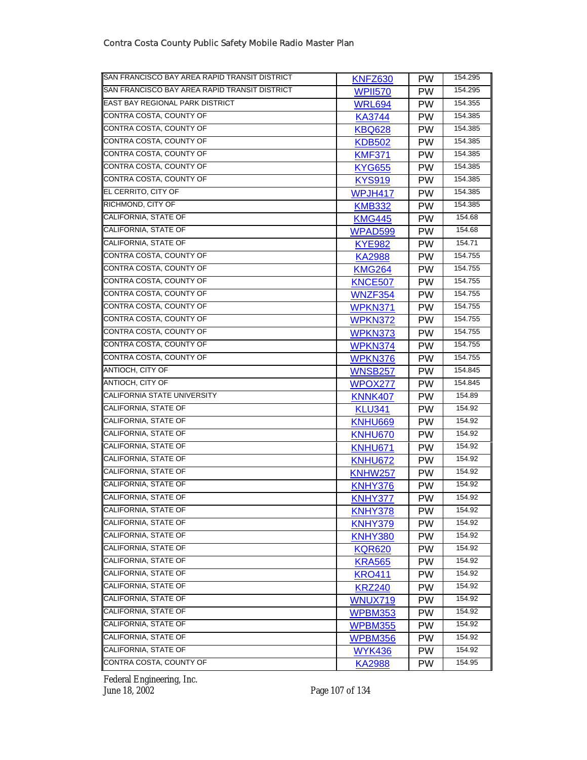| | | | |
|---|---|---|---|
| SAN FRANCISCO BAY AREA RAPID TRANSIT DISTRICT | KNFZ630 | PW | 154.295 |
| SAN FRANCISCO BAY AREA RAPID TRANSIT DISTRICT | WPII570 | PW | 154.295 |
| EAST BAY REGIONAL PARK DISTRICT | WRL694 | PW | 154.355 |
| CONTRA COSTA, COUNTY OF | KA3744 | PW | 154.385 |
| CONTRA COSTA, COUNTY OF | KBQ628 | PW | 154.385 |
| CONTRA COSTA, COUNTY OF | KDB502 | PW | 154.385 |
| CONTRA COSTA, COUNTY OF | KMF371 | PW | 154.385 |
| CONTRA COSTA, COUNTY OF | KYG655 | PW | 154.385 |
| CONTRA COSTA, COUNTY OF | KYS919 | PW | 154.385 |
| EL CERRITO, CITY OF | WPJH417 | PW | 154.385 |
| RICHMOND, CITY OF | KMB332 | PW | 154.385 |
| CALIFORNIA, STATE OF | KMG445 | PW | 154.68 |
| CALIFORNIA, STATE OF | WPAD599 | PW | 154.68 |
| CALIFORNIA, STATE OF | KYE982 | PW | 154.71 |
| CONTRA COSTA, COUNTY OF | KA2988 | PW | 154.755 |
| CONTRA COSTA, COUNTY OF | KMG264 | PW | 154.755 |
| CONTRA COSTA, COUNTY OF | KNCE507 | PW | 154.755 |
| CONTRA COSTA, COUNTY OF | WNZF354 | PW | 154.755 |
| CONTRA COSTA, COUNTY OF | WPKN371 | PW | 154.755 |
| CONTRA COSTA, COUNTY OF | WPKN372 | PW | 154.755 |
| CONTRA COSTA, COUNTY OF | WPKN373 | PW | 154.755 |
| CONTRA COSTA, COUNTY OF | WPKN374 | PW | 154.755 |
| CONTRA COSTA, COUNTY OF | WPKN376 | PW | 154.755 |
| ANTIOCH, CITY OF | WNSB257 | PW | 154.845 |
| ANTIOCH, CITY OF | WPOX277 | PW | 154.845 |
| CALIFORNIA STATE UNIVERSITY | KNNK407 | PW | 154.89 |
| CALIFORNIA, STATE OF | KLU341 | PW | 154.92 |
| CALIFORNIA, STATE OF | KNHU669 | PW | 154.92 |
| CALIFORNIA, STATE OF | KNHU670 | PW | 154.92 |
| CALIFORNIA, STATE OF | KNHU671 | PW | 154.92 |
| CALIFORNIA, STATE OF | KNHU672 | PW | 154.92 |
| CALIFORNIA, STATE OF | KNHW257 | PW | 154.92 |
| CALIFORNIA, STATE OF | KNHY376 | PW | 154.92 |
| CALIFORNIA, STATE OF | KNHY377 | PW | 154.92 |
| CALIFORNIA, STATE OF | KNHY378 | PW | 154.92 |
| CALIFORNIA, STATE OF | KNHY379 | PW | 154.92 |
| CALIFORNIA, STATE OF | KNHY380 | PW | 154.92 |
| CALIFORNIA, STATE OF | KQR620 | PW | 154.92 |
| CALIFORNIA, STATE OF | KRA565 | PW | 154.92 |
| CALIFORNIA, STATE OF | KRO411 | PW | 154.92 |
| CALIFORNIA, STATE OF | KRZ240 | PW | 154.92 |
| CALIFORNIA, STATE OF | WNUX719 | PW | 154.92 |
| CALIFORNIA, STATE OF | WPBM353 | PW | 154.92 |
| CALIFORNIA, STATE OF | WPBM355 | PW | 154.92 |
| CALIFORNIA, STATE OF | WPBM356 | PW | 154.92 |
| CALIFORNIA, STATE OF | WYK436 | PW | 154.92 |
| CONTRA COSTA, COUNTY OF | KA2988 | PW | 154.95 |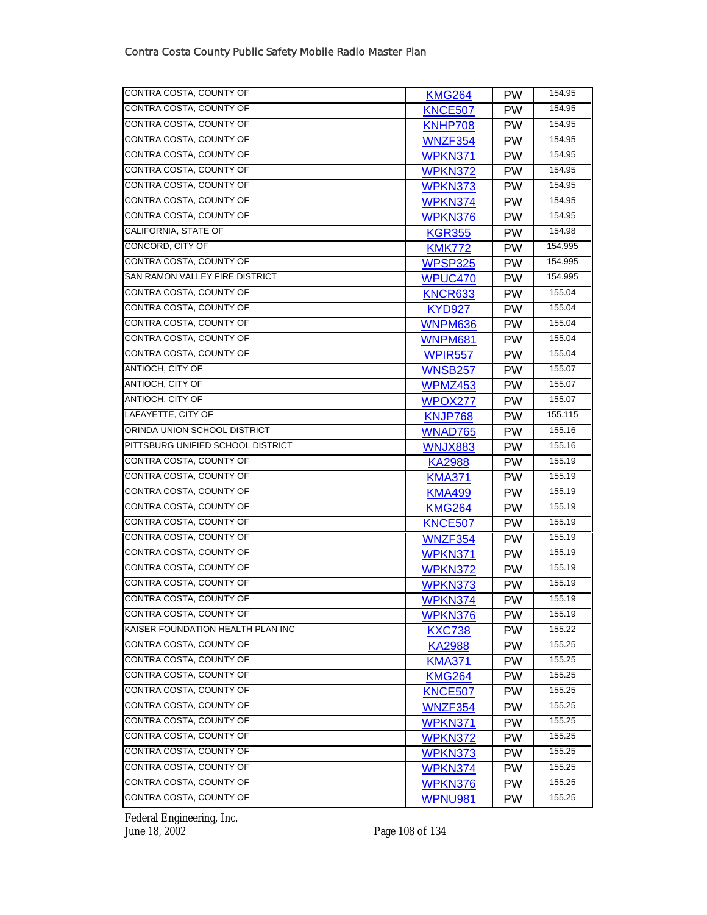| | | | |
|---|---|---|---|
| CONTRA COSTA, COUNTY OF | KMG264 | PW | 154.95 |
| CONTRA COSTA, COUNTY OF | KNCE507 | PW | 154.95 |
| CONTRA COSTA, COUNTY OF | KNHP708 | PW | 154.95 |
| CONTRA COSTA, COUNTY OF | WNZF354 | PW | 154.95 |
| CONTRA COSTA, COUNTY OF | WPKN371 | PW | 154.95 |
| CONTRA COSTA, COUNTY OF | WPKN372 | PW | 154.95 |
| CONTRA COSTA, COUNTY OF | WPKN373 | PW | 154.95 |
| CONTRA COSTA, COUNTY OF | WPKN374 | PW | 154.95 |
| CONTRA COSTA, COUNTY OF | WPKN376 | PW | 154.95 |
| CALIFORNIA, STATE OF | KGR355 | PW | 154.98 |
| CONCORD, CITY OF | KMK772 | PW | 154.995 |
| CONTRA COSTA, COUNTY OF | WPSP325 | PW | 154.995 |
| SAN RAMON VALLEY FIRE DISTRICT | WPUC470 | PW | 154.995 |
| CONTRA COSTA, COUNTY OF | KNCR633 | PW | 155.04 |
| CONTRA COSTA, COUNTY OF | KYD927 | PW | 155.04 |
| CONTRA COSTA, COUNTY OF | WNPM636 | PW | 155.04 |
| CONTRA COSTA, COUNTY OF | WNPM681 | PW | 155.04 |
| CONTRA COSTA, COUNTY OF | WPIR557 | PW | 155.04 |
| ANTIOCH, CITY OF | WNSB257 | PW | 155.07 |
| ANTIOCH, CITY OF | WPMZ453 | PW | 155.07 |
| ANTIOCH, CITY OF | WPOX277 | PW | 155.07 |
| LAFAYETTE, CITY OF | KNJP768 | PW | 155.115 |
| ORINDA UNION SCHOOL DISTRICT | WNAD765 | PW | 155.16 |
| PITTSBURG UNIFIED SCHOOL DISTRICT | WNJX883 | PW | 155.16 |
| CONTRA COSTA, COUNTY OF | KA2988 | PW | 155.19 |
| CONTRA COSTA, COUNTY OF | KMA371 | PW | 155.19 |
| CONTRA COSTA, COUNTY OF | KMA499 | PW | 155.19 |
| CONTRA COSTA, COUNTY OF | KMG264 | PW | 155.19 |
| CONTRA COSTA, COUNTY OF | KNCE507 | PW | 155.19 |
| CONTRA COSTA, COUNTY OF | WNZF354 | PW | 155.19 |
| CONTRA COSTA, COUNTY OF | WPKN371 | PW | 155.19 |
| CONTRA COSTA, COUNTY OF | WPKN372 | PW | 155.19 |
| CONTRA COSTA, COUNTY OF | WPKN373 | PW | 155.19 |
| CONTRA COSTA, COUNTY OF | WPKN374 | PW | 155.19 |
| CONTRA COSTA, COUNTY OF | WPKN376 | PW | 155.19 |
| KAISER FOUNDATION HEALTH PLAN INC | KXC738 | PW | 155.22 |
| CONTRA COSTA, COUNTY OF | KA2988 | PW | 155.25 |
| CONTRA COSTA, COUNTY OF | KMA371 | PW | 155.25 |
| CONTRA COSTA, COUNTY OF | KMG264 | PW | 155.25 |
| CONTRA COSTA, COUNTY OF | KNCE507 | PW | 155.25 |
| CONTRA COSTA, COUNTY OF | WNZF354 | PW | 155.25 |
| CONTRA COSTA, COUNTY OF | WPKN371 | PW | 155.25 |
| CONTRA COSTA, COUNTY OF | WPKN372 | PW | 155.25 |
| CONTRA COSTA, COUNTY OF | WPKN373 | PW | 155.25 |
| CONTRA COSTA, COUNTY OF | WPKN374 | PW | 155.25 |
| CONTRA COSTA, COUNTY OF | WPKN376 | PW | 155.25 |
| CONTRA COSTA, COUNTY OF | WPNU981 | PW | 155.25 |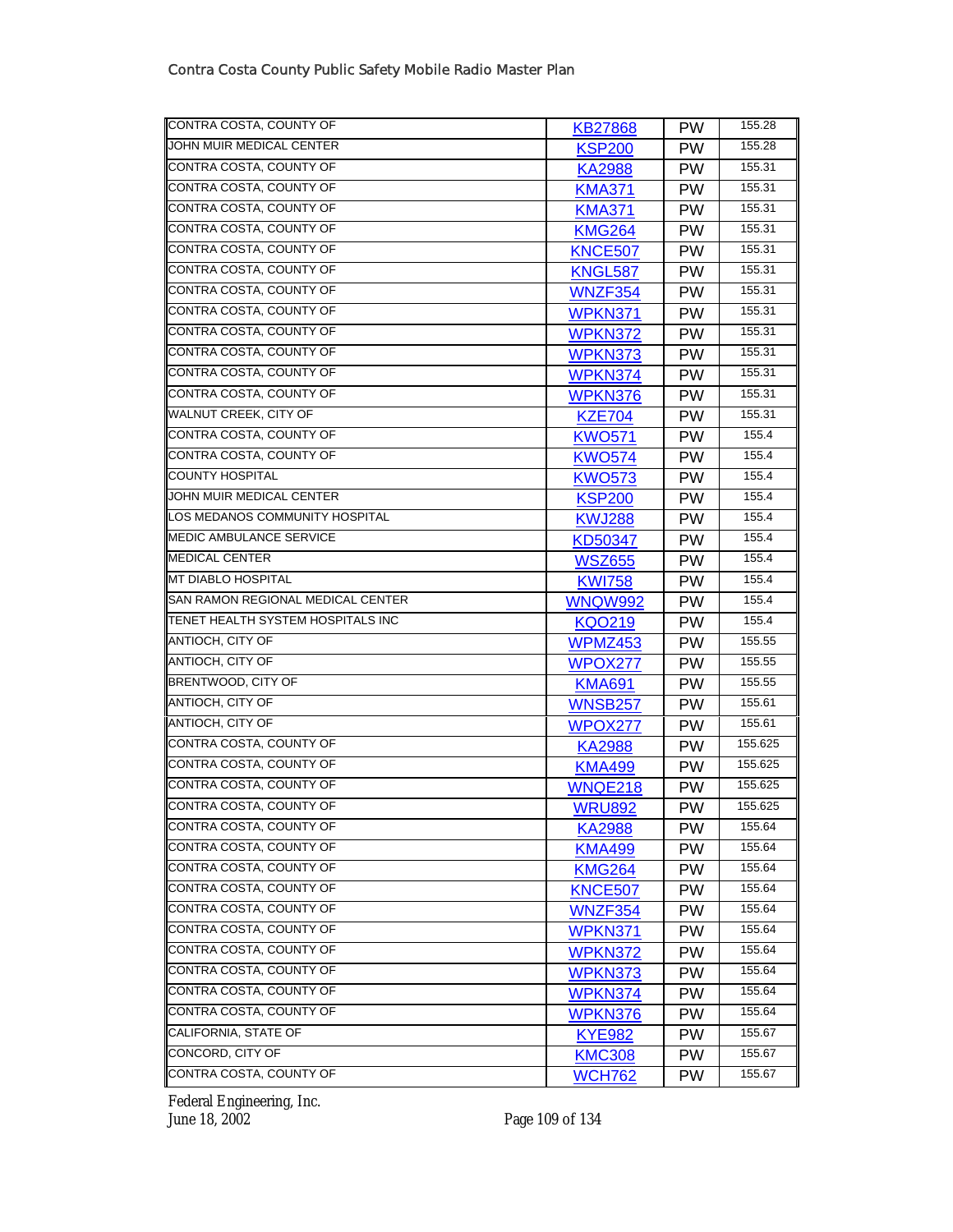| | | | |
|---|---|---|---|
| CONTRA COSTA, COUNTY OF | KB27868 | PW | 155.28 |
| JOHN MUIR MEDICAL CENTER | KSP200 | PW | 155.28 |
| CONTRA COSTA, COUNTY OF | KA2988 | PW | 155.31 |
| CONTRA COSTA, COUNTY OF | KMA371 | PW | 155.31 |
| CONTRA COSTA, COUNTY OF | KMA371 | PW | 155.31 |
| CONTRA COSTA, COUNTY OF | KMG264 | PW | 155.31 |
| CONTRA COSTA, COUNTY OF | KNCE507 | PW | 155.31 |
| CONTRA COSTA, COUNTY OF | KNGL587 | PW | 155.31 |
| CONTRA COSTA, COUNTY OF | WNZF354 | PW | 155.31 |
| CONTRA COSTA, COUNTY OF | WPKN371 | PW | 155.31 |
| CONTRA COSTA, COUNTY OF | WPKN372 | PW | 155.31 |
| CONTRA COSTA, COUNTY OF | WPKN373 | PW | 155.31 |
| CONTRA COSTA, COUNTY OF | WPKN374 | PW | 155.31 |
| CONTRA COSTA, COUNTY OF | WPKN376 | PW | 155.31 |
| WALNUT CREEK, CITY OF | KZE704 | PW | 155.31 |
| CONTRA COSTA, COUNTY OF | KWO571 | PW | 155.4 |
| CONTRA COSTA, COUNTY OF | KWO574 | PW | 155.4 |
| COUNTY HOSPITAL | KWO573 | PW | 155.4 |
| JOHN MUIR MEDICAL CENTER | KSP200 | PW | 155.4 |
| LOS MEDANOS COMMUNITY HOSPITAL | KWJ288 | PW | 155.4 |
| MEDIC AMBULANCE SERVICE | KD50347 | PW | 155.4 |
| MEDICAL CENTER | WSZ655 | PW | 155.4 |
| MT DIABLO HOSPITAL | KWI758 | PW | 155.4 |
| SAN RAMON REGIONAL MEDICAL CENTER | WNQW992 | PW | 155.4 |
| TENET HEALTH SYSTEM HOSPITALS INC | KQO219 | PW | 155.4 |
| ANTIOCH, CITY OF | WPMZ453 | PW | 155.55 |
| ANTIOCH, CITY OF | WPOX277 | PW | 155.55 |
| BRENTWOOD, CITY OF | KMA691 | PW | 155.55 |
| ANTIOCH, CITY OF | WNSB257 | PW | 155.61 |
| ANTIOCH, CITY OF | WPOX277 | PW | 155.61 |
| CONTRA COSTA, COUNTY OF | KA2988 | PW | 155.625 |
| CONTRA COSTA, COUNTY OF | KMA499 | PW | 155.625 |
| CONTRA COSTA, COUNTY OF | WNQE218 | PW | 155.625 |
| CONTRA COSTA, COUNTY OF | WRU892 | PW | 155.625 |
| CONTRA COSTA, COUNTY OF | KA2988 | PW | 155.64 |
| CONTRA COSTA, COUNTY OF | KMA499 | PW | 155.64 |
| CONTRA COSTA, COUNTY OF | KMG264 | PW | 155.64 |
| CONTRA COSTA, COUNTY OF | KNCE507 | PW | 155.64 |
| CONTRA COSTA, COUNTY OF | WNZF354 | PW | 155.64 |
| CONTRA COSTA, COUNTY OF | WPKN371 | PW | 155.64 |
| CONTRA COSTA, COUNTY OF | WPKN372 | PW | 155.64 |
| CONTRA COSTA, COUNTY OF | WPKN373 | PW | 155.64 |
| CONTRA COSTA, COUNTY OF | WPKN374 | PW | 155.64 |
| CONTRA COSTA, COUNTY OF | WPKN376 | PW | 155.64 |
| CALIFORNIA, STATE OF | KYE982 | PW | 155.67 |
| CONCORD, CITY OF | KMC308 | PW | 155.67 |
| CONTRA COSTA, COUNTY OF | WCH762 | PW | 155.67 |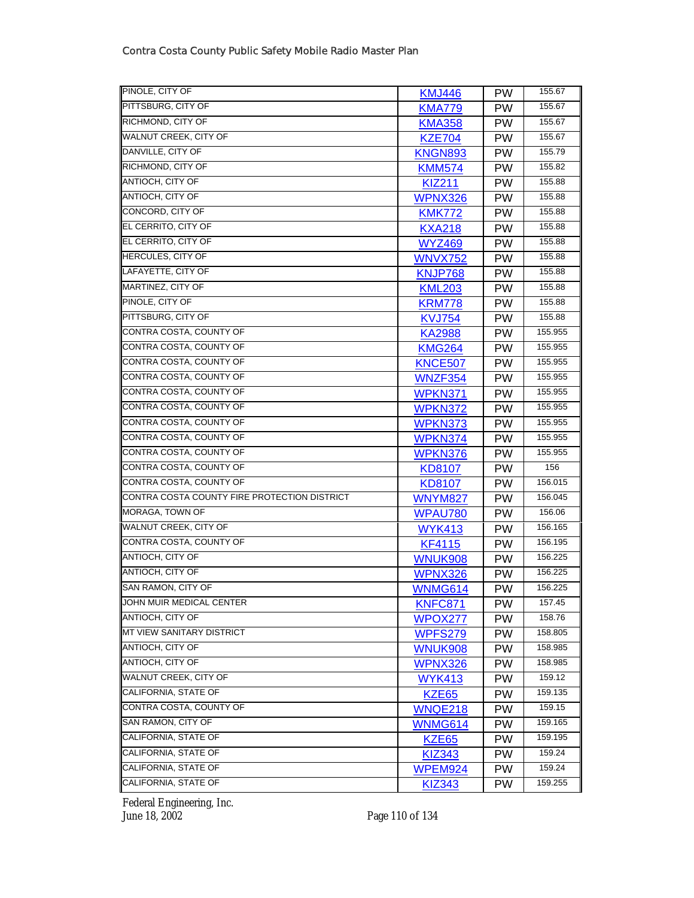| | | | |
|---|---|---|---|
| PINOLE, CITY OF | KMJ446 | PW | 155.67 |
| PITTSBURG, CITY OF | KMA779 | PW | 155.67 |
| RICHMOND, CITY OF | KMA358 | PW | 155.67 |
| WALNUT CREEK, CITY OF | KZE704 | PW | 155.67 |
| DANVILLE, CITY OF | KNGN893 | PW | 155.79 |
| RICHMOND, CITY OF | KMM574 | PW | 155.82 |
| ANTIOCH, CITY OF | KIZ211 | PW | 155.88 |
| ANTIOCH, CITY OF | WPNX326 | PW | 155.88 |
| CONCORD, CITY OF | KMK772 | PW | 155.88 |
| EL CERRITO, CITY OF | KXA218 | PW | 155.88 |
| EL CERRITO, CITY OF | WYZ469 | PW | 155.88 |
| HERCULES, CITY OF | WNVX752 | PW | 155.88 |
| LAFAYETTE, CITY OF | KNJP768 | PW | 155.88 |
| MARTINEZ, CITY OF | KML203 | PW | 155.88 |
| PINOLE, CITY OF | KRM778 | PW | 155.88 |
| PITTSBURG, CITY OF | KVJ754 | PW | 155.88 |
| CONTRA COSTA, COUNTY OF | KA2988 | PW | 155.955 |
| CONTRA COSTA, COUNTY OF | KMG264 | PW | 155.955 |
| CONTRA COSTA, COUNTY OF | KNCE507 | PW | 155.955 |
| CONTRA COSTA, COUNTY OF | WNZF354 | PW | 155.955 |
| CONTRA COSTA, COUNTY OF | WPKN371 | PW | 155.955 |
| CONTRA COSTA, COUNTY OF | WPKN372 | PW | 155.955 |
| CONTRA COSTA, COUNTY OF | WPKN373 | PW | 155.955 |
| CONTRA COSTA, COUNTY OF | WPKN374 | PW | 155.955 |
| CONTRA COSTA, COUNTY OF | WPKN376 | PW | 155.955 |
| CONTRA COSTA, COUNTY OF | KD8107 | PW | 156 |
| CONTRA COSTA, COUNTY OF | KD8107 | PW | 156.015 |
| CONTRA COSTA COUNTY FIRE PROTECTION DISTRICT | WNYM827 | PW | 156.045 |
| MORAGA, TOWN OF | WPAU780 | PW | 156.06 |
| WALNUT CREEK, CITY OF | WYK413 | PW | 156.165 |
| CONTRA COSTA, COUNTY OF | KF4115 | PW | 156.195 |
| ANTIOCH, CITY OF | WNUK908 | PW | 156.225 |
| ANTIOCH, CITY OF | WPNX326 | PW | 156.225 |
| SAN RAMON, CITY OF | WNMG614 | PW | 156.225 |
| JOHN MUIR MEDICAL CENTER | KNFC871 | PW | 157.45 |
| ANTIOCH, CITY OF | WPOX277 | PW | 158.76 |
| MT VIEW SANITARY DISTRICT | WPFS279 | PW | 158.805 |
| ANTIOCH, CITY OF | WNUK908 | PW | 158.985 |
| ANTIOCH, CITY OF | WPNX326 | PW | 158.985 |
| WALNUT CREEK, CITY OF | WYK413 | PW | 159.12 |
| CALIFORNIA, STATE OF | KZE65 | PW | 159.135 |
| CONTRA COSTA, COUNTY OF | WNQE218 | PW | 159.15 |
| SAN RAMON, CITY OF | WNMG614 | PW | 159.165 |
| CALIFORNIA, STATE OF | KZE65 | PW | 159.195 |
| CALIFORNIA, STATE OF | KIZ343 | PW | 159.24 |
| CALIFORNIA, STATE OF | WPEM924 | PW | 159.24 |
| CALIFORNIA, STATE OF | KIZ343 | PW | 159.255 |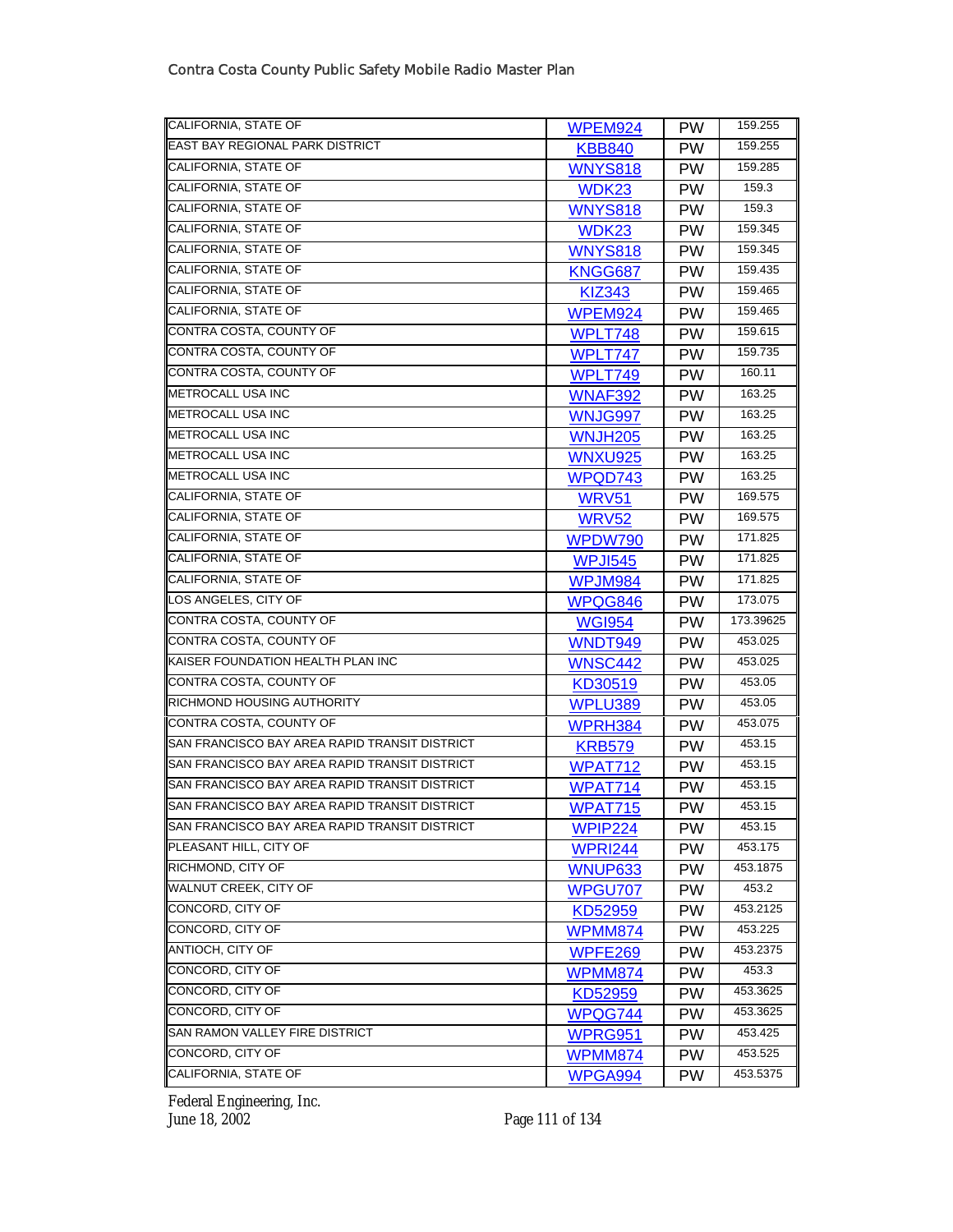| | | | |
|---|---|---|---|
| CALIFORNIA, STATE OF | WPEM924 | PW | 159.255 |
| EAST BAY REGIONAL PARK DISTRICT | KBB840 | PW | 159.255 |
| CALIFORNIA, STATE OF | WNYS818 | PW | 159.285 |
| CALIFORNIA, STATE OF | WDK23 | PW | 159.3 |
| CALIFORNIA, STATE OF | WNYS818 | PW | 159.3 |
| CALIFORNIA, STATE OF | WDK23 | PW | 159.345 |
| CALIFORNIA, STATE OF | WNYS818 | PW | 159.345 |
| CALIFORNIA, STATE OF | KNGG687 | PW | 159.435 |
| CALIFORNIA, STATE OF | KIZ343 | PW | 159.465 |
| CALIFORNIA, STATE OF | WPEM924 | PW | 159.465 |
| CONTRA COSTA, COUNTY OF | WPLT748 | PW | 159.615 |
| CONTRA COSTA, COUNTY OF | WPLT747 | PW | 159.735 |
| CONTRA COSTA, COUNTY OF | WPLT749 | PW | 160.11 |
| METROCALL USA INC | WNAF392 | PW | 163.25 |
| METROCALL USA INC | WNJG997 | PW | 163.25 |
| METROCALL USA INC | WNJH205 | PW | 163.25 |
| METROCALL USA INC | WNXU925 | PW | 163.25 |
| METROCALL USA INC | WPQD743 | PW | 163.25 |
| CALIFORNIA, STATE OF | WRV51 | PW | 169.575 |
| CALIFORNIA, STATE OF | WRV52 | PW | 169.575 |
| CALIFORNIA, STATE OF | WPDW790 | PW | 171.825 |
| CALIFORNIA, STATE OF | WPJI545 | PW | 171.825 |
| CALIFORNIA, STATE OF | WPJM984 | PW | 171.825 |
| LOS ANGELES, CITY OF | WPQG846 | PW | 173.075 |
| CONTRA COSTA, COUNTY OF | WGI954 | PW | 173.39625 |
| CONTRA COSTA, COUNTY OF | WNDT949 | PW | 453.025 |
| KAISER FOUNDATION HEALTH PLAN INC | WNSC442 | PW | 453.025 |
| CONTRA COSTA, COUNTY OF | KD30519 | PW | 453.05 |
| RICHMOND HOUSING AUTHORITY | WPLU389 | PW | 453.05 |
| CONTRA COSTA, COUNTY OF | WPRH384 | PW | 453.075 |
| SAN FRANCISCO BAY AREA RAPID TRANSIT DISTRICT | KRB579 | PW | 453.15 |
| SAN FRANCISCO BAY AREA RAPID TRANSIT DISTRICT | WPAT712 | PW | 453.15 |
| SAN FRANCISCO BAY AREA RAPID TRANSIT DISTRICT | WPAT714 | PW | 453.15 |
| SAN FRANCISCO BAY AREA RAPID TRANSIT DISTRICT | WPAT715 | PW | 453.15 |
| SAN FRANCISCO BAY AREA RAPID TRANSIT DISTRICT | WPIP224 | PW | 453.15 |
| PLEASANT HILL, CITY OF | WPRI244 | PW | 453.175 |
| RICHMOND, CITY OF | WNUP633 | PW | 453.1875 |
| WALNUT CREEK, CITY OF | WPGU707 | PW | 453.2 |
| CONCORD, CITY OF | KD52959 | PW | 453.2125 |
| CONCORD, CITY OF | WPMM874 | PW | 453.225 |
| ANTIOCH, CITY OF | WPFE269 | PW | 453.2375 |
| CONCORD, CITY OF | WPMM874 | PW | 453.3 |
| CONCORD, CITY OF | KD52959 | PW | 453.3625 |
| CONCORD, CITY OF | WPQG744 | PW | 453.3625 |
| SAN RAMON VALLEY FIRE DISTRICT | WPRG951 | PW | 453.425 |
| CONCORD, CITY OF | WPMM874 | PW | 453.525 |
| CALIFORNIA, STATE OF | WPGA994 | PW | 453.5375 |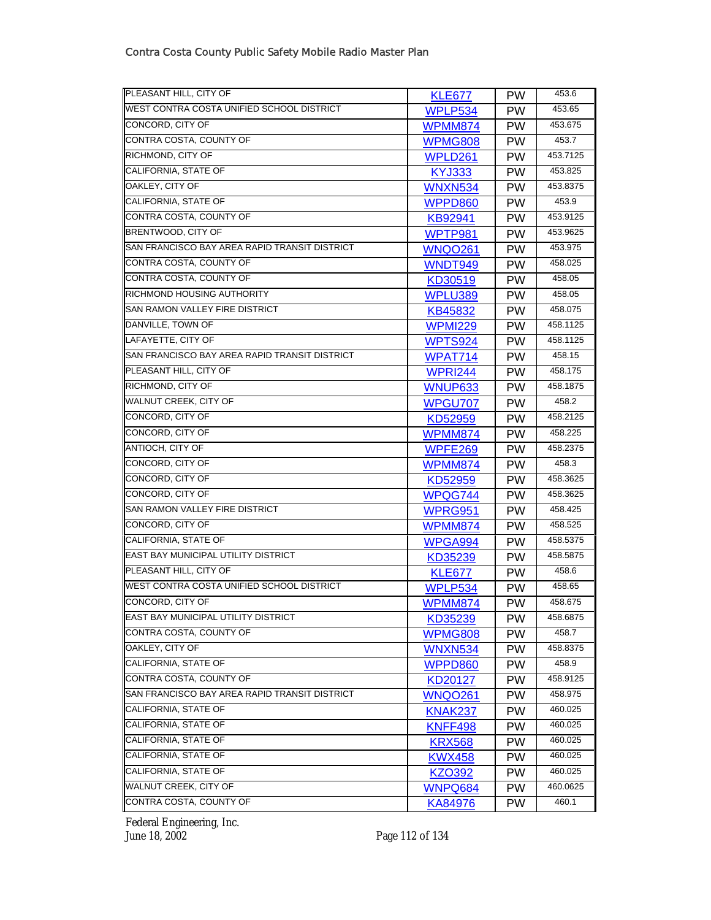| | | | |
|---|---|---|---|
| PLEASANT HILL, CITY OF | KLE677 | PW | 453.6 |
| WEST CONTRA COSTA UNIFIED SCHOOL DISTRICT | WPLP534 | PW | 453.65 |
| CONCORD, CITY OF | WPMM874 | PW | 453.675 |
| CONTRA COSTA, COUNTY OF | WPMG808 | PW | 453.7 |
| RICHMOND, CITY OF | WPLD261 | PW | 453.7125 |
| CALIFORNIA, STATE OF | KYJ333 | PW | 453.825 |
| OAKLEY, CITY OF | WNXN534 | PW | 453.8375 |
| CALIFORNIA, STATE OF | WPPD860 | PW | 453.9 |
| CONTRA COSTA, COUNTY OF | KB92941 | PW | 453.9125 |
| BRENTWOOD, CITY OF | WPTP981 | PW | 453.9625 |
| SAN FRANCISCO BAY AREA RAPID TRANSIT DISTRICT | WNQO261 | PW | 453.975 |
| CONTRA COSTA, COUNTY OF | WNDT949 | PW | 458.025 |
| CONTRA COSTA, COUNTY OF | KD30519 | PW | 458.05 |
| RICHMOND HOUSING AUTHORITY | WPLU389 | PW | 458.05 |
| SAN RAMON VALLEY FIRE DISTRICT | KB45832 | PW | 458.075 |
| DANVILLE, TOWN OF | WPMI229 | PW | 458.1125 |
| LAFAYETTE, CITY OF | WPTS924 | PW | 458.1125 |
| SAN FRANCISCO BAY AREA RAPID TRANSIT DISTRICT | WPAT714 | PW | 458.15 |
| PLEASANT HILL, CITY OF | WPRI244 | PW | 458.175 |
| RICHMOND, CITY OF | WNUP633 | PW | 458.1875 |
| WALNUT CREEK, CITY OF | WPGU707 | PW | 458.2 |
| CONCORD, CITY OF | KD52959 | PW | 458.2125 |
| CONCORD, CITY OF | WPMM874 | PW | 458.225 |
| ANTIOCH, CITY OF | WPFE269 | PW | 458.2375 |
| CONCORD, CITY OF | WPMM874 | PW | 458.3 |
| CONCORD, CITY OF | KD52959 | PW | 458.3625 |
| CONCORD, CITY OF | WPQG744 | PW | 458.3625 |
| SAN RAMON VALLEY FIRE DISTRICT | WPRG951 | PW | 458.425 |
| CONCORD, CITY OF | WPMM874 | PW | 458.525 |
| CALIFORNIA, STATE OF | WPGA994 | PW | 458.5375 |
| EAST BAY MUNICIPAL UTILITY DISTRICT | KD35239 | PW | 458.5875 |
| PLEASANT HILL, CITY OF | KLE677 | PW | 458.6 |
| WEST CONTRA COSTA UNIFIED SCHOOL DISTRICT | WPLP534 | PW | 458.65 |
| CONCORD, CITY OF | WPMM874 | PW | 458.675 |
| EAST BAY MUNICIPAL UTILITY DISTRICT | KD35239 | PW | 458.6875 |
| CONTRA COSTA, COUNTY OF | WPMG808 | PW | 458.7 |
| OAKLEY, CITY OF | WNXN534 | PW | 458.8375 |
| CALIFORNIA, STATE OF | WPPD860 | PW | 458.9 |
| CONTRA COSTA, COUNTY OF | KD20127 | PW | 458.9125 |
| SAN FRANCISCO BAY AREA RAPID TRANSIT DISTRICT | WNQO261 | PW | 458.975 |
| CALIFORNIA, STATE OF | KNAK237 | PW | 460.025 |
| CALIFORNIA, STATE OF | KNFF498 | PW | 460.025 |
| CALIFORNIA, STATE OF | KRX568 | PW | 460.025 |
| CALIFORNIA, STATE OF | KWX458 | PW | 460.025 |
| CALIFORNIA, STATE OF | KZO392 | PW | 460.025 |
| WALNUT CREEK, CITY OF | WNPQ684 | PW | 460.0625 |
| CONTRA COSTA, COUNTY OF | KA84976 | PW | 460.1 |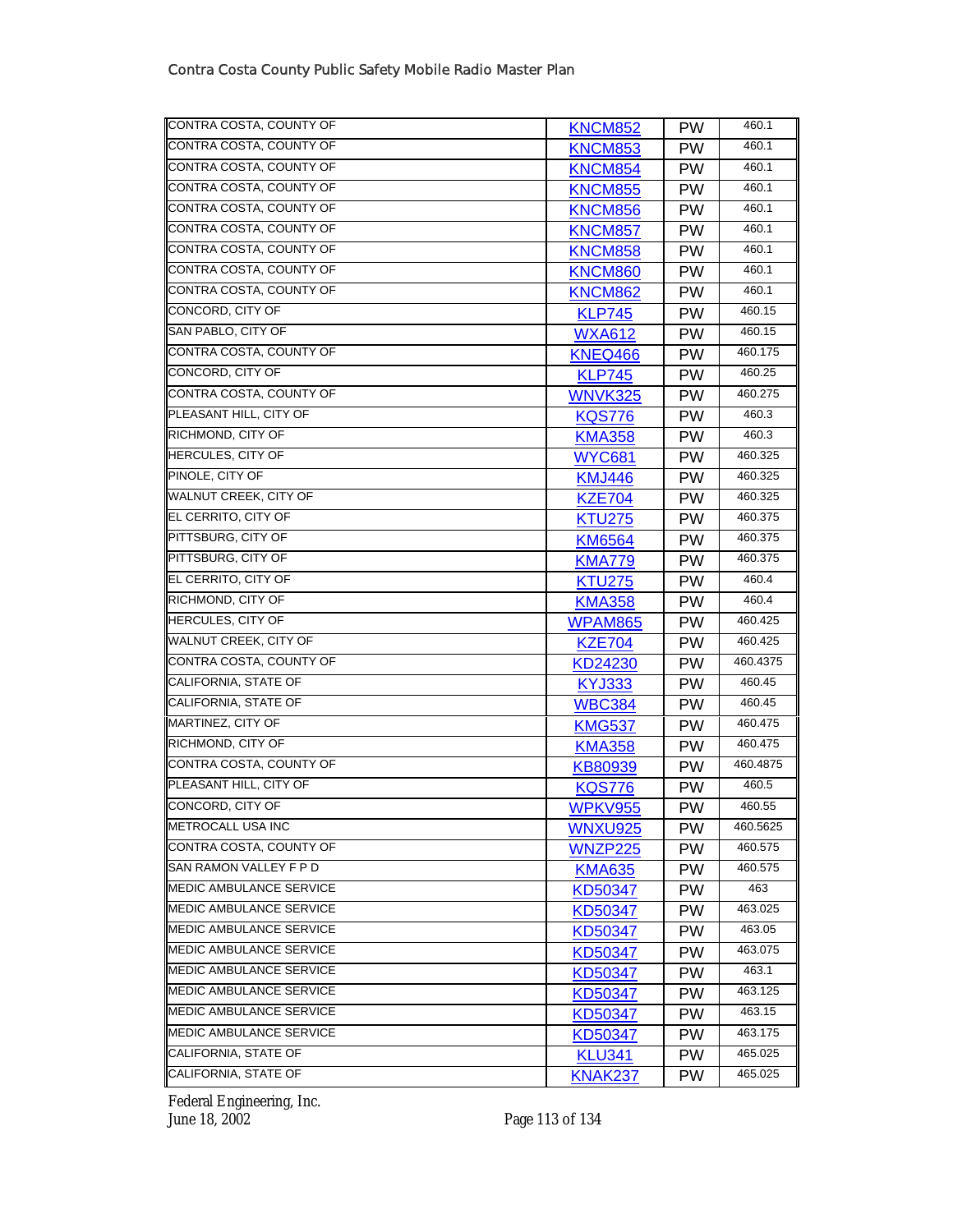| | | | |
|---|---|---|---|
| CONTRA COSTA, COUNTY OF | KNCM852 | PW | 460.1 |
| CONTRA COSTA, COUNTY OF | KNCM853 | PW | 460.1 |
| CONTRA COSTA, COUNTY OF | KNCM854 | PW | 460.1 |
| CONTRA COSTA, COUNTY OF | KNCM855 | PW | 460.1 |
| CONTRA COSTA, COUNTY OF | KNCM856 | PW | 460.1 |
| CONTRA COSTA, COUNTY OF | KNCM857 | PW | 460.1 |
| CONTRA COSTA, COUNTY OF | KNCM858 | PW | 460.1 |
| CONTRA COSTA, COUNTY OF | KNCM860 | PW | 460.1 |
| CONTRA COSTA, COUNTY OF | KNCM862 | PW | 460.1 |
| CONCORD, CITY OF | KLP745 | PW | 460.15 |
| SAN PABLO, CITY OF | WXA612 | PW | 460.15 |
| CONTRA COSTA, COUNTY OF | KNEQ466 | PW | 460.175 |
| CONCORD, CITY OF | KLP745 | PW | 460.25 |
| CONTRA COSTA, COUNTY OF | WNVK325 | PW | 460.275 |
| PLEASANT HILL, CITY OF | KQS776 | PW | 460.3 |
| RICHMOND, CITY OF | KMA358 | PW | 460.3 |
| HERCULES, CITY OF | WYC681 | PW | 460.325 |
| PINOLE, CITY OF | KMJ446 | PW | 460.325 |
| WALNUT CREEK, CITY OF | KZE704 | PW | 460.325 |
| EL CERRITO, CITY OF | KTU275 | PW | 460.375 |
| PITTSBURG, CITY OF | KM6564 | PW | 460.375 |
| PITTSBURG, CITY OF | KMA779 | PW | 460.375 |
| EL CERRITO, CITY OF | KTU275 | PW | 460.4 |
| RICHMOND, CITY OF | KMA358 | PW | 460.4 |
| HERCULES, CITY OF | WPAM865 | PW | 460.425 |
| WALNUT CREEK, CITY OF | KZE704 | PW | 460.425 |
| CONTRA COSTA, COUNTY OF | KD24230 | PW | 460.4375 |
| CALIFORNIA, STATE OF | KYJ333 | PW | 460.45 |
| CALIFORNIA, STATE OF | WBC384 | PW | 460.45 |
| MARTINEZ, CITY OF | KMG537 | PW | 460.475 |
| RICHMOND, CITY OF | KMA358 | PW | 460.475 |
| CONTRA COSTA, COUNTY OF | KB80939 | PW | 460.4875 |
| PLEASANT HILL, CITY OF | KQS776 | PW | 460.5 |
| CONCORD, CITY OF | WPKV955 | PW | 460.55 |
| METROCALL USA INC | WNXU925 | PW | 460.5625 |
| CONTRA COSTA, COUNTY OF | WNZP225 | PW | 460.575 |
| SAN RAMON VALLEY F P D | KMA635 | PW | 460.575 |
| MEDIC AMBULANCE SERVICE | KD50347 | PW | 463 |
| MEDIC AMBULANCE SERVICE | KD50347 | PW | 463.025 |
| MEDIC AMBULANCE SERVICE | KD50347 | PW | 463.05 |
| MEDIC AMBULANCE SERVICE | KD50347 | PW | 463.075 |
| MEDIC AMBULANCE SERVICE | KD50347 | PW | 463.1 |
| MEDIC AMBULANCE SERVICE | KD50347 | PW | 463.125 |
| MEDIC AMBULANCE SERVICE | KD50347 | PW | 463.15 |
| MEDIC AMBULANCE SERVICE | KD50347 | PW | 463.175 |
| CALIFORNIA, STATE OF | KLU341 | PW | 465.025 |
| CALIFORNIA, STATE OF | KNAK237 | PW | 465.025 |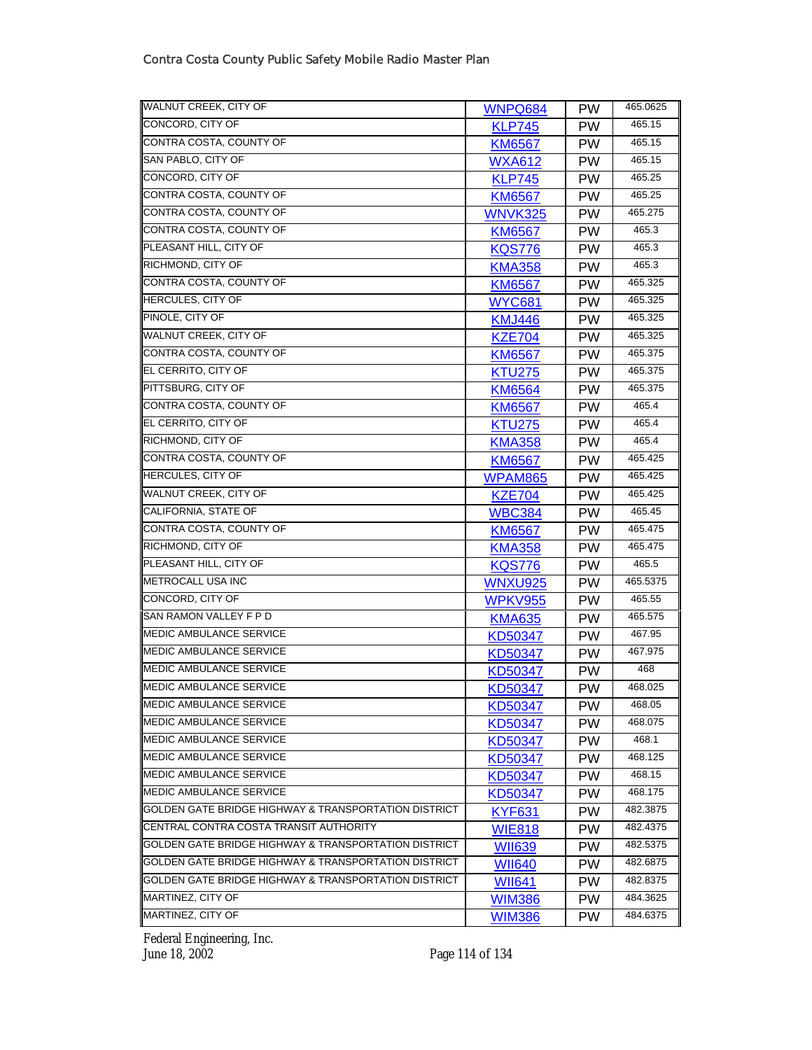| | | | |
|---|---|---|---|
| WALNUT CREEK, CITY OF | WNPQ684 | PW | 465.0625 |
| CONCORD, CITY OF | KLP745 | PW | 465.15 |
| CONTRA COSTA, COUNTY OF | KM6567 | PW | 465.15 |
| SAN PABLO, CITY OF | WXA612 | PW | 465.15 |
| CONCORD, CITY OF | KLP745 | PW | 465.25 |
| CONTRA COSTA, COUNTY OF | KM6567 | PW | 465.25 |
| CONTRA COSTA, COUNTY OF | WNVK325 | PW | 465.275 |
| CONTRA COSTA, COUNTY OF | KM6567 | PW | 465.3 |
| PLEASANT HILL, CITY OF | KQS776 | PW | 465.3 |
| RICHMOND, CITY OF | KMA358 | PW | 465.3 |
| CONTRA COSTA, COUNTY OF | KM6567 | PW | 465.325 |
| HERCULES, CITY OF | WYC681 | PW | 465.325 |
| PINOLE, CITY OF | KMJ446 | PW | 465.325 |
| WALNUT CREEK, CITY OF | KZE704 | PW | 465.325 |
| CONTRA COSTA, COUNTY OF | KM6567 | PW | 465.375 |
| EL CERRITO, CITY OF | KTU275 | PW | 465.375 |
| PITTSBURG, CITY OF | KM6564 | PW | 465.375 |
| CONTRA COSTA, COUNTY OF | KM6567 | PW | 465.4 |
| EL CERRITO, CITY OF | KTU275 | PW | 465.4 |
| RICHMOND, CITY OF | KMA358 | PW | 465.4 |
| CONTRA COSTA, COUNTY OF | KM6567 | PW | 465.425 |
| HERCULES, CITY OF | WPAM865 | PW | 465.425 |
| WALNUT CREEK, CITY OF | KZE704 | PW | 465.425 |
| CALIFORNIA, STATE OF | WBC384 | PW | 465.45 |
| CONTRA COSTA, COUNTY OF | KM6567 | PW | 465.475 |
| RICHMOND, CITY OF | KMA358 | PW | 465.475 |
| PLEASANT HILL, CITY OF | KQS776 | PW | 465.5 |
| METROCALL USA INC | WNXU925 | PW | 465.5375 |
| CONCORD, CITY OF | WPKV955 | PW | 465.55 |
| SAN RAMON VALLEY F P D | KMA635 | PW | 465.575 |
| MEDIC AMBULANCE SERVICE | KD50347 | PW | 467.95 |
| MEDIC AMBULANCE SERVICE | KD50347 | PW | 467.975 |
| MEDIC AMBULANCE SERVICE | KD50347 | PW | 468 |
| MEDIC AMBULANCE SERVICE | KD50347 | PW | 468.025 |
| MEDIC AMBULANCE SERVICE | KD50347 | PW | 468.05 |
| MEDIC AMBULANCE SERVICE | KD50347 | PW | 468.075 |
| MEDIC AMBULANCE SERVICE | KD50347 | PW | 468.1 |
| MEDIC AMBULANCE SERVICE | KD50347 | PW | 468.125 |
| MEDIC AMBULANCE SERVICE | KD50347 | PW | 468.15 |
| MEDIC AMBULANCE SERVICE | KD50347 | PW | 468.175 |
| GOLDEN GATE BRIDGE HIGHWAY & TRANSPORTATION DISTRICT | KYF631 | PW | 482.3875 |
| CENTRAL CONTRA COSTA TRANSIT AUTHORITY | WIE818 | PW | 482.4375 |
| GOLDEN GATE BRIDGE HIGHWAY & TRANSPORTATION DISTRICT | WII639 | PW | 482.5375 |
| GOLDEN GATE BRIDGE HIGHWAY & TRANSPORTATION DISTRICT | WII640 | PW | 482.6875 |
| GOLDEN GATE BRIDGE HIGHWAY & TRANSPORTATION DISTRICT | WII641 | PW | 482.8375 |
| MARTINEZ, CITY OF | WIM386 | PW | 484.3625 |
| MARTINEZ, CITY OF | WIM386 | PW | 484.6375 |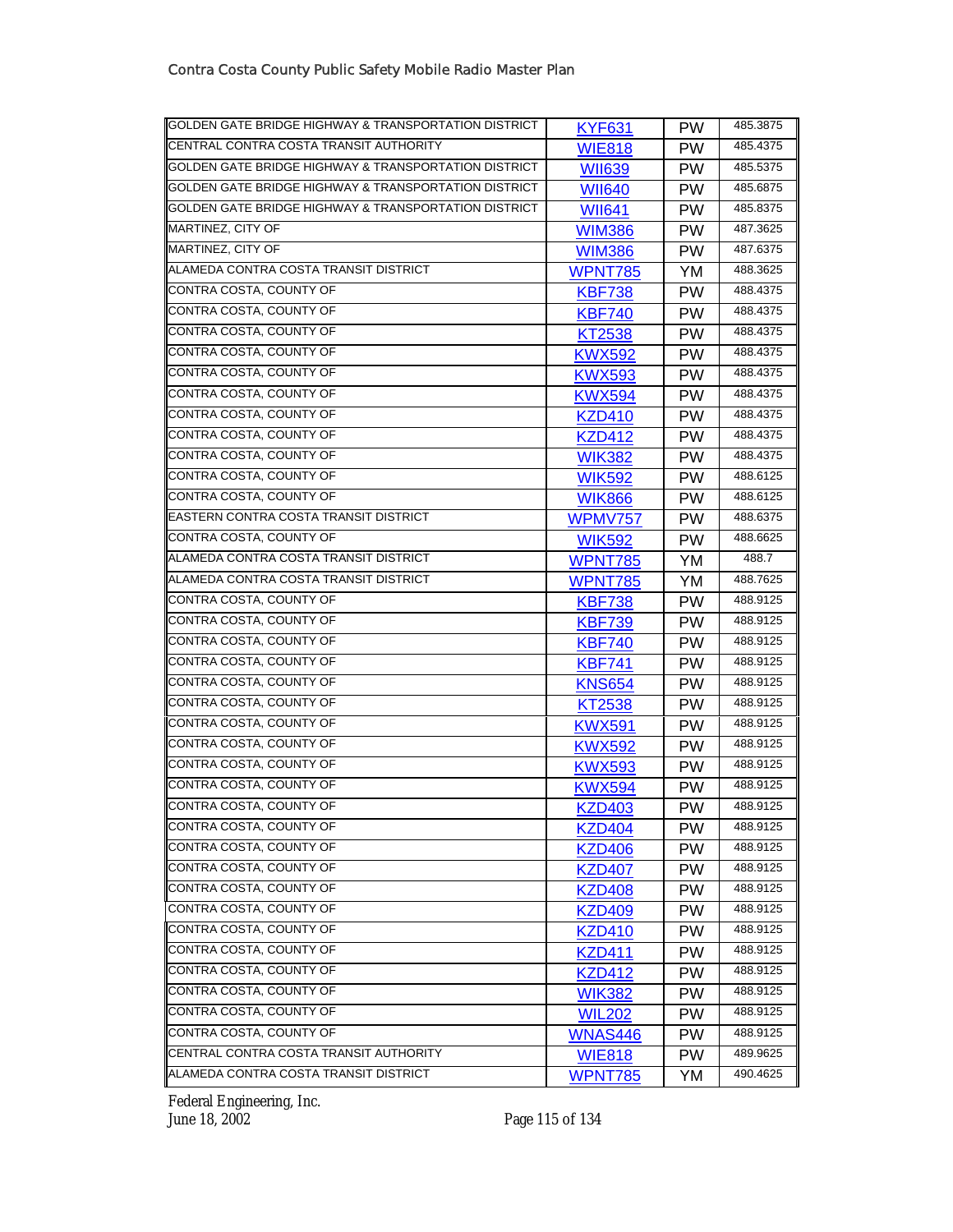| | | | |
|---|---|---|---|
| GOLDEN GATE BRIDGE HIGHWAY & TRANSPORTATION DISTRICT | KYF631 | PW | 485.3875 |
| CENTRAL CONTRA COSTA TRANSIT AUTHORITY | WIE818 | PW | 485.4375 |
| GOLDEN GATE BRIDGE HIGHWAY & TRANSPORTATION DISTRICT | WII639 | PW | 485.5375 |
| GOLDEN GATE BRIDGE HIGHWAY & TRANSPORTATION DISTRICT | WII640 | PW | 485.6875 |
| GOLDEN GATE BRIDGE HIGHWAY & TRANSPORTATION DISTRICT | WII641 | PW | 485.8375 |
| MARTINEZ, CITY OF | WIM386 | PW | 487.3625 |
| MARTINEZ, CITY OF | WIM386 | PW | 487.6375 |
| ALAMEDA CONTRA COSTA TRANSIT DISTRICT | WPNT785 | YM | 488.3625 |
| CONTRA COSTA, COUNTY OF | KBF738 | PW | 488.4375 |
| CONTRA COSTA, COUNTY OF | KBF740 | PW | 488.4375 |
| CONTRA COSTA, COUNTY OF | KT2538 | PW | 488.4375 |
| CONTRA COSTA, COUNTY OF | KWX592 | PW | 488.4375 |
| CONTRA COSTA, COUNTY OF | KWX593 | PW | 488.4375 |
| CONTRA COSTA, COUNTY OF | KWX594 | PW | 488.4375 |
| CONTRA COSTA, COUNTY OF | KZD410 | PW | 488.4375 |
| CONTRA COSTA, COUNTY OF | KZD412 | PW | 488.4375 |
| CONTRA COSTA, COUNTY OF | WIK382 | PW | 488.4375 |
| CONTRA COSTA, COUNTY OF | WIK592 | PW | 488.6125 |
| CONTRA COSTA, COUNTY OF | WIK866 | PW | 488.6125 |
| EASTERN CONTRA COSTA TRANSIT DISTRICT | WPMV757 | PW | 488.6375 |
| CONTRA COSTA, COUNTY OF | WIK592 | PW | 488.6625 |
| ALAMEDA CONTRA COSTA TRANSIT DISTRICT | WPNT785 | YM | 488.7 |
| ALAMEDA CONTRA COSTA TRANSIT DISTRICT | WPNT785 | YM | 488.7625 |
| CONTRA COSTA, COUNTY OF | KBF738 | PW | 488.9125 |
| CONTRA COSTA, COUNTY OF | KBF739 | PW | 488.9125 |
| CONTRA COSTA, COUNTY OF | KBF740 | PW | 488.9125 |
| CONTRA COSTA, COUNTY OF | KBF741 | PW | 488.9125 |
| CONTRA COSTA, COUNTY OF | KNS654 | PW | 488.9125 |
| CONTRA COSTA, COUNTY OF | KT2538 | PW | 488.9125 |
| CONTRA COSTA, COUNTY OF | KWX591 | PW | 488.9125 |
| CONTRA COSTA, COUNTY OF | KWX592 | PW | 488.9125 |
| CONTRA COSTA, COUNTY OF | KWX593 | PW | 488.9125 |
| CONTRA COSTA, COUNTY OF | KWX594 | PW | 488.9125 |
| CONTRA COSTA, COUNTY OF | KZD403 | PW | 488.9125 |
| CONTRA COSTA, COUNTY OF | KZD404 | PW | 488.9125 |
| CONTRA COSTA, COUNTY OF | KZD406 | PW | 488.9125 |
| CONTRA COSTA, COUNTY OF | KZD407 | PW | 488.9125 |
| CONTRA COSTA, COUNTY OF | KZD408 | PW | 488.9125 |
| CONTRA COSTA, COUNTY OF | KZD409 | PW | 488.9125 |
| CONTRA COSTA, COUNTY OF | KZD410 | PW | 488.9125 |
| CONTRA COSTA, COUNTY OF | KZD411 | PW | 488.9125 |
| CONTRA COSTA, COUNTY OF | KZD412 | PW | 488.9125 |
| CONTRA COSTA, COUNTY OF | WIK382 | PW | 488.9125 |
| CONTRA COSTA, COUNTY OF | WIL202 | PW | 488.9125 |
| CONTRA COSTA, COUNTY OF | WNAS446 | PW | 488.9125 |
| CENTRAL CONTRA COSTA TRANSIT AUTHORITY | WIE818 | PW | 489.9625 |
| ALAMEDA CONTRA COSTA TRANSIT DISTRICT | WPNT785 | YM | 490.4625 |

Federal Engineering, Inc.
June 18, 2002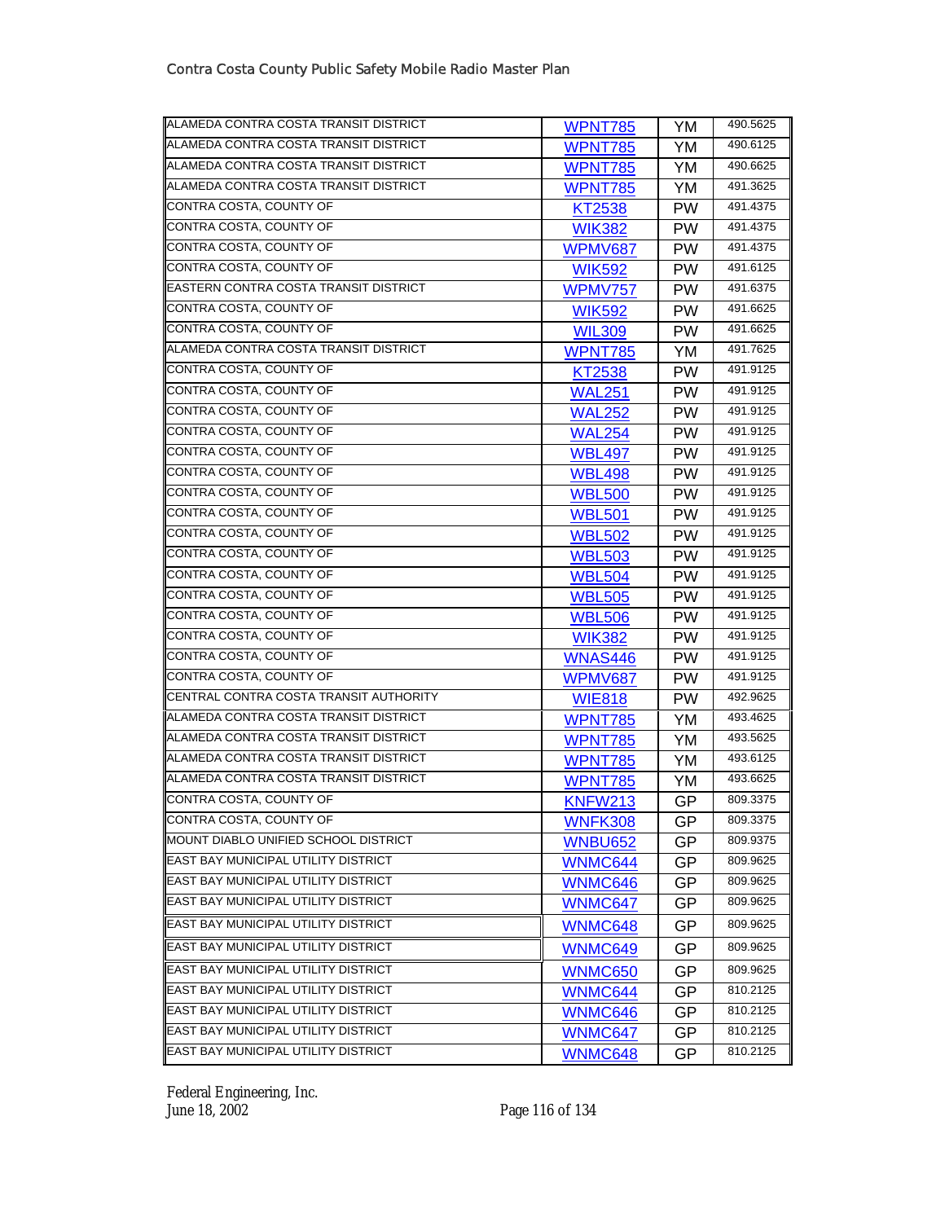| | | | |
|---|---|---|---|
| ALAMEDA CONTRA COSTA TRANSIT DISTRICT | WPNT785 | YM | 490.5625 |
| ALAMEDA CONTRA COSTA TRANSIT DISTRICT | WPNT785 | YM | 490.6125 |
| ALAMEDA CONTRA COSTA TRANSIT DISTRICT | WPNT785 | YM | 490.6625 |
| ALAMEDA CONTRA COSTA TRANSIT DISTRICT | WPNT785 | YM | 491.3625 |
| CONTRA COSTA, COUNTY OF | KT2538 | PW | 491.4375 |
| CONTRA COSTA, COUNTY OF | WIK382 | PW | 491.4375 |
| CONTRA COSTA, COUNTY OF | WPMV687 | PW | 491.4375 |
| CONTRA COSTA, COUNTY OF | WIK592 | PW | 491.6125 |
| EASTERN CONTRA COSTA TRANSIT DISTRICT | WPMV757 | PW | 491.6375 |
| CONTRA COSTA, COUNTY OF | WIK592 | PW | 491.6625 |
| CONTRA COSTA, COUNTY OF | WIL309 | PW | 491.6625 |
| ALAMEDA CONTRA COSTA TRANSIT DISTRICT | WPNT785 | YM | 491.7625 |
| CONTRA COSTA, COUNTY OF | KT2538 | PW | 491.9125 |
| CONTRA COSTA, COUNTY OF | WAL251 | PW | 491.9125 |
| CONTRA COSTA, COUNTY OF | WAL252 | PW | 491.9125 |
| CONTRA COSTA, COUNTY OF | WAL254 | PW | 491.9125 |
| CONTRA COSTA, COUNTY OF | WBL497 | PW | 491.9125 |
| CONTRA COSTA, COUNTY OF | WBL498 | PW | 491.9125 |
| CONTRA COSTA, COUNTY OF | WBL500 | PW | 491.9125 |
| CONTRA COSTA, COUNTY OF | WBL501 | PW | 491.9125 |
| CONTRA COSTA, COUNTY OF | WBL502 | PW | 491.9125 |
| CONTRA COSTA, COUNTY OF | WBL503 | PW | 491.9125 |
| CONTRA COSTA, COUNTY OF | WBL504 | PW | 491.9125 |
| CONTRA COSTA, COUNTY OF | WBL505 | PW | 491.9125 |
| CONTRA COSTA, COUNTY OF | WBL506 | PW | 491.9125 |
| CONTRA COSTA, COUNTY OF | WIK382 | PW | 491.9125 |
| CONTRA COSTA, COUNTY OF | WNAS446 | PW | 491.9125 |
| CONTRA COSTA, COUNTY OF | WPMV687 | PW | 491.9125 |
| CENTRAL CONTRA COSTA TRANSIT AUTHORITY | WIE818 | PW | 492.9625 |
| ALAMEDA CONTRA COSTA TRANSIT DISTRICT | WPNT785 | YM | 493.4625 |
| ALAMEDA CONTRA COSTA TRANSIT DISTRICT | WPNT785 | YM | 493.5625 |
| ALAMEDA CONTRA COSTA TRANSIT DISTRICT | WPNT785 | YM | 493.6125 |
| ALAMEDA CONTRA COSTA TRANSIT DISTRICT | WPNT785 | YM | 493.6625 |
| CONTRA COSTA, COUNTY OF | KNFW213 | GP | 809.3375 |
| CONTRA COSTA, COUNTY OF | WNFK308 | GP | 809.3375 |
| MOUNT DIABLO UNIFIED SCHOOL DISTRICT | WNBU652 | GP | 809.9375 |
| EAST BAY MUNICIPAL UTILITY DISTRICT | WNMC644 | GP | 809.9625 |
| EAST BAY MUNICIPAL UTILITY DISTRICT | WNMC646 | GP | 809.9625 |
| EAST BAY MUNICIPAL UTILITY DISTRICT | WNMC647 | GP | 809.9625 |
| EAST BAY MUNICIPAL UTILITY DISTRICT | WNMC648 | GP | 809.9625 |
| EAST BAY MUNICIPAL UTILITY DISTRICT | WNMC649 | GP | 809.9625 |
| EAST BAY MUNICIPAL UTILITY DISTRICT | WNMC650 | GP | 809.9625 |
| EAST BAY MUNICIPAL UTILITY DISTRICT | WNMC644 | GP | 810.2125 |
| EAST BAY MUNICIPAL UTILITY DISTRICT | WNMC646 | GP | 810.2125 |
| EAST BAY MUNICIPAL UTILITY DISTRICT | WNMC647 | GP | 810.2125 |
| EAST BAY MUNICIPAL UTILITY DISTRICT | WNMC648 | GP | 810.2125 |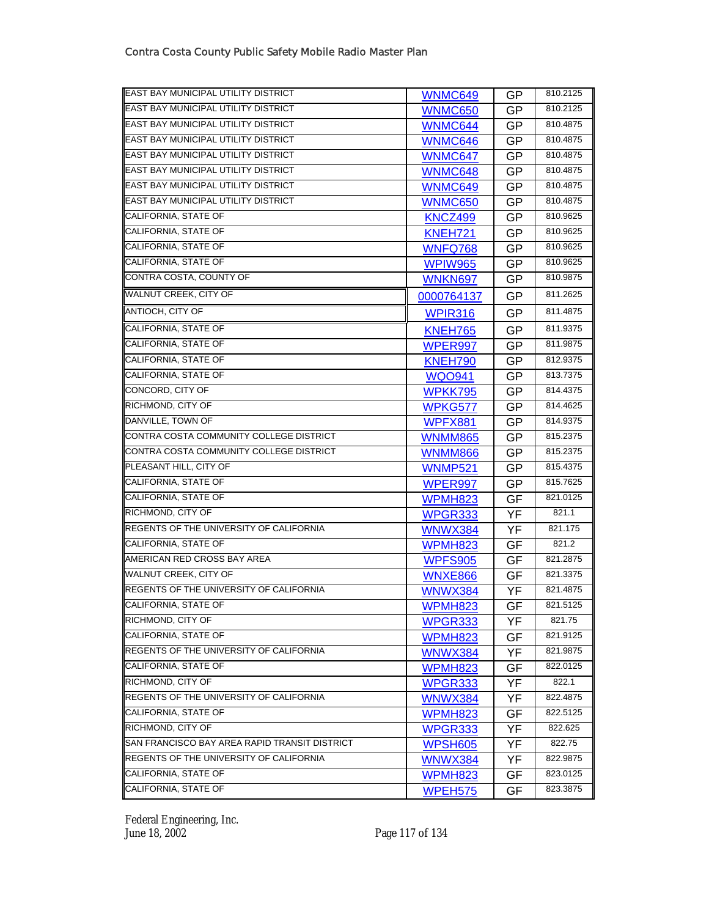| | | | |
|---|---|---|---|
| EAST BAY MUNICIPAL UTILITY DISTRICT | WNMC649 | GP | 810.2125 |
| EAST BAY MUNICIPAL UTILITY DISTRICT | WNMC650 | GP | 810.2125 |
| EAST BAY MUNICIPAL UTILITY DISTRICT | WNMC644 | GP | 810.4875 |
| EAST BAY MUNICIPAL UTILITY DISTRICT | WNMC646 | GP | 810.4875 |
| EAST BAY MUNICIPAL UTILITY DISTRICT | WNMC647 | GP | 810.4875 |
| EAST BAY MUNICIPAL UTILITY DISTRICT | WNMC648 | GP | 810.4875 |
| EAST BAY MUNICIPAL UTILITY DISTRICT | WNMC649 | GP | 810.4875 |
| EAST BAY MUNICIPAL UTILITY DISTRICT | WNMC650 | GP | 810.4875 |
| CALIFORNIA, STATE OF | KNCZ499 | GP | 810.9625 |
| CALIFORNIA, STATE OF | KNEH721 | GP | 810.9625 |
| CALIFORNIA, STATE OF | WNFQ768 | GP | 810.9625 |
| CALIFORNIA, STATE OF | WPIW965 | GP | 810.9625 |
| CONTRA COSTA, COUNTY OF | WNKN697 | GP | 810.9875 |
| WALNUT CREEK, CITY OF | 0000764137 | GP | 811.2625 |
| ANTIOCH, CITY OF | WPIR316 | GP | 811.4875 |
| CALIFORNIA, STATE OF | KNEH765 | GP | 811.9375 |
| CALIFORNIA, STATE OF | WPER997 | GP | 811.9875 |
| CALIFORNIA, STATE OF | KNEH790 | GP | 812.9375 |
| CALIFORNIA, STATE OF | WQO941 | GP | 813.7375 |
| CONCORD, CITY OF | WPKK795 | GP | 814.4375 |
| RICHMOND, CITY OF | WPKG577 | GP | 814.4625 |
| DANVILLE, TOWN OF | WPFX881 | GP | 814.9375 |
| CONTRA COSTA COMMUNITY COLLEGE DISTRICT | WNMM865 | GP | 815.2375 |
| CONTRA COSTA COMMUNITY COLLEGE DISTRICT | WNMM866 | GP | 815.2375 |
| PLEASANT HILL, CITY OF | WNMP521 | GP | 815.4375 |
| CALIFORNIA, STATE OF | WPER997 | GP | 815.7625 |
| CALIFORNIA, STATE OF | WPMH823 | GF | 821.0125 |
| RICHMOND, CITY OF | WPGR333 | YF | 821.1 |
| REGENTS OF THE UNIVERSITY OF CALIFORNIA | WNWX384 | YF | 821.175 |
| CALIFORNIA, STATE OF | WPMH823 | GF | 821.2 |
| AMERICAN RED CROSS BAY AREA | WPFS905 | GF | 821.2875 |
| WALNUT CREEK, CITY OF | WNXE866 | GF | 821.3375 |
| REGENTS OF THE UNIVERSITY OF CALIFORNIA | WNWX384 | YF | 821.4875 |
| CALIFORNIA, STATE OF | WPMH823 | GF | 821.5125 |
| RICHMOND, CITY OF | WPGR333 | YF | 821.75 |
| CALIFORNIA, STATE OF | WPMH823 | GF | 821.9125 |
| REGENTS OF THE UNIVERSITY OF CALIFORNIA | WNWX384 | YF | 821.9875 |
| CALIFORNIA, STATE OF | WPMH823 | GF | 822.0125 |
| RICHMOND, CITY OF | WPGR333 | YF | 822.1 |
| REGENTS OF THE UNIVERSITY OF CALIFORNIA | WNWX384 | YF | 822.4875 |
| CALIFORNIA, STATE OF | WPMH823 | GF | 822.5125 |
| RICHMOND, CITY OF | WPGR333 | YF | 822.625 |
| SAN FRANCISCO BAY AREA RAPID TRANSIT DISTRICT | WPSH605 | YF | 822.75 |
| REGENTS OF THE UNIVERSITY OF CALIFORNIA | WNWX384 | YF | 822.9875 |
| CALIFORNIA, STATE OF | WPMH823 | GF | 823.0125 |
| CALIFORNIA, STATE OF | WPEH575 | GF | 823.3875 |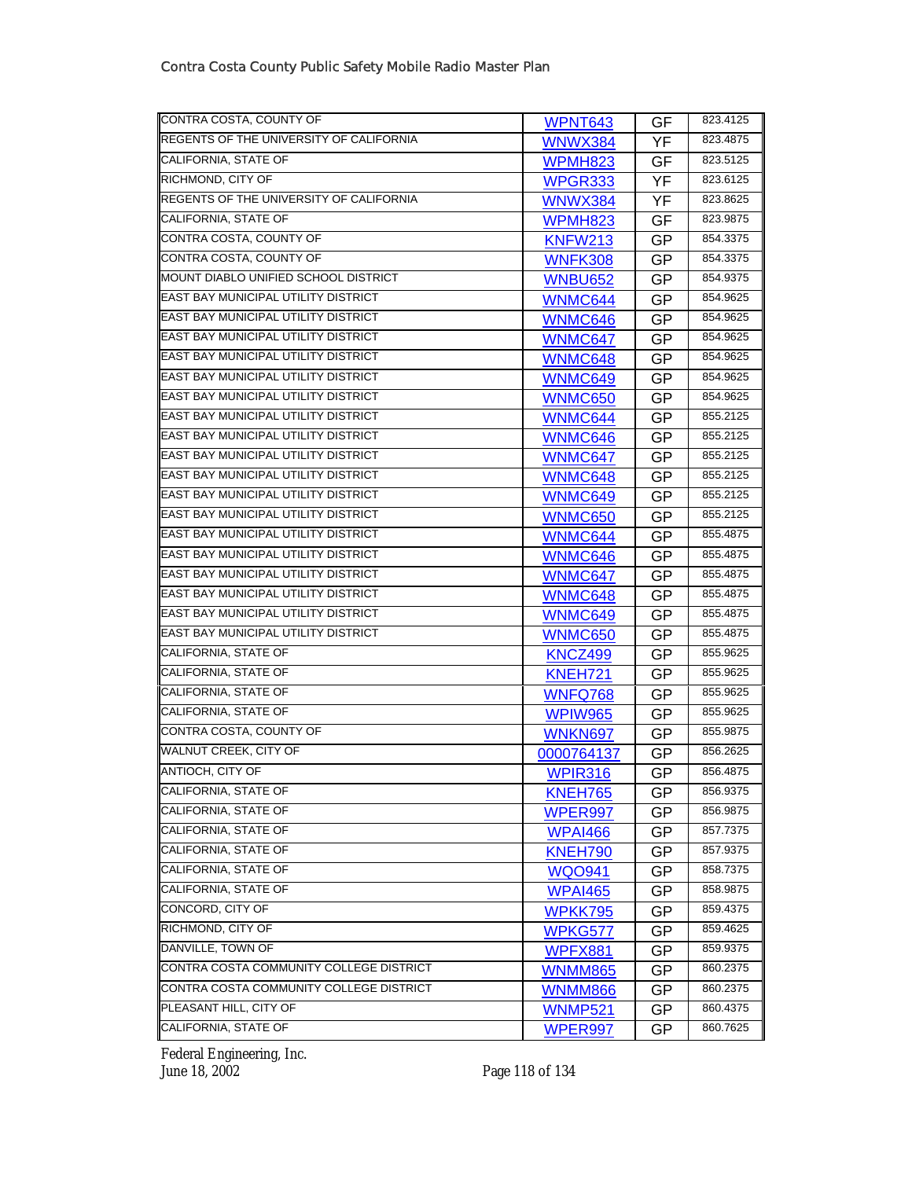| | | | |
|---|---|---|---|
| CONTRA COSTA, COUNTY OF | WPNT643 | GF | 823.4125 |
| REGENTS OF THE UNIVERSITY OF CALIFORNIA | WNWX384 | YF | 823.4875 |
| CALIFORNIA, STATE OF | WPMH823 | GF | 823.5125 |
| RICHMOND, CITY OF | WPGR333 | YF | 823.6125 |
| REGENTS OF THE UNIVERSITY OF CALIFORNIA | WNWX384 | YF | 823.8625 |
| CALIFORNIA, STATE OF | WPMH823 | GF | 823.9875 |
| CONTRA COSTA, COUNTY OF | KNFW213 | GP | 854.3375 |
| CONTRA COSTA, COUNTY OF | WNFK308 | GP | 854.3375 |
| MOUNT DIABLO UNIFIED SCHOOL DISTRICT | WNBU652 | GP | 854.9375 |
| EAST BAY MUNICIPAL UTILITY DISTRICT | WNMC644 | GP | 854.9625 |
| EAST BAY MUNICIPAL UTILITY DISTRICT | WNMC646 | GP | 854.9625 |
| EAST BAY MUNICIPAL UTILITY DISTRICT | WNMC647 | GP | 854.9625 |
| EAST BAY MUNICIPAL UTILITY DISTRICT | WNMC648 | GP | 854.9625 |
| EAST BAY MUNICIPAL UTILITY DISTRICT | WNMC649 | GP | 854.9625 |
| EAST BAY MUNICIPAL UTILITY DISTRICT | WNMC650 | GP | 854.9625 |
| EAST BAY MUNICIPAL UTILITY DISTRICT | WNMC644 | GP | 855.2125 |
| EAST BAY MUNICIPAL UTILITY DISTRICT | WNMC646 | GP | 855.2125 |
| EAST BAY MUNICIPAL UTILITY DISTRICT | WNMC647 | GP | 855.2125 |
| EAST BAY MUNICIPAL UTILITY DISTRICT | WNMC648 | GP | 855.2125 |
| EAST BAY MUNICIPAL UTILITY DISTRICT | WNMC649 | GP | 855.2125 |
| EAST BAY MUNICIPAL UTILITY DISTRICT | WNMC650 | GP | 855.2125 |
| EAST BAY MUNICIPAL UTILITY DISTRICT | WNMC644 | GP | 855.4875 |
| EAST BAY MUNICIPAL UTILITY DISTRICT | WNMC646 | GP | 855.4875 |
| EAST BAY MUNICIPAL UTILITY DISTRICT | WNMC647 | GP | 855.4875 |
| EAST BAY MUNICIPAL UTILITY DISTRICT | WNMC648 | GP | 855.4875 |
| EAST BAY MUNICIPAL UTILITY DISTRICT | WNMC649 | GP | 855.4875 |
| EAST BAY MUNICIPAL UTILITY DISTRICT | WNMC650 | GP | 855.4875 |
| CALIFORNIA, STATE OF | KNCZ499 | GP | 855.9625 |
| CALIFORNIA, STATE OF | KNEH721 | GP | 855.9625 |
| CALIFORNIA, STATE OF | WNFQ768 | GP | 855.9625 |
| CALIFORNIA, STATE OF | WPIW965 | GP | 855.9625 |
| CONTRA COSTA, COUNTY OF | WNKN697 | GP | 855.9875 |
| WALNUT CREEK, CITY OF | 0000764137 | GP | 856.2625 |
| ANTIOCH, CITY OF | WPIR316 | GP | 856.4875 |
| CALIFORNIA, STATE OF | KNEH765 | GP | 856.9375 |
| CALIFORNIA, STATE OF | WPER997 | GP | 856.9875 |
| CALIFORNIA, STATE OF | WPAI466 | GP | 857.7375 |
| CALIFORNIA, STATE OF | KNEH790 | GP | 857.9375 |
| CALIFORNIA, STATE OF | WQO941 | GP | 858.7375 |
| CALIFORNIA, STATE OF | WPAI465 | GP | 858.9875 |
| CONCORD, CITY OF | WPKK795 | GP | 859.4375 |
| RICHMOND, CITY OF | WPKG577 | GP | 859.4625 |
| DANVILLE, TOWN OF | WPFX881 | GP | 859.9375 |
| CONTRA COSTA COMMUNITY COLLEGE DISTRICT | WNMM865 | GP | 860.2375 |
| CONTRA COSTA COMMUNITY COLLEGE DISTRICT | WNMM866 | GP | 860.2375 |
| PLEASANT HILL, CITY OF | WNMP521 | GP | 860.4375 |
| CALIFORNIA, STATE OF | WPER997 | GP | 860.7625 |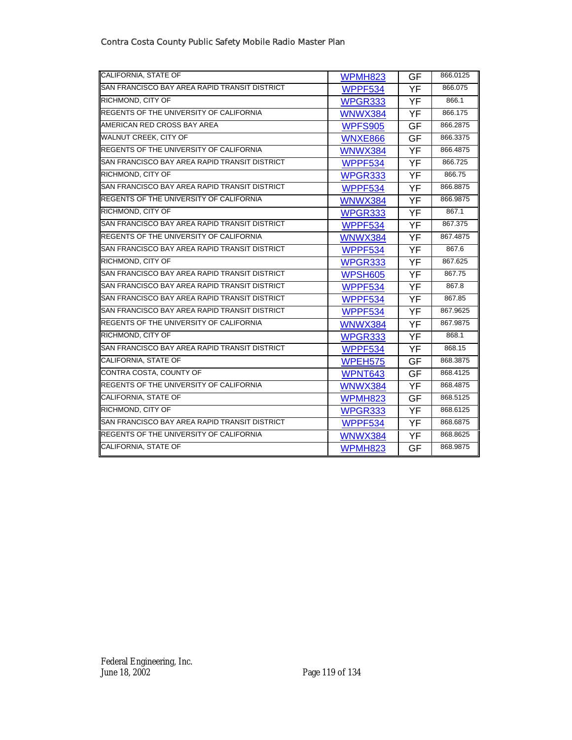| | | | |
|---|---|---|---|
| CALIFORNIA, STATE OF | WPMH823 | GF | 866.0125 |
| SAN FRANCISCO BAY AREA RAPID TRANSIT DISTRICT | WPPF534 | YF | 866.075 |
| RICHMOND, CITY OF | WPGR333 | YF | 866.1 |
| REGENTS OF THE UNIVERSITY OF CALIFORNIA | WNWX384 | YF | 866.175 |
| AMERICAN RED CROSS BAY AREA | WPFS905 | GF | 866.2875 |
| WALNUT CREEK, CITY OF | WNXE866 | GF | 866.3375 |
| REGENTS OF THE UNIVERSITY OF CALIFORNIA | WNWX384 | YF | 866.4875 |
| SAN FRANCISCO BAY AREA RAPID TRANSIT DISTRICT | WPPF534 | YF | 866.725 |
| RICHMOND, CITY OF | WPGR333 | YF | 866.75 |
| SAN FRANCISCO BAY AREA RAPID TRANSIT DISTRICT | WPPF534 | YF | 866.8875 |
| REGENTS OF THE UNIVERSITY OF CALIFORNIA | WNWX384 | YF | 866.9875 |
| RICHMOND, CITY OF | WPGR333 | YF | 867.1 |
| SAN FRANCISCO BAY AREA RAPID TRANSIT DISTRICT | WPPF534 | YF | 867.375 |
| REGENTS OF THE UNIVERSITY OF CALIFORNIA | WNWX384 | YF | 867.4875 |
| SAN FRANCISCO BAY AREA RAPID TRANSIT DISTRICT | WPPF534 | YF | 867.6 |
| RICHMOND, CITY OF | WPGR333 | YF | 867.625 |
| SAN FRANCISCO BAY AREA RAPID TRANSIT DISTRICT | WPSH605 | YF | 867.75 |
| SAN FRANCISCO BAY AREA RAPID TRANSIT DISTRICT | WPPF534 | YF | 867.8 |
| SAN FRANCISCO BAY AREA RAPID TRANSIT DISTRICT | WPPF534 | YF | 867.85 |
| SAN FRANCISCO BAY AREA RAPID TRANSIT DISTRICT | WPPF534 | YF | 867.9625 |
| REGENTS OF THE UNIVERSITY OF CALIFORNIA | WNWX384 | YF | 867.9875 |
| RICHMOND, CITY OF | WPGR333 | YF | 868.1 |
| SAN FRANCISCO BAY AREA RAPID TRANSIT DISTRICT | WPPF534 | YF | 868.15 |
| CALIFORNIA, STATE OF | WPEH575 | GF | 868.3875 |
| CONTRA COSTA, COUNTY OF | WPNT643 | GF | 868.4125 |
| REGENTS OF THE UNIVERSITY OF CALIFORNIA | WNWX384 | YF | 868.4875 |
| CALIFORNIA, STATE OF | WPMH823 | GF | 868.5125 |
| RICHMOND, CITY OF | WPGR333 | YF | 868.6125 |
| SAN FRANCISCO BAY AREA RAPID TRANSIT DISTRICT | WPPF534 | YF | 868.6875 |
| REGENTS OF THE UNIVERSITY OF CALIFORNIA | WNWX384 | YF | 868.8625 |
| CALIFORNIA, STATE OF | WPMH823 | GF | 868.9875 |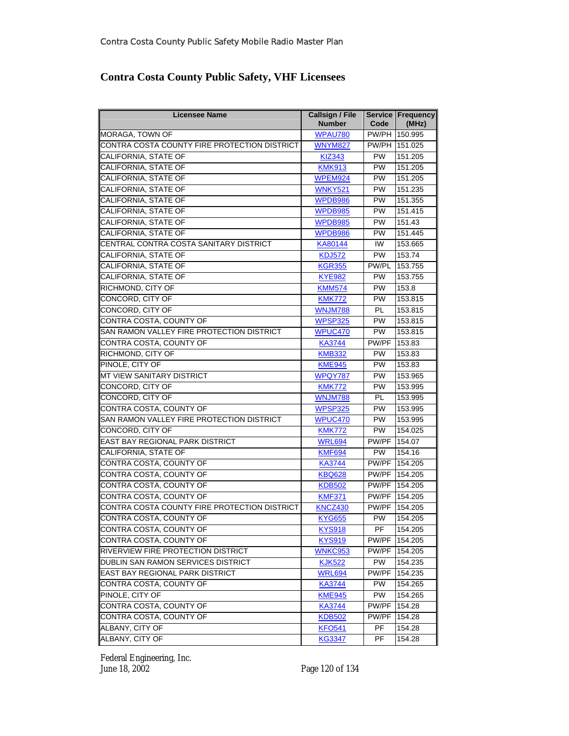## Contra Costa County Public Safety, VHF Licensees

| Licensee Name | Callsign / File Number | Service Code | Frequency (MHz) |
|---|---|---|---|
| MORAGA, TOWN OF | WPAU780 | PW/PH | 150.995 |
| CONTRA COSTA COUNTY FIRE PROTECTION DISTRICT | WNYM827 | PW/PH | 151.025 |
| CALIFORNIA, STATE OF | KIZ343 | PW | 151.205 |
| CALIFORNIA, STATE OF | KMK913 | PW | 151.205 |
| CALIFORNIA, STATE OF | WPEM924 | PW | 151.205 |
| CALIFORNIA, STATE OF | WNKY521 | PW | 151.235 |
| CALIFORNIA, STATE OF | WPDB986 | PW | 151.355 |
| CALIFORNIA, STATE OF | WPDB985 | PW | 151.415 |
| CALIFORNIA, STATE OF | WPDB985 | PW | 151.43 |
| CALIFORNIA, STATE OF | WPDB986 | PW | 151.445 |
| CENTRAL CONTRA COSTA SANITARY DISTRICT | KA80144 | IW | 153.665 |
| CALIFORNIA, STATE OF | KDJ572 | PW | 153.74 |
| CALIFORNIA, STATE OF | KGR355 | PW/PL | 153.755 |
| CALIFORNIA, STATE OF | KYE982 | PW | 153.755 |
| RICHMOND, CITY OF | KMM574 | PW | 153.8 |
| CONCORD, CITY OF | KMK772 | PW | 153.815 |
| CONCORD, CITY OF | WNJM788 | PL | 153.815 |
| CONTRA COSTA, COUNTY OF | WPSP325 | PW | 153.815 |
| SAN RAMON VALLEY FIRE PROTECTION DISTRICT | WPUC470 | PW | 153.815 |
| CONTRA COSTA, COUNTY OF | KA3744 | PW/PF | 153.83 |
| RICHMOND, CITY OF | KMB332 | PW | 153.83 |
| PINOLE, CITY OF | KME945 | PW | 153.83 |
| MT VIEW SANITARY DISTRICT | WPQY787 | PW | 153.965 |
| CONCORD, CITY OF | KMK772 | PW | 153.995 |
| CONCORD, CITY OF | WNJM788 | PL | 153.995 |
| CONTRA COSTA, COUNTY OF | WPSP325 | PW | 153.995 |
| SAN RAMON VALLEY FIRE PROTECTION DISTRICT | WPUC470 | PW | 153.995 |
| CONCORD, CITY OF | KMK772 | PW | 154.025 |
| EAST BAY REGIONAL PARK DISTRICT | WRL694 | PW/PF | 154.07 |
| CALIFORNIA, STATE OF | KMF694 | PW | 154.16 |
| CONTRA COSTA, COUNTY OF | KA3744 | PW/PF | 154.205 |
| CONTRA COSTA, COUNTY OF | KBQ628 | PW/PF | 154.205 |
| CONTRA COSTA, COUNTY OF | KDB502 | PW/PF | 154.205 |
| CONTRA COSTA, COUNTY OF | KMF371 | PW/PF | 154.205 |
| CONTRA COSTA COUNTY FIRE PROTECTION DISTRICT | KNCZ430 | PW/PF | 154.205 |
| CONTRA COSTA, COUNTY OF | KYG655 | PW | 154.205 |
| CONTRA COSTA, COUNTY OF | KYS918 | PF | 154.205 |
| CONTRA COSTA, COUNTY OF | KYS919 | PW/PF | 154.205 |
| RIVERVIEW FIRE PROTECTION DISTRICT | WNKC953 | PW/PF | 154.205 |
| DUBLIN SAN RAMON SERVICES DISTRICT | KJK522 | PW | 154.235 |
| EAST BAY REGIONAL PARK DISTRICT | WRL694 | PW/PF | 154.235 |
| CONTRA COSTA, COUNTY OF | KA3744 | PW | 154.265 |
| PINOLE, CITY OF | KME945 | PW | 154.265 |
| CONTRA COSTA, COUNTY OF | KA3744 | PW/PF | 154.28 |
| CONTRA COSTA, COUNTY OF | KDB502 | PW/PF | 154.28 |
| ALBANY, CITY OF | KFO541 | PF | 154.28 |
| ALBANY, CITY OF | KG3347 | PF | 154.28 |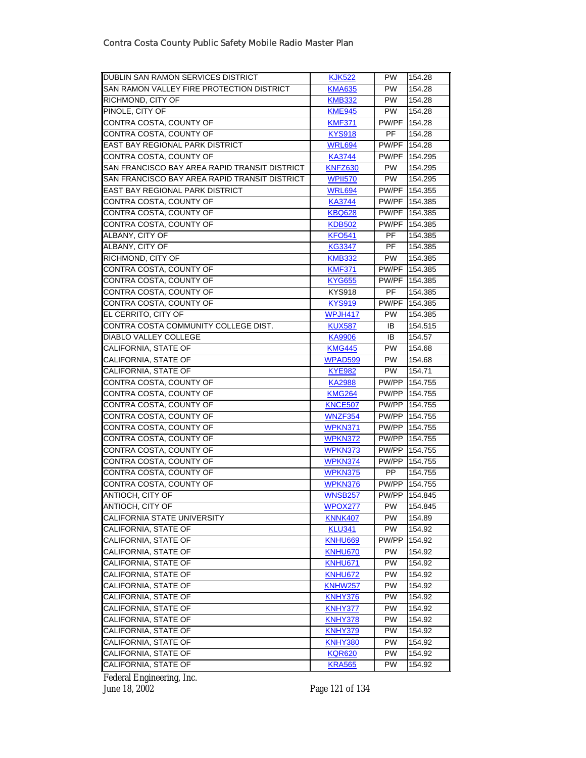| | | | |
|---|---|---|---|
| DUBLIN SAN RAMON SERVICES DISTRICT | KJK522 | PW | 154.28 |
| SAN RAMON VALLEY FIRE PROTECTION DISTRICT | KMA635 | PW | 154.28 |
| RICHMOND, CITY OF | KMB332 | PW | 154.28 |
| PINOLE, CITY OF | KME945 | PW | 154.28 |
| CONTRA COSTA, COUNTY OF | KMF371 | PW/PF | 154.28 |
| CONTRA COSTA, COUNTY OF | KYS918 | PF | 154.28 |
| EAST BAY REGIONAL PARK DISTRICT | WRL694 | PW/PF | 154.28 |
| CONTRA COSTA, COUNTY OF | KA3744 | PW/PF | 154.295 |
| SAN FRANCISCO BAY AREA RAPID TRANSIT DISTRICT | KNFZ630 | PW | 154.295 |
| SAN FRANCISCO BAY AREA RAPID TRANSIT DISTRICT | WPII570 | PW | 154.295 |
| EAST BAY REGIONAL PARK DISTRICT | WRL694 | PW/PF | 154.355 |
| CONTRA COSTA, COUNTY OF | KA3744 | PW/PF | 154.385 |
| CONTRA COSTA, COUNTY OF | KBQ628 | PW/PF | 154.385 |
| CONTRA COSTA, COUNTY OF | KDB502 | PW/PF | 154.385 |
| ALBANY, CITY OF | KFO541 | PF | 154.385 |
| ALBANY, CITY OF | KG3347 | PF | 154.385 |
| RICHMOND, CITY OF | KMB332 | PW | 154.385 |
| CONTRA COSTA, COUNTY OF | KMF371 | PW/PF | 154.385 |
| CONTRA COSTA, COUNTY OF | KYG655 | PW/PF | 154.385 |
| CONTRA COSTA, COUNTY OF | KYS918 | PF | 154.385 |
| CONTRA COSTA, COUNTY OF | KYS919 | PW/PF | 154.385 |
| EL CERRITO, CITY OF | WPJH417 | PW | 154.385 |
| CONTRA COSTA COMMUNITY COLLEGE DIST. | KUX587 | IB | 154.515 |
| DIABLO VALLEY COLLEGE | KA9906 | IB | 154.57 |
| CALIFORNIA, STATE OF | KMG445 | PW | 154.68 |
| CALIFORNIA, STATE OF | WPAD599 | PW | 154.68 |
| CALIFORNIA, STATE OF | KYE982 | PW | 154.71 |
| CONTRA COSTA, COUNTY OF | KA2988 | PW/PP | 154.755 |
| CONTRA COSTA, COUNTY OF | KMG264 | PW/PP | 154.755 |
| CONTRA COSTA, COUNTY OF | KNCE507 | PW/PP | 154.755 |
| CONTRA COSTA, COUNTY OF | WNZF354 | PW/PP | 154.755 |
| CONTRA COSTA, COUNTY OF | WPKN371 | PW/PP | 154.755 |
| CONTRA COSTA, COUNTY OF | WPKN372 | PW/PP | 154.755 |
| CONTRA COSTA, COUNTY OF | WPKN373 | PW/PP | 154.755 |
| CONTRA COSTA, COUNTY OF | WPKN374 | PW/PP | 154.755 |
| CONTRA COSTA, COUNTY OF | WPKN375 | PP | 154.755 |
| CONTRA COSTA, COUNTY OF | WPKN376 | PW/PP | 154.755 |
| ANTIOCH, CITY OF | WNSB257 | PW/PP | 154.845 |
| ANTIOCH, CITY OF | WPOX277 | PW | 154.845 |
| CALIFORNIA STATE UNIVERSITY | KNNK407 | PW | 154.89 |
| CALIFORNIA, STATE OF | KLU341 | PW | 154.92 |
| CALIFORNIA, STATE OF | KNHU669 | PW/PP | 154.92 |
| CALIFORNIA, STATE OF | KNHU670 | PW | 154.92 |
| CALIFORNIA, STATE OF | KNHU671 | PW | 154.92 |
| CALIFORNIA, STATE OF | KNHU672 | PW | 154.92 |
| CALIFORNIA, STATE OF | KNHW257 | PW | 154.92 |
| CALIFORNIA, STATE OF | KNHY376 | PW | 154.92 |
| CALIFORNIA, STATE OF | KNHY377 | PW | 154.92 |
| CALIFORNIA, STATE OF | KNHY378 | PW | 154.92 |
| CALIFORNIA, STATE OF | KNHY379 | PW | 154.92 |
| CALIFORNIA, STATE OF | KNHY380 | PW | 154.92 |
| CALIFORNIA, STATE OF | KQR620 | PW | 154.92 |
| CALIFORNIA, STATE OF | KRA565 | PW | 154.92 |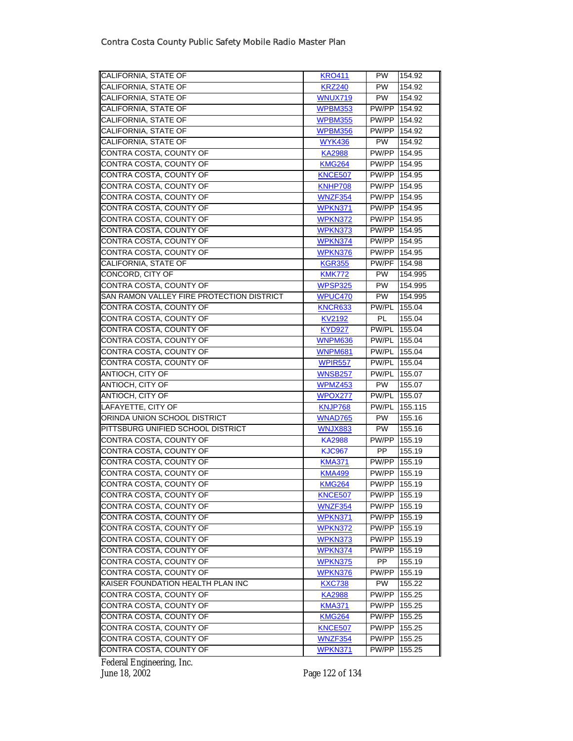| | | | |
|---|---|---|---|
| CALIFORNIA, STATE OF | KRO411 | PW | 154.92 |
| CALIFORNIA, STATE OF | KRZ240 | PW | 154.92 |
| CALIFORNIA, STATE OF | WNUX719 | PW | 154.92 |
| CALIFORNIA, STATE OF | WPBM353 | PW/PP | 154.92 |
| CALIFORNIA, STATE OF | WPBM355 | PW/PP | 154.92 |
| CALIFORNIA, STATE OF | WPBM356 | PW/PP | 154.92 |
| CALIFORNIA, STATE OF | WYK436 | PW | 154.92 |
| CONTRA COSTA, COUNTY OF | KA2988 | PW/PP | 154.95 |
| CONTRA COSTA, COUNTY OF | KMG264 | PW/PP | 154.95 |
| CONTRA COSTA, COUNTY OF | KNCE507 | PW/PP | 154.95 |
| CONTRA COSTA, COUNTY OF | KNHP708 | PW/PP | 154.95 |
| CONTRA COSTA, COUNTY OF | WNZF354 | PW/PP | 154.95 |
| CONTRA COSTA, COUNTY OF | WPKN371 | PW/PP | 154.95 |
| CONTRA COSTA, COUNTY OF | WPKN372 | PW/PP | 154.95 |
| CONTRA COSTA, COUNTY OF | WPKN373 | PW/PP | 154.95 |
| CONTRA COSTA, COUNTY OF | WPKN374 | PW/PP | 154.95 |
| CONTRA COSTA, COUNTY OF | WPKN376 | PW/PP | 154.95 |
| CALIFORNIA, STATE OF | KGR355 | PW/PF | 154.98 |
| CONCORD, CITY OF | KMK772 | PW | 154.995 |
| CONTRA COSTA, COUNTY OF | WPSP325 | PW | 154.995 |
| SAN RAMON VALLEY FIRE PROTECTION DISTRICT | WPUC470 | PW | 154.995 |
| CONTRA COSTA, COUNTY OF | KNCR633 | PW/PL | 155.04 |
| CONTRA COSTA, COUNTY OF | KV2192 | PL | 155.04 |
| CONTRA COSTA, COUNTY OF | KYD927 | PW/PL | 155.04 |
| CONTRA COSTA, COUNTY OF | WNPM636 | PW/PL | 155.04 |
| CONTRA COSTA, COUNTY OF | WNPM681 | PW/PL | 155.04 |
| CONTRA COSTA, COUNTY OF | WPIR557 | PW/PL | 155.04 |
| ANTIOCH, CITY OF | WNSB257 | PW/PL | 155.07 |
| ANTIOCH, CITY OF | WPMZ453 | PW | 155.07 |
| ANTIOCH, CITY OF | WPOX277 | PW/PL | 155.07 |
| LAFAYETTE, CITY OF | KNJP768 | PW/PL | 155.115 |
| ORINDA UNION SCHOOL DISTRICT | WNAD765 | PW | 155.16 |
| PITTSBURG UNIFIED SCHOOL DISTRICT | WNJX883 | PW | 155.16 |
| CONTRA COSTA, COUNTY OF | KA2988 | PW/PP | 155.19 |
| CONTRA COSTA, COUNTY OF | KJC967 | PP | 155.19 |
| CONTRA COSTA, COUNTY OF | KMA371 | PW/PP | 155.19 |
| CONTRA COSTA, COUNTY OF | KMA499 | PW/PP | 155.19 |
| CONTRA COSTA, COUNTY OF | KMG264 | PW/PP | 155.19 |
| CONTRA COSTA, COUNTY OF | KNCE507 | PW/PP | 155.19 |
| CONTRA COSTA, COUNTY OF | WNZF354 | PW/PP | 155.19 |
| CONTRA COSTA, COUNTY OF | WPKN371 | PW/PP | 155.19 |
| CONTRA COSTA, COUNTY OF | WPKN372 | PW/PP | 155.19 |
| CONTRA COSTA, COUNTY OF | WPKN373 | PW/PP | 155.19 |
| CONTRA COSTA, COUNTY OF | WPKN374 | PW/PP | 155.19 |
| CONTRA COSTA, COUNTY OF | WPKN375 | PP | 155.19 |
| CONTRA COSTA, COUNTY OF | WPKN376 | PW/PP | 155.19 |
| KAISER FOUNDATION HEALTH PLAN INC | KXC738 | PW | 155.22 |
| CONTRA COSTA, COUNTY OF | KA2988 | PW/PP | 155.25 |
| CONTRA COSTA, COUNTY OF | KMA371 | PW/PP | 155.25 |
| CONTRA COSTA, COUNTY OF | KMG264 | PW/PP | 155.25 |
| CONTRA COSTA, COUNTY OF | KNCE507 | PW/PP | 155.25 |
| CONTRA COSTA, COUNTY OF | WNZF354 | PW/PP | 155.25 |
| CONTRA COSTA, COUNTY OF | WPKN371 | PW/PP | 155.25 |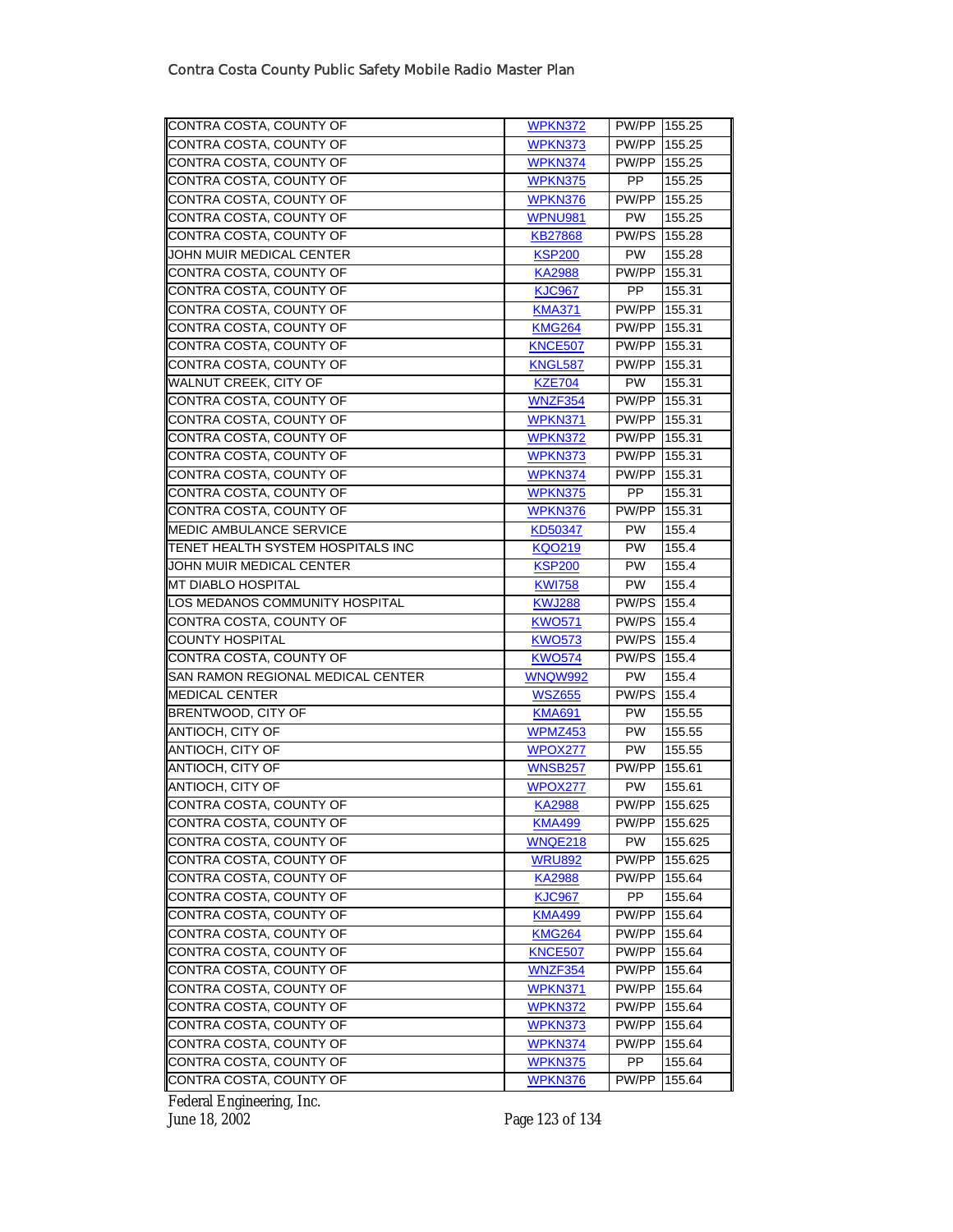| | | | |
|---|---|---|---|
| CONTRA COSTA, COUNTY OF | WPKN372 | PW/PP | 155.25 |
| CONTRA COSTA, COUNTY OF | WPKN373 | PW/PP | 155.25 |
| CONTRA COSTA, COUNTY OF | WPKN374 | PW/PP | 155.25 |
| CONTRA COSTA, COUNTY OF | WPKN375 | PP | 155.25 |
| CONTRA COSTA, COUNTY OF | WPKN376 | PW/PP | 155.25 |
| CONTRA COSTA, COUNTY OF | WPNU981 | PW | 155.25 |
| CONTRA COSTA, COUNTY OF | KB27868 | PW/PS | 155.28 |
| JOHN MUIR MEDICAL CENTER | KSP200 | PW | 155.28 |
| CONTRA COSTA, COUNTY OF | KA2988 | PW/PP | 155.31 |
| CONTRA COSTA, COUNTY OF | KJC967 | PP | 155.31 |
| CONTRA COSTA, COUNTY OF | KMA371 | PW/PP | 155.31 |
| CONTRA COSTA, COUNTY OF | KMG264 | PW/PP | 155.31 |
| CONTRA COSTA, COUNTY OF | KNCE507 | PW/PP | 155.31 |
| CONTRA COSTA, COUNTY OF | KNGL587 | PW/PP | 155.31 |
| WALNUT CREEK, CITY OF | KZE704 | PW | 155.31 |
| CONTRA COSTA, COUNTY OF | WNZF354 | PW/PP | 155.31 |
| CONTRA COSTA, COUNTY OF | WPKN371 | PW/PP | 155.31 |
| CONTRA COSTA, COUNTY OF | WPKN372 | PW/PP | 155.31 |
| CONTRA COSTA, COUNTY OF | WPKN373 | PW/PP | 155.31 |
| CONTRA COSTA, COUNTY OF | WPKN374 | PW/PP | 155.31 |
| CONTRA COSTA, COUNTY OF | WPKN375 | PP | 155.31 |
| CONTRA COSTA, COUNTY OF | WPKN376 | PW/PP | 155.31 |
| MEDIC AMBULANCE SERVICE | KD50347 | PW | 155.4 |
| TENET HEALTH SYSTEM HOSPITALS INC | KQO219 | PW | 155.4 |
| JOHN MUIR MEDICAL CENTER | KSP200 | PW | 155.4 |
| MT DIABLO HOSPITAL | KWI758 | PW | 155.4 |
| LOS MEDANOS COMMUNITY HOSPITAL | KWJ288 | PW/PS | 155.4 |
| CONTRA COSTA, COUNTY OF | KWO571 | PW/PS | 155.4 |
| COUNTY HOSPITAL | KWO573 | PW/PS | 155.4 |
| CONTRA COSTA, COUNTY OF | KWO574 | PW/PS | 155.4 |
| SAN RAMON REGIONAL MEDICAL CENTER | WNQW992 | PW | 155.4 |
| MEDICAL CENTER | WSZ655 | PW/PS | 155.4 |
| BRENTWOOD, CITY OF | KMA691 | PW | 155.55 |
| ANTIOCH, CITY OF | WPMZ453 | PW | 155.55 |
| ANTIOCH, CITY OF | WPOX277 | PW | 155.55 |
| ANTIOCH, CITY OF | WNSB257 | PW/PP | 155.61 |
| ANTIOCH, CITY OF | WPOX277 | PW | 155.61 |
| CONTRA COSTA, COUNTY OF | KA2988 | PW/PP | 155.625 |
| CONTRA COSTA, COUNTY OF | KMA499 | PW/PP | 155.625 |
| CONTRA COSTA, COUNTY OF | WNQE218 | PW | 155.625 |
| CONTRA COSTA, COUNTY OF | WRU892 | PW/PP | 155.625 |
| CONTRA COSTA, COUNTY OF | KA2988 | PW/PP | 155.64 |
| CONTRA COSTA, COUNTY OF | KJC967 | PP | 155.64 |
| CONTRA COSTA, COUNTY OF | KMA499 | PW/PP | 155.64 |
| CONTRA COSTA, COUNTY OF | KMG264 | PW/PP | 155.64 |
| CONTRA COSTA, COUNTY OF | KNCE507 | PW/PP | 155.64 |
| CONTRA COSTA, COUNTY OF | WNZF354 | PW/PP | 155.64 |
| CONTRA COSTA, COUNTY OF | WPKN371 | PW/PP | 155.64 |
| CONTRA COSTA, COUNTY OF | WPKN372 | PW/PP | 155.64 |
| CONTRA COSTA, COUNTY OF | WPKN373 | PW/PP | 155.64 |
| CONTRA COSTA, COUNTY OF | WPKN374 | PW/PP | 155.64 |
| CONTRA COSTA, COUNTY OF | WPKN375 | PP | 155.64 |
| CONTRA COSTA, COUNTY OF | WPKN376 | PW/PP | 155.64 |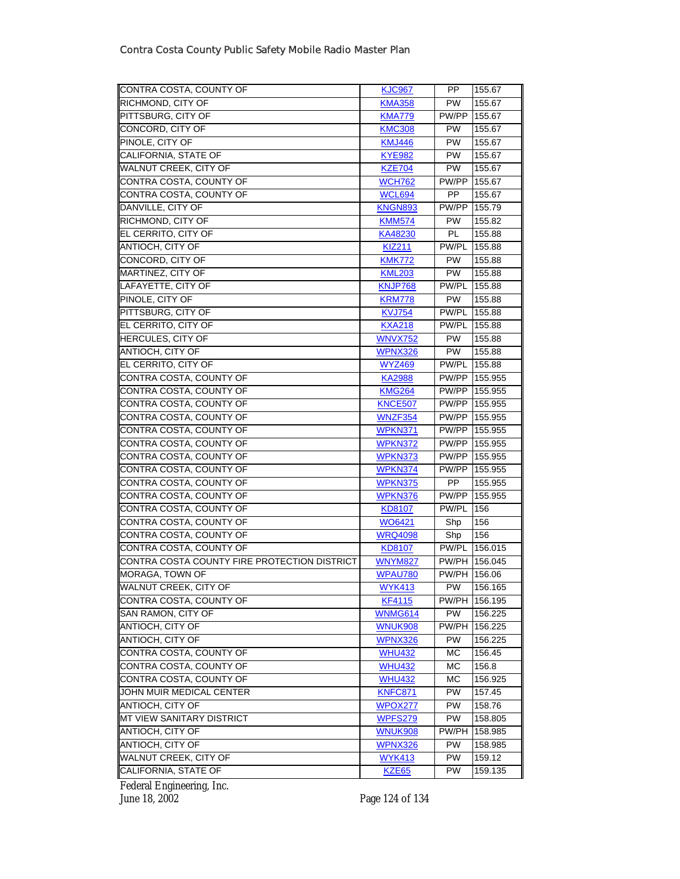| | | | |
|---|---|---|---|
| CONTRA COSTA, COUNTY OF | KJC967 | PP | 155.67 |
| RICHMOND, CITY OF | KMA358 | PW | 155.67 |
| PITTSBURG, CITY OF | KMA779 | PW/PP | 155.67 |
| CONCORD, CITY OF | KMC308 | PW | 155.67 |
| PINOLE, CITY OF | KMJ446 | PW | 155.67 |
| CALIFORNIA, STATE OF | KYE982 | PW | 155.67 |
| WALNUT CREEK, CITY OF | KZE704 | PW | 155.67 |
| CONTRA COSTA, COUNTY OF | WCH762 | PW/PP | 155.67 |
| CONTRA COSTA, COUNTY OF | WCL694 | PP | 155.67 |
| DANVILLE, CITY OF | KNGN893 | PW/PP | 155.79 |
| RICHMOND, CITY OF | KMM574 | PW | 155.82 |
| EL CERRITO, CITY OF | KA48230 | PL | 155.88 |
| ANTIOCH, CITY OF | KIZ211 | PW/PL | 155.88 |
| CONCORD, CITY OF | KMK772 | PW | 155.88 |
| MARTINEZ, CITY OF | KML203 | PW | 155.88 |
| LAFAYETTE, CITY OF | KNJP768 | PW/PL | 155.88 |
| PINOLE, CITY OF | KRM778 | PW | 155.88 |
| PITTSBURG, CITY OF | KVJ754 | PW/PL | 155.88 |
| EL CERRITO, CITY OF | KXA218 | PW/PL | 155.88 |
| HERCULES, CITY OF | WNVX752 | PW | 155.88 |
| ANTIOCH, CITY OF | WPNX326 | PW | 155.88 |
| EL CERRITO, CITY OF | WYZ469 | PW/PL | 155.88 |
| CONTRA COSTA, COUNTY OF | KA2988 | PW/PP | 155.955 |
| CONTRA COSTA, COUNTY OF | KMG264 | PW/PP | 155.955 |
| CONTRA COSTA, COUNTY OF | KNCE507 | PW/PP | 155.955 |
| CONTRA COSTA, COUNTY OF | WNZF354 | PW/PP | 155.955 |
| CONTRA COSTA, COUNTY OF | WPKN371 | PW/PP | 155.955 |
| CONTRA COSTA, COUNTY OF | WPKN372 | PW/PP | 155.955 |
| CONTRA COSTA, COUNTY OF | WPKN373 | PW/PP | 155.955 |
| CONTRA COSTA, COUNTY OF | WPKN374 | PW/PP | 155.955 |
| CONTRA COSTA, COUNTY OF | WPKN375 | PP | 155.955 |
| CONTRA COSTA, COUNTY OF | WPKN376 | PW/PP | 155.955 |
| CONTRA COSTA, COUNTY OF | KD8107 | PW/PL | 156 |
| CONTRA COSTA, COUNTY OF | WO6421 | Shp | 156 |
| CONTRA COSTA, COUNTY OF | WRQ4098 | Shp | 156 |
| CONTRA COSTA, COUNTY OF | KD8107 | PW/PL | 156.015 |
| CONTRA COSTA COUNTY FIRE PROTECTION DISTRICT | WNYM827 | PW/PH | 156.045 |
| MORAGA, TOWN OF | WPAU780 | PW/PH | 156.06 |
| WALNUT CREEK, CITY OF | WYK413 | PW | 156.165 |
| CONTRA COSTA, COUNTY OF | KF4115 | PW/PH | 156.195 |
| SAN RAMON, CITY OF | WNMG614 | PW | 156.225 |
| ANTIOCH, CITY OF | WNUK908 | PW/PH | 156.225 |
| ANTIOCH, CITY OF | WPNX326 | PW | 156.225 |
| CONTRA COSTA, COUNTY OF | WHU432 | MC | 156.45 |
| CONTRA COSTA, COUNTY OF | WHU432 | MC | 156.8 |
| CONTRA COSTA, COUNTY OF | WHU432 | MC | 156.925 |
| JOHN MUIR MEDICAL CENTER | KNFC871 | PW | 157.45 |
| ANTIOCH, CITY OF | WPOX277 | PW | 158.76 |
| MT VIEW SANITARY DISTRICT | WPFS279 | PW | 158.805 |
| ANTIOCH, CITY OF | WNUK908 | PW/PH | 158.985 |
| ANTIOCH, CITY OF | WPNX326 | PW | 158.985 |
| WALNUT CREEK, CITY OF | WYK413 | PW | 159.12 |
| CALIFORNIA, STATE OF | KZE65 | PW | 159.135 |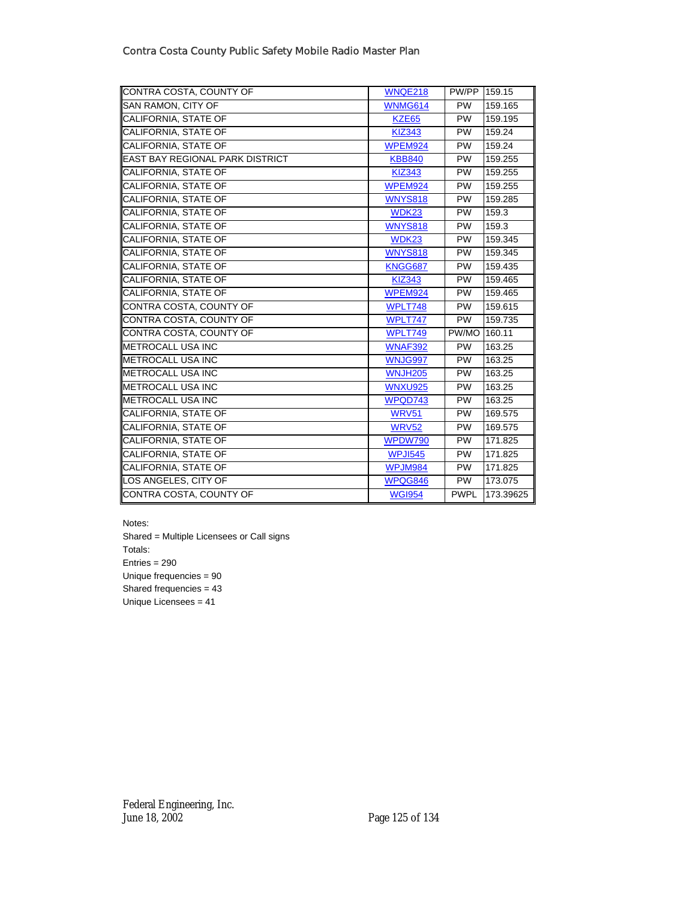| CONTRA COSTA, COUNTY OF | WNQE218 | PW/PP | 159.15 |
|---|---|---|---|
| SAN RAMON, CITY OF | WNMG614 | PW | 159.165 |
| CALIFORNIA, STATE OF | KZE65 | PW | 159.195 |
| CALIFORNIA, STATE OF | KIZ343 | PW | 159.24 |
| CALIFORNIA, STATE OF | WPEM924 | PW | 159.24 |
| EAST BAY REGIONAL PARK DISTRICT | KBB840 | PW | 159.255 |
| CALIFORNIA, STATE OF | KIZ343 | PW | 159.255 |
| CALIFORNIA, STATE OF | WPEM924 | PW | 159.255 |
| CALIFORNIA, STATE OF | WNYS818 | PW | 159.285 |
| CALIFORNIA, STATE OF | WDK23 | PW | 159.3 |
| CALIFORNIA, STATE OF | WNYS818 | PW | 159.3 |
| CALIFORNIA, STATE OF | WDK23 | PW | 159.345 |
| CALIFORNIA, STATE OF | WNYS818 | PW | 159.345 |
| CALIFORNIA, STATE OF | KNGG687 | PW | 159.435 |
| CALIFORNIA, STATE OF | KIZ343 | PW | 159.465 |
| CALIFORNIA, STATE OF | WPEM924 | PW | 159.465 |
| CONTRA COSTA, COUNTY OF | WPLT748 | PW | 159.615 |
| CONTRA COSTA, COUNTY OF | WPLT747 | PW | 159.735 |
| CONTRA COSTA, COUNTY OF | WPLT749 | PW/MO | 160.11 |
| METROCALL USA INC | WNAF392 | PW | 163.25 |
| METROCALL USA INC | WNJG997 | PW | 163.25 |
| METROCALL USA INC | WNJH205 | PW | 163.25 |
| METROCALL USA INC | WNXU925 | PW | 163.25 |
| METROCALL USA INC | WPQD743 | PW | 163.25 |
| CALIFORNIA, STATE OF | WRV51 | PW | 169.575 |
| CALIFORNIA, STATE OF | WRV52 | PW | 169.575 |
| CALIFORNIA, STATE OF | WPDW790 | PW | 171.825 |
| CALIFORNIA, STATE OF | WPJI545 | PW | 171.825 |
| CALIFORNIA, STATE OF | WPJM984 | PW | 171.825 |
| LOS ANGELES, CITY OF | WPQG846 | PW | 173.075 |
| CONTRA COSTA, COUNTY OF | WGI954 | PWPL | 173.39625 |

Notes:

Shared = Multiple Licensees or Call signs

Totals:

Entries = 290

Unique frequencies = 90

Shared frequencies = 43

Unique Licensees = 41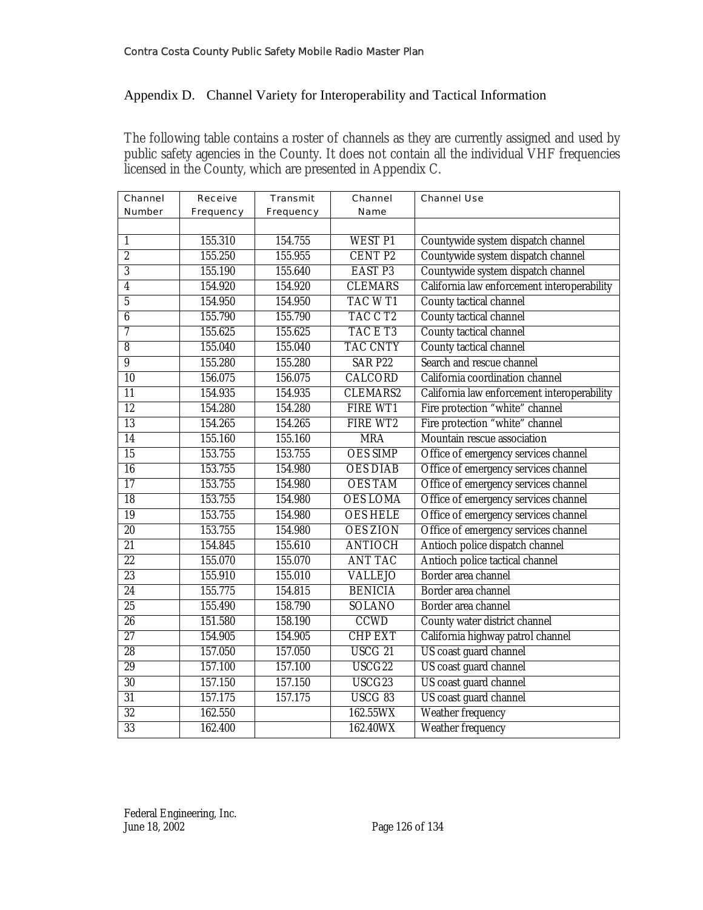## Appendix D. Channel Variety for Interoperability and Tactical Information

The following table contains a roster of channels as they are currently assigned and used by public safety agencies in the County. It does not contain all the individual VHF frequencies licensed in the County, which are presented in Appendix C.

| Channel Number | Receive Frequency | Transmit Frequency | Channel Name | Channel Use |
|---|---|---|---|---|
| | | | | |
| 1 | 155.310 | 154.755 | WEST P1 | Countywide system dispatch channel |
| 2 | 155.250 | 155.955 | CENT P2 | Countywide system dispatch channel |
| 3 | 155.190 | 155.640 | EAST P3 | Countywide system dispatch channel |
| 4 | 154.920 | 154.920 | CLEMARS | California law enforcement interoperability |
| 5 | 154.950 | 154.950 | TAC W T1 | County tactical channel |
| 6 | 155.790 | 155.790 | TAC C T2 | County tactical channel |
| 7 | 155.625 | 155.625 | TAC E T3 | County tactical channel |
| 8 | 155.040 | 155.040 | TAC CNTY | County tactical channel |
| 9 | 155.280 | 155.280 | SAR P22 | Search and rescue channel |
| 10 | 156.075 | 156.075 | CALCORD | California coordination channel |
| 11 | 154.935 | 154.935 | CLEMARS2 | California law enforcement interoperability |
| 12 | 154.280 | 154.280 | FIRE WT1 | Fire protection “white” channel |
| 13 | 154.265 | 154.265 | FIRE WT2 | Fire protection “white” channel |
| 14 | 155.160 | 155.160 | MRA | Mountain rescue association |
| 15 | 153.755 | 153.755 | OES SIMP | Office of emergency services channel |
| 16 | 153.755 | 154.980 | OES DIAB | Office of emergency services channel |
| 17 | 153.755 | 154.980 | OES TAM | Office of emergency services channel |
| 18 | 153.755 | 154.980 | OES LOMA | Office of emergency services channel |
| 19 | 153.755 | 154.980 | OES HELE | Office of emergency services channel |
| 20 | 153.755 | 154.980 | OES ZION | Office of emergency services channel |
| 21 | 154.845 | 155.610 | ANTIOCH | Antioch police dispatch channel |
| 22 | 155.070 | 155.070 | ANT TAC | Antioch police tactical channel |
| 23 | 155.910 | 155.010 | VALLEJO | Border area channel |
| 24 | 155.775 | 154.815 | BENICIA | Border area channel |
| 25 | 155.490 | 158.790 | SOLANO | Border area channel |
| 26 | 151.580 | 158.190 | CCWD | County water district channel |
| 27 | 154.905 | 154.905 | CHP EXT | California highway patrol channel |
| 28 | 157.050 | 157.050 | USCG 21 | US coast guard channel |
| 29 | 157.100 | 157.100 | USCG22 | US coast guard channel |
| 30 | 157.150 | 157.150 | USCG23 | US coast guard channel |
| 31 | 157.175 | 157.175 | USCG 83 | US coast guard channel |
| 32 | 162.550 | | 162.55WX | Weather frequency |
| 33 | 162.400 | | 162.40WX | Weather frequency |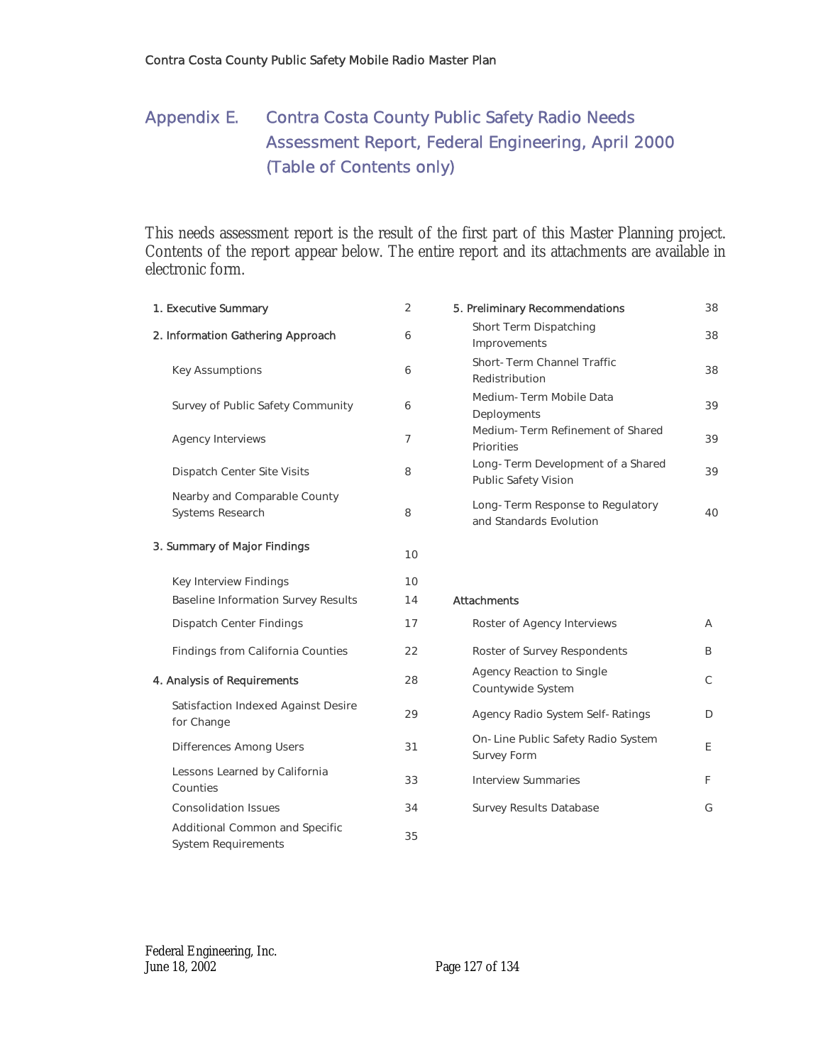# Appendix E. Contra Costa County Public Safety Radio Needs Assessment Report, Federal Engineering, April 2000 (Table of Contents only)

This needs assessment report is the result of the first part of this Master Planning project. Contents of the report appear below. The entire report and its attachments are available in electronic form.

| Section | Page |
|---|---|
| **1. Executive Summary** | 2 |
| **2. Information Gathering Approach** | 6 |
| Key Assumptions | 6 |
| Survey of Public Safety Community | 6 |
| Agency Interviews | 7 |
| Dispatch Center Site Visits | 8 |
| Nearby and Comparable County Systems Research | 8 |
| **3. Summary of Major Findings** | 10 |
| Key Interview Findings | 10 |
| Baseline Information Survey Results | 14 |
| Dispatch Center Findings | 17 |
| Findings from California Counties | 22 |
| **4. Analysis of Requirements** | 28 |
| Satisfaction Indexed Against Desire for Change | 29 |
| Differences Among Users | 31 |
| Lessons Learned by California Counties | 33 |
| Consolidation Issues | 34 |
| Additional Common and Specific System Requirements | 35 |
| **5. Preliminary Recommendations** | 38 |
| Short Term Dispatching Improvements | 38 |
| Short-Term Channel Traffic Redistribution | 38 |
| Medium-Term Mobile Data Deployments | 39 |
| Medium-Term Refinement of Shared Priorities | 39 |
| Long-Term Development of a Shared Public Safety Vision | 39 |
| Long-Term Response to Regulatory and Standards Evolution | 40 |

| **Attachments** | |
|---|---|
| Roster of Agency Interviews | A |
| Roster of Survey Respondents | B |
| Agency Reaction to Single Countywide System | C |
| Agency Radio System Self-Ratings | D |
| On-Line Public Safety Radio System Survey Form | E |
| Interview Summaries | F |
| Survey Results Database | G |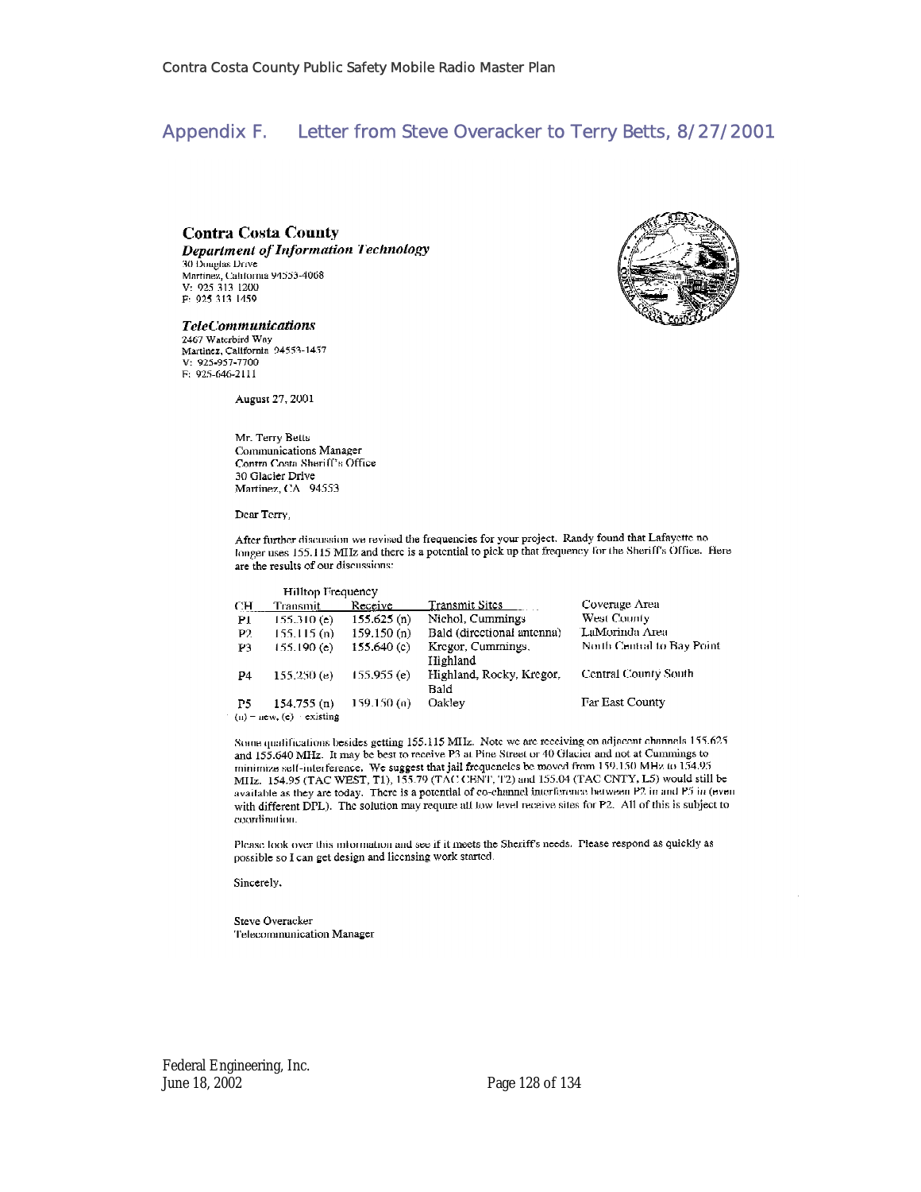## Appendix F. Letter from Steve Overacker to Terry Betts, 8/27/2001

**Contra Costa County**
***Department of Information Technology***
30 Douglas Drive
Martinez, California 94553-4068
V: 925 313 1200
F: 925 313 1459

***TeleCommunications***
2467 Waterbird Way
Martinez, California 94553-1437
V: 925-957-7700
F: 925-646-2111

August 27, 2001

Mr. Terry Betts
Communications Manager
Contra Costa Sheriff's Office
30 Glacier Drive
Martinez, CA 94553

Dear Terry,

After further discussion we revised the frequencies for your project. Randy found that Lafayette no longer uses 155.115 MHz and there is a potential to pick up that frequency for the Sheriff's Office. Here are the results of our discussions:

| | Hilltop Frequency | | | |
|---|---|---|---|---|
| CH | Transmit | Receive | Transmit Sites | Coverage Area |
| P1 | 155.310 (e) | 155.625 (n) | Nichol, Cummings | West County |
| P2 | 155.115 (n) | 159.150 (n) | Bald (directional antenna) | LaMorinda Area |
| P3 | 155.190 (e) | 155.640 (e) | Kregor, Cummings, Highland | North Central to Bay Point |
| P4 | 155.250 (e) | 155.955 (e) | Highland, Rocky, Kregor, Bald | Central County South |
| P5 | 154.755 (n) | 159.150 (n) | Oakley | Far East County |

(n) = new, (e) = existing

Some qualifications besides getting 155.115 MHz. Note we are receiving on adjacent channels 155.625 and 155.640 MHz. It may be best to receive P3 at Pine Street or 40 Glacier and not at Cummings to minimize self-interference. We suggest that jail frequencies be moved from 159.150 MHz to 154.95 MHz. 154.95 (TAC WEST, T1), 155.79 (TAC CENT, T2) and 155.04 (TAC CNTY, L5) would still be available as they are today. There is a potential of co-channel interference between P2 in and P5 in (even with different DPL). The solution may require all low level receive sites for P2. All of this is subject to coordination.

Please look over this information and see if it meets the Sheriff's needs. Please respond as quickly as possible so I can get design and licensing work started.

Sincerely,

Steve Overacker
Telecommunication Manager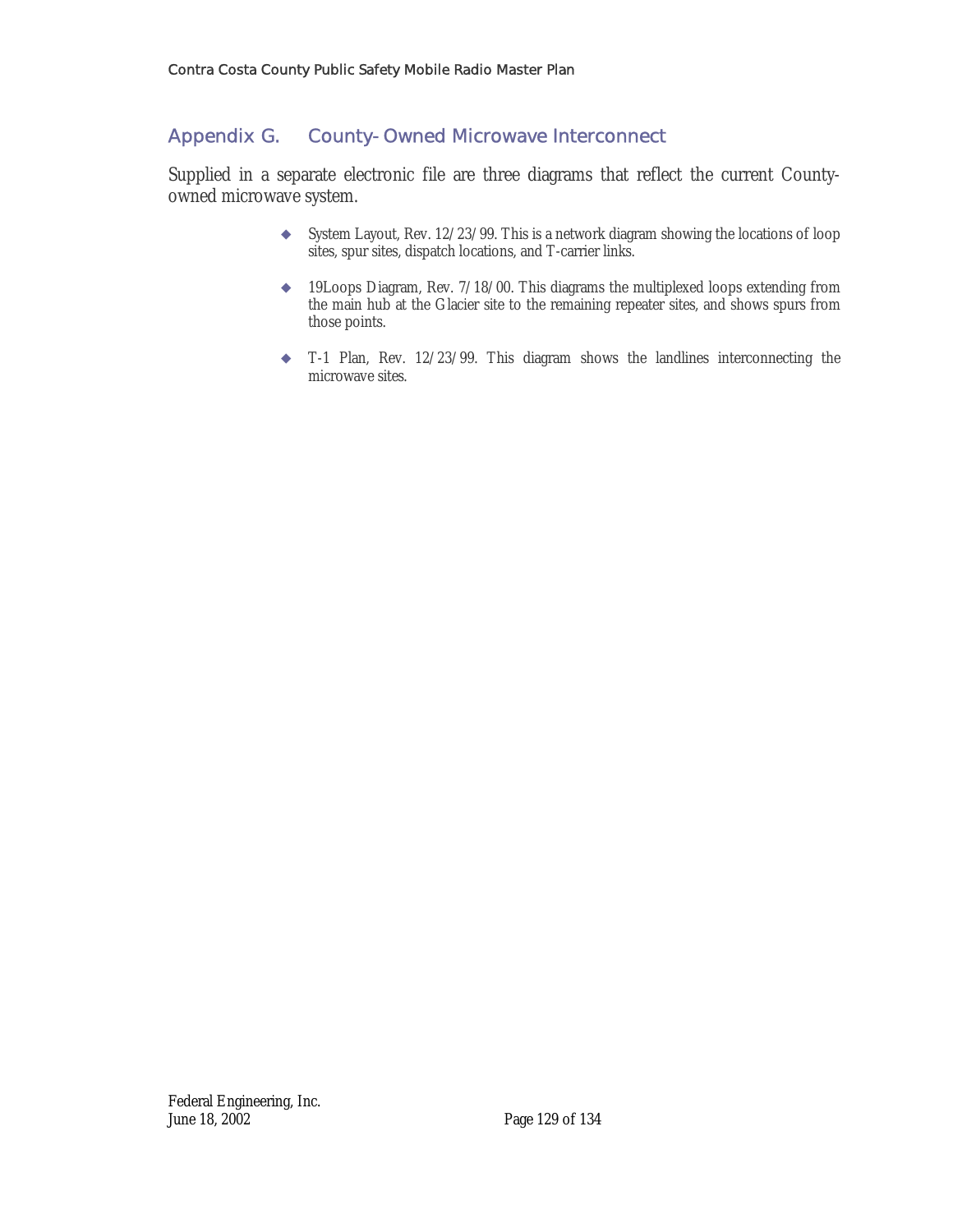## Appendix G. County-Owned Microwave Interconnect

Supplied in a separate electronic file are three diagrams that reflect the current County-owned microwave system.

- System Layout, Rev. 12/23/99. This is a network diagram showing the locations of loop sites, spur sites, dispatch locations, and T-carrier links.
- 19Loops Diagram, Rev. 7/18/00. This diagrams the multiplexed loops extending from the main hub at the Glacier site to the remaining repeater sites, and shows spurs from those points.
- T-1 Plan, Rev. 12/23/99. This diagram shows the landlines interconnecting the microwave sites.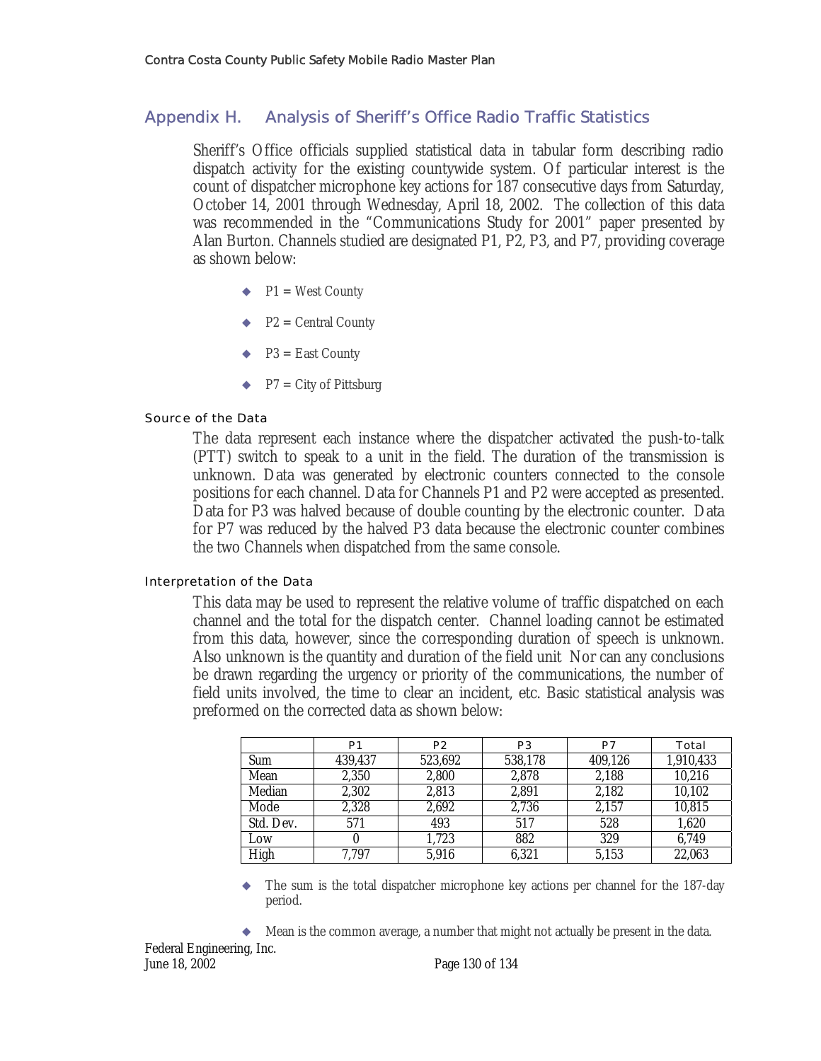## Appendix H. Analysis of Sheriff's Office Radio Traffic Statistics

Sheriff's Office officials supplied statistical data in tabular form describing radio dispatch activity for the existing countywide system. Of particular interest is the count of dispatcher microphone key actions for 187 consecutive days from Saturday, October 14, 2001 through Wednesday, April 18, 2002. The collection of this data was recommended in the "Communications Study for 2001" paper presented by Alan Burton. Channels studied are designated P1, P2, P3, and P7, providing coverage as shown below:

- P1 = West County
- P2 = Central County
- P3 = East County
- P7 = City of Pittsburg

### Source of the Data

The data represent each instance where the dispatcher activated the push-to-talk (PTT) switch to speak to a unit in the field. The duration of the transmission is unknown. Data was generated by electronic counters connected to the console positions for each channel. Data for Channels P1 and P2 were accepted as presented. Data for P3 was halved because of double counting by the electronic counter. Data for P7 was reduced by the halved P3 data because the electronic counter combines the two Channels when dispatched from the same console.

### Interpretation of the Data

This data may be used to represent the relative volume of traffic dispatched on each channel and the total for the dispatch center. Channel loading cannot be estimated from this data, however, since the corresponding duration of speech is unknown. Also unknown is the quantity and duration of the field unit Nor can any conclusions be drawn regarding the urgency or priority of the communications, the number of field units involved, the time to clear an incident, etc. Basic statistical analysis was preformed on the corrected data as shown below:

| | P1 | P2 | P3 | P7 | Total |
|---|---|---|---|---|---|
| Sum | 439,437 | 523,692 | 538,178 | 409,126 | 1,910,433 |
| Mean | 2,350 | 2,800 | 2,878 | 2,188 | 10,216 |
| Median | 2,302 | 2,813 | 2,891 | 2,182 | 10,102 |
| Mode | 2,328 | 2,692 | 2,736 | 2,157 | 10,815 |
| Std. Dev. | 571 | 493 | 517 | 528 | 1,620 |
| Low | 0 | 1,723 | 882 | 329 | 6,749 |
| High | 7,797 | 5,916 | 6,321 | 5,153 | 22,063 |

- The sum is the total dispatcher microphone key actions per channel for the 187-day period.
- Mean is the common average, a number that might not actually be present in the data.

Federal Engineering, Inc.
June 18, 2002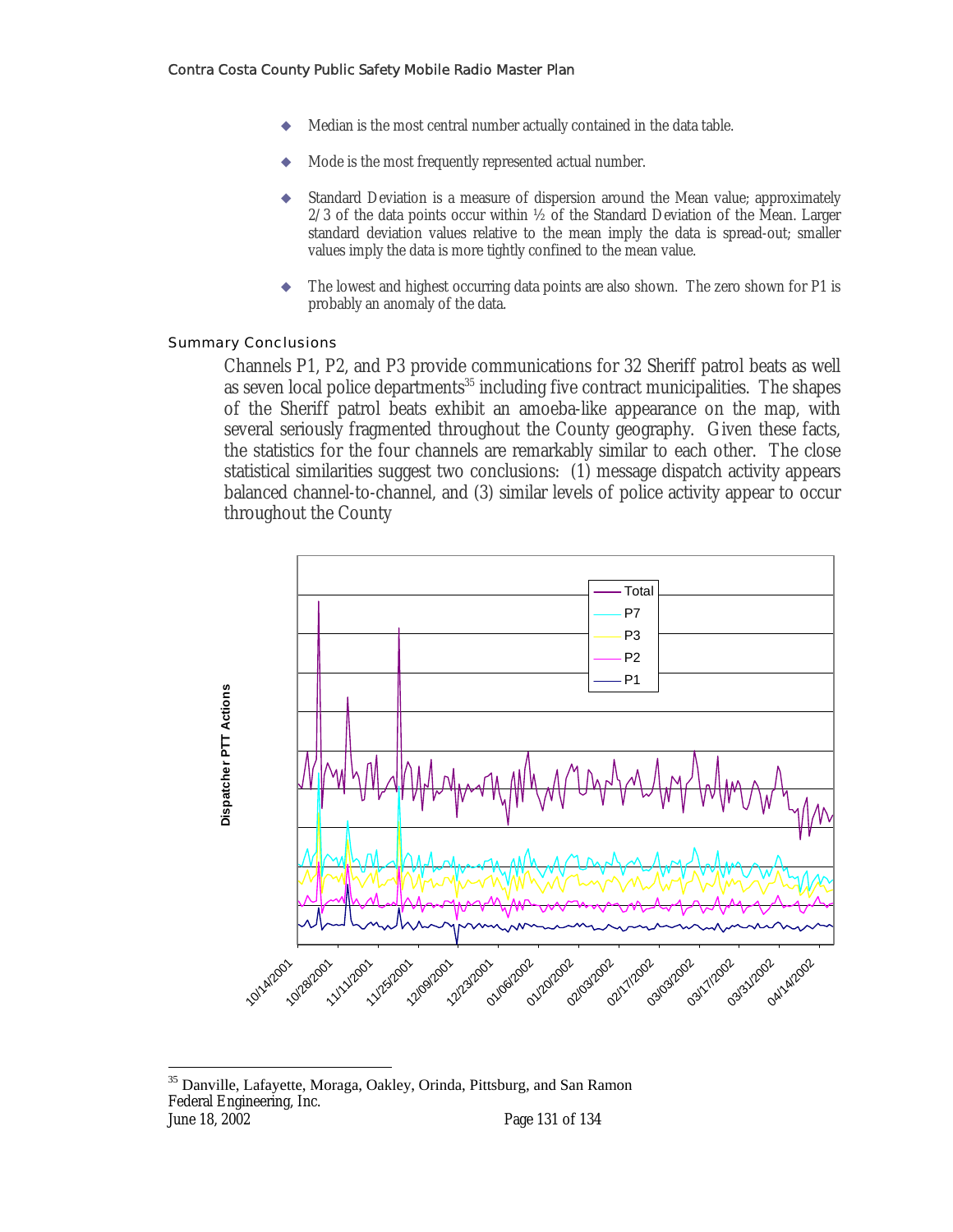- Median is the most central number actually contained in the data table.
- Mode is the most frequently represented actual number.
- Standard Deviation is a measure of dispersion around the Mean value; approximately 2/3 of the data points occur within ½ of the Standard Deviation of the Mean. Larger standard deviation values relative to the mean imply the data is spread-out; smaller values imply the data is more tightly confined to the mean value.
- The lowest and highest occurring data points are also shown. The zero shown for P1 is probably an anomaly of the data.

## Summary Conclusions

Channels P1, P2, and P3 provide communications for 32 Sheriff patrol beats as well as seven local police departments[35] including five contract municipalities. The shapes of the Sheriff patrol beats exhibit an amoeba-like appearance on the map, with several seriously fragmented throughout the County geography. Given these facts, the statistics for the four channels are remarkably similar to each other. The close statistical similarities suggest two conclusions: (1) message dispatch activity appears balanced channel-to-channel, and (3) similar levels of police activity appear to occur throughout the County

Dispatcher PTT Actions

Legend: Total, P7, P3, P2, P1

10/14/2001, 10/28/2001, 11/11/2001, 11/25/2001, 12/09/2001, 12/23/2001, 01/06/2002, 01/20/2002, 02/03/2002, 02/17/2002, 03/03/2002, 03/17/2002, 03/31/2002, 04/14/2002

[35] Danville, Lafayette, Moraga, Oakley, Orinda, Pittsburg, and San Ramon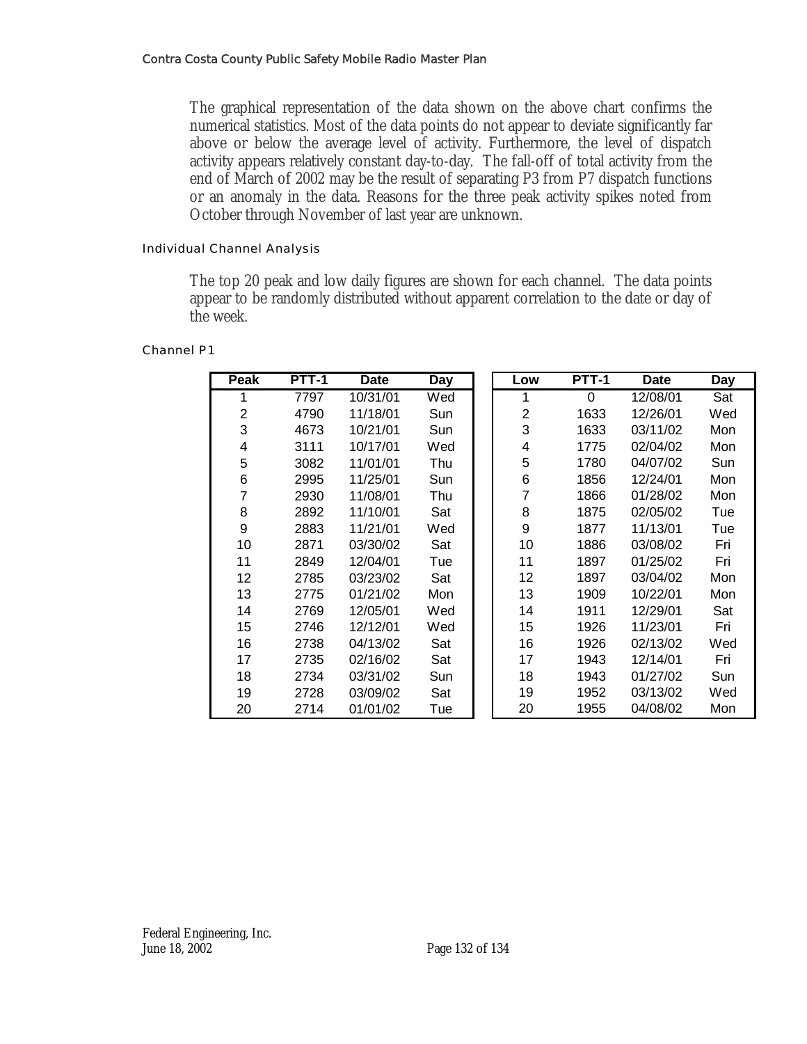The graphical representation of the data shown on the above chart confirms the numerical statistics. Most of the data points do not appear to deviate significantly far above or below the average level of activity. Furthermore, the level of dispatch activity appears relatively constant day-to-day. The fall-off of total activity from the end of March of 2002 may be the result of separating P3 from P7 dispatch functions or an anomaly in the data. Reasons for the three peak activity spikes noted from October through November of last year are unknown.

### Individual Channel Analysis

The top 20 peak and low daily figures are shown for each channel. The data points appear to be randomly distributed without apparent correlation to the date or day of the week.

#### Channel P1

| Peak | PTT-1 | Date | Day |
|---|---|---|---|
| 1 | 7797 | 10/31/01 | Wed |
| 2 | 4790 | 11/18/01 | Sun |
| 3 | 4673 | 10/21/01 | Sun |
| 4 | 3111 | 10/17/01 | Wed |
| 5 | 3082 | 11/01/01 | Thu |
| 6 | 2995 | 11/25/01 | Sun |
| 7 | 2930 | 11/08/01 | Thu |
| 8 | 2892 | 11/10/01 | Sat |
| 9 | 2883 | 11/21/01 | Wed |
| 10 | 2871 | 03/30/02 | Sat |
| 11 | 2849 | 12/04/01 | Tue |
| 12 | 2785 | 03/23/02 | Sat |
| 13 | 2775 | 01/21/02 | Mon |
| 14 | 2769 | 12/05/01 | Wed |
| 15 | 2746 | 12/12/01 | Wed |
| 16 | 2738 | 04/13/02 | Sat |
| 17 | 2735 | 02/16/02 | Sat |
| 18 | 2734 | 03/31/02 | Sun |
| 19 | 2728 | 03/09/02 | Sat |
| 20 | 2714 | 01/01/02 | Tue |

| Low | PTT-1 | Date | Day |
|---|---|---|---|
| 1 | 0 | 12/08/01 | Sat |
| 2 | 1633 | 12/26/01 | Wed |
| 3 | 1633 | 03/11/02 | Mon |
| 4 | 1775 | 02/04/02 | Mon |
| 5 | 1780 | 04/07/02 | Sun |
| 6 | 1856 | 12/24/01 | Mon |
| 7 | 1866 | 01/28/02 | Mon |
| 8 | 1875 | 02/05/02 | Tue |
| 9 | 1877 | 11/13/01 | Tue |
| 10 | 1886 | 03/08/02 | Fri |
| 11 | 1897 | 01/25/02 | Fri |
| 12 | 1897 | 03/04/02 | Mon |
| 13 | 1909 | 10/22/01 | Mon |
| 14 | 1911 | 12/29/01 | Sat |
| 15 | 1926 | 11/23/01 | Fri |
| 16 | 1926 | 02/13/02 | Wed |
| 17 | 1943 | 12/14/01 | Fri |
| 18 | 1943 | 01/27/02 | Sun |
| 19 | 1952 | 03/13/02 | Wed |
| 20 | 1955 | 04/08/02 | Mon |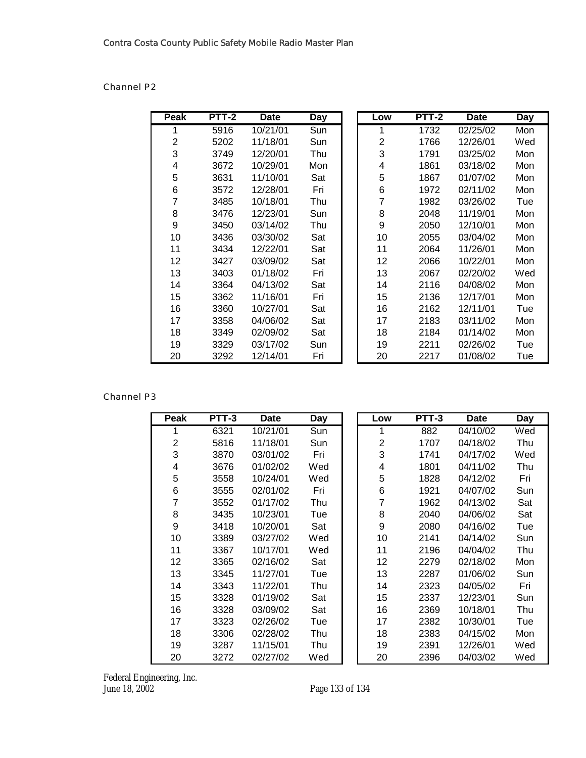Channel P2

| Peak | PTT-2 | Date | Day |
|---|---|---|---|
| 1 | 5916 | 10/21/01 | Sun |
| 2 | 5202 | 11/18/01 | Sun |
| 3 | 3749 | 12/20/01 | Thu |
| 4 | 3672 | 10/29/01 | Mon |
| 5 | 3631 | 11/10/01 | Sat |
| 6 | 3572 | 12/28/01 | Fri |
| 7 | 3485 | 10/18/01 | Thu |
| 8 | 3476 | 12/23/01 | Sun |
| 9 | 3450 | 03/14/02 | Thu |
| 10 | 3436 | 03/30/02 | Sat |
| 11 | 3434 | 12/22/01 | Sat |
| 12 | 3427 | 03/09/02 | Sat |
| 13 | 3403 | 01/18/02 | Fri |
| 14 | 3364 | 04/13/02 | Sat |
| 15 | 3362 | 11/16/01 | Fri |
| 16 | 3360 | 10/27/01 | Sat |
| 17 | 3358 | 04/06/02 | Sat |
| 18 | 3349 | 02/09/02 | Sat |
| 19 | 3329 | 03/17/02 | Sun |
| 20 | 3292 | 12/14/01 | Fri |

| Low | PTT-2 | Date | Day |
|---|---|---|---|
| 1 | 1732 | 02/25/02 | Mon |
| 2 | 1766 | 12/26/01 | Wed |
| 3 | 1791 | 03/25/02 | Mon |
| 4 | 1861 | 03/18/02 | Mon |
| 5 | 1867 | 01/07/02 | Mon |
| 6 | 1972 | 02/11/02 | Mon |
| 7 | 1982 | 03/26/02 | Tue |
| 8 | 2048 | 11/19/01 | Mon |
| 9 | 2050 | 12/10/01 | Mon |
| 10 | 2055 | 03/04/02 | Mon |
| 11 | 2064 | 11/26/01 | Mon |
| 12 | 2066 | 10/22/01 | Mon |
| 13 | 2067 | 02/20/02 | Wed |
| 14 | 2116 | 04/08/02 | Mon |
| 15 | 2136 | 12/17/01 | Mon |
| 16 | 2162 | 12/11/01 | Tue |
| 17 | 2183 | 03/11/02 | Mon |
| 18 | 2184 | 01/14/02 | Mon |
| 19 | 2211 | 02/26/02 | Tue |
| 20 | 2217 | 01/08/02 | Tue |

Channel P3

| Peak | PTT-3 | Date | Day |
|---|---|---|---|
| 1 | 6321 | 10/21/01 | Sun |
| 2 | 5816 | 11/18/01 | Sun |
| 3 | 3870 | 03/01/02 | Fri |
| 4 | 3676 | 01/02/02 | Wed |
| 5 | 3558 | 10/24/01 | Wed |
| 6 | 3555 | 02/01/02 | Fri |
| 7 | 3552 | 01/17/02 | Thu |
| 8 | 3435 | 10/23/01 | Tue |
| 9 | 3418 | 10/20/01 | Sat |
| 10 | 3389 | 03/27/02 | Wed |
| 11 | 3367 | 10/17/01 | Wed |
| 12 | 3365 | 02/16/02 | Sat |
| 13 | 3345 | 11/27/01 | Tue |
| 14 | 3343 | 11/22/01 | Thu |
| 15 | 3328 | 01/19/02 | Sat |
| 16 | 3328 | 03/09/02 | Sat |
| 17 | 3323 | 02/26/02 | Tue |
| 18 | 3306 | 02/28/02 | Thu |
| 19 | 3287 | 11/15/01 | Thu |
| 20 | 3272 | 02/27/02 | Wed |

| Low | PTT-3 | Date | Day |
|---|---|---|---|
| 1 | 882 | 04/10/02 | Wed |
| 2 | 1707 | 04/18/02 | Thu |
| 3 | 1741 | 04/17/02 | Wed |
| 4 | 1801 | 04/11/02 | Thu |
| 5 | 1828 | 04/12/02 | Fri |
| 6 | 1921 | 04/07/02 | Sun |
| 7 | 1962 | 04/13/02 | Sat |
| 8 | 2040 | 04/06/02 | Sat |
| 9 | 2080 | 04/16/02 | Tue |
| 10 | 2141 | 04/14/02 | Sun |
| 11 | 2196 | 04/04/02 | Thu |
| 12 | 2279 | 02/18/02 | Mon |
| 13 | 2287 | 01/06/02 | Sun |
| 14 | 2323 | 04/05/02 | Fri |
| 15 | 2337 | 12/23/01 | Sun |
| 16 | 2369 | 10/18/01 | Thu |
| 17 | 2382 | 10/30/01 | Tue |
| 18 | 2383 | 04/15/02 | Mon |
| 19 | 2391 | 12/26/01 | Wed |
| 20 | 2396 | 04/03/02 | Wed |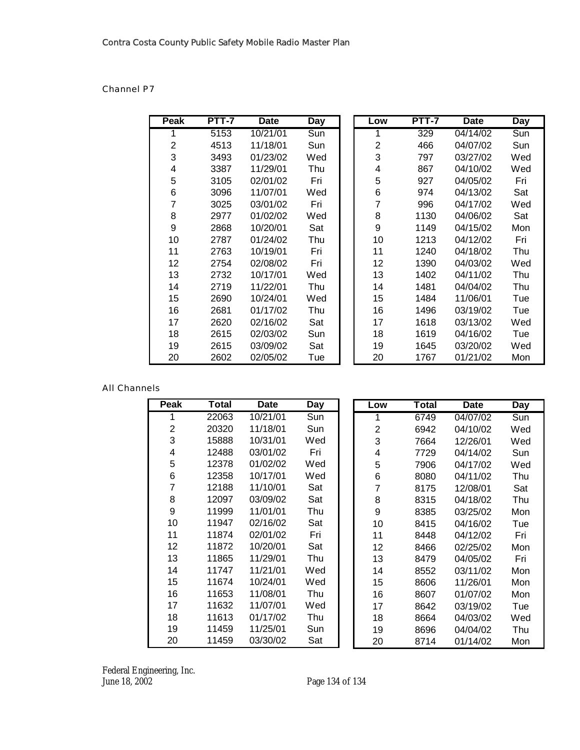Channel P7

| Peak | PTT-7 | Date | Day |
|---|---|---|---|
| 1 | 5153 | 10/21/01 | Sun |
| 2 | 4513 | 11/18/01 | Sun |
| 3 | 3493 | 01/23/02 | Wed |
| 4 | 3387 | 11/29/01 | Thu |
| 5 | 3105 | 02/01/02 | Fri |
| 6 | 3096 | 11/07/01 | Wed |
| 7 | 3025 | 03/01/02 | Fri |
| 8 | 2977 | 01/02/02 | Wed |
| 9 | 2868 | 10/20/01 | Sat |
| 10 | 2787 | 01/24/02 | Thu |
| 11 | 2763 | 10/19/01 | Fri |
| 12 | 2754 | 02/08/02 | Fri |
| 13 | 2732 | 10/17/01 | Wed |
| 14 | 2719 | 11/22/01 | Thu |
| 15 | 2690 | 10/24/01 | Wed |
| 16 | 2681 | 01/17/02 | Thu |
| 17 | 2620 | 02/16/02 | Sat |
| 18 | 2615 | 02/03/02 | Sun |
| 19 | 2615 | 03/09/02 | Sat |
| 20 | 2602 | 02/05/02 | Tue |

| Low | PTT-7 | Date | Day |
|---|---|---|---|
| 1 | 329 | 04/14/02 | Sun |
| 2 | 466 | 04/07/02 | Sun |
| 3 | 797 | 03/27/02 | Wed |
| 4 | 867 | 04/10/02 | Wed |
| 5 | 927 | 04/05/02 | Fri |
| 6 | 974 | 04/13/02 | Sat |
| 7 | 996 | 04/17/02 | Wed |
| 8 | 1130 | 04/06/02 | Sat |
| 9 | 1149 | 04/15/02 | Mon |
| 10 | 1213 | 04/12/02 | Fri |
| 11 | 1240 | 04/18/02 | Thu |
| 12 | 1390 | 04/03/02 | Wed |
| 13 | 1402 | 04/11/02 | Thu |
| 14 | 1481 | 04/04/02 | Thu |
| 15 | 1484 | 11/06/01 | Tue |
| 16 | 1496 | 03/19/02 | Tue |
| 17 | 1618 | 03/13/02 | Wed |
| 18 | 1619 | 04/16/02 | Tue |
| 19 | 1645 | 03/20/02 | Wed |
| 20 | 1767 | 01/21/02 | Mon |

All Channels

| Peak | Total | Date | Day |
|---|---|---|---|
| 1 | 22063 | 10/21/01 | Sun |
| 2 | 20320 | 11/18/01 | Sun |
| 3 | 15888 | 10/31/01 | Wed |
| 4 | 12488 | 03/01/02 | Fri |
| 5 | 12378 | 01/02/02 | Wed |
| 6 | 12358 | 10/17/01 | Wed |
| 7 | 12188 | 11/10/01 | Sat |
| 8 | 12097 | 03/09/02 | Sat |
| 9 | 11999 | 11/01/01 | Thu |
| 10 | 11947 | 02/16/02 | Sat |
| 11 | 11874 | 02/01/02 | Fri |
| 12 | 11872 | 10/20/01 | Sat |
| 13 | 11865 | 11/29/01 | Thu |
| 14 | 11747 | 11/21/01 | Wed |
| 15 | 11674 | 10/24/01 | Wed |
| 16 | 11653 | 11/08/01 | Thu |
| 17 | 11632 | 11/07/01 | Wed |
| 18 | 11613 | 01/17/02 | Thu |
| 19 | 11459 | 11/25/01 | Sun |
| 20 | 11459 | 03/30/02 | Sat |

| Low | Total | Date | Day |
|---|---|---|---|
| 1 | 6749 | 04/07/02 | Sun |
| 2 | 6942 | 04/10/02 | Wed |
| 3 | 7664 | 12/26/01 | Wed |
| 4 | 7729 | 04/14/02 | Sun |
| 5 | 7906 | 04/17/02 | Wed |
| 6 | 8080 | 04/11/02 | Thu |
| 7 | 8175 | 12/08/01 | Sat |
| 8 | 8315 | 04/18/02 | Thu |
| 9 | 8385 | 03/25/02 | Mon |
| 10 | 8415 | 04/16/02 | Tue |
| 11 | 8448 | 04/12/02 | Fri |
| 12 | 8466 | 02/25/02 | Mon |
| 13 | 8479 | 04/05/02 | Fri |
| 14 | 8552 | 03/11/02 | Mon |
| 15 | 8606 | 11/26/01 | Mon |
| 16 | 8607 | 01/07/02 | Mon |
| 17 | 8642 | 03/19/02 | Tue |
| 18 | 8664 | 04/03/02 | Wed |
| 19 | 8696 | 04/04/02 | Thu |
| 20 | 8714 | 01/14/02 | Mon |